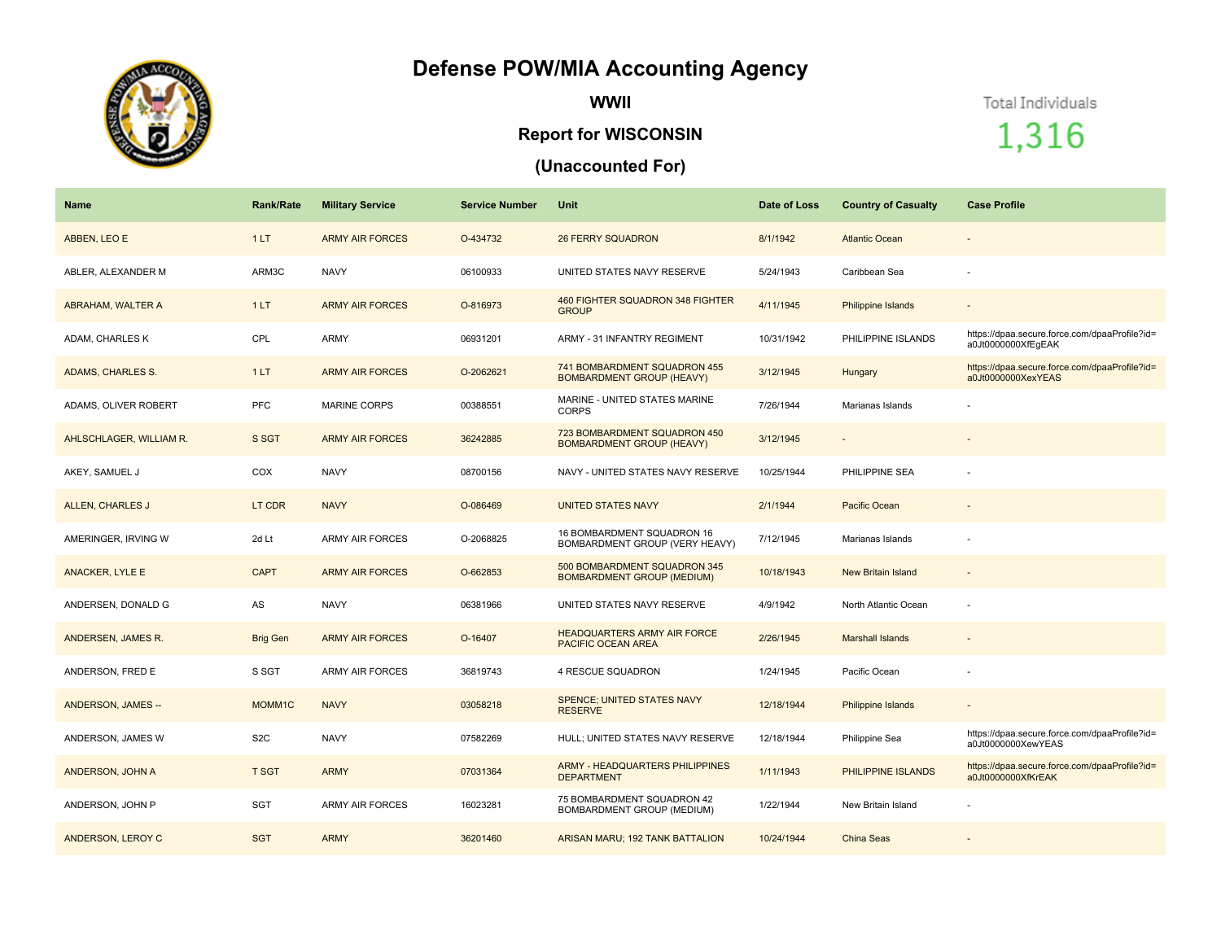# Defense POW/MIA Accounting Agency

## WWII

## Report for WISCONSIN

## (Unaccounted For)

Total Individuals

1,316

| Name | Rank/Rate | Military Service | Service Number | Unit | Date of Loss | Country of Casualty | Case Profile |
|---|---|---|---|---|---|---|---|
| ABBEN, LEO E | 1 LT | ARMY AIR FORCES | O-434732 | 26 FERRY SQUADRON | 8/1/1942 | Atlantic Ocean | - |
| ABLER, ALEXANDER M | ARM3C | NAVY | 06100933 | UNITED STATES NAVY RESERVE | 5/24/1943 | Caribbean Sea | - |
| ABRAHAM, WALTER A | 1 LT | ARMY AIR FORCES | O-816973 | 460 FIGHTER SQUADRON 348 FIGHTER GROUP | 4/11/1945 | Philippine Islands | - |
| ADAM, CHARLES K | CPL | ARMY | 06931201 | ARMY - 31 INFANTRY REGIMENT | 10/31/1942 | PHILIPPINE ISLANDS | https://dpaa.secure.force.com/dpaaProfile?id=a0Jt0000000XfEgEAK |
| ADAMS, CHARLES S. | 1 LT | ARMY AIR FORCES | O-2062621 | 741 BOMBARDMENT SQUADRON 455 BOMBARDMENT GROUP (HEAVY) | 3/12/1945 | Hungary | https://dpaa.secure.force.com/dpaaProfile?id=a0Jt0000000XexYEAS |
| ADAMS, OLIVER ROBERT | PFC | MARINE CORPS | 00388551 | MARINE - UNITED STATES MARINE CORPS | 7/26/1944 | Marianas Islands | - |
| AHLSCHLAGER, WILLIAM R. | S SGT | ARMY AIR FORCES | 36242885 | 723 BOMBARDMENT SQUADRON 450 BOMBARDMENT GROUP (HEAVY) | 3/12/1945 | - | - |
| AKEY, SAMUEL J | COX | NAVY | 08700156 | NAVY - UNITED STATES NAVY RESERVE | 10/25/1944 | PHILIPPINE SEA | - |
| ALLEN, CHARLES J | LT CDR | NAVY | O-086469 | UNITED STATES NAVY | 2/1/1944 | Pacific Ocean | - |
| AMERINGER, IRVING W | 2d Lt | ARMY AIR FORCES | O-2068825 | 16 BOMBARDMENT SQUADRON 16 BOMBARDMENT GROUP (VERY HEAVY) | 7/12/1945 | Marianas Islands | - |
| ANACKER, LYLE E | CAPT | ARMY AIR FORCES | O-662853 | 500 BOMBARDMENT SQUADRON 345 BOMBARDMENT GROUP (MEDIUM) | 10/18/1943 | New Britain Island | - |
| ANDERSEN, DONALD G | AS | NAVY | 06381966 | UNITED STATES NAVY RESERVE | 4/9/1942 | North Atlantic Ocean | - |
| ANDERSEN, JAMES R. | Brig Gen | ARMY AIR FORCES | O-16407 | HEADQUARTERS ARMY AIR FORCE PACIFIC OCEAN AREA | 2/26/1945 | Marshall Islands | - |
| ANDERSON, FRED E | S SGT | ARMY AIR FORCES | 36819743 | 4 RESCUE SQUADRON | 1/24/1945 | Pacific Ocean | - |
| ANDERSON, JAMES -- | MOMM1C | NAVY | 03058218 | SPENCE; UNITED STATES NAVY RESERVE | 12/18/1944 | Philippine Islands | - |
| ANDERSON, JAMES W | S2C | NAVY | 07582269 | HULL; UNITED STATES NAVY RESERVE | 12/18/1944 | Philippine Sea | https://dpaa.secure.force.com/dpaaProfile?id=a0Jt0000000XewYEAS |
| ANDERSON, JOHN A | T SGT | ARMY | 07031364 | ARMY - HEADQUARTERS PHILIPPINES DEPARTMENT | 1/11/1943 | PHILIPPINE ISLANDS | https://dpaa.secure.force.com/dpaaProfile?id=a0Jt0000000XfKrEAK |
| ANDERSON, JOHN P | SGT | ARMY AIR FORCES | 16023281 | 75 BOMBARDMENT SQUADRON 42 BOMBARDMENT GROUP (MEDIUM) | 1/22/1944 | New Britain Island | - |
| ANDERSON, LEROY C | SGT | ARMY | 36201460 | ARISAN MARU; 192 TANK BATTALION | 10/24/1944 | China Seas | - |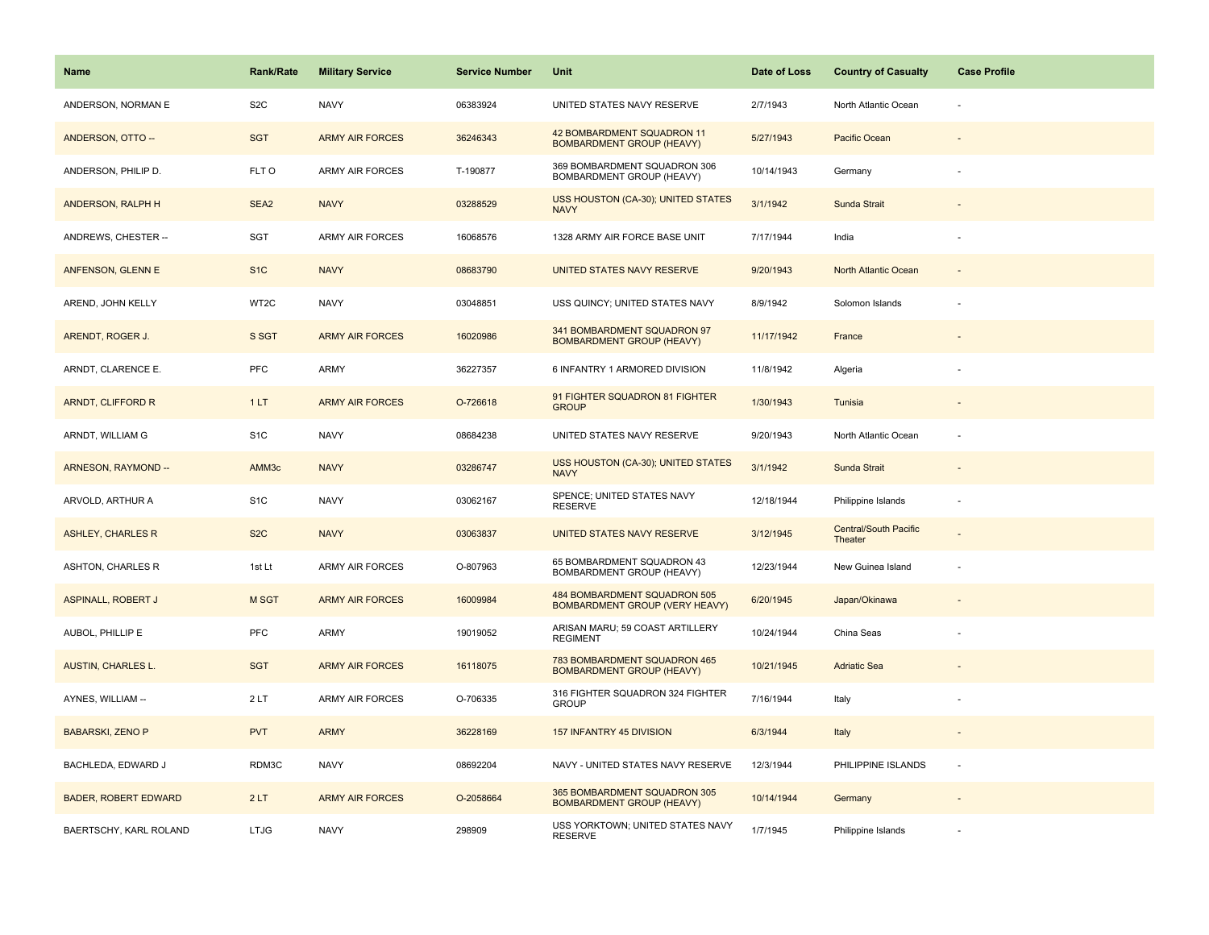| Name | Rank/Rate | Military Service | Service Number | Unit | Date of Loss | Country of Casualty | Case Profile |
|---|---|---|---|---|---|---|---|
| ANDERSON, NORMAN E | S2C | NAVY | 06383924 | UNITED STATES NAVY RESERVE | 2/7/1943 | North Atlantic Ocean | - |
| ANDERSON, OTTO -- | SGT | ARMY AIR FORCES | 36246343 | 42 BOMBARDMENT SQUADRON 11 BOMBARDMENT GROUP (HEAVY) | 5/27/1943 | Pacific Ocean | - |
| ANDERSON, PHILIP D. | FLT O | ARMY AIR FORCES | T-190877 | 369 BOMBARDMENT SQUADRON 306 BOMBARDMENT GROUP (HEAVY) | 10/14/1943 | Germany | - |
| ANDERSON, RALPH H | SEA2 | NAVY | 03288529 | USS HOUSTON (CA-30); UNITED STATES NAVY | 3/1/1942 | Sunda Strait | - |
| ANDREWS, CHESTER -- | SGT | ARMY AIR FORCES | 16068576 | 1328 ARMY AIR FORCE BASE UNIT | 7/17/1944 | India | - |
| ANFENSON, GLENN E | S1C | NAVY | 08683790 | UNITED STATES NAVY RESERVE | 9/20/1943 | North Atlantic Ocean | - |
| AREND, JOHN KELLY | WT2C | NAVY | 03048851 | USS QUINCY; UNITED STATES NAVY | 8/9/1942 | Solomon Islands | - |
| ARENDT, ROGER J. | S SGT | ARMY AIR FORCES | 16020986 | 341 BOMBARDMENT SQUADRON 97 BOMBARDMENT GROUP (HEAVY) | 11/17/1942 | France | - |
| ARNDT, CLARENCE E. | PFC | ARMY | 36227357 | 6 INFANTRY 1 ARMORED DIVISION | 11/8/1942 | Algeria | - |
| ARNDT, CLIFFORD R | 1 LT | ARMY AIR FORCES | O-726618 | 91 FIGHTER SQUADRON 81 FIGHTER GROUP | 1/30/1943 | Tunisia | - |
| ARNDT, WILLIAM G | S1C | NAVY | 08684238 | UNITED STATES NAVY RESERVE | 9/20/1943 | North Atlantic Ocean | - |
| ARNESON, RAYMOND -- | AMM3c | NAVY | 03286747 | USS HOUSTON (CA-30); UNITED STATES NAVY | 3/1/1942 | Sunda Strait | - |
| ARVOLD, ARTHUR A | S1C | NAVY | 03062167 | SPENCE; UNITED STATES NAVY RESERVE | 12/18/1944 | Philippine Islands | - |
| ASHLEY, CHARLES R | S2C | NAVY | 03063837 | UNITED STATES NAVY RESERVE | 3/12/1945 | Central/South Pacific Theater | - |
| ASHTON, CHARLES R | 1st Lt | ARMY AIR FORCES | O-807963 | 65 BOMBARDMENT SQUADRON 43 BOMBARDMENT GROUP (HEAVY) | 12/23/1944 | New Guinea Island | - |
| ASPINALL, ROBERT J | M SGT | ARMY AIR FORCES | 16009984 | 484 BOMBARDMENT SQUADRON 505 BOMBARDMENT GROUP (VERY HEAVY) | 6/20/1945 | Japan/Okinawa | - |
| AUBOL, PHILLIP E | PFC | ARMY | 19019052 | ARISAN MARU; 59 COAST ARTILLERY REGIMENT | 10/24/1944 | China Seas | - |
| AUSTIN, CHARLES L. | SGT | ARMY AIR FORCES | 16118075 | 783 BOMBARDMENT SQUADRON 465 BOMBARDMENT GROUP (HEAVY) | 10/21/1945 | Adriatic Sea | - |
| AYNES, WILLIAM -- | 2 LT | ARMY AIR FORCES | O-706335 | 316 FIGHTER SQUADRON 324 FIGHTER GROUP | 7/16/1944 | Italy | - |
| BABARSKI, ZENO P | PVT | ARMY | 36228169 | 157 INFANTRY 45 DIVISION | 6/3/1944 | Italy | - |
| BACHLEDA, EDWARD J | RDM3C | NAVY | 08692204 | NAVY - UNITED STATES NAVY RESERVE | 12/3/1944 | PHILIPPINE ISLANDS | - |
| BADER, ROBERT EDWARD | 2 LT | ARMY AIR FORCES | O-2058664 | 365 BOMBARDMENT SQUADRON 305 BOMBARDMENT GROUP (HEAVY) | 10/14/1944 | Germany | - |
| BAERTSCHY, KARL ROLAND | LTJG | NAVY | 298909 | USS YORKTOWN; UNITED STATES NAVY RESERVE | 1/7/1945 | Philippine Islands | - |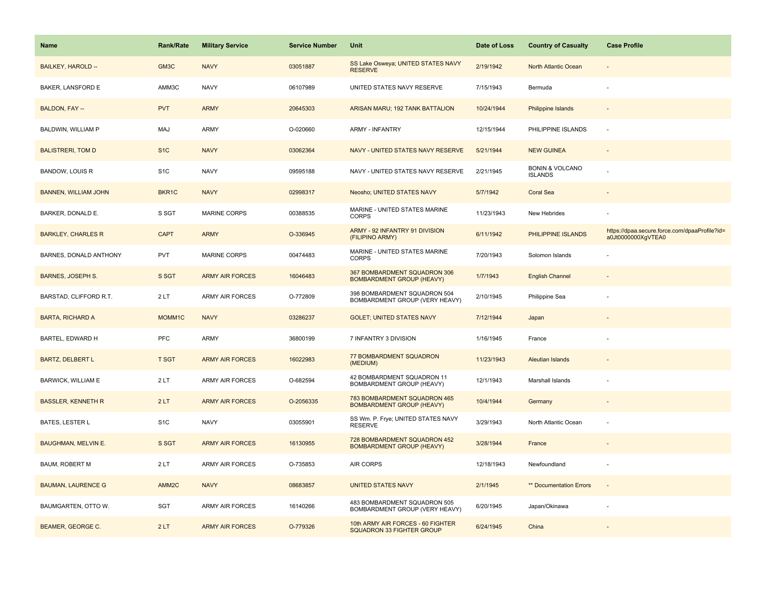| Name | Rank/Rate | Military Service | Service Number | Unit | Date of Loss | Country of Casualty | Case Profile |
| --- | --- | --- | --- | --- | --- | --- | --- |
| BAILKEY, HAROLD -- | GM3C | NAVY | 03051887 | SS Lake Osweya; UNITED STATES NAVY RESERVE | 2/19/1942 | North Atlantic Ocean | - |
| BAKER, LANSFORD E | AMM3C | NAVY | 06107989 | UNITED STATES NAVY RESERVE | 7/15/1943 | Bermuda | - |
| BALDON, FAY -- | PVT | ARMY | 20645303 | ARISAN MARU; 192 TANK BATTALION | 10/24/1944 | Philippine Islands | - |
| BALDWIN, WILLIAM P | MAJ | ARMY | O-020660 | ARMY - INFANTRY | 12/15/1944 | PHILIPPINE ISLANDS | - |
| BALISTRERI, TOM D | S1C | NAVY | 03062364 | NAVY - UNITED STATES NAVY RESERVE | 5/21/1944 | NEW GUINEA | - |
| BANDOW, LOUIS R | S1C | NAVY | 09595188 | NAVY - UNITED STATES NAVY RESERVE | 2/21/1945 | BONIN & VOLCANO ISLANDS | - |
| BANNEN, WILLIAM JOHN | BKR1C | NAVY | 02998317 | Neosho; UNITED STATES NAVY | 5/7/1942 | Coral Sea | - |
| BARKER, DONALD E. | S SGT | MARINE CORPS | 00388535 | MARINE - UNITED STATES MARINE CORPS | 11/23/1943 | New Hebrides | - |
| BARKLEY, CHARLES R | CAPT | ARMY | O-336945 | ARMY - 92 INFANTRY 91 DIVISION (FILIPINO ARMY) | 6/11/1942 | PHILIPPINE ISLANDS | https://dpaa.secure.force.com/dpaaProfile?id=a0Jt0000000XgVTEA0 |
| BARNES, DONALD ANTHONY | PVT | MARINE CORPS | 00474483 | MARINE - UNITED STATES MARINE CORPS | 7/20/1943 | Solomon Islands | - |
| BARNES, JOSEPH S. | S SGT | ARMY AIR FORCES | 16046483 | 367 BOMBARDMENT SQUADRON 306 BOMBARDMENT GROUP (HEAVY) | 1/7/1943 | English Channel | - |
| BARSTAD, CLIFFORD R.T. | 2 LT | ARMY AIR FORCES | O-772809 | 398 BOMBARDMENT SQUADRON 504 BOMBARDMENT GROUP (VERY HEAVY) | 2/10/1945 | Philippine Sea | - |
| BARTA, RICHARD A | MOMM1C | NAVY | 03286237 | GOLET; UNITED STATES NAVY | 7/12/1944 | Japan | - |
| BARTEL, EDWARD H | PFC | ARMY | 36800199 | 7 INFANTRY 3 DIVISION | 1/16/1945 | France | - |
| BARTZ, DELBERT L | T SGT | ARMY AIR FORCES | 16022983 | 77 BOMBARDMENT SQUADRON (MEDIUM) | 11/23/1943 | Aleutian Islands | - |
| BARWICK, WILLIAM E | 2 LT | ARMY AIR FORCES | O-682594 | 42 BOMBARDMENT SQUADRON 11 BOMBARDMENT GROUP (HEAVY) | 12/1/1943 | Marshall Islands | - |
| BASSLER, KENNETH R | 2 LT | ARMY AIR FORCES | O-2056335 | 783 BOMBARDMENT SQUADRON 465 BOMBARDMENT GROUP (HEAVY) | 10/4/1944 | Germany | - |
| BATES, LESTER L | S1C | NAVY | 03055901 | SS Wm. P. Frye; UNITED STATES NAVY RESERVE | 3/29/1943 | North Atlantic Ocean | - |
| BAUGHMAN, MELVIN E. | S SGT | ARMY AIR FORCES | 16130955 | 728 BOMBARDMENT SQUADRON 452 BOMBARDMENT GROUP (HEAVY) | 3/28/1944 | France | - |
| BAUM, ROBERT M | 2 LT | ARMY AIR FORCES | O-735853 | AIR CORPS | 12/18/1943 | Newfoundland | - |
| BAUMAN, LAURENCE G | AMM2C | NAVY | 08683857 | UNITED STATES NAVY | 2/1/1945 | ** Documentation Errors | - |
| BAUMGARTEN, OTTO W. | SGT | ARMY AIR FORCES | 16140266 | 483 BOMBARDMENT SQUADRON 505 BOMBARDMENT GROUP (VERY HEAVY) | 6/20/1945 | Japan/Okinawa | - |
| BEAMER, GEORGE C. | 2 LT | ARMY AIR FORCES | O-779326 | 10th ARMY AIR FORCES - 60 FIGHTER SQUADRON 33 FIGHTER GROUP | 6/24/1945 | China | - |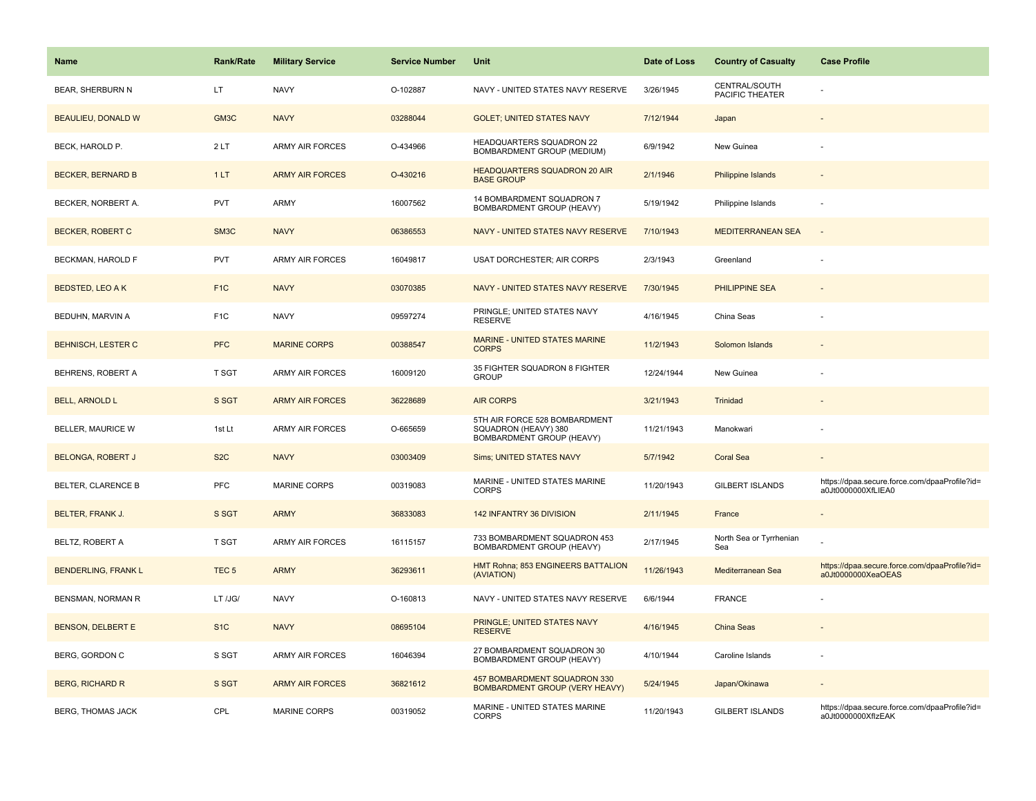| Name | Rank/Rate | Military Service | Service Number | Unit | Date of Loss | Country of Casualty | Case Profile |
| --- | --- | --- | --- | --- | --- | --- | --- |
| BEAR, SHERBURN N | LT | NAVY | O-102887 | NAVY - UNITED STATES NAVY RESERVE | 3/26/1945 | CENTRAL/SOUTH PACIFIC THEATER | - |
| BEAULIEU, DONALD W | GM3C | NAVY | 03288044 | GOLET; UNITED STATES NAVY | 7/12/1944 | Japan | - |
| BECK, HAROLD P. | 2 LT | ARMY AIR FORCES | O-434966 | HEADQUARTERS SQUADRON 22 BOMBARDMENT GROUP (MEDIUM) | 6/9/1942 | New Guinea | - |
| BECKER, BERNARD B | 1 LT | ARMY AIR FORCES | O-430216 | HEADQUARTERS SQUADRON 20 AIR BASE GROUP | 2/1/1946 | Philippine Islands | - |
| BECKER, NORBERT A. | PVT | ARMY | 16007562 | 14 BOMBARDMENT SQUADRON 7 BOMBARDMENT GROUP (HEAVY) | 5/19/1942 | Philippine Islands | - |
| BECKER, ROBERT C | SM3C | NAVY | 06386553 | NAVY - UNITED STATES NAVY RESERVE | 7/10/1943 | MEDITERRANEAN SEA | - |
| BECKMAN, HAROLD F | PVT | ARMY AIR FORCES | 16049817 | USAT DORCHESTER; AIR CORPS | 2/3/1943 | Greenland | - |
| BEDSTED, LEO A K | F1C | NAVY | 03070385 | NAVY - UNITED STATES NAVY RESERVE | 7/30/1945 | PHILIPPINE SEA | - |
| BEDUHN, MARVIN A | F1C | NAVY | 09597274 | PRINGLE; UNITED STATES NAVY RESERVE | 4/16/1945 | China Seas | - |
| BEHNISCH, LESTER C | PFC | MARINE CORPS | 00388547 | MARINE - UNITED STATES MARINE CORPS | 11/2/1943 | Solomon Islands | - |
| BEHRENS, ROBERT A | T SGT | ARMY AIR FORCES | 16009120 | 35 FIGHTER SQUADRON 8 FIGHTER GROUP | 12/24/1944 | New Guinea | - |
| BELL, ARNOLD L | S SGT | ARMY AIR FORCES | 36228689 | AIR CORPS | 3/21/1943 | Trinidad | - |
| BELLER, MAURICE W | 1st Lt | ARMY AIR FORCES | O-665659 | 5TH AIR FORCE 528 BOMBARDMENT SQUADRON (HEAVY) 380 BOMBARDMENT GROUP (HEAVY) | 11/21/1943 | Manokwari | - |
| BELONGA, ROBERT J | S2C | NAVY | 03003409 | Sims; UNITED STATES NAVY | 5/7/1942 | Coral Sea | - |
| BELTER, CLARENCE B | PFC | MARINE CORPS | 00319083 | MARINE - UNITED STATES MARINE CORPS | 11/20/1943 | GILBERT ISLANDS | https://dpaa.secure.force.com/dpaaProfile?id=a0Jt0000000XfLIEA0 |
| BELTER, FRANK J. | S SGT | ARMY | 36833083 | 142 INFANTRY 36 DIVISION | 2/11/1945 | France | - |
| BELTZ, ROBERT A | T SGT | ARMY AIR FORCES | 16115157 | 733 BOMBARDMENT SQUADRON 453 BOMBARDMENT GROUP (HEAVY) | 2/17/1945 | North Sea or Tyrrhenian Sea | - |
| BENDERLING, FRANK L | TEC 5 | ARMY | 36293611 | HMT Rohna; 853 ENGINEERS BATTALION (AVIATION) | 11/26/1943 | Mediterranean Sea | https://dpaa.secure.force.com/dpaaProfile?id=a0Jt0000000XeaOEAS |
| BENSMAN, NORMAN R | LT /JG/ | NAVY | O-160813 | NAVY - UNITED STATES NAVY RESERVE | 6/6/1944 | FRANCE | - |
| BENSON, DELBERT E | S1C | NAVY | 08695104 | PRINGLE; UNITED STATES NAVY RESERVE | 4/16/1945 | China Seas | - |
| BERG, GORDON C | S SGT | ARMY AIR FORCES | 16046394 | 27 BOMBARDMENT SQUADRON 30 BOMBARDMENT GROUP (HEAVY) | 4/10/1944 | Caroline Islands | - |
| BERG, RICHARD R | S SGT | ARMY AIR FORCES | 36821612 | 457 BOMBARDMENT SQUADRON 330 BOMBARDMENT GROUP (VERY HEAVY) | 5/24/1945 | Japan/Okinawa | - |
| BERG, THOMAS JACK | CPL | MARINE CORPS | 00319052 | MARINE - UNITED STATES MARINE CORPS | 11/20/1943 | GILBERT ISLANDS | https://dpaa.secure.force.com/dpaaProfile?id=a0Jt0000000XfIzEAK |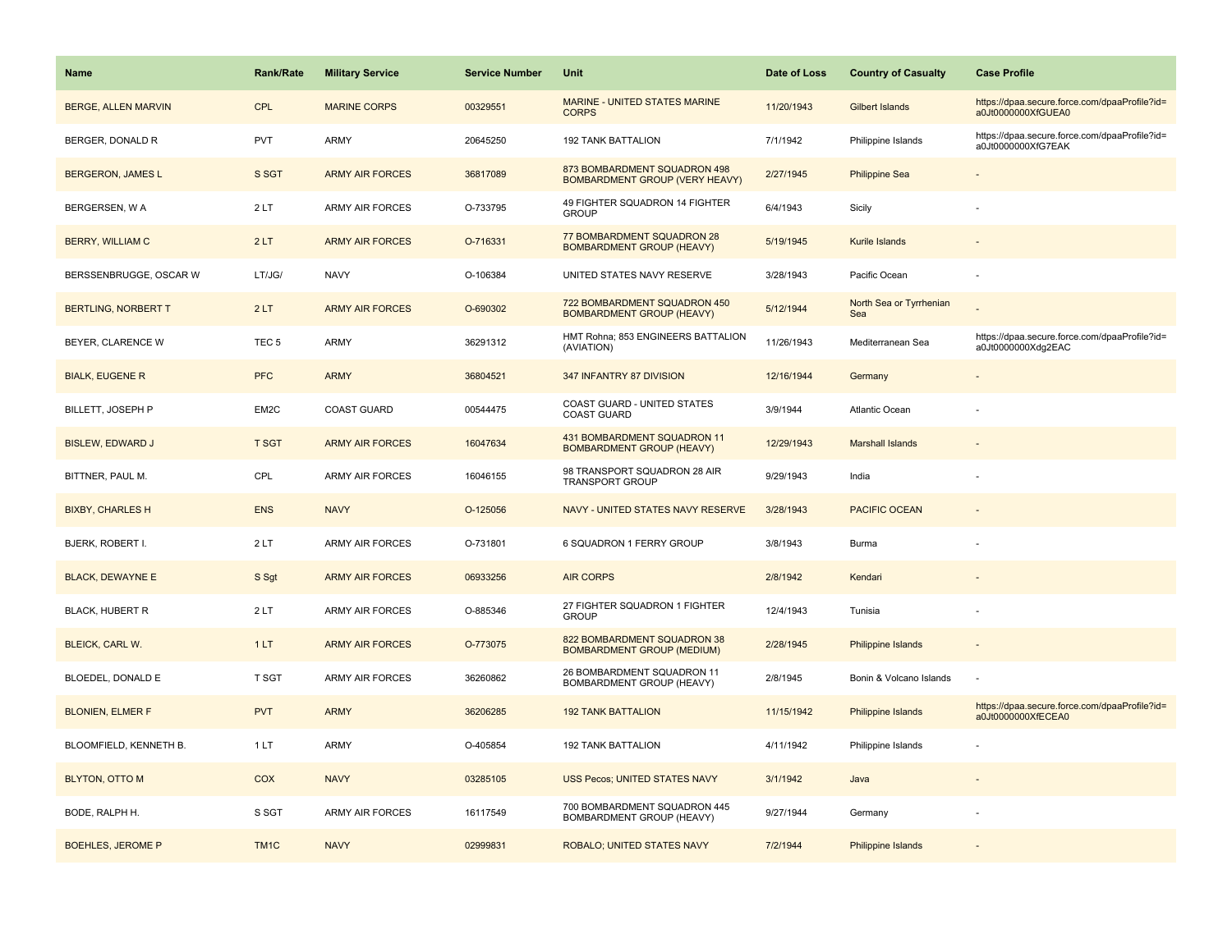| Name | Rank/Rate | Military Service | Service Number | Unit | Date of Loss | Country of Casualty | Case Profile |
|---|---|---|---|---|---|---|---|
| BERGE, ALLEN MARVIN | CPL | MARINE CORPS | 00329551 | MARINE - UNITED STATES MARINE CORPS | 11/20/1943 | Gilbert Islands | https://dpaa.secure.force.com/dpaaProfile?id=a0Jt0000000XfGUEA0 |
| BERGER, DONALD R | PVT | ARMY | 20645250 | 192 TANK BATTALION | 7/1/1942 | Philippine Islands | https://dpaa.secure.force.com/dpaaProfile?id=a0Jt0000000XfG7EAK |
| BERGERON, JAMES L | S SGT | ARMY AIR FORCES | 36817089 | 873 BOMBARDMENT SQUADRON 498 BOMBARDMENT GROUP (VERY HEAVY) | 2/27/1945 | Philippine Sea | - |
| BERGERSEN, W A | 2 LT | ARMY AIR FORCES | O-733795 | 49 FIGHTER SQUADRON 14 FIGHTER GROUP | 6/4/1943 | Sicily | - |
| BERRY, WILLIAM C | 2 LT | ARMY AIR FORCES | O-716331 | 77 BOMBARDMENT SQUADRON 28 BOMBARDMENT GROUP (HEAVY) | 5/19/1945 | Kurile Islands | - |
| BERSSENBRUGGE, OSCAR W | LT/JG/ | NAVY | O-106384 | UNITED STATES NAVY RESERVE | 3/28/1943 | Pacific Ocean | - |
| BERTLING, NORBERT T | 2 LT | ARMY AIR FORCES | O-690302 | 722 BOMBARDMENT SQUADRON 450 BOMBARDMENT GROUP (HEAVY) | 5/12/1944 | North Sea or Tyrrhenian Sea | - |
| BEYER, CLARENCE W | TEC 5 | ARMY | 36291312 | HMT Rohna; 853 ENGINEERS BATTALION (AVIATION) | 11/26/1943 | Mediterranean Sea | https://dpaa.secure.force.com/dpaaProfile?id=a0Jt0000000Xdg2EAC |
| BIALK, EUGENE R | PFC | ARMY | 36804521 | 347 INFANTRY 87 DIVISION | 12/16/1944 | Germany | - |
| BILLETT, JOSEPH P | EM2C | COAST GUARD | 00544475 | COAST GUARD - UNITED STATES COAST GUARD | 3/9/1944 | Atlantic Ocean | - |
| BISLEW, EDWARD J | T SGT | ARMY AIR FORCES | 16047634 | 431 BOMBARDMENT SQUADRON 11 BOMBARDMENT GROUP (HEAVY) | 12/29/1943 | Marshall Islands | - |
| BITTNER, PAUL M. | CPL | ARMY AIR FORCES | 16046155 | 98 TRANSPORT SQUADRON 28 AIR TRANSPORT GROUP | 9/29/1943 | India | - |
| BIXBY, CHARLES H | ENS | NAVY | O-125056 | NAVY - UNITED STATES NAVY RESERVE | 3/28/1943 | PACIFIC OCEAN | - |
| BJERK, ROBERT I. | 2 LT | ARMY AIR FORCES | O-731801 | 6 SQUADRON 1 FERRY GROUP | 3/8/1943 | Burma | - |
| BLACK, DEWAYNE E | S Sgt | ARMY AIR FORCES | 06933256 | AIR CORPS | 2/8/1942 | Kendari | - |
| BLACK, HUBERT R | 2 LT | ARMY AIR FORCES | O-885346 | 27 FIGHTER SQUADRON 1 FIGHTER GROUP | 12/4/1943 | Tunisia | - |
| BLEICK, CARL W. | 1 LT | ARMY AIR FORCES | O-773075 | 822 BOMBARDMENT SQUADRON 38 BOMBARDMENT GROUP (MEDIUM) | 2/28/1945 | Philippine Islands | - |
| BLOEDEL, DONALD E | T SGT | ARMY AIR FORCES | 36260862 | 26 BOMBARDMENT SQUADRON 11 BOMBARDMENT GROUP (HEAVY) | 2/8/1945 | Bonin & Volcano Islands | - |
| BLONIEN, ELMER F | PVT | ARMY | 36206285 | 192 TANK BATTALION | 11/15/1942 | Philippine Islands | https://dpaa.secure.force.com/dpaaProfile?id=a0Jt0000000XfECEA0 |
| BLOOMFIELD, KENNETH B. | 1 LT | ARMY | O-405854 | 192 TANK BATTALION | 4/11/1942 | Philippine Islands | - |
| BLYTON, OTTO M | COX | NAVY | 03285105 | USS Pecos; UNITED STATES NAVY | 3/1/1942 | Java | - |
| BODE, RALPH H. | S SGT | ARMY AIR FORCES | 16117549 | 700 BOMBARDMENT SQUADRON 445 BOMBARDMENT GROUP (HEAVY) | 9/27/1944 | Germany | - |
| BOEHLES, JEROME P | TM1C | NAVY | 02999831 | ROBALO; UNITED STATES NAVY | 7/2/1944 | Philippine Islands | - |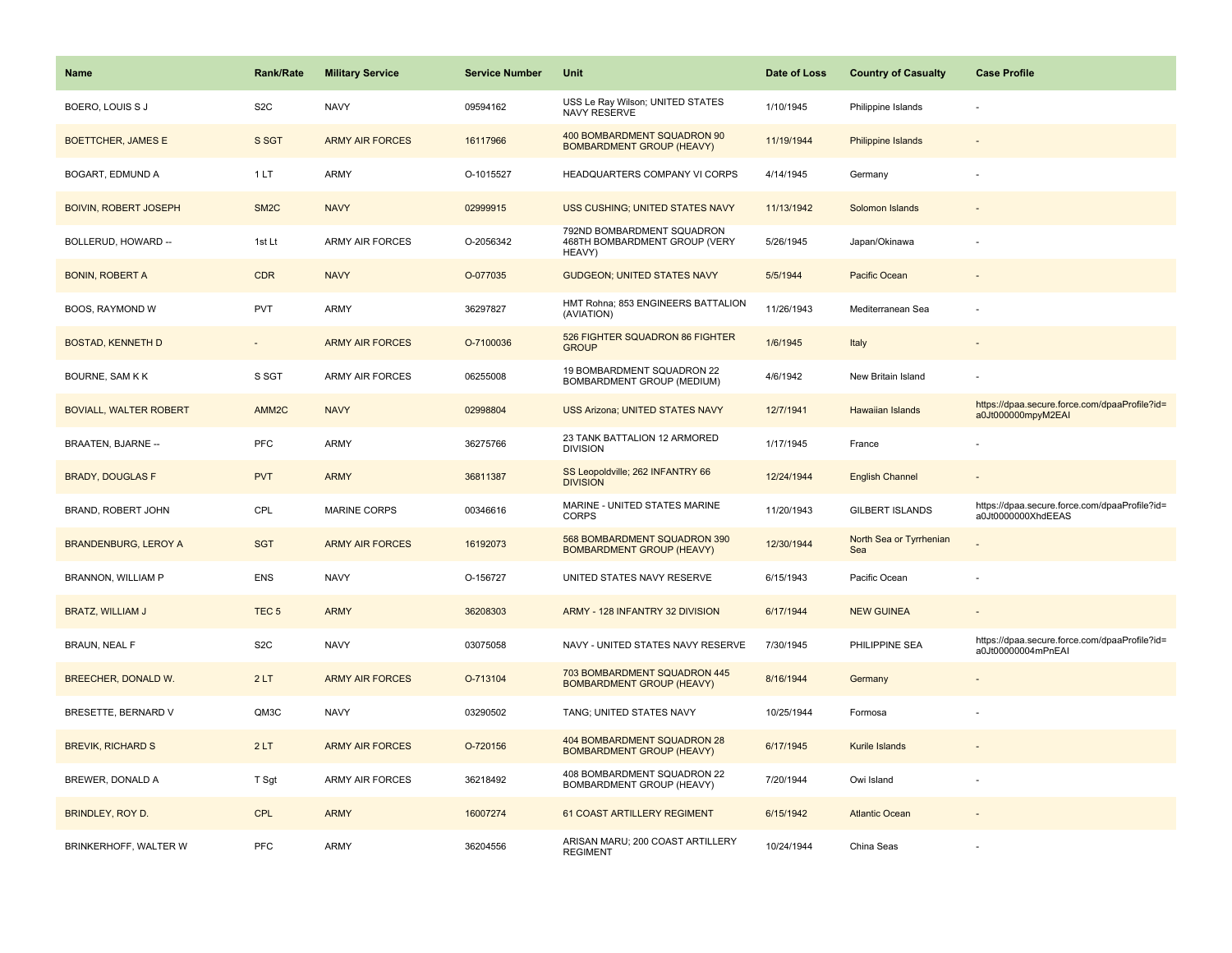| Name | Rank/Rate | Military Service | Service Number | Unit | Date of Loss | Country of Casualty | Case Profile |
| --- | --- | --- | --- | --- | --- | --- | --- |
| BOERO, LOUIS S J | S2C | NAVY | 09594162 | USS Le Ray Wilson; UNITED STATES NAVY RESERVE | 1/10/1945 | Philippine Islands | - |
| BOETTCHER, JAMES E | S SGT | ARMY AIR FORCES | 16117966 | 400 BOMBARDMENT SQUADRON 90 BOMBARDMENT GROUP (HEAVY) | 11/19/1944 | Philippine Islands | - |
| BOGART, EDMUND A | 1 LT | ARMY | O-1015527 | HEADQUARTERS COMPANY VI CORPS | 4/14/1945 | Germany | - |
| BOIVIN, ROBERT JOSEPH | SM2C | NAVY | 02999915 | USS CUSHING; UNITED STATES NAVY | 11/13/1942 | Solomon Islands | - |
| BOLLERUD, HOWARD -- | 1st Lt | ARMY AIR FORCES | O-2056342 | 792ND BOMBARDMENT SQUADRON 468TH BOMBARDMENT GROUP (VERY HEAVY) | 5/26/1945 | Japan/Okinawa | - |
| BONIN, ROBERT A | CDR | NAVY | O-077035 | GUDGEON; UNITED STATES NAVY | 5/5/1944 | Pacific Ocean | - |
| BOOS, RAYMOND W | PVT | ARMY | 36297827 | HMT Rohna; 853 ENGINEERS BATTALION (AVIATION) | 11/26/1943 | Mediterranean Sea | - |
| BOSTAD, KENNETH D | - | ARMY AIR FORCES | O-7100036 | 526 FIGHTER SQUADRON 86 FIGHTER GROUP | 1/6/1945 | Italy | - |
| BOURNE, SAM K K | S SGT | ARMY AIR FORCES | 06255008 | 19 BOMBARDMENT SQUADRON 22 BOMBARDMENT GROUP (MEDIUM) | 4/6/1942 | New Britain Island | - |
| BOVIALL, WALTER ROBERT | AMM2C | NAVY | 02998804 | USS Arizona; UNITED STATES NAVY | 12/7/1941 | Hawaiian Islands | https://dpaa.secure.force.com/dpaaProfile?id=a0Jt000000mpyM2EAI |
| BRAATEN, BJARNE -- | PFC | ARMY | 36275766 | 23 TANK BATTALION 12 ARMORED DIVISION | 1/17/1945 | France | - |
| BRADY, DOUGLAS F | PVT | ARMY | 36811387 | SS Leopoldville; 262 INFANTRY 66 DIVISION | 12/24/1944 | English Channel | - |
| BRAND, ROBERT JOHN | CPL | MARINE CORPS | 00346616 | MARINE - UNITED STATES MARINE CORPS | 11/20/1943 | GILBERT ISLANDS | https://dpaa.secure.force.com/dpaaProfile?id=a0Jt0000000XhdEEAS |
| BRANDENBURG, LEROY A | SGT | ARMY AIR FORCES | 16192073 | 568 BOMBARDMENT SQUADRON 390 BOMBARDMENT GROUP (HEAVY) | 12/30/1944 | North Sea or Tyrrhenian Sea | - |
| BRANNON, WILLIAM P | ENS | NAVY | O-156727 | UNITED STATES NAVY RESERVE | 6/15/1943 | Pacific Ocean | - |
| BRATZ, WILLIAM J | TEC 5 | ARMY | 36208303 | ARMY - 128 INFANTRY 32 DIVISION | 6/17/1944 | NEW GUINEA | - |
| BRAUN, NEAL F | S2C | NAVY | 03075058 | NAVY - UNITED STATES NAVY RESERVE | 7/30/1945 | PHILIPPINE SEA | https://dpaa.secure.force.com/dpaaProfile?id=a0Jt00000004mPnEAI |
| BREECHER, DONALD W. | 2 LT | ARMY AIR FORCES | O-713104 | 703 BOMBARDMENT SQUADRON 445 BOMBARDMENT GROUP (HEAVY) | 8/16/1944 | Germany | - |
| BRESETTE, BERNARD V | QM3C | NAVY | 03290502 | TANG; UNITED STATES NAVY | 10/25/1944 | Formosa | - |
| BREVIK, RICHARD S | 2 LT | ARMY AIR FORCES | O-720156 | 404 BOMBARDMENT SQUADRON 28 BOMBARDMENT GROUP (HEAVY) | 6/17/1945 | Kurile Islands | - |
| BREWER, DONALD A | T Sgt | ARMY AIR FORCES | 36218492 | 408 BOMBARDMENT SQUADRON 22 BOMBARDMENT GROUP (HEAVY) | 7/20/1944 | Owi Island | - |
| BRINDLEY, ROY D. | CPL | ARMY | 16007274 | 61 COAST ARTILLERY REGIMENT | 6/15/1942 | Atlantic Ocean | - |
| BRINKERHOFF, WALTER W | PFC | ARMY | 36204556 | ARISAN MARU; 200 COAST ARTILLERY REGIMENT | 10/24/1944 | China Seas | - |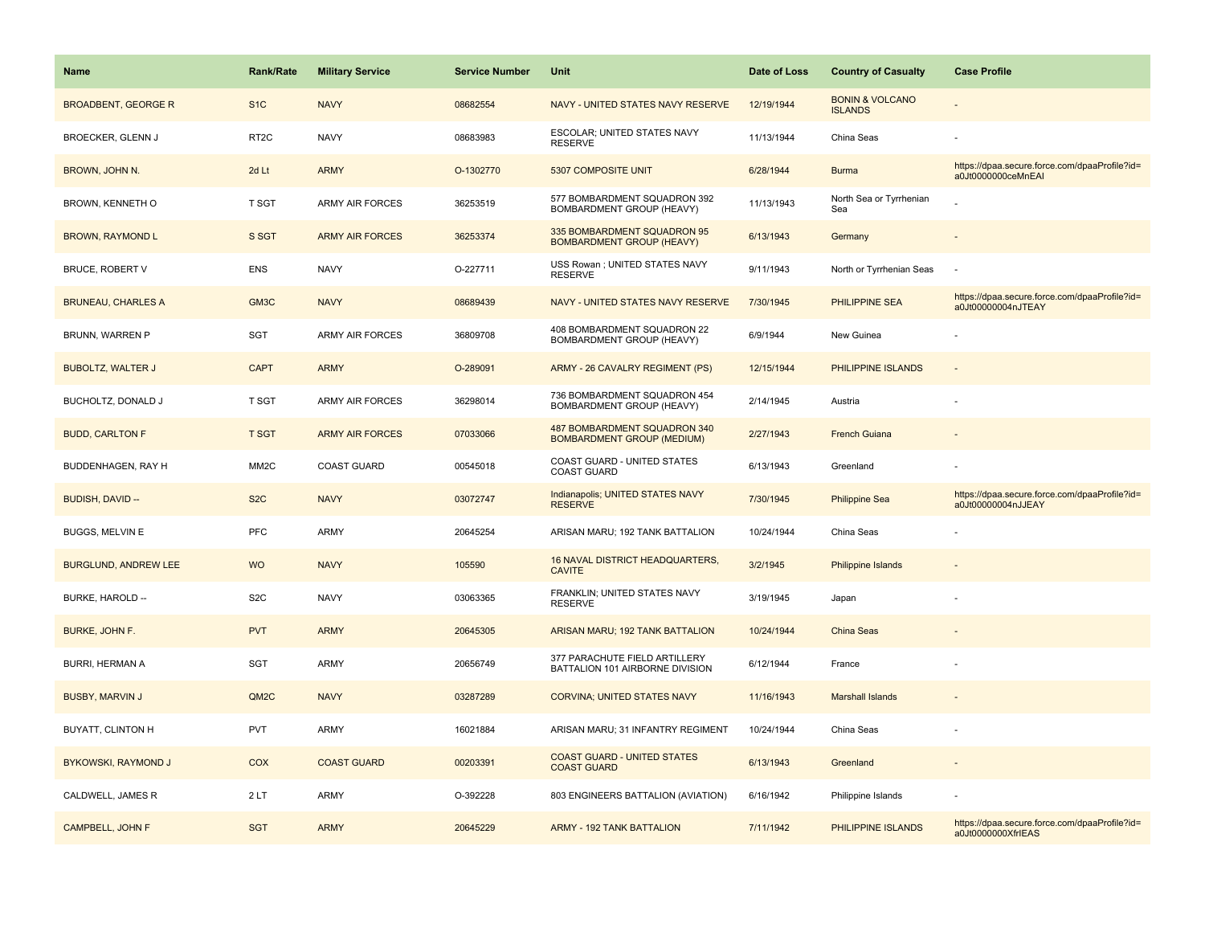| Name | Rank/Rate | Military Service | Service Number | Unit | Date of Loss | Country of Casualty | Case Profile |
| --- | --- | --- | --- | --- | --- | --- | --- |
| BROADBENT, GEORGE R | S1C | NAVY | 08682554 | NAVY - UNITED STATES NAVY RESERVE | 12/19/1944 | BONIN & VOLCANO ISLANDS | - |
| BROECKER, GLENN J | RT2C | NAVY | 08683983 | ESCOLAR; UNITED STATES NAVY RESERVE | 11/13/1944 | China Seas | - |
| BROWN, JOHN N. | 2d Lt | ARMY | O-1302770 | 5307 COMPOSITE UNIT | 6/28/1944 | Burma | https://dpaa.secure.force.com/dpaaProfile?id=a0Jt0000000ceMnEAI |
| BROWN, KENNETH O | T SGT | ARMY AIR FORCES | 36253519 | 577 BOMBARDMENT SQUADRON 392 BOMBARDMENT GROUP (HEAVY) | 11/13/1943 | North Sea or Tyrrhenian Sea | - |
| BROWN, RAYMOND L | S SGT | ARMY AIR FORCES | 36253374 | 335 BOMBARDMENT SQUADRON 95 BOMBARDMENT GROUP (HEAVY) | 6/13/1943 | Germany | - |
| BRUCE, ROBERT V | ENS | NAVY | O-227711 | USS Rowan ; UNITED STATES NAVY RESERVE | 9/11/1943 | North or Tyrrhenian Seas | - |
| BRUNEAU, CHARLES A | GM3C | NAVY | 08689439 | NAVY - UNITED STATES NAVY RESERVE | 7/30/1945 | PHILIPPINE SEA | https://dpaa.secure.force.com/dpaaProfile?id=a0Jt00000004nJTEAY |
| BRUNN, WARREN P | SGT | ARMY AIR FORCES | 36809708 | 408 BOMBARDMENT SQUADRON 22 BOMBARDMENT GROUP (HEAVY) | 6/9/1944 | New Guinea | - |
| BUBOLTZ, WALTER J | CAPT | ARMY | O-289091 | ARMY - 26 CAVALRY REGIMENT (PS) | 12/15/1944 | PHILIPPINE ISLANDS | - |
| BUCHOLTZ, DONALD J | T SGT | ARMY AIR FORCES | 36298014 | 736 BOMBARDMENT SQUADRON 454 BOMBARDMENT GROUP (HEAVY) | 2/14/1945 | Austria | - |
| BUDD, CARLTON F | T SGT | ARMY AIR FORCES | 07033066 | 487 BOMBARDMENT SQUADRON 340 BOMBARDMENT GROUP (MEDIUM) | 2/27/1943 | French Guiana | - |
| BUDDENHAGEN, RAY H | MM2C | COAST GUARD | 00545018 | COAST GUARD - UNITED STATES COAST GUARD | 6/13/1943 | Greenland | - |
| BUDISH, DAVID -- | S2C | NAVY | 03072747 | Indianapolis; UNITED STATES NAVY RESERVE | 7/30/1945 | Philippine Sea | https://dpaa.secure.force.com/dpaaProfile?id=a0Jt00000004nJJEAY |
| BUGGS, MELVIN E | PFC | ARMY | 20645254 | ARISAN MARU; 192 TANK BATTALION | 10/24/1944 | China Seas | - |
| BURGLUND, ANDREW LEE | WO | NAVY | 105590 | 16 NAVAL DISTRICT HEADQUARTERS, CAVITE | 3/2/1945 | Philippine Islands | - |
| BURKE, HAROLD -- | S2C | NAVY | 03063365 | FRANKLIN; UNITED STATES NAVY RESERVE | 3/19/1945 | Japan | - |
| BURKE, JOHN F. | PVT | ARMY | 20645305 | ARISAN MARU; 192 TANK BATTALION | 10/24/1944 | China Seas | - |
| BURRI, HERMAN A | SGT | ARMY | 20656749 | 377 PARACHUTE FIELD ARTILLERY BATTALION 101 AIRBORNE DIVISION | 6/12/1944 | France | - |
| BUSBY, MARVIN J | QM2C | NAVY | 03287289 | CORVINA; UNITED STATES NAVY | 11/16/1943 | Marshall Islands | - |
| BUYATT, CLINTON H | PVT | ARMY | 16021884 | ARISAN MARU; 31 INFANTRY REGIMENT | 10/24/1944 | China Seas | - |
| BYKOWSKI, RAYMOND J | COX | COAST GUARD | 00203391 | COAST GUARD - UNITED STATES COAST GUARD | 6/13/1943 | Greenland | - |
| CALDWELL, JAMES R | 2 LT | ARMY | O-392228 | 803 ENGINEERS BATTALION (AVIATION) | 6/16/1942 | Philippine Islands | - |
| CAMPBELL, JOHN F | SGT | ARMY | 20645229 | ARMY - 192 TANK BATTALION | 7/11/1942 | PHILIPPINE ISLANDS | https://dpaa.secure.force.com/dpaaProfile?id=a0Jt0000000XfrIEAS |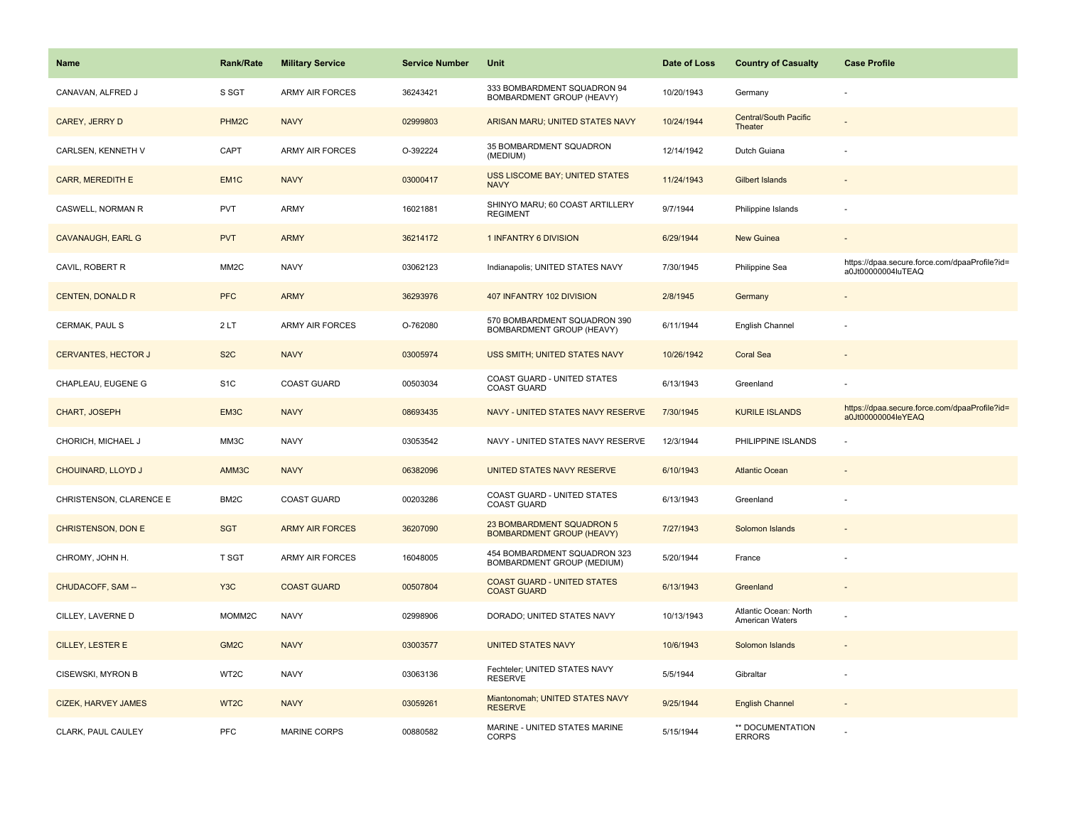| Name | Rank/Rate | Military Service | Service Number | Unit | Date of Loss | Country of Casualty | Case Profile |
| --- | --- | --- | --- | --- | --- | --- | --- |
| CANAVAN, ALFRED J | S SGT | ARMY AIR FORCES | 36243421 | 333 BOMBARDMENT SQUADRON 94 BOMBARDMENT GROUP (HEAVY) | 10/20/1943 | Germany | - |
| CAREY, JERRY D | PHM2C | NAVY | 02999803 | ARISAN MARU; UNITED STATES NAVY | 10/24/1944 | Central/South Pacific Theater | - |
| CARLSEN, KENNETH V | CAPT | ARMY AIR FORCES | O-392224 | 35 BOMBARDMENT SQUADRON (MEDIUM) | 12/14/1942 | Dutch Guiana | - |
| CARR, MEREDITH E | EM1C | NAVY | 03000417 | USS LISCOME BAY; UNITED STATES NAVY | 11/24/1943 | Gilbert Islands | - |
| CASWELL, NORMAN R | PVT | ARMY | 16021881 | SHINYO MARU; 60 COAST ARTILLERY REGIMENT | 9/7/1944 | Philippine Islands | - |
| CAVANAUGH, EARL G | PVT | ARMY | 36214172 | 1 INFANTRY 6 DIVISION | 6/29/1944 | New Guinea | - |
| CAVIL, ROBERT R | MM2C | NAVY | 03062123 | Indianapolis; UNITED STATES NAVY | 7/30/1945 | Philippine Sea | https://dpaa.secure.force.com/dpaaProfile?id=a0Jt00000004luTEAQ |
| CENTEN, DONALD R | PFC | ARMY | 36293976 | 407 INFANTRY 102 DIVISION | 2/8/1945 | Germany | - |
| CERMAK, PAUL S | 2 LT | ARMY AIR FORCES | O-762080 | 570 BOMBARDMENT SQUADRON 390 BOMBARDMENT GROUP (HEAVY) | 6/11/1944 | English Channel | - |
| CERVANTES, HECTOR J | S2C | NAVY | 03005974 | USS SMITH; UNITED STATES NAVY | 10/26/1942 | Coral Sea | - |
| CHAPLEAU, EUGENE G | S1C | COAST GUARD | 00503034 | COAST GUARD - UNITED STATES COAST GUARD | 6/13/1943 | Greenland | - |
| CHART, JOSEPH | EM3C | NAVY | 08693435 | NAVY - UNITED STATES NAVY RESERVE | 7/30/1945 | KURILE ISLANDS | https://dpaa.secure.force.com/dpaaProfile?id=a0Jt00000004leYEAQ |
| CHORICH, MICHAEL J | MM3C | NAVY | 03053542 | NAVY - UNITED STATES NAVY RESERVE | 12/3/1944 | PHILIPPINE ISLANDS | - |
| CHOUINARD, LLOYD J | AMM3C | NAVY | 06382096 | UNITED STATES NAVY RESERVE | 6/10/1943 | Atlantic Ocean | - |
| CHRISTENSON, CLARENCE E | BM2C | COAST GUARD | 00203286 | COAST GUARD - UNITED STATES COAST GUARD | 6/13/1943 | Greenland | - |
| CHRISTENSON, DON E | SGT | ARMY AIR FORCES | 36207090 | 23 BOMBARDMENT SQUADRON 5 BOMBARDMENT GROUP (HEAVY) | 7/27/1943 | Solomon Islands | - |
| CHROMY, JOHN H. | T SGT | ARMY AIR FORCES | 16048005 | 454 BOMBARDMENT SQUADRON 323 BOMBARDMENT GROUP (MEDIUM) | 5/20/1944 | France | - |
| CHUDACOFF, SAM -- | Y3C | COAST GUARD | 00507804 | COAST GUARD - UNITED STATES COAST GUARD | 6/13/1943 | Greenland | - |
| CILLEY, LAVERNE D | MOMM2C | NAVY | 02998906 | DORADO; UNITED STATES NAVY | 10/13/1943 | Atlantic Ocean: North American Waters | - |
| CILLEY, LESTER E | GM2C | NAVY | 03003577 | UNITED STATES NAVY | 10/6/1943 | Solomon Islands | - |
| CISEWSKI, MYRON B | WT2C | NAVY | 03063136 | Fechteler; UNITED STATES NAVY RESERVE | 5/5/1944 | Gibraltar | - |
| CIZEK, HARVEY JAMES | WT2C | NAVY | 03059261 | Miantonomah; UNITED STATES NAVY RESERVE | 9/25/1944 | English Channel | - |
| CLARK, PAUL CAULEY | PFC | MARINE CORPS | 00880582 | MARINE - UNITED STATES MARINE CORPS | 5/15/1944 | ** DOCUMENTATION ERRORS | - |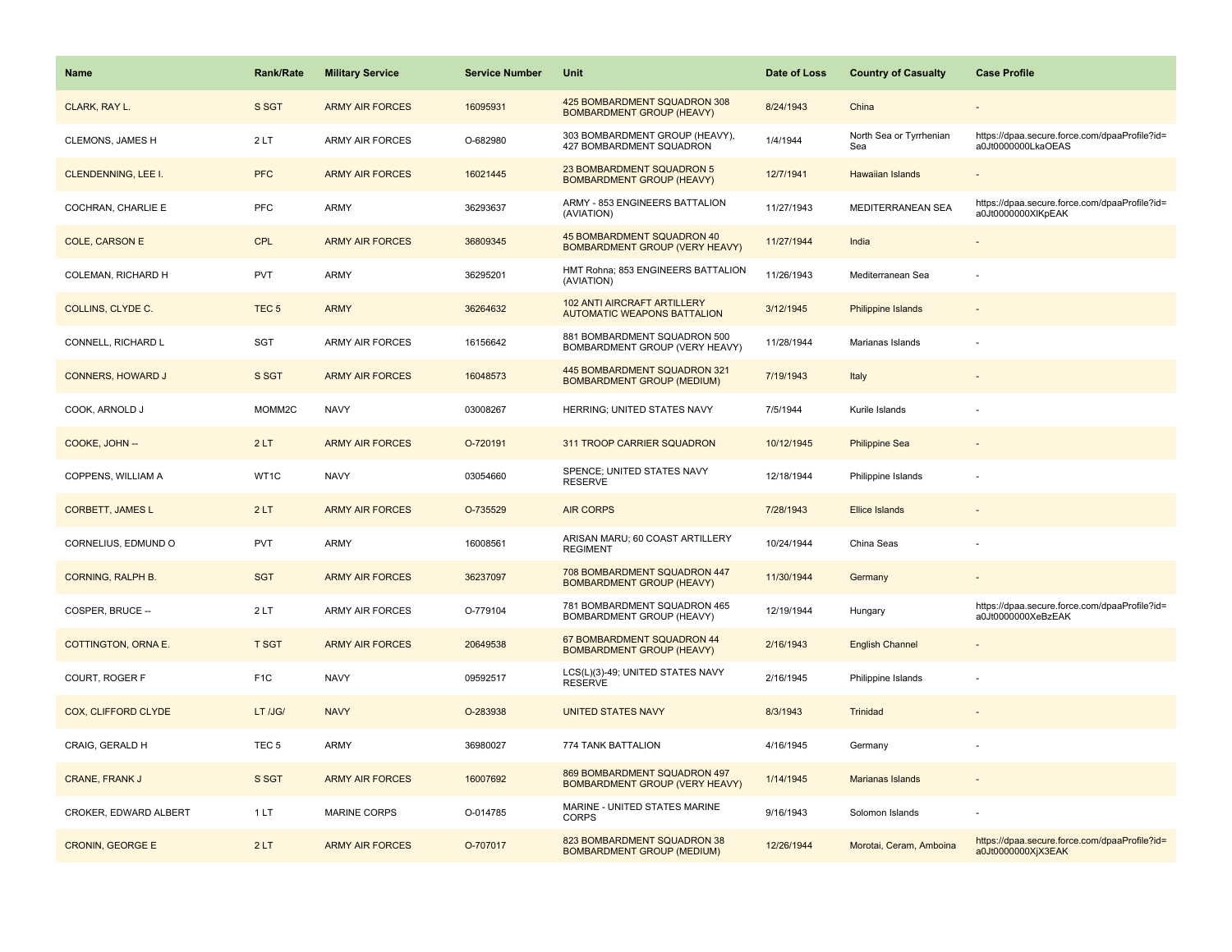| Name | Rank/Rate | Military Service | Service Number | Unit | Date of Loss | Country of Casualty | Case Profile |
|---|---|---|---|---|---|---|---|
| CLARK, RAY L. | S SGT | ARMY AIR FORCES | 16095931 | 425 BOMBARDMENT SQUADRON 308 BOMBARDMENT GROUP (HEAVY) | 8/24/1943 | China | - |
| CLEMONS, JAMES H | 2 LT | ARMY AIR FORCES | O-682980 | 303 BOMBARDMENT GROUP (HEAVY), 427 BOMBARDMENT SQUADRON | 1/4/1944 | North Sea or Tyrrhenian Sea | https://dpaa.secure.force.com/dpaaProfile?id=a0Jt0000000LkaOEAS |
| CLENDENNING, LEE I. | PFC | ARMY AIR FORCES | 16021445 | 23 BOMBARDMENT SQUADRON 5 BOMBARDMENT GROUP (HEAVY) | 12/7/1941 | Hawaiian Islands | - |
| COCHRAN, CHARLIE E | PFC | ARMY | 36293637 | ARMY - 853 ENGINEERS BATTALION (AVIATION) | 11/27/1943 | MEDITERRANEAN SEA | https://dpaa.secure.force.com/dpaaProfile?id=a0Jt0000000XlKpEAK |
| COLE, CARSON E | CPL | ARMY AIR FORCES | 36809345 | 45 BOMBARDMENT SQUADRON 40 BOMBARDMENT GROUP (VERY HEAVY) | 11/27/1944 | India | - |
| COLEMAN, RICHARD H | PVT | ARMY | 36295201 | HMT Rohna; 853 ENGINEERS BATTALION (AVIATION) | 11/26/1943 | Mediterranean Sea | - |
| COLLINS, CLYDE C. | TEC 5 | ARMY | 36264632 | 102 ANTI AIRCRAFT ARTILLERY AUTOMATIC WEAPONS BATTALION | 3/12/1945 | Philippine Islands | - |
| CONNELL, RICHARD L | SGT | ARMY AIR FORCES | 16156642 | 881 BOMBARDMENT SQUADRON 500 BOMBARDMENT GROUP (VERY HEAVY) | 11/28/1944 | Marianas Islands | - |
| CONNERS, HOWARD J | S SGT | ARMY AIR FORCES | 16048573 | 445 BOMBARDMENT SQUADRON 321 BOMBARDMENT GROUP (MEDIUM) | 7/19/1943 | Italy | - |
| COOK, ARNOLD J | MOMM2C | NAVY | 03008267 | HERRING; UNITED STATES NAVY | 7/5/1944 | Kurile Islands | - |
| COOKE, JOHN -- | 2 LT | ARMY AIR FORCES | O-720191 | 311 TROOP CARRIER SQUADRON | 10/12/1945 | Philippine Sea | - |
| COPPENS, WILLIAM A | WT1C | NAVY | 03054660 | SPENCE; UNITED STATES NAVY RESERVE | 12/18/1944 | Philippine Islands | - |
| CORBETT, JAMES L | 2 LT | ARMY AIR FORCES | O-735529 | AIR CORPS | 7/28/1943 | Ellice Islands | - |
| CORNELIUS, EDMUND O | PVT | ARMY | 16008561 | ARISAN MARU; 60 COAST ARTILLERY REGIMENT | 10/24/1944 | China Seas | - |
| CORNING, RALPH B. | SGT | ARMY AIR FORCES | 36237097 | 708 BOMBARDMENT SQUADRON 447 BOMBARDMENT GROUP (HEAVY) | 11/30/1944 | Germany | - |
| COSPER, BRUCE -- | 2 LT | ARMY AIR FORCES | O-779104 | 781 BOMBARDMENT SQUADRON 465 BOMBARDMENT GROUP (HEAVY) | 12/19/1944 | Hungary | https://dpaa.secure.force.com/dpaaProfile?id=a0Jt0000000XeBzEAK |
| COTTINGTON, ORNA E. | T SGT | ARMY AIR FORCES | 20649538 | 67 BOMBARDMENT SQUADRON 44 BOMBARDMENT GROUP (HEAVY) | 2/16/1943 | English Channel | - |
| COURT, ROGER F | F1C | NAVY | 09592517 | LCS(L)(3)-49; UNITED STATES NAVY RESERVE | 2/16/1945 | Philippine Islands | - |
| COX, CLIFFORD CLYDE | LT /JG/ | NAVY | O-283938 | UNITED STATES NAVY | 8/3/1943 | Trinidad | - |
| CRAIG, GERALD H | TEC 5 | ARMY | 36980027 | 774 TANK BATTALION | 4/16/1945 | Germany | - |
| CRANE, FRANK J | S SGT | ARMY AIR FORCES | 16007692 | 869 BOMBARDMENT SQUADRON 497 BOMBARDMENT GROUP (VERY HEAVY) | 1/14/1945 | Marianas Islands | - |
| CROKER, EDWARD ALBERT | 1 LT | MARINE CORPS | O-014785 | MARINE - UNITED STATES MARINE CORPS | 9/16/1943 | Solomon Islands | - |
| CRONIN, GEORGE E | 2 LT | ARMY AIR FORCES | O-707017 | 823 BOMBARDMENT SQUADRON 38 BOMBARDMENT GROUP (MEDIUM) | 12/26/1944 | Morotai, Ceram, Amboina | https://dpaa.secure.force.com/dpaaProfile?id=a0Jt0000000XjX3EAK |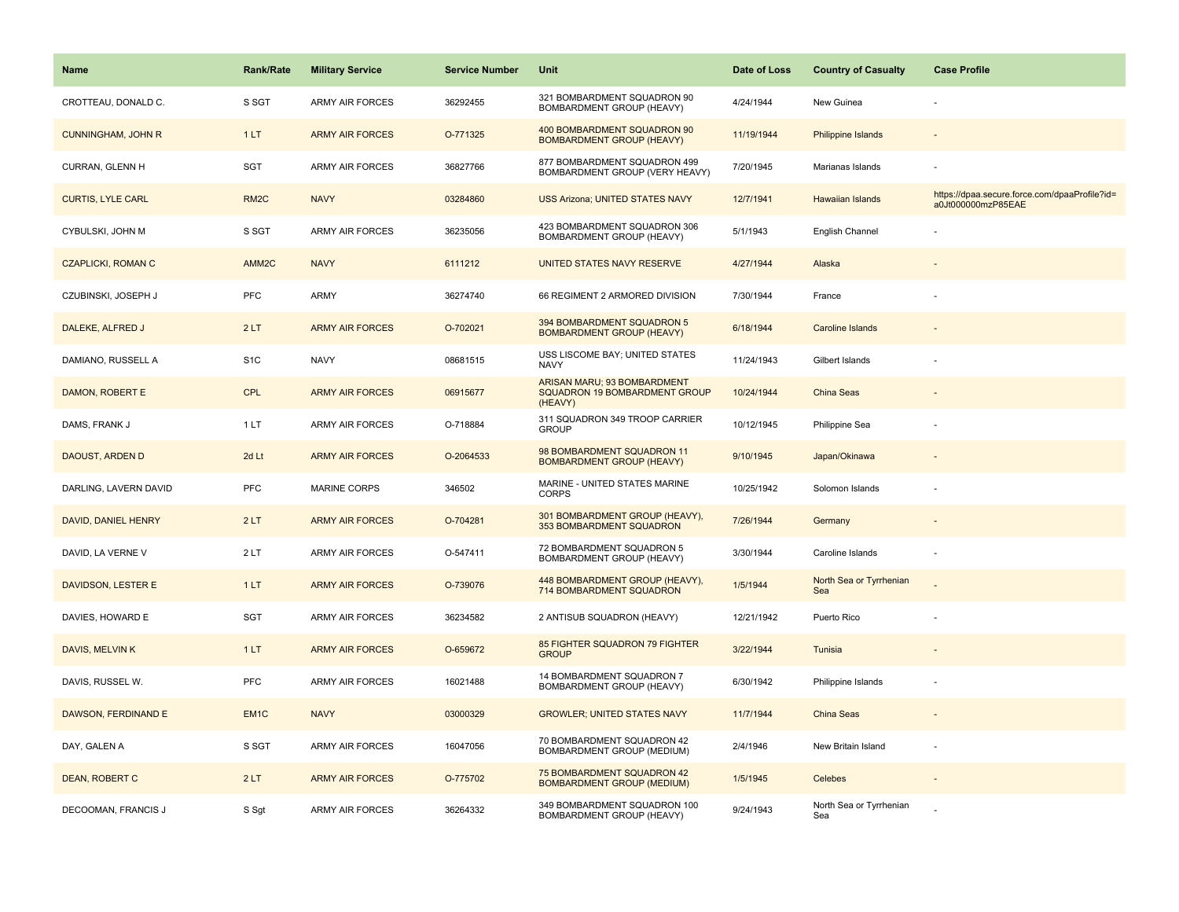| Name | Rank/Rate | Military Service | Service Number | Unit | Date of Loss | Country of Casualty | Case Profile |
|---|---|---|---|---|---|---|---|
| CROTTEAU, DONALD C. | S SGT | ARMY AIR FORCES | 36292455 | 321 BOMBARDMENT SQUADRON 90 BOMBARDMENT GROUP (HEAVY) | 4/24/1944 | New Guinea | - |
| CUNNINGHAM, JOHN R | 1 LT | ARMY AIR FORCES | O-771325 | 400 BOMBARDMENT SQUADRON 90 BOMBARDMENT GROUP (HEAVY) | 11/19/1944 | Philippine Islands | - |
| CURRAN, GLENN H | SGT | ARMY AIR FORCES | 36827766 | 877 BOMBARDMENT SQUADRON 499 BOMBARDMENT GROUP (VERY HEAVY) | 7/20/1945 | Marianas Islands | - |
| CURTIS, LYLE CARL | RM2C | NAVY | 03284860 | USS Arizona; UNITED STATES NAVY | 12/7/1941 | Hawaiian Islands | https://dpaa.secure.force.com/dpaaProfile?id=a0Jt000000mzP85EAE |
| CYBULSKI, JOHN M | S SGT | ARMY AIR FORCES | 36235056 | 423 BOMBARDMENT SQUADRON 306 BOMBARDMENT GROUP (HEAVY) | 5/1/1943 | English Channel | - |
| CZAPLICKI, ROMAN C | AMM2C | NAVY | 6111212 | UNITED STATES NAVY RESERVE | 4/27/1944 | Alaska | - |
| CZUBINSKI, JOSEPH J | PFC | ARMY | 36274740 | 66 REGIMENT 2 ARMORED DIVISION | 7/30/1944 | France | - |
| DALEKE, ALFRED J | 2 LT | ARMY AIR FORCES | O-702021 | 394 BOMBARDMENT SQUADRON 5 BOMBARDMENT GROUP (HEAVY) | 6/18/1944 | Caroline Islands | - |
| DAMIANO, RUSSELL A | S1C | NAVY | 08681515 | USS LISCOME BAY; UNITED STATES NAVY | 11/24/1943 | Gilbert Islands | - |
| DAMON, ROBERT E | CPL | ARMY AIR FORCES | 06915677 | ARISAN MARU; 93 BOMBARDMENT SQUADRON 19 BOMBARDMENT GROUP (HEAVY) | 10/24/1944 | China Seas | - |
| DAMS, FRANK J | 1 LT | ARMY AIR FORCES | O-718884 | 311 SQUADRON 349 TROOP CARRIER GROUP | 10/12/1945 | Philippine Sea | - |
| DAOUST, ARDEN D | 2d Lt | ARMY AIR FORCES | O-2064533 | 98 BOMBARDMENT SQUADRON 11 BOMBARDMENT GROUP (HEAVY) | 9/10/1945 | Japan/Okinawa | - |
| DARLING, LAVERN DAVID | PFC | MARINE CORPS | 346502 | MARINE - UNITED STATES MARINE CORPS | 10/25/1942 | Solomon Islands | - |
| DAVID, DANIEL HENRY | 2 LT | ARMY AIR FORCES | O-704281 | 301 BOMBARDMENT GROUP (HEAVY), 353 BOMBARDMENT SQUADRON | 7/26/1944 | Germany | - |
| DAVID, LA VERNE V | 2 LT | ARMY AIR FORCES | O-547411 | 72 BOMBARDMENT SQUADRON 5 BOMBARDMENT GROUP (HEAVY) | 3/30/1944 | Caroline Islands | - |
| DAVIDSON, LESTER E | 1 LT | ARMY AIR FORCES | O-739076 | 448 BOMBARDMENT GROUP (HEAVY), 714 BOMBARDMENT SQUADRON | 1/5/1944 | North Sea or Tyrrhenian Sea | - |
| DAVIES, HOWARD E | SGT | ARMY AIR FORCES | 36234582 | 2 ANTISUB SQUADRON (HEAVY) | 12/21/1942 | Puerto Rico | - |
| DAVIS, MELVIN K | 1 LT | ARMY AIR FORCES | O-659672 | 85 FIGHTER SQUADRON 79 FIGHTER GROUP | 3/22/1944 | Tunisia | - |
| DAVIS, RUSSEL W. | PFC | ARMY AIR FORCES | 16021488 | 14 BOMBARDMENT SQUADRON 7 BOMBARDMENT GROUP (HEAVY) | 6/30/1942 | Philippine Islands | - |
| DAWSON, FERDINAND E | EM1C | NAVY | 03000329 | GROWLER; UNITED STATES NAVY | 11/7/1944 | China Seas | - |
| DAY, GALEN A | S SGT | ARMY AIR FORCES | 16047056 | 70 BOMBARDMENT SQUADRON 42 BOMBARDMENT GROUP (MEDIUM) | 2/4/1946 | New Britain Island | - |
| DEAN, ROBERT C | 2 LT | ARMY AIR FORCES | O-775702 | 75 BOMBARDMENT SQUADRON 42 BOMBARDMENT GROUP (MEDIUM) | 1/5/1945 | Celebes | - |
| DECOOMAN, FRANCIS J | S Sgt | ARMY AIR FORCES | 36264332 | 349 BOMBARDMENT SQUADRON 100 BOMBARDMENT GROUP (HEAVY) | 9/24/1943 | North Sea or Tyrrhenian Sea | - |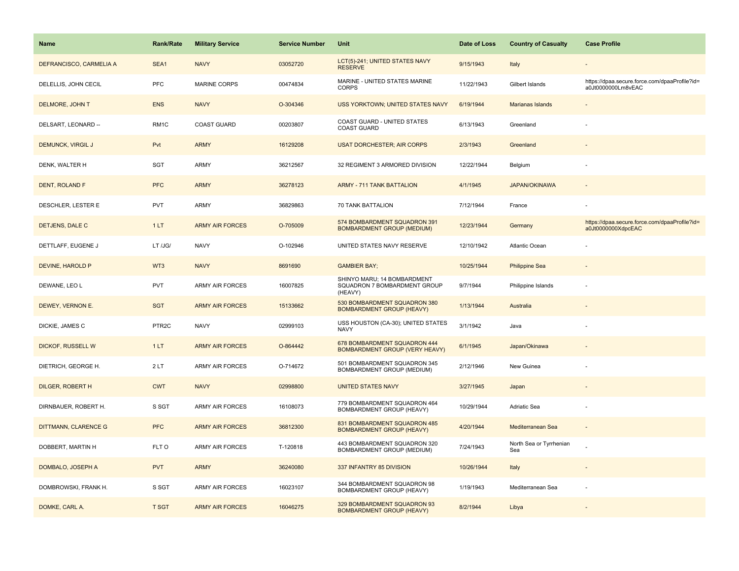| Name | Rank/Rate | Military Service | Service Number | Unit | Date of Loss | Country of Casualty | Case Profile |
|---|---|---|---|---|---|---|---|
| DEFRANCISCO, CARMELIA A | SEA1 | NAVY | 03052720 | LCT(5)-241; UNITED STATES NAVY RESERVE | 9/15/1943 | Italy | - |
| DELELLIS, JOHN CECIL | PFC | MARINE CORPS | 00474834 | MARINE - UNITED STATES MARINE CORPS | 11/22/1943 | Gilbert Islands | https://dpaa.secure.force.com/dpaaProfile?id=a0Jt0000000Lm8vEAC |
| DELMORE, JOHN T | ENS | NAVY | O-304346 | USS YORKTOWN; UNITED STATES NAVY | 6/19/1944 | Marianas Islands | - |
| DELSART, LEONARD -- | RM1C | COAST GUARD | 00203807 | COAST GUARD - UNITED STATES COAST GUARD | 6/13/1943 | Greenland | - |
| DEMUNCK, VIRGIL J | Pvt | ARMY | 16129208 | USAT DORCHESTER; AIR CORPS | 2/3/1943 | Greenland | - |
| DENK, WALTER H | SGT | ARMY | 36212567 | 32 REGIMENT 3 ARMORED DIVISION | 12/22/1944 | Belgium | - |
| DENT, ROLAND F | PFC | ARMY | 36278123 | ARMY - 711 TANK BATTALION | 4/1/1945 | JAPAN/OKINAWA | - |
| DESCHLER, LESTER E | PVT | ARMY | 36829863 | 70 TANK BATTALION | 7/12/1944 | France | - |
| DETJENS, DALE C | 1 LT | ARMY AIR FORCES | O-705009 | 574 BOMBARDMENT SQUADRON 391 BOMBARDMENT GROUP (MEDIUM) | 12/23/1944 | Germany | https://dpaa.secure.force.com/dpaaProfile?id=a0Jt0000000XdpcEAC |
| DETTLAFF, EUGENE J | LT /JG/ | NAVY | O-102946 | UNITED STATES NAVY RESERVE | 12/10/1942 | Atlantic Ocean | - |
| DEVINE, HAROLD P | WT3 | NAVY | 8691690 | GAMBIER BAY; | 10/25/1944 | Philippine Sea | - |
| DEWANE, LEO L | PVT | ARMY AIR FORCES | 16007825 | SHINYO MARU; 14 BOMBARDMENT SQUADRON 7 BOMBARDMENT GROUP (HEAVY) | 9/7/1944 | Philippine Islands | - |
| DEWEY, VERNON E. | SGT | ARMY AIR FORCES | 15133662 | 530 BOMBARDMENT SQUADRON 380 BOMBARDMENT GROUP (HEAVY) | 1/13/1944 | Australia | - |
| DICKIE, JAMES C | PTR2C | NAVY | 02999103 | USS HOUSTON (CA-30); UNITED STATES NAVY | 3/1/1942 | Java | - |
| DICKOF, RUSSELL W | 1 LT | ARMY AIR FORCES | O-864442 | 678 BOMBARDMENT SQUADRON 444 BOMBARDMENT GROUP (VERY HEAVY) | 6/1/1945 | Japan/Okinawa | - |
| DIETRICH, GEORGE H. | 2 LT | ARMY AIR FORCES | O-714672 | 501 BOMBARDMENT SQUADRON 345 BOMBARDMENT GROUP (MEDIUM) | 2/12/1946 | New Guinea | - |
| DILGER, ROBERT H | CWT | NAVY | 02998800 | UNITED STATES NAVY | 3/27/1945 | Japan | - |
| DIRNBAUER, ROBERT H. | S SGT | ARMY AIR FORCES | 16108073 | 779 BOMBARDMENT SQUADRON 464 BOMBARDMENT GROUP (HEAVY) | 10/29/1944 | Adriatic Sea | - |
| DITTMANN, CLARENCE G | PFC | ARMY AIR FORCES | 36812300 | 831 BOMBARDMENT SQUADRON 485 BOMBARDMENT GROUP (HEAVY) | 4/20/1944 | Mediterranean Sea | - |
| DOBBERT, MARTIN H | FLT O | ARMY AIR FORCES | T-120818 | 443 BOMBARDMENT SQUADRON 320 BOMBARDMENT GROUP (MEDIUM) | 7/24/1943 | North Sea or Tyrrhenian Sea | - |
| DOMBALO, JOSEPH A | PVT | ARMY | 36240080 | 337 INFANTRY 85 DIVISION | 10/26/1944 | Italy | - |
| DOMBROWSKI, FRANK H. | S SGT | ARMY AIR FORCES | 16023107 | 344 BOMBARDMENT SQUADRON 98 BOMBARDMENT GROUP (HEAVY) | 1/19/1943 | Mediterranean Sea | - |
| DOMKE, CARL A. | T SGT | ARMY AIR FORCES | 16046275 | 329 BOMBARDMENT SQUADRON 93 BOMBARDMENT GROUP (HEAVY) | 8/2/1944 | Libya | - |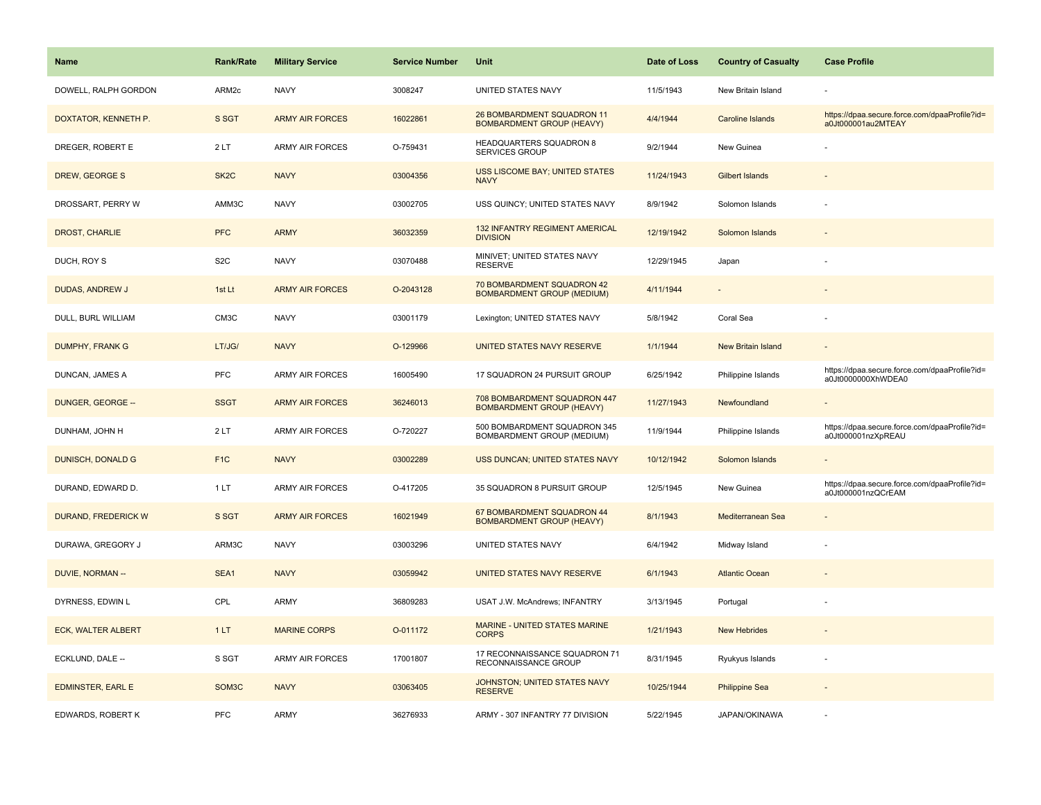| Name | Rank/Rate | Military Service | Service Number | Unit | Date of Loss | Country of Casualty | Case Profile |
|---|---|---|---|---|---|---|---|
| DOWELL, RALPH GORDON | ARM2c | NAVY | 3008247 | UNITED STATES NAVY | 11/5/1943 | New Britain Island | - |
| DOXTATOR, KENNETH P. | S SGT | ARMY AIR FORCES | 16022861 | 26 BOMBARDMENT SQUADRON 11 BOMBARDMENT GROUP (HEAVY) | 4/4/1944 | Caroline Islands | https://dpaa.secure.force.com/dpaaProfile?id=a0Jt000001au2MTEAY |
| DREGER, ROBERT E | 2 LT | ARMY AIR FORCES | O-759431 | HEADQUARTERS SQUADRON 8 SERVICES GROUP | 9/2/1944 | New Guinea | - |
| DREW, GEORGE S | SK2C | NAVY | 03004356 | USS LISCOME BAY; UNITED STATES NAVY | 11/24/1943 | Gilbert Islands | - |
| DROSSART, PERRY W | AMM3C | NAVY | 03002705 | USS QUINCY; UNITED STATES NAVY | 8/9/1942 | Solomon Islands | - |
| DROST, CHARLIE | PFC | ARMY | 36032359 | 132 INFANTRY REGIMENT AMERICAL DIVISION | 12/19/1942 | Solomon Islands | - |
| DUCH, ROY S | S2C | NAVY | 03070488 | MINIVET; UNITED STATES NAVY RESERVE | 12/29/1945 | Japan | - |
| DUDAS, ANDREW J | 1st Lt | ARMY AIR FORCES | O-2043128 | 70 BOMBARDMENT SQUADRON 42 BOMBARDMENT GROUP (MEDIUM) | 4/11/1944 | - | - |
| DULL, BURL WILLIAM | CM3C | NAVY | 03001179 | Lexington; UNITED STATES NAVY | 5/8/1942 | Coral Sea | - |
| DUMPHY, FRANK G | LT/JG/ | NAVY | O-129966 | UNITED STATES NAVY RESERVE | 1/1/1944 | New Britain Island | - |
| DUNCAN, JAMES A | PFC | ARMY AIR FORCES | 16005490 | 17 SQUADRON 24 PURSUIT GROUP | 6/25/1942 | Philippine Islands | https://dpaa.secure.force.com/dpaaProfile?id=a0Jt0000000XhWDEA0 |
| DUNGER, GEORGE -- | SSGT | ARMY AIR FORCES | 36246013 | 708 BOMBARDMENT SQUADRON 447 BOMBARDMENT GROUP (HEAVY) | 11/27/1943 | Newfoundland | - |
| DUNHAM, JOHN H | 2 LT | ARMY AIR FORCES | O-720227 | 500 BOMBARDMENT SQUADRON 345 BOMBARDMENT GROUP (MEDIUM) | 11/9/1944 | Philippine Islands | https://dpaa.secure.force.com/dpaaProfile?id=a0Jt000001nzXpREAU |
| DUNISCH, DONALD G | F1C | NAVY | 03002289 | USS DUNCAN; UNITED STATES NAVY | 10/12/1942 | Solomon Islands | - |
| DURAND, EDWARD D. | 1 LT | ARMY AIR FORCES | O-417205 | 35 SQUADRON 8 PURSUIT GROUP | 12/5/1945 | New Guinea | https://dpaa.secure.force.com/dpaaProfile?id=a0Jt000001nzQCrEAM |
| DURAND, FREDERICK W | S SGT | ARMY AIR FORCES | 16021949 | 67 BOMBARDMENT SQUADRON 44 BOMBARDMENT GROUP (HEAVY) | 8/1/1943 | Mediterranean Sea | - |
| DURAWA, GREGORY J | ARM3C | NAVY | 03003296 | UNITED STATES NAVY | 6/4/1942 | Midway Island | - |
| DUVIE, NORMAN -- | SEA1 | NAVY | 03059942 | UNITED STATES NAVY RESERVE | 6/1/1943 | Atlantic Ocean | - |
| DYRNESS, EDWIN L | CPL | ARMY | 36809283 | USAT J.W. McAndrews; INFANTRY | 3/13/1945 | Portugal | - |
| ECK, WALTER ALBERT | 1 LT | MARINE CORPS | O-011172 | MARINE - UNITED STATES MARINE CORPS | 1/21/1943 | New Hebrides | - |
| ECKLUND, DALE -- | S SGT | ARMY AIR FORCES | 17001807 | 17 RECONNAISSANCE SQUADRON 71 RECONNAISSANCE GROUP | 8/31/1945 | Ryukyus Islands | - |
| EDMINSTER, EARL E | SOM3C | NAVY | 03063405 | JOHNSTON; UNITED STATES NAVY RESERVE | 10/25/1944 | Philippine Sea | - |
| EDWARDS, ROBERT K | PFC | ARMY | 36276933 | ARMY - 307 INFANTRY 77 DIVISION | 5/22/1945 | JAPAN/OKINAWA | - |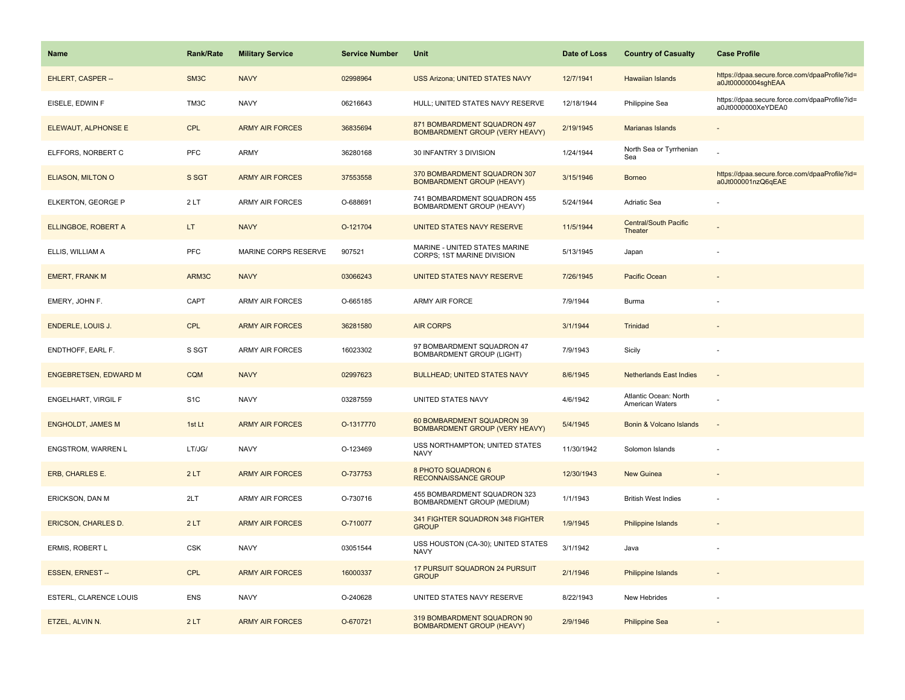| Name | Rank/Rate | Military Service | Service Number | Unit | Date of Loss | Country of Casualty | Case Profile |
|---|---|---|---|---|---|---|---|
| EHLERT, CASPER -- | SM3C | NAVY | 02998964 | USS Arizona; UNITED STATES NAVY | 12/7/1941 | Hawaiian Islands | https://dpaa.secure.force.com/dpaaProfile?id=a0Jt00000004sghEAA |
| EISELE, EDWIN F | TM3C | NAVY | 06216643 | HULL; UNITED STATES NAVY RESERVE | 12/18/1944 | Philippine Sea | https://dpaa.secure.force.com/dpaaProfile?id=a0Jt0000000XeYDEA0 |
| ELEWAUT, ALPHONSE E | CPL | ARMY AIR FORCES | 36835694 | 871 BOMBARDMENT SQUADRON 497 BOMBARDMENT GROUP (VERY HEAVY) | 2/19/1945 | Marianas Islands | - |
| ELFFORS, NORBERT C | PFC | ARMY | 36280168 | 30 INFANTRY 3 DIVISION | 1/24/1944 | North Sea or Tyrrhenian Sea | - |
| ELIASON, MILTON O | S SGT | ARMY AIR FORCES | 37553558 | 370 BOMBARDMENT SQUADRON 307 BOMBARDMENT GROUP (HEAVY) | 3/15/1946 | Borneo | https://dpaa.secure.force.com/dpaaProfile?id=a0Jt000001nzQ6qEAE |
| ELKERTON, GEORGE P | 2 LT | ARMY AIR FORCES | O-688691 | 741 BOMBARDMENT SQUADRON 455 BOMBARDMENT GROUP (HEAVY) | 5/24/1944 | Adriatic Sea | - |
| ELLINGBOE, ROBERT A | LT | NAVY | O-121704 | UNITED STATES NAVY RESERVE | 11/5/1944 | Central/South Pacific Theater | - |
| ELLIS, WILLIAM A | PFC | MARINE CORPS RESERVE | 907521 | MARINE - UNITED STATES MARINE CORPS; 1ST MARINE DIVISION | 5/13/1945 | Japan | - |
| EMERT, FRANK M | ARM3C | NAVY | 03066243 | UNITED STATES NAVY RESERVE | 7/26/1945 | Pacific Ocean | - |
| EMERY, JOHN F. | CAPT | ARMY AIR FORCES | O-665185 | ARMY AIR FORCE | 7/9/1944 | Burma | - |
| ENDERLE, LOUIS J. | CPL | ARMY AIR FORCES | 36281580 | AIR CORPS | 3/1/1944 | Trinidad | - |
| ENDTHOFF, EARL F. | S SGT | ARMY AIR FORCES | 16023302 | 97 BOMBARDMENT SQUADRON 47 BOMBARDMENT GROUP (LIGHT) | 7/9/1943 | Sicily | - |
| ENGEBRETSEN, EDWARD M | CQM | NAVY | 02997623 | BULLHEAD; UNITED STATES NAVY | 8/6/1945 | Netherlands East Indies | - |
| ENGELHART, VIRGIL F | S1C | NAVY | 03287559 | UNITED STATES NAVY | 4/6/1942 | Atlantic Ocean: North American Waters | - |
| ENGHOLDT, JAMES M | 1st Lt | ARMY AIR FORCES | O-1317770 | 60 BOMBARDMENT SQUADRON 39 BOMBARDMENT GROUP (VERY HEAVY) | 5/4/1945 | Bonin & Volcano Islands | - |
| ENGSTROM, WARREN L | LT/JG/ | NAVY | O-123469 | USS NORTHAMPTON; UNITED STATES NAVY | 11/30/1942 | Solomon Islands | - |
| ERB, CHARLES E. | 2 LT | ARMY AIR FORCES | O-737753 | 8 PHOTO SQUADRON 6 RECONNAISSANCE GROUP | 12/30/1943 | New Guinea | - |
| ERICKSON, DAN M | 2LT | ARMY AIR FORCES | O-730716 | 455 BOMBARDMENT SQUADRON 323 BOMBARDMENT GROUP (MEDIUM) | 1/1/1943 | British West Indies | - |
| ERICSON, CHARLES D. | 2 LT | ARMY AIR FORCES | O-710077 | 341 FIGHTER SQUADRON 348 FIGHTER GROUP | 1/9/1945 | Philippine Islands | - |
| ERMIS, ROBERT L | CSK | NAVY | 03051544 | USS HOUSTON (CA-30); UNITED STATES NAVY | 3/1/1942 | Java | - |
| ESSEN, ERNEST -- | CPL | ARMY AIR FORCES | 16000337 | 17 PURSUIT SQUADRON 24 PURSUIT GROUP | 2/1/1946 | Philippine Islands | - |
| ESTERL, CLARENCE LOUIS | ENS | NAVY | O-240628 | UNITED STATES NAVY RESERVE | 8/22/1943 | New Hebrides | - |
| ETZEL, ALVIN N. | 2 LT | ARMY AIR FORCES | O-670721 | 319 BOMBARDMENT SQUADRON 90 BOMBARDMENT GROUP (HEAVY) | 2/9/1946 | Philippine Sea | - |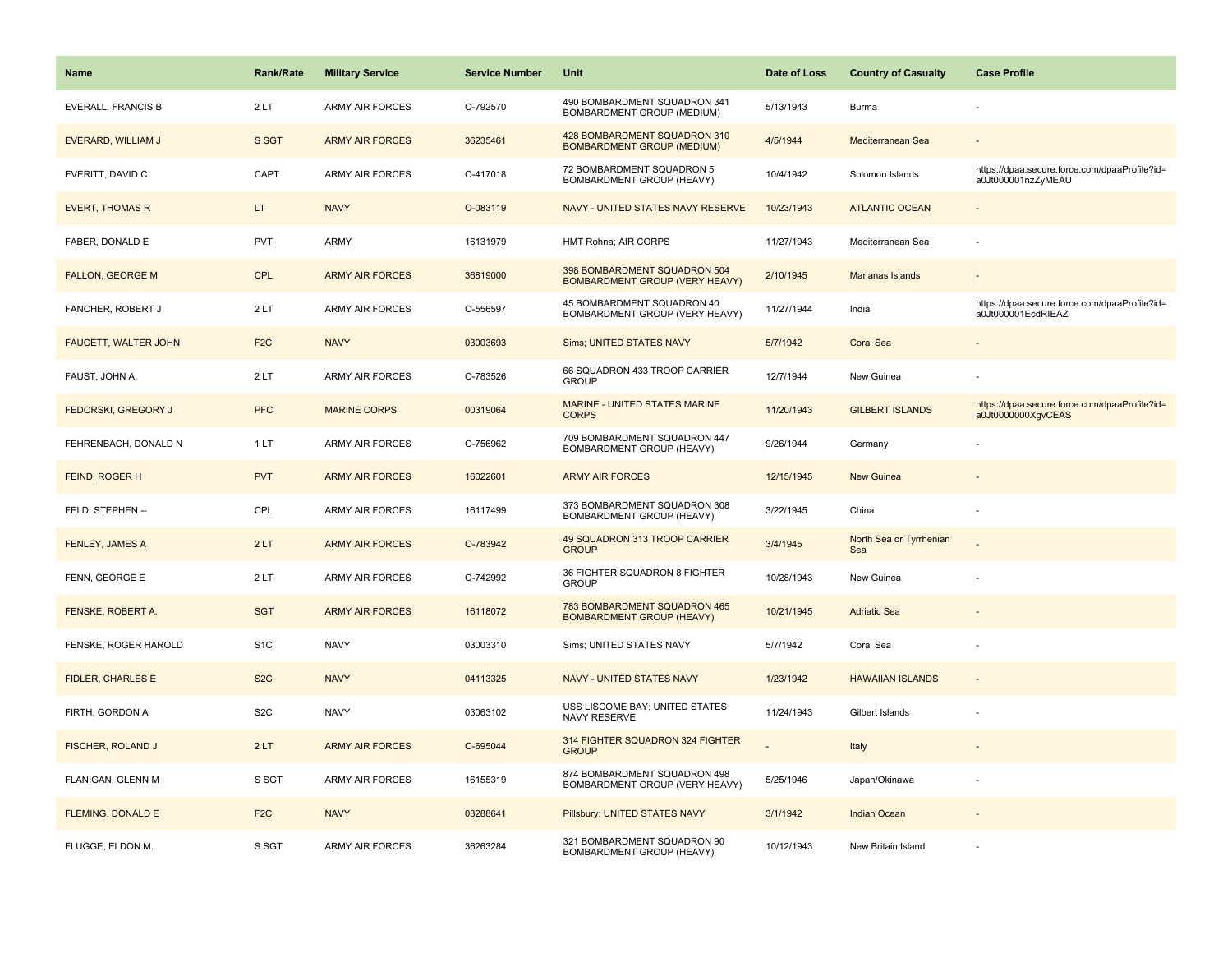| Name | Rank/Rate | Military Service | Service Number | Unit | Date of Loss | Country of Casualty | Case Profile |
| --- | --- | --- | --- | --- | --- | --- | --- |
| EVERALL, FRANCIS B | 2 LT | ARMY AIR FORCES | O-792570 | 490 BOMBARDMENT SQUADRON 341 BOMBARDMENT GROUP (MEDIUM) | 5/13/1943 | Burma | - |
| EVERARD, WILLIAM J | S SGT | ARMY AIR FORCES | 36235461 | 428 BOMBARDMENT SQUADRON 310 BOMBARDMENT GROUP (MEDIUM) | 4/5/1944 | Mediterranean Sea | - |
| EVERITT, DAVID C | CAPT | ARMY AIR FORCES | O-417018 | 72 BOMBARDMENT SQUADRON 5 BOMBARDMENT GROUP (HEAVY) | 10/4/1942 | Solomon Islands | https://dpaa.secure.force.com/dpaaProfile?id=a0Jt000001nzZyMEAU |
| EVERT, THOMAS R | LT | NAVY | O-083119 | NAVY - UNITED STATES NAVY RESERVE | 10/23/1943 | ATLANTIC OCEAN | - |
| FABER, DONALD E | PVT | ARMY | 16131979 | HMT Rohna; AIR CORPS | 11/27/1943 | Mediterranean Sea | - |
| FALLON, GEORGE M | CPL | ARMY AIR FORCES | 36819000 | 398 BOMBARDMENT SQUADRON 504 BOMBARDMENT GROUP (VERY HEAVY) | 2/10/1945 | Marianas Islands | - |
| FANCHER, ROBERT J | 2 LT | ARMY AIR FORCES | O-556597 | 45 BOMBARDMENT SQUADRON 40 BOMBARDMENT GROUP (VERY HEAVY) | 11/27/1944 | India | https://dpaa.secure.force.com/dpaaProfile?id=a0Jt000001EcdRIEAZ |
| FAUCETT, WALTER JOHN | F2C | NAVY | 03003693 | Sims; UNITED STATES NAVY | 5/7/1942 | Coral Sea | - |
| FAUST, JOHN A. | 2 LT | ARMY AIR FORCES | O-783526 | 66 SQUADRON 433 TROOP CARRIER GROUP | 12/7/1944 | New Guinea | - |
| FEDORSKI, GREGORY J | PFC | MARINE CORPS | 00319064 | MARINE - UNITED STATES MARINE CORPS | 11/20/1943 | GILBERT ISLANDS | https://dpaa.secure.force.com/dpaaProfile?id=a0Jt0000000XgvCEAS |
| FEHRENBACH, DONALD N | 1 LT | ARMY AIR FORCES | O-756962 | 709 BOMBARDMENT SQUADRON 447 BOMBARDMENT GROUP (HEAVY) | 9/26/1944 | Germany | - |
| FEIND, ROGER H | PVT | ARMY AIR FORCES | 16022601 | ARMY AIR FORCES | 12/15/1945 | New Guinea | - |
| FELD, STEPHEN -- | CPL | ARMY AIR FORCES | 16117499 | 373 BOMBARDMENT SQUADRON 308 BOMBARDMENT GROUP (HEAVY) | 3/22/1945 | China | - |
| FENLEY, JAMES A | 2 LT | ARMY AIR FORCES | O-783942 | 49 SQUADRON 313 TROOP CARRIER GROUP | 3/4/1945 | North Sea or Tyrrhenian Sea | - |
| FENN, GEORGE E | 2 LT | ARMY AIR FORCES | O-742992 | 36 FIGHTER SQUADRON 8 FIGHTER GROUP | 10/28/1943 | New Guinea | - |
| FENSKE, ROBERT A. | SGT | ARMY AIR FORCES | 16118072 | 783 BOMBARDMENT SQUADRON 465 BOMBARDMENT GROUP (HEAVY) | 10/21/1945 | Adriatic Sea | - |
| FENSKE, ROGER HAROLD | S1C | NAVY | 03003310 | Sims; UNITED STATES NAVY | 5/7/1942 | Coral Sea | - |
| FIDLER, CHARLES E | S2C | NAVY | 04113325 | NAVY - UNITED STATES NAVY | 1/23/1942 | HAWAIIAN ISLANDS | - |
| FIRTH, GORDON A | S2C | NAVY | 03063102 | USS LISCOME BAY; UNITED STATES NAVY RESERVE | 11/24/1943 | Gilbert Islands | - |
| FISCHER, ROLAND J | 2 LT | ARMY AIR FORCES | O-695044 | 314 FIGHTER SQUADRON 324 FIGHTER GROUP | - | Italy | - |
| FLANIGAN, GLENN M | S SGT | ARMY AIR FORCES | 16155319 | 874 BOMBARDMENT SQUADRON 498 BOMBARDMENT GROUP (VERY HEAVY) | 5/25/1946 | Japan/Okinawa | - |
| FLEMING, DONALD E | F2C | NAVY | 03288641 | Pillsbury; UNITED STATES NAVY | 3/1/1942 | Indian Ocean | - |
| FLUGGE, ELDON M. | S SGT | ARMY AIR FORCES | 36263284 | 321 BOMBARDMENT SQUADRON 90 BOMBARDMENT GROUP (HEAVY) | 10/12/1943 | New Britain Island | - |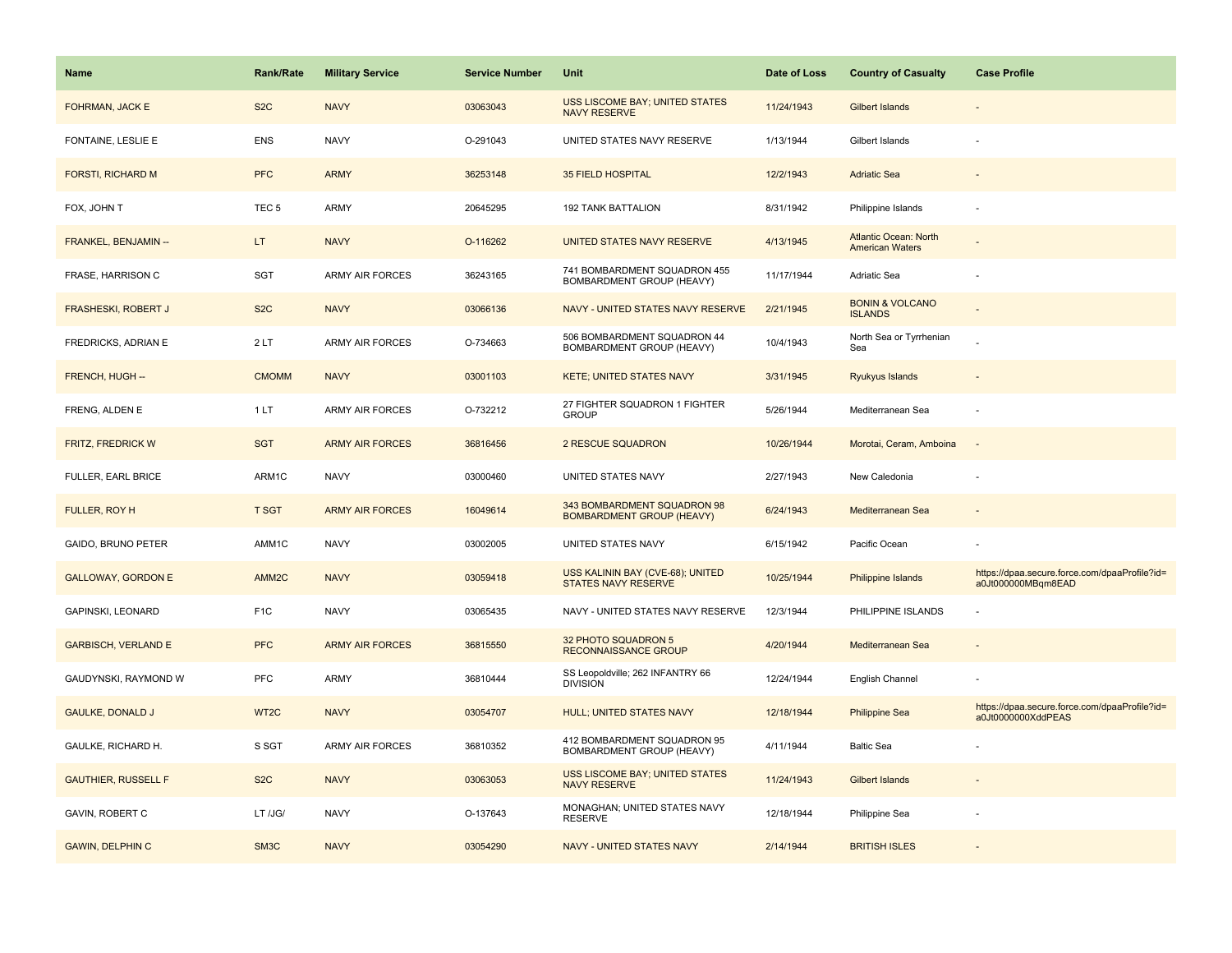| Name | Rank/Rate | Military Service | Service Number | Unit | Date of Loss | Country of Casualty | Case Profile |
|---|---|---|---|---|---|---|---|
| FOHRMAN, JACK E | S2C | NAVY | 03063043 | USS LISCOME BAY; UNITED STATES NAVY RESERVE | 11/24/1943 | Gilbert Islands | - |
| FONTAINE, LESLIE E | ENS | NAVY | O-291043 | UNITED STATES NAVY RESERVE | 1/13/1944 | Gilbert Islands | - |
| FORSTI, RICHARD M | PFC | ARMY | 36253148 | 35 FIELD HOSPITAL | 12/2/1943 | Adriatic Sea | - |
| FOX, JOHN T | TEC 5 | ARMY | 20645295 | 192 TANK BATTALION | 8/31/1942 | Philippine Islands | - |
| FRANKEL, BENJAMIN -- | LT | NAVY | O-116262 | UNITED STATES NAVY RESERVE | 4/13/1945 | Atlantic Ocean: North American Waters | - |
| FRASE, HARRISON C | SGT | ARMY AIR FORCES | 36243165 | 741 BOMBARDMENT SQUADRON 455 BOMBARDMENT GROUP (HEAVY) | 11/17/1944 | Adriatic Sea | - |
| FRASHESKI, ROBERT J | S2C | NAVY | 03066136 | NAVY - UNITED STATES NAVY RESERVE | 2/21/1945 | BONIN & VOLCANO ISLANDS | - |
| FREDRICKS, ADRIAN E | 2 LT | ARMY AIR FORCES | O-734663 | 506 BOMBARDMENT SQUADRON 44 BOMBARDMENT GROUP (HEAVY) | 10/4/1943 | North Sea or Tyrrhenian Sea | - |
| FRENCH, HUGH -- | CMOMM | NAVY | 03001103 | KETE; UNITED STATES NAVY | 3/31/1945 | Ryukyus Islands | - |
| FRENG, ALDEN E | 1 LT | ARMY AIR FORCES | O-732212 | 27 FIGHTER SQUADRON 1 FIGHTER GROUP | 5/26/1944 | Mediterranean Sea | - |
| FRITZ, FREDRICK W | SGT | ARMY AIR FORCES | 36816456 | 2 RESCUE SQUADRON | 10/26/1944 | Morotai, Ceram, Amboina | - |
| FULLER, EARL BRICE | ARM1C | NAVY | 03000460 | UNITED STATES NAVY | 2/27/1943 | New Caledonia | - |
| FULLER, ROY H | T SGT | ARMY AIR FORCES | 16049614 | 343 BOMBARDMENT SQUADRON 98 BOMBARDMENT GROUP (HEAVY) | 6/24/1943 | Mediterranean Sea | - |
| GAIDO, BRUNO PETER | AMM1C | NAVY | 03002005 | UNITED STATES NAVY | 6/15/1942 | Pacific Ocean | - |
| GALLOWAY, GORDON E | AMM2C | NAVY | 03059418 | USS KALININ BAY (CVE-68); UNITED STATES NAVY RESERVE | 10/25/1944 | Philippine Islands | https://dpaa.secure.force.com/dpaaProfile?id=a0Jt000000MBqm8EAD |
| GAPINSKI, LEONARD | F1C | NAVY | 03065435 | NAVY - UNITED STATES NAVY RESERVE | 12/3/1944 | PHILIPPINE ISLANDS | - |
| GARBISCH, VERLAND E | PFC | ARMY AIR FORCES | 36815550 | 32 PHOTO SQUADRON 5 RECONNAISSANCE GROUP | 4/20/1944 | Mediterranean Sea | - |
| GAUDYNSKI, RAYMOND W | PFC | ARMY | 36810444 | SS Leopoldville; 262 INFANTRY 66 DIVISION | 12/24/1944 | English Channel | - |
| GAULKE, DONALD J | WT2C | NAVY | 03054707 | HULL; UNITED STATES NAVY | 12/18/1944 | Philippine Sea | https://dpaa.secure.force.com/dpaaProfile?id=a0Jt0000000XddPEAS |
| GAULKE, RICHARD H. | S SGT | ARMY AIR FORCES | 36810352 | 412 BOMBARDMENT SQUADRON 95 BOMBARDMENT GROUP (HEAVY) | 4/11/1944 | Baltic Sea | - |
| GAUTHIER, RUSSELL F | S2C | NAVY | 03063053 | USS LISCOME BAY; UNITED STATES NAVY RESERVE | 11/24/1943 | Gilbert Islands | - |
| GAVIN, ROBERT C | LT /JG/ | NAVY | O-137643 | MONAGHAN; UNITED STATES NAVY RESERVE | 12/18/1944 | Philippine Sea | - |
| GAWIN, DELPHIN C | SM3C | NAVY | 03054290 | NAVY - UNITED STATES NAVY | 2/14/1944 | BRITISH ISLES | - |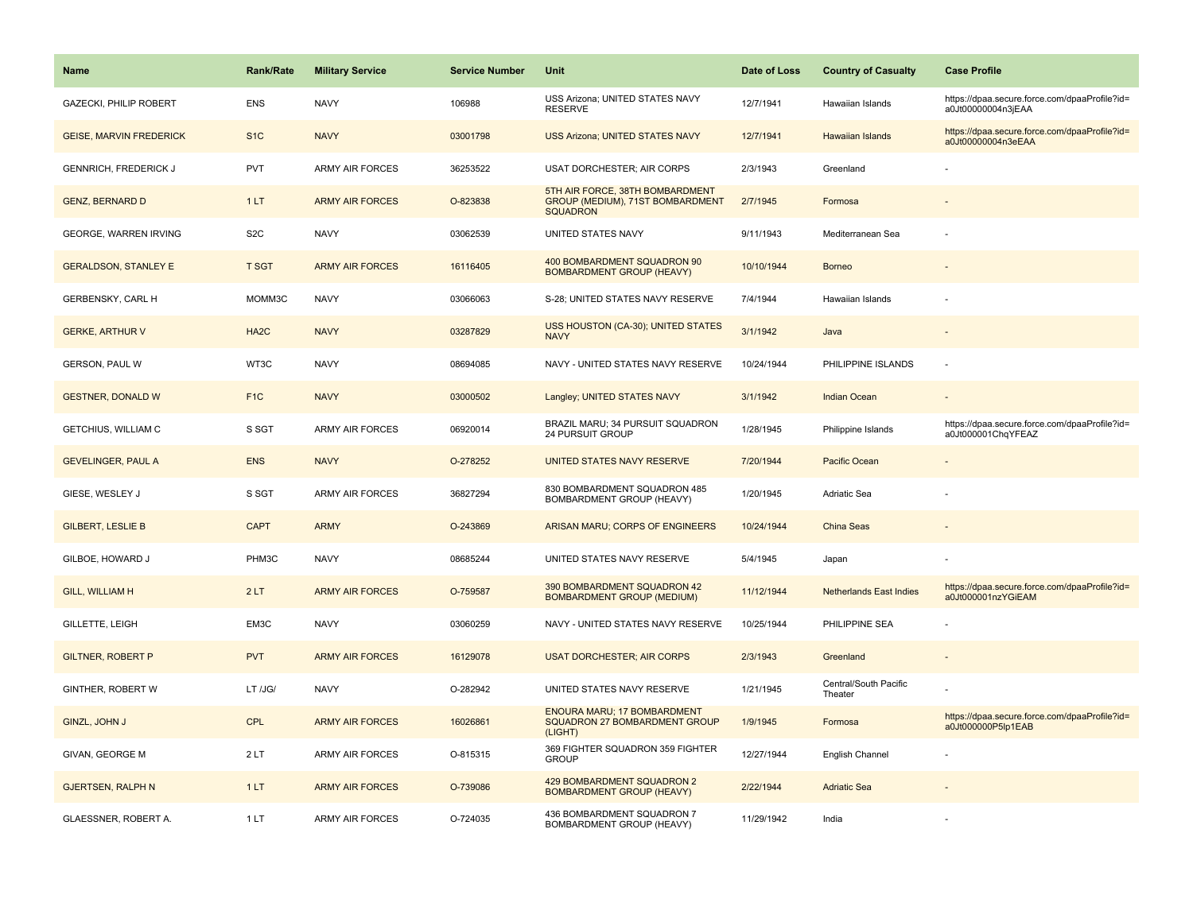| Name | Rank/Rate | Military Service | Service Number | Unit | Date of Loss | Country of Casualty | Case Profile |
| --- | --- | --- | --- | --- | --- | --- | --- |
| GAZECKI, PHILIP ROBERT | ENS | NAVY | 106988 | USS Arizona; UNITED STATES NAVY RESERVE | 12/7/1941 | Hawaiian Islands | https://dpaa.secure.force.com/dpaaProfile?id=a0Jt00000004n3jEAA |
| GEISE, MARVIN FREDERICK | S1C | NAVY | 03001798 | USS Arizona; UNITED STATES NAVY | 12/7/1941 | Hawaiian Islands | https://dpaa.secure.force.com/dpaaProfile?id=a0Jt00000004n3eEAA |
| GENNRICH, FREDERICK J | PVT | ARMY AIR FORCES | 36253522 | USAT DORCHESTER; AIR CORPS | 2/3/1943 | Greenland | - |
| GENZ, BERNARD D | 1 LT | ARMY AIR FORCES | O-823838 | 5TH AIR FORCE, 38TH BOMBARDMENT GROUP (MEDIUM), 71ST BOMBARDMENT SQUADRON | 2/7/1945 | Formosa | - |
| GEORGE, WARREN IRVING | S2C | NAVY | 03062539 | UNITED STATES NAVY | 9/11/1943 | Mediterranean Sea | - |
| GERALDSON, STANLEY E | T SGT | ARMY AIR FORCES | 16116405 | 400 BOMBARDMENT SQUADRON 90 BOMBARDMENT GROUP (HEAVY) | 10/10/1944 | Borneo | - |
| GERBENSKY, CARL H | MOMM3C | NAVY | 03066063 | S-28; UNITED STATES NAVY RESERVE | 7/4/1944 | Hawaiian Islands | - |
| GERKE, ARTHUR V | HA2C | NAVY | 03287829 | USS HOUSTON (CA-30); UNITED STATES NAVY | 3/1/1942 | Java | - |
| GERSON, PAUL W | WT3C | NAVY | 08694085 | NAVY - UNITED STATES NAVY RESERVE | 10/24/1944 | PHILIPPINE ISLANDS | - |
| GESTNER, DONALD W | F1C | NAVY | 03000502 | Langley; UNITED STATES NAVY | 3/1/1942 | Indian Ocean | - |
| GETCHIUS, WILLIAM C | S SGT | ARMY AIR FORCES | 06920014 | BRAZIL MARU; 34 PURSUIT SQUADRON 24 PURSUIT GROUP | 1/28/1945 | Philippine Islands | https://dpaa.secure.force.com/dpaaProfile?id=a0Jt000001ChqYFEAZ |
| GEVELINGER, PAUL A | ENS | NAVY | O-278252 | UNITED STATES NAVY RESERVE | 7/20/1944 | Pacific Ocean | - |
| GIESE, WESLEY J | S SGT | ARMY AIR FORCES | 36827294 | 830 BOMBARDMENT SQUADRON 485 BOMBARDMENT GROUP (HEAVY) | 1/20/1945 | Adriatic Sea | - |
| GILBERT, LESLIE B | CAPT | ARMY | O-243869 | ARISAN MARU; CORPS OF ENGINEERS | 10/24/1944 | China Seas | - |
| GILBOE, HOWARD J | PHM3C | NAVY | 08685244 | UNITED STATES NAVY RESERVE | 5/4/1945 | Japan | - |
| GILL, WILLIAM H | 2 LT | ARMY AIR FORCES | O-759587 | 390 BOMBARDMENT SQUADRON 42 BOMBARDMENT GROUP (MEDIUM) | 11/12/1944 | Netherlands East Indies | https://dpaa.secure.force.com/dpaaProfile?id=a0Jt000001nzYGiEAM |
| GILLETTE, LEIGH | EM3C | NAVY | 03060259 | NAVY - UNITED STATES NAVY RESERVE | 10/25/1944 | PHILIPPINE SEA | - |
| GILTNER, ROBERT P | PVT | ARMY AIR FORCES | 16129078 | USAT DORCHESTER; AIR CORPS | 2/3/1943 | Greenland | - |
| GINTHER, ROBERT W | LT /JG/ | NAVY | O-282942 | UNITED STATES NAVY RESERVE | 1/21/1945 | Central/South Pacific Theater | - |
| GINZL, JOHN J | CPL | ARMY AIR FORCES | 16026861 | ENOURA MARU; 17 BOMBARDMENT SQUADRON 27 BOMBARDMENT GROUP (LIGHT) | 1/9/1945 | Formosa | https://dpaa.secure.force.com/dpaaProfile?id=a0Jt000000P5lp1EAB |
| GIVAN, GEORGE M | 2 LT | ARMY AIR FORCES | O-815315 | 369 FIGHTER SQUADRON 359 FIGHTER GROUP | 12/27/1944 | English Channel | - |
| GJERTSEN, RALPH N | 1 LT | ARMY AIR FORCES | O-739086 | 429 BOMBARDMENT SQUADRON 2 BOMBARDMENT GROUP (HEAVY) | 2/22/1944 | Adriatic Sea | - |
| GLAESSNER, ROBERT A. | 1 LT | ARMY AIR FORCES | O-724035 | 436 BOMBARDMENT SQUADRON 7 BOMBARDMENT GROUP (HEAVY) | 11/29/1942 | India | - |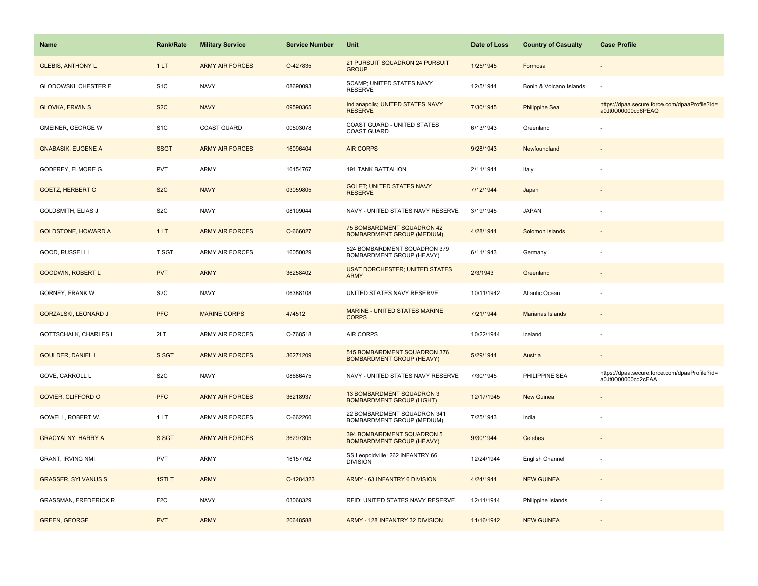| Name | Rank/Rate | Military Service | Service Number | Unit | Date of Loss | Country of Casualty | Case Profile |
|---|---|---|---|---|---|---|---|
| GLEBIS, ANTHONY L | 1 LT | ARMY AIR FORCES | O-427835 | 21 PURSUIT SQUADRON 24 PURSUIT GROUP | 1/25/1945 | Formosa | - |
| GLODOWSKI, CHESTER F | S1C | NAVY | 08690093 | SCAMP; UNITED STATES NAVY RESERVE | 12/5/1944 | Bonin & Volcano Islands | - |
| GLOVKA, ERWIN S | S2C | NAVY | 09590365 | Indianapolis; UNITED STATES NAVY RESERVE | 7/30/1945 | Philippine Sea | https://dpaa.secure.force.com/dpaaProfile?id=a0Jt0000000cd6PEAQ |
| GMEINER, GEORGE W | S1C | COAST GUARD | 00503078 | COAST GUARD - UNITED STATES COAST GUARD | 6/13/1943 | Greenland | - |
| GNABASIK, EUGENE A | SSGT | ARMY AIR FORCES | 16096404 | AIR CORPS | 9/28/1943 | Newfoundland | - |
| GODFREY, ELMORE G. | PVT | ARMY | 16154767 | 191 TANK BATTALION | 2/11/1944 | Italy | - |
| GOETZ, HERBERT C | S2C | NAVY | 03059805 | GOLET; UNITED STATES NAVY RESERVE | 7/12/1944 | Japan | - |
| GOLDSMITH, ELIAS J | S2C | NAVY | 08109044 | NAVY - UNITED STATES NAVY RESERVE | 3/19/1945 | JAPAN | - |
| GOLDSTONE, HOWARD A | 1 LT | ARMY AIR FORCES | O-666027 | 75 BOMBARDMENT SQUADRON 42 BOMBARDMENT GROUP (MEDIUM) | 4/28/1944 | Solomon Islands | - |
| GOOD, RUSSELL L. | T SGT | ARMY AIR FORCES | 16050029 | 524 BOMBARDMENT SQUADRON 379 BOMBARDMENT GROUP (HEAVY) | 6/11/1943 | Germany | - |
| GOODWIN, ROBERT L | PVT | ARMY | 36258402 | USAT DORCHESTER; UNITED STATES ARMY | 2/3/1943 | Greenland | - |
| GORNEY, FRANK W | S2C | NAVY | 06388108 | UNITED STATES NAVY RESERVE | 10/11/1942 | Atlantic Ocean | - |
| GORZALSKI, LEONARD J | PFC | MARINE CORPS | 474512 | MARINE - UNITED STATES MARINE CORPS | 7/21/1944 | Marianas Islands | - |
| GOTTSCHALK, CHARLES L | 2LT | ARMY AIR FORCES | O-768518 | AIR CORPS | 10/22/1944 | Iceland | - |
| GOULDER, DANIEL L | S SGT | ARMY AIR FORCES | 36271209 | 515 BOMBARDMENT SQUADRON 376 BOMBARDMENT GROUP (HEAVY) | 5/29/1944 | Austria | - |
| GOVE, CARROLL L | S2C | NAVY | 08686475 | NAVY - UNITED STATES NAVY RESERVE | 7/30/1945 | PHILIPPINE SEA | https://dpaa.secure.force.com/dpaaProfile?id=a0Jt0000000cd2cEAA |
| GOVIER, CLIFFORD O | PFC | ARMY AIR FORCES | 36218937 | 13 BOMBARDMENT SQUADRON 3 BOMBARDMENT GROUP (LIGHT) | 12/17/1945 | New Guinea | - |
| GOWELL, ROBERT W. | 1 LT | ARMY AIR FORCES | O-662260 | 22 BOMBARDMENT SQUADRON 341 BOMBARDMENT GROUP (MEDIUM) | 7/25/1943 | India | - |
| GRACYALNY, HARRY A | S SGT | ARMY AIR FORCES | 36297305 | 394 BOMBARDMENT SQUADRON 5 BOMBARDMENT GROUP (HEAVY) | 9/30/1944 | Celebes | - |
| GRANT, IRVING NMI | PVT | ARMY | 16157762 | SS Leopoldville; 262 INFANTRY 66 DIVISION | 12/24/1944 | English Channel | - |
| GRASSER, SYLVANUS S | 1STLT | ARMY | O-1284323 | ARMY - 63 INFANTRY 6 DIVISION | 4/24/1944 | NEW GUINEA | - |
| GRASSMAN, FREDERICK R | F2C | NAVY | 03068329 | REID; UNITED STATES NAVY RESERVE | 12/11/1944 | Philippine Islands | - |
| GREEN, GEORGE | PVT | ARMY | 20648588 | ARMY - 128 INFANTRY 32 DIVISION | 11/16/1942 | NEW GUINEA | - |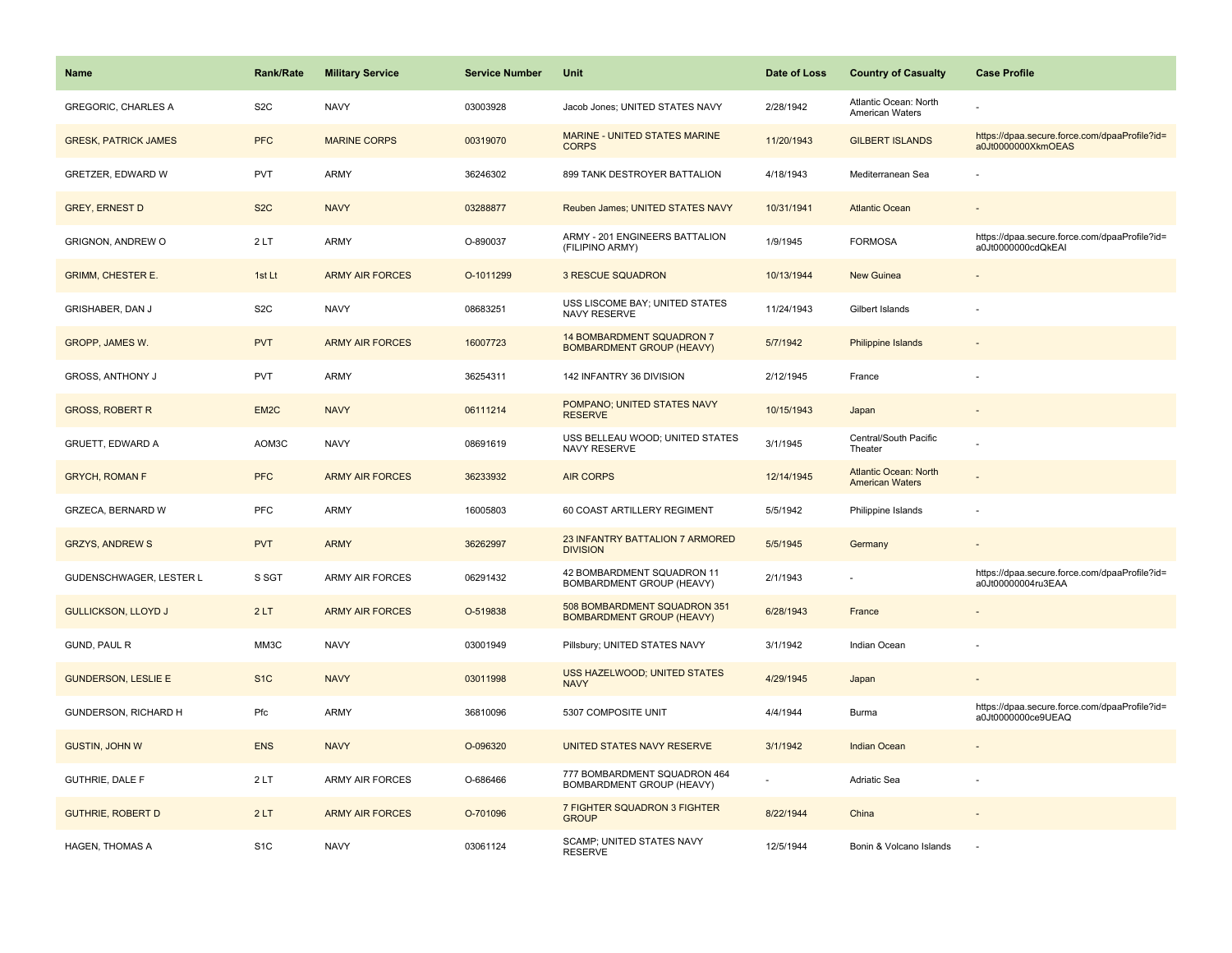| Name | Rank/Rate | Military Service | Service Number | Unit | Date of Loss | Country of Casualty | Case Profile |
|---|---|---|---|---|---|---|---|
| GREGORIC, CHARLES A | S2C | NAVY | 03003928 | Jacob Jones; UNITED STATES NAVY | 2/28/1942 | Atlantic Ocean: North American Waters | - |
| GRESK, PATRICK JAMES | PFC | MARINE CORPS | 00319070 | MARINE - UNITED STATES MARINE CORPS | 11/20/1943 | GILBERT ISLANDS | https://dpaa.secure.force.com/dpaaProfile?id=a0Jt0000000XkmOEAS |
| GRETZER, EDWARD W | PVT | ARMY | 36246302 | 899 TANK DESTROYER BATTALION | 4/18/1943 | Mediterranean Sea | - |
| GREY, ERNEST D | S2C | NAVY | 03288877 | Reuben James; UNITED STATES NAVY | 10/31/1941 | Atlantic Ocean | - |
| GRIGNON, ANDREW O | 2 LT | ARMY | O-890037 | ARMY - 201 ENGINEERS BATTALION (FILIPINO ARMY) | 1/9/1945 | FORMOSA | https://dpaa.secure.force.com/dpaaProfile?id=a0Jt0000000cdQkEAI |
| GRIMM, CHESTER E. | 1st Lt | ARMY AIR FORCES | O-1011299 | 3 RESCUE SQUADRON | 10/13/1944 | New Guinea | - |
| GRISHABER, DAN J | S2C | NAVY | 08683251 | USS LISCOME BAY; UNITED STATES NAVY RESERVE | 11/24/1943 | Gilbert Islands | - |
| GROPP, JAMES W. | PVT | ARMY AIR FORCES | 16007723 | 14 BOMBARDMENT SQUADRON 7 BOMBARDMENT GROUP (HEAVY) | 5/7/1942 | Philippine Islands | - |
| GROSS, ANTHONY J | PVT | ARMY | 36254311 | 142 INFANTRY 36 DIVISION | 2/12/1945 | France | - |
| GROSS, ROBERT R | EM2C | NAVY | 06111214 | POMPANO; UNITED STATES NAVY RESERVE | 10/15/1943 | Japan | - |
| GRUETT, EDWARD A | AOM3C | NAVY | 08691619 | USS BELLEAU WOOD; UNITED STATES NAVY RESERVE | 3/1/1945 | Central/South Pacific Theater | - |
| GRYCH, ROMAN F | PFC | ARMY AIR FORCES | 36233932 | AIR CORPS | 12/14/1945 | Atlantic Ocean: North American Waters | - |
| GRZECA, BERNARD W | PFC | ARMY | 16005803 | 60 COAST ARTILLERY REGIMENT | 5/5/1942 | Philippine Islands | - |
| GRZYS, ANDREW S | PVT | ARMY | 36262997 | 23 INFANTRY BATTALION 7 ARMORED DIVISION | 5/5/1945 | Germany | - |
| GUDENSCHWAGER, LESTER L | S SGT | ARMY AIR FORCES | 06291432 | 42 BOMBARDMENT SQUADRON 11 BOMBARDMENT GROUP (HEAVY) | 2/1/1943 | - | https://dpaa.secure.force.com/dpaaProfile?id=a0Jt00000004ru3EAA |
| GULLICKSON, LLOYD J | 2 LT | ARMY AIR FORCES | O-519838 | 508 BOMBARDMENT SQUADRON 351 BOMBARDMENT GROUP (HEAVY) | 6/28/1943 | France | - |
| GUND, PAUL R | MM3C | NAVY | 03001949 | Pillsbury; UNITED STATES NAVY | 3/1/1942 | Indian Ocean | - |
| GUNDERSON, LESLIE E | S1C | NAVY | 03011998 | USS HAZELWOOD; UNITED STATES NAVY | 4/29/1945 | Japan | - |
| GUNDERSON, RICHARD H | Pfc | ARMY | 36810096 | 5307 COMPOSITE UNIT | 4/4/1944 | Burma | https://dpaa.secure.force.com/dpaaProfile?id=a0Jt0000000ce9UEAQ |
| GUSTIN, JOHN W | ENS | NAVY | O-096320 | UNITED STATES NAVY RESERVE | 3/1/1942 | Indian Ocean | - |
| GUTHRIE, DALE F | 2 LT | ARMY AIR FORCES | O-686466 | 777 BOMBARDMENT SQUADRON 464 BOMBARDMENT GROUP (HEAVY) | - | Adriatic Sea | - |
| GUTHRIE, ROBERT D | 2 LT | ARMY AIR FORCES | O-701096 | 7 FIGHTER SQUADRON 3 FIGHTER GROUP | 8/22/1944 | China | - |
| HAGEN, THOMAS A | S1C | NAVY | 03061124 | SCAMP; UNITED STATES NAVY RESERVE | 12/5/1944 | Bonin & Volcano Islands | - |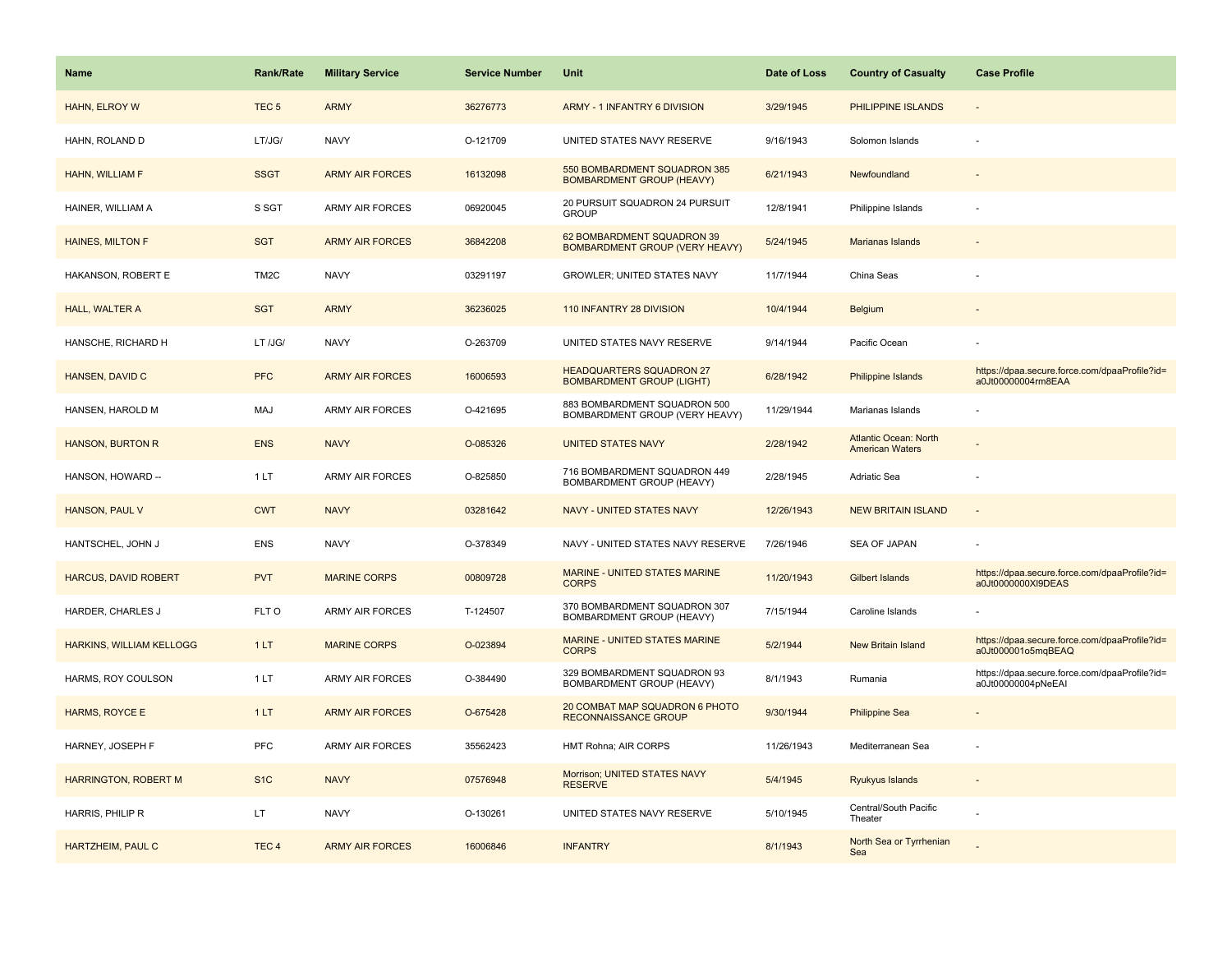| Name | Rank/Rate | Military Service | Service Number | Unit | Date of Loss | Country of Casualty | Case Profile |
|---|---|---|---|---|---|---|---|
| HAHN, ELROY W | TEC 5 | ARMY | 36276773 | ARMY - 1 INFANTRY 6 DIVISION | 3/29/1945 | PHILIPPINE ISLANDS | - |
| HAHN, ROLAND D | LT/JG/ | NAVY | O-121709 | UNITED STATES NAVY RESERVE | 9/16/1943 | Solomon Islands | - |
| HAHN, WILLIAM F | SSGT | ARMY AIR FORCES | 16132098 | 550 BOMBARDMENT SQUADRON 385 BOMBARDMENT GROUP (HEAVY) | 6/21/1943 | Newfoundland | - |
| HAINER, WILLIAM A | S SGT | ARMY AIR FORCES | 06920045 | 20 PURSUIT SQUADRON 24 PURSUIT GROUP | 12/8/1941 | Philippine Islands | - |
| HAINES, MILTON F | SGT | ARMY AIR FORCES | 36842208 | 62 BOMBARDMENT SQUADRON 39 BOMBARDMENT GROUP (VERY HEAVY) | 5/24/1945 | Marianas Islands | - |
| HAKANSON, ROBERT E | TM2C | NAVY | 03291197 | GROWLER; UNITED STATES NAVY | 11/7/1944 | China Seas | - |
| HALL, WALTER A | SGT | ARMY | 36236025 | 110 INFANTRY 28 DIVISION | 10/4/1944 | Belgium | - |
| HANSCHE, RICHARD H | LT /JG/ | NAVY | O-263709 | UNITED STATES NAVY RESERVE | 9/14/1944 | Pacific Ocean | - |
| HANSEN, DAVID C | PFC | ARMY AIR FORCES | 16006593 | HEADQUARTERS SQUADRON 27 BOMBARDMENT GROUP (LIGHT) | 6/28/1942 | Philippine Islands | https://dpaa.secure.force.com/dpaaProfile?id=a0Jt00000004rm8EAA |
| HANSEN, HAROLD M | MAJ | ARMY AIR FORCES | O-421695 | 883 BOMBARDMENT SQUADRON 500 BOMBARDMENT GROUP (VERY HEAVY) | 11/29/1944 | Marianas Islands | - |
| HANSON, BURTON R | ENS | NAVY | O-085326 | UNITED STATES NAVY | 2/28/1942 | Atlantic Ocean: North American Waters | - |
| HANSON, HOWARD -- | 1 LT | ARMY AIR FORCES | O-825850 | 716 BOMBARDMENT SQUADRON 449 BOMBARDMENT GROUP (HEAVY) | 2/28/1945 | Adriatic Sea | - |
| HANSON, PAUL V | CWT | NAVY | 03281642 | NAVY - UNITED STATES NAVY | 12/26/1943 | NEW BRITAIN ISLAND | - |
| HANTSCHEL, JOHN J | ENS | NAVY | O-378349 | NAVY - UNITED STATES NAVY RESERVE | 7/26/1946 | SEA OF JAPAN | - |
| HARCUS, DAVID ROBERT | PVT | MARINE CORPS | 00809728 | MARINE - UNITED STATES MARINE CORPS | 11/20/1943 | Gilbert Islands | https://dpaa.secure.force.com/dpaaProfile?id=a0Jt0000000Xl9DEAS |
| HARDER, CHARLES J | FLT O | ARMY AIR FORCES | T-124507 | 370 BOMBARDMENT SQUADRON 307 BOMBARDMENT GROUP (HEAVY) | 7/15/1944 | Caroline Islands | - |
| HARKINS, WILLIAM KELLOGG | 1 LT | MARINE CORPS | O-023894 | MARINE - UNITED STATES MARINE CORPS | 5/2/1944 | New Britain Island | https://dpaa.secure.force.com/dpaaProfile?id=a0Jt000001o5mqBEAQ |
| HARMS, ROY COULSON | 1 LT | ARMY AIR FORCES | O-384490 | 329 BOMBARDMENT SQUADRON 93 BOMBARDMENT GROUP (HEAVY) | 8/1/1943 | Rumania | https://dpaa.secure.force.com/dpaaProfile?id=a0Jt00000004pNeEAI |
| HARMS, ROYCE E | 1 LT | ARMY AIR FORCES | O-675428 | 20 COMBAT MAP SQUADRON 6 PHOTO RECONNAISSANCE GROUP | 9/30/1944 | Philippine Sea | - |
| HARNEY, JOSEPH F | PFC | ARMY AIR FORCES | 35562423 | HMT Rohna; AIR CORPS | 11/26/1943 | Mediterranean Sea | - |
| HARRINGTON, ROBERT M | S1C | NAVY | 07576948 | Morrison; UNITED STATES NAVY RESERVE | 5/4/1945 | Ryukyus Islands | - |
| HARRIS, PHILIP R | LT | NAVY | O-130261 | UNITED STATES NAVY RESERVE | 5/10/1945 | Central/South Pacific Theater | - |
| HARTZHEIM, PAUL C | TEC 4 | ARMY AIR FORCES | 16006846 | INFANTRY | 8/1/1943 | North Sea or Tyrrhenian Sea | - |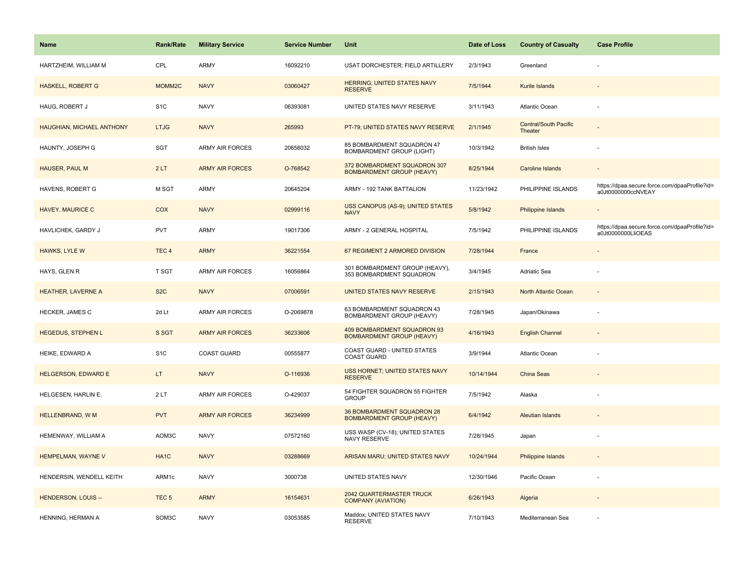| Name | Rank/Rate | Military Service | Service Number | Unit | Date of Loss | Country of Casualty | Case Profile |
|---|---|---|---|---|---|---|---|
| HARTZHEIM, WILLIAM M | CPL | ARMY | 16092210 | USAT DORCHESTER; FIELD ARTILLERY | 2/3/1943 | Greenland | - |
| HASKELL, ROBERT G | MOMM2C | NAVY | 03060427 | HERRING; UNITED STATES NAVY RESERVE | 7/5/1944 | Kurile Islands | - |
| HAUG, ROBERT J | S1C | NAVY | 06393081 | UNITED STATES NAVY RESERVE | 3/11/1943 | Atlantic Ocean | - |
| HAUGHIAN, MICHAEL ANTHONY | LTJG | NAVY | 265993 | PT-79; UNITED STATES NAVY RESERVE | 2/1/1945 | Central/South Pacific Theater | - |
| HAUNTY, JOSEPH G | SGT | ARMY AIR FORCES | 20656032 | 85 BOMBARDMENT SQUADRON 47 BOMBARDMENT GROUP (LIGHT) | 10/3/1942 | British Isles | - |
| HAUSER, PAUL M | 2 LT | ARMY AIR FORCES | O-768542 | 372 BOMBARDMENT SQUADRON 307 BOMBARDMENT GROUP (HEAVY) | 8/25/1944 | Caroline Islands | - |
| HAVENS, ROBERT G | M SGT | ARMY | 20645204 | ARMY - 192 TANK BATTALION | 11/23/1942 | PHILIPPINE ISLANDS | https://dpaa.secure.force.com/dpaaProfile?id=a0Jt0000000ccNVEAY |
| HAVEY, MAURICE C | COX | NAVY | 02999116 | USS CANOPUS (AS-9); UNITED STATES NAVY | 5/8/1942 | Philippine Islands | - |
| HAVLICHEK, GARDY J | PVT | ARMY | 19017306 | ARMY - 2 GENERAL HOSPITAL | 7/5/1942 | PHILIPPINE ISLANDS | https://dpaa.secure.force.com/dpaaProfile?id=a0Jt0000000LliOEAS |
| HAWKS, LYLE W | TEC 4 | ARMY | 36221554 | 67 REGIMENT 2 ARMORED DIVISION | 7/28/1944 | France | - |
| HAYS, GLEN R | T SGT | ARMY AIR FORCES | 16056864 | 301 BOMBARDMENT GROUP (HEAVY), 353 BOMBARDMENT SQUADRON | 3/4/1945 | Adriatic Sea | - |
| HEATHER, LAVERNE A | S2C | NAVY | 07006591 | UNITED STATES NAVY RESERVE | 2/15/1943 | North Atlantic Ocean | - |
| HECKER, JAMES C | 2d Lt | ARMY AIR FORCES | O-2069878 | 63 BOMBARDMENT SQUADRON 43 BOMBARDMENT GROUP (HEAVY) | 7/28/1945 | Japan/Okinawa | - |
| HEGEDUS, STEPHEN L | S SGT | ARMY AIR FORCES | 36233606 | 409 BOMBARDMENT SQUADRON 93 BOMBARDMENT GROUP (HEAVY) | 4/16/1943 | English Channel | - |
| HEIKE, EDWARD A | S1C | COAST GUARD | 00555877 | COAST GUARD - UNITED STATES COAST GUARD | 3/9/1944 | Atlantic Ocean | - |
| HELGERSON, EDWARD E | LT | NAVY | O-116936 | USS HORNET; UNITED STATES NAVY RESERVE | 10/14/1944 | China Seas | - |
| HELGESEN, HARLIN E. | 2 LT | ARMY AIR FORCES | O-429037 | 54 FIGHTER SQUADRON 55 FIGHTER GROUP | 7/5/1942 | Alaska | - |
| HELLENBRAND, W M | PVT | ARMY AIR FORCES | 36234999 | 36 BOMBARDMENT SQUADRON 28 BOMBARDMENT GROUP (HEAVY) | 6/4/1942 | Aleutian Islands | - |
| HEMENWAY, WILLIAM A | AOM3C | NAVY | 07572160 | USS WASP (CV-18); UNITED STATES NAVY RESERVE | 7/28/1945 | Japan | - |
| HEMPELMAN, WAYNE V | HA1C | NAVY | 03288669 | ARISAN MARU; UNITED STATES NAVY | 10/24/1944 | Philippine Islands | - |
| HENDERSIN, WENDELL KEITH | ARM1c | NAVY | 3000738 | UNITED STATES NAVY | 12/30/1946 | Pacific Ocean | - |
| HENDERSON, LOUIS -- | TEC 5 | ARMY | 16154631 | 2042 QUARTERMASTER TRUCK COMPANY (AVIATION) | 6/26/1943 | Algeria | - |
| HENNING, HERMAN A | SOM3C | NAVY | 03053585 | Maddox; UNITED STATES NAVY RESERVE | 7/10/1943 | Mediterranean Sea | - |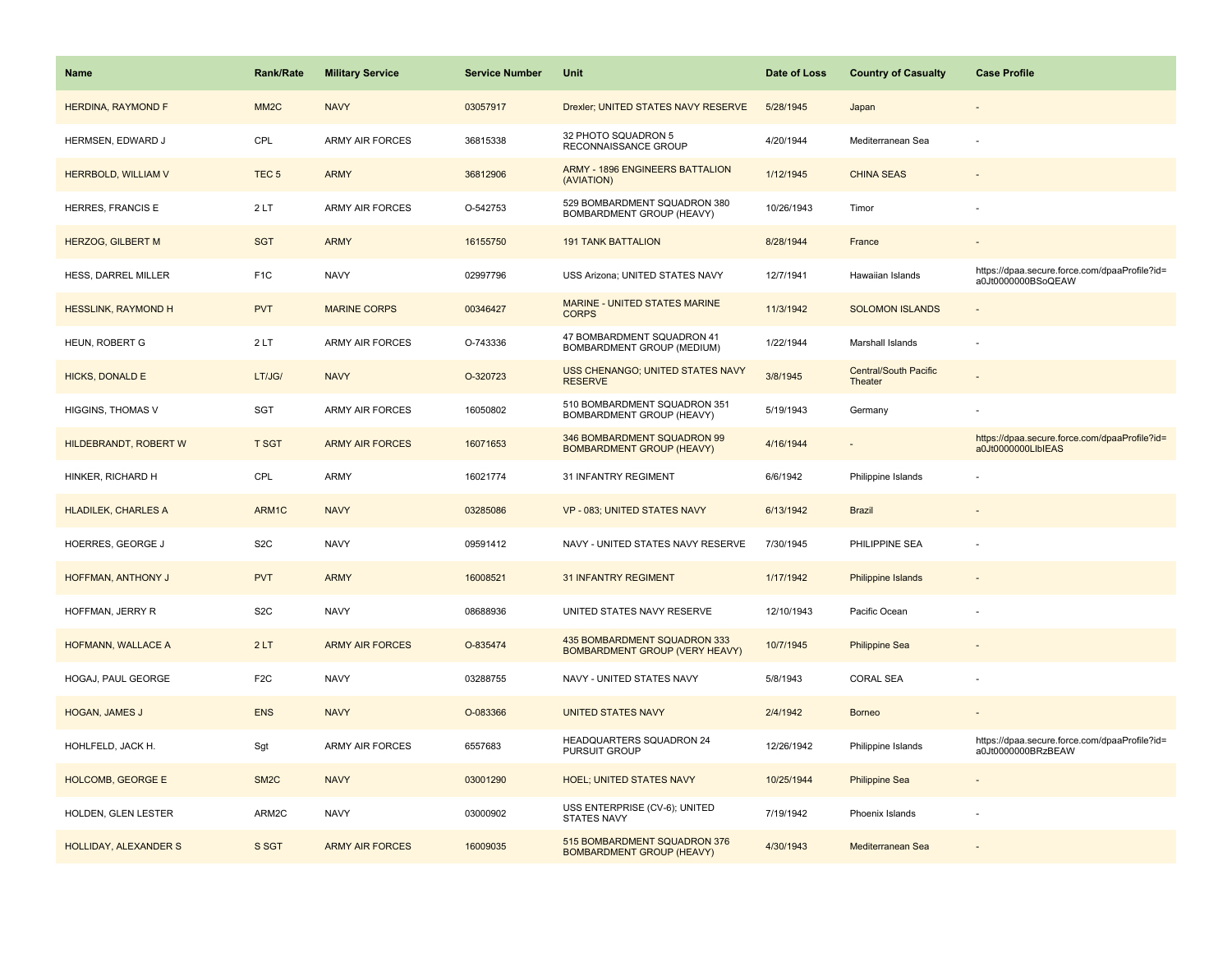| Name | Rank/Rate | Military Service | Service Number | Unit | Date of Loss | Country of Casualty | Case Profile |
|---|---|---|---|---|---|---|---|
| HERDINA, RAYMOND F | MM2C | NAVY | 03057917 | Drexler; UNITED STATES NAVY RESERVE | 5/28/1945 | Japan | - |
| HERMSEN, EDWARD J | CPL | ARMY AIR FORCES | 36815338 | 32 PHOTO SQUADRON 5 RECONNAISSANCE GROUP | 4/20/1944 | Mediterranean Sea | - |
| HERRBOLD, WILLIAM V | TEC 5 | ARMY | 36812906 | ARMY - 1896 ENGINEERS BATTALION (AVIATION) | 1/12/1945 | CHINA SEAS | - |
| HERRES, FRANCIS E | 2 LT | ARMY AIR FORCES | O-542753 | 529 BOMBARDMENT SQUADRON 380 BOMBARDMENT GROUP (HEAVY) | 10/26/1943 | Timor | - |
| HERZOG, GILBERT M | SGT | ARMY | 16155750 | 191 TANK BATTALION | 8/28/1944 | France | - |
| HESS, DARREL MILLER | F1C | NAVY | 02997796 | USS Arizona; UNITED STATES NAVY | 12/7/1941 | Hawaiian Islands | https://dpaa.secure.force.com/dpaaProfile?id=a0Jt0000000BSoQEAW |
| HESSLINK, RAYMOND H | PVT | MARINE CORPS | 00346427 | MARINE - UNITED STATES MARINE CORPS | 11/3/1942 | SOLOMON ISLANDS | - |
| HEUN, ROBERT G | 2 LT | ARMY AIR FORCES | O-743336 | 47 BOMBARDMENT SQUADRON 41 BOMBARDMENT GROUP (MEDIUM) | 1/22/1944 | Marshall Islands | - |
| HICKS, DONALD E | LT/JG/ | NAVY | O-320723 | USS CHENANGO; UNITED STATES NAVY RESERVE | 3/8/1945 | Central/South Pacific Theater | - |
| HIGGINS, THOMAS V | SGT | ARMY AIR FORCES | 16050802 | 510 BOMBARDMENT SQUADRON 351 BOMBARDMENT GROUP (HEAVY) | 5/19/1943 | Germany | - |
| HILDEBRANDT, ROBERT W | T SGT | ARMY AIR FORCES | 16071653 | 346 BOMBARDMENT SQUADRON 99 BOMBARDMENT GROUP (HEAVY) | 4/16/1944 | - | https://dpaa.secure.force.com/dpaaProfile?id=a0Jt0000000LlbIEAS |
| HINKER, RICHARD H | CPL | ARMY | 16021774 | 31 INFANTRY REGIMENT | 6/6/1942 | Philippine Islands | - |
| HLADILEK, CHARLES A | ARM1C | NAVY | 03285086 | VP - 083; UNITED STATES NAVY | 6/13/1942 | Brazil | - |
| HOERRES, GEORGE J | S2C | NAVY | 09591412 | NAVY - UNITED STATES NAVY RESERVE | 7/30/1945 | PHILIPPINE SEA | - |
| HOFFMAN, ANTHONY J | PVT | ARMY | 16008521 | 31 INFANTRY REGIMENT | 1/17/1942 | Philippine Islands | - |
| HOFFMAN, JERRY R | S2C | NAVY | 08688936 | UNITED STATES NAVY RESERVE | 12/10/1943 | Pacific Ocean | - |
| HOFMANN, WALLACE A | 2 LT | ARMY AIR FORCES | O-835474 | 435 BOMBARDMENT SQUADRON 333 BOMBARDMENT GROUP (VERY HEAVY) | 10/7/1945 | Philippine Sea | - |
| HOGAJ, PAUL GEORGE | F2C | NAVY | 03288755 | NAVY - UNITED STATES NAVY | 5/8/1943 | CORAL SEA | - |
| HOGAN, JAMES J | ENS | NAVY | O-083366 | UNITED STATES NAVY | 2/4/1942 | Borneo | - |
| HOHLFELD, JACK H. | Sgt | ARMY AIR FORCES | 6557683 | HEADQUARTERS SQUADRON 24 PURSUIT GROUP | 12/26/1942 | Philippine Islands | https://dpaa.secure.force.com/dpaaProfile?id=a0Jt0000000BRzBEAW |
| HOLCOMB, GEORGE E | SM2C | NAVY | 03001290 | HOEL; UNITED STATES NAVY | 10/25/1944 | Philippine Sea | - |
| HOLDEN, GLEN LESTER | ARM2C | NAVY | 03000902 | USS ENTERPRISE (CV-6); UNITED STATES NAVY | 7/19/1942 | Phoenix Islands | - |
| HOLLIDAY, ALEXANDER S | S SGT | ARMY AIR FORCES | 16009035 | 515 BOMBARDMENT SQUADRON 376 BOMBARDMENT GROUP (HEAVY) | 4/30/1943 | Mediterranean Sea | - |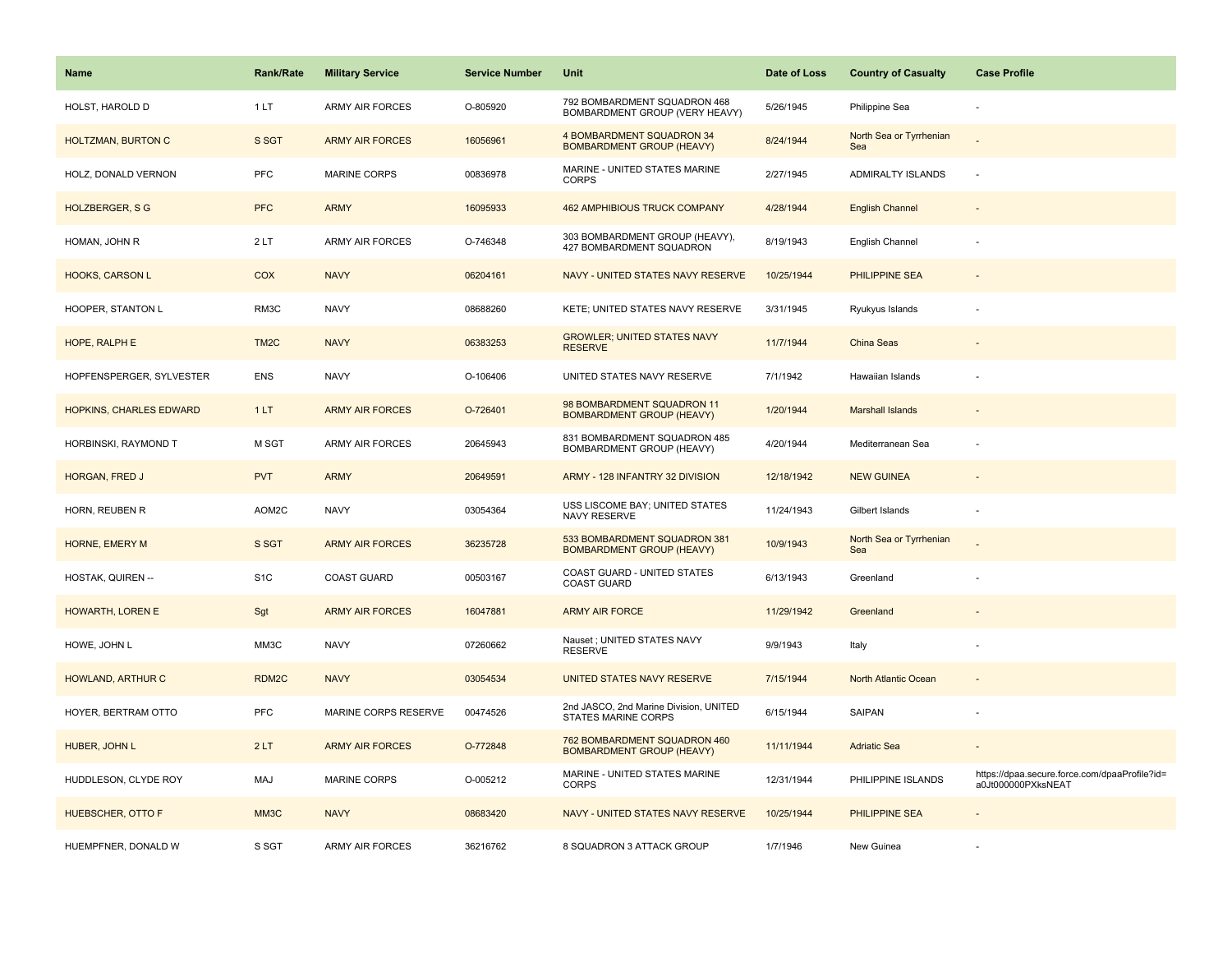| Name | Rank/Rate | Military Service | Service Number | Unit | Date of Loss | Country of Casualty | Case Profile |
|---|---|---|---|---|---|---|---|
| HOLST, HAROLD D | 1 LT | ARMY AIR FORCES | O-805920 | 792 BOMBARDMENT SQUADRON 468 BOMBARDMENT GROUP (VERY HEAVY) | 5/26/1945 | Philippine Sea | - |
| HOLTZMAN, BURTON C | S SGT | ARMY AIR FORCES | 16056961 | 4 BOMBARDMENT SQUADRON 34 BOMBARDMENT GROUP (HEAVY) | 8/24/1944 | North Sea or Tyrrhenian Sea | - |
| HOLZ, DONALD VERNON | PFC | MARINE CORPS | 00836978 | MARINE - UNITED STATES MARINE CORPS | 2/27/1945 | ADMIRALTY ISLANDS | - |
| HOLZBERGER, S G | PFC | ARMY | 16095933 | 462 AMPHIBIOUS TRUCK COMPANY | 4/28/1944 | English Channel | - |
| HOMAN, JOHN R | 2 LT | ARMY AIR FORCES | O-746348 | 303 BOMBARDMENT GROUP (HEAVY), 427 BOMBARDMENT SQUADRON | 8/19/1943 | English Channel | - |
| HOOKS, CARSON L | COX | NAVY | 06204161 | NAVY - UNITED STATES NAVY RESERVE | 10/25/1944 | PHILIPPINE SEA | - |
| HOOPER, STANTON L | RM3C | NAVY | 08688260 | KETE; UNITED STATES NAVY RESERVE | 3/31/1945 | Ryukyus Islands | - |
| HOPE, RALPH E | TM2C | NAVY | 06383253 | GROWLER; UNITED STATES NAVY RESERVE | 11/7/1944 | China Seas | - |
| HOPFENSPERGER, SYLVESTER | ENS | NAVY | O-106406 | UNITED STATES NAVY RESERVE | 7/1/1942 | Hawaiian Islands | - |
| HOPKINS, CHARLES EDWARD | 1 LT | ARMY AIR FORCES | O-726401 | 98 BOMBARDMENT SQUADRON 11 BOMBARDMENT GROUP (HEAVY) | 1/20/1944 | Marshall Islands | - |
| HORBINSKI, RAYMOND T | M SGT | ARMY AIR FORCES | 20645943 | 831 BOMBARDMENT SQUADRON 485 BOMBARDMENT GROUP (HEAVY) | 4/20/1944 | Mediterranean Sea | - |
| HORGAN, FRED J | PVT | ARMY | 20649591 | ARMY - 128 INFANTRY 32 DIVISION | 12/18/1942 | NEW GUINEA | - |
| HORN, REUBEN R | AOM2C | NAVY | 03054364 | USS LISCOME BAY; UNITED STATES NAVY RESERVE | 11/24/1943 | Gilbert Islands | - |
| HORNE, EMERY M | S SGT | ARMY AIR FORCES | 36235728 | 533 BOMBARDMENT SQUADRON 381 BOMBARDMENT GROUP (HEAVY) | 10/9/1943 | North Sea or Tyrrhenian Sea | - |
| HOSTAK, QUIREN -- | S1C | COAST GUARD | 00503167 | COAST GUARD - UNITED STATES COAST GUARD | 6/13/1943 | Greenland | - |
| HOWARTH, LOREN E | Sgt | ARMY AIR FORCES | 16047881 | ARMY AIR FORCE | 11/29/1942 | Greenland | - |
| HOWE, JOHN L | MM3C | NAVY | 07260662 | Nauset ; UNITED STATES NAVY RESERVE | 9/9/1943 | Italy | - |
| HOWLAND, ARTHUR C | RDM2C | NAVY | 03054534 | UNITED STATES NAVY RESERVE | 7/15/1944 | North Atlantic Ocean | - |
| HOYER, BERTRAM OTTO | PFC | MARINE CORPS RESERVE | 00474526 | 2nd JASCO, 2nd Marine Division, UNITED STATES MARINE CORPS | 6/15/1944 | SAIPAN | - |
| HUBER, JOHN L | 2 LT | ARMY AIR FORCES | O-772848 | 762 BOMBARDMENT SQUADRON 460 BOMBARDMENT GROUP (HEAVY) | 11/11/1944 | Adriatic Sea | - |
| HUDDLESON, CLYDE ROY | MAJ | MARINE CORPS | O-005212 | MARINE - UNITED STATES MARINE CORPS | 12/31/1944 | PHILIPPINE ISLANDS | https://dpaa.secure.force.com/dpaaProfile?id=a0Jt000000PXksNEAT |
| HUEBSCHER, OTTO F | MM3C | NAVY | 08683420 | NAVY - UNITED STATES NAVY RESERVE | 10/25/1944 | PHILIPPINE SEA | - |
| HUEMPFNER, DONALD W | S SGT | ARMY AIR FORCES | 36216762 | 8 SQUADRON 3 ATTACK GROUP | 1/7/1946 | New Guinea | - |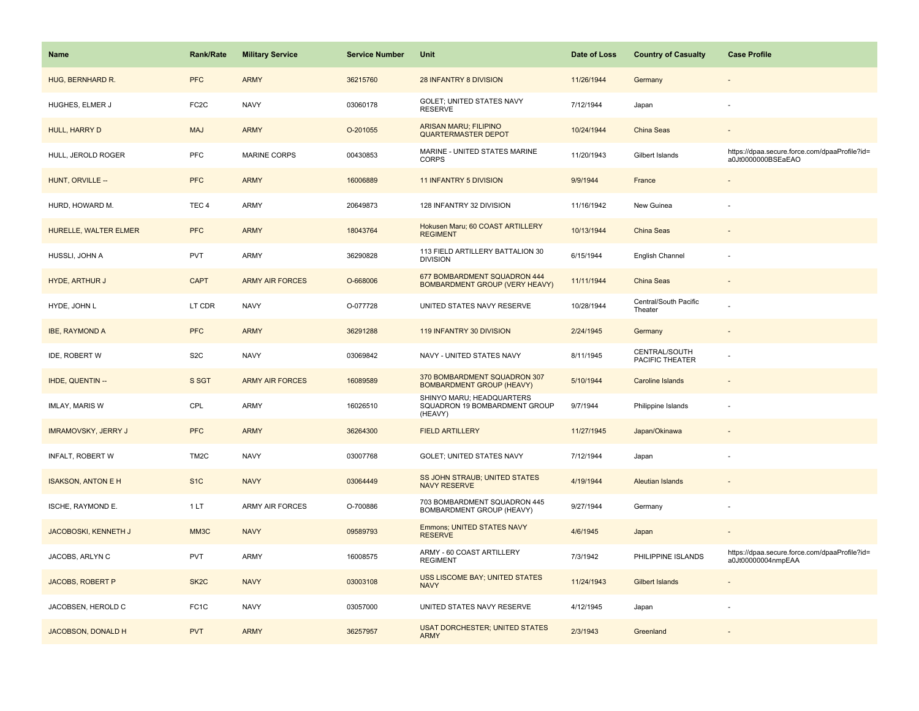| Name | Rank/Rate | Military Service | Service Number | Unit | Date of Loss | Country of Casualty | Case Profile |
| --- | --- | --- | --- | --- | --- | --- | --- |
| HUG, BERNHARD R. | PFC | ARMY | 36215760 | 28 INFANTRY 8 DIVISION | 11/26/1944 | Germany | - |
| HUGHES, ELMER J | FC2C | NAVY | 03060178 | GOLET; UNITED STATES NAVY RESERVE | 7/12/1944 | Japan | - |
| HULL, HARRY D | MAJ | ARMY | O-201055 | ARISAN MARU; FILIPINO QUARTERMASTER DEPOT | 10/24/1944 | China Seas | - |
| HULL, JEROLD ROGER | PFC | MARINE CORPS | 00430853 | MARINE - UNITED STATES MARINE CORPS | 11/20/1943 | Gilbert Islands | https://dpaa.secure.force.com/dpaaProfile?id=a0Jt0000000BSEaEAO |
| HUNT, ORVILLE -- | PFC | ARMY | 16006889 | 11 INFANTRY 5 DIVISION | 9/9/1944 | France | - |
| HURD, HOWARD M. | TEC 4 | ARMY | 20649873 | 128 INFANTRY 32 DIVISION | 11/16/1942 | New Guinea | - |
| HURELLE, WALTER ELMER | PFC | ARMY | 18043764 | Hokusen Maru; 60 COAST ARTILLERY REGIMENT | 10/13/1944 | China Seas | - |
| HUSSLI, JOHN A | PVT | ARMY | 36290828 | 113 FIELD ARTILLERY BATTALION 30 DIVISION | 6/15/1944 | English Channel | - |
| HYDE, ARTHUR J | CAPT | ARMY AIR FORCES | O-668006 | 677 BOMBARDMENT SQUADRON 444 BOMBARDMENT GROUP (VERY HEAVY) | 11/11/1944 | China Seas | - |
| HYDE, JOHN L | LT CDR | NAVY | O-077728 | UNITED STATES NAVY RESERVE | 10/28/1944 | Central/South Pacific Theater | - |
| IBE, RAYMOND A | PFC | ARMY | 36291288 | 119 INFANTRY 30 DIVISION | 2/24/1945 | Germany | - |
| IDE, ROBERT W | S2C | NAVY | 03069842 | NAVY - UNITED STATES NAVY | 8/11/1945 | CENTRAL/SOUTH PACIFIC THEATER | - |
| IHDE, QUENTIN -- | S SGT | ARMY AIR FORCES | 16089589 | 370 BOMBARDMENT SQUADRON 307 BOMBARDMENT GROUP (HEAVY) | 5/10/1944 | Caroline Islands | - |
| IMLAY, MARIS W | CPL | ARMY | 16026510 | SHINYO MARU; HEADQUARTERS SQUADRON 19 BOMBARDMENT GROUP (HEAVY) | 9/7/1944 | Philippine Islands | - |
| IMRAMOVSKY, JERRY J | PFC | ARMY | 36264300 | FIELD ARTILLERY | 11/27/1945 | Japan/Okinawa | - |
| INFALT, ROBERT W | TM2C | NAVY | 03007768 | GOLET; UNITED STATES NAVY | 7/12/1944 | Japan | - |
| ISAKSON, ANTON E H | S1C | NAVY | 03064449 | SS JOHN STRAUB; UNITED STATES NAVY RESERVE | 4/19/1944 | Aleutian Islands | - |
| ISCHE, RAYMOND E. | 1 LT | ARMY AIR FORCES | O-700886 | 703 BOMBARDMENT SQUADRON 445 BOMBARDMENT GROUP (HEAVY) | 9/27/1944 | Germany | - |
| JACOBOSKI, KENNETH J | MM3C | NAVY | 09589793 | Emmons; UNITED STATES NAVY RESERVE | 4/6/1945 | Japan | - |
| JACOBS, ARLYN C | PVT | ARMY | 16008575 | ARMY - 60 COAST ARTILLERY REGIMENT | 7/3/1942 | PHILIPPINE ISLANDS | https://dpaa.secure.force.com/dpaaProfile?id=a0Jt00000004nmpEAA |
| JACOBS, ROBERT P | SK2C | NAVY | 03003108 | USS LISCOME BAY; UNITED STATES NAVY | 11/24/1943 | Gilbert Islands | - |
| JACOBSEN, HEROLD C | FC1C | NAVY | 03057000 | UNITED STATES NAVY RESERVE | 4/12/1945 | Japan | - |
| JACOBSON, DONALD H | PVT | ARMY | 36257957 | USAT DORCHESTER; UNITED STATES ARMY | 2/3/1943 | Greenland | - |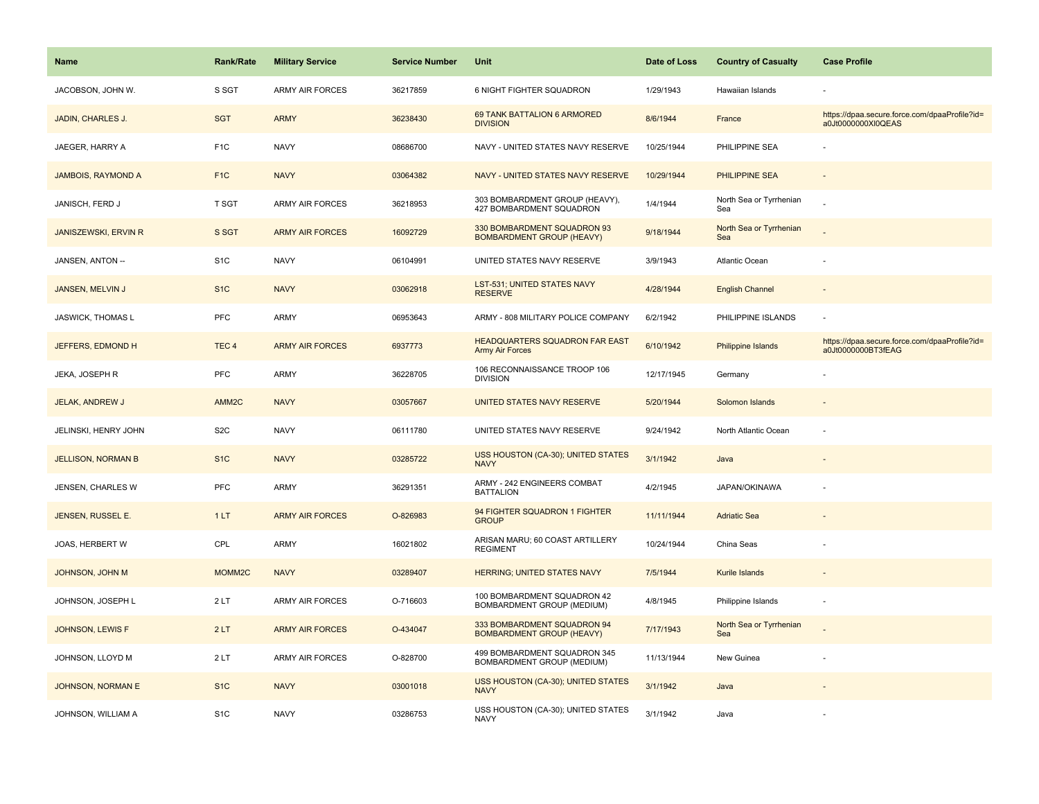| Name | Rank/Rate | Military Service | Service Number | Unit | Date of Loss | Country of Casualty | Case Profile |
| --- | --- | --- | --- | --- | --- | --- | --- |
| JACOBSON, JOHN W. | S SGT | ARMY AIR FORCES | 36217859 | 6 NIGHT FIGHTER SQUADRON | 1/29/1943 | Hawaiian Islands | - |
| JADIN, CHARLES J. | SGT | ARMY | 36238430 | 69 TANK BATTALION 6 ARMORED DIVISION | 8/6/1944 | France | https://dpaa.secure.force.com/dpaaProfile?id=a0Jt0000000Xl0QEAS |
| JAEGER, HARRY A | F1C | NAVY | 08686700 | NAVY - UNITED STATES NAVY RESERVE | 10/25/1944 | PHILIPPINE SEA | - |
| JAMBOIS, RAYMOND A | F1C | NAVY | 03064382 | NAVY - UNITED STATES NAVY RESERVE | 10/29/1944 | PHILIPPINE SEA | - |
| JANISCH, FERD J | T SGT | ARMY AIR FORCES | 36218953 | 303 BOMBARDMENT GROUP (HEAVY), 427 BOMBARDMENT SQUADRON | 1/4/1944 | North Sea or Tyrrhenian Sea | - |
| JANISZEWSKI, ERVIN R | S SGT | ARMY AIR FORCES | 16092729 | 330 BOMBARDMENT SQUADRON 93 BOMBARDMENT GROUP (HEAVY) | 9/18/1944 | North Sea or Tyrrhenian Sea | - |
| JANSEN, ANTON -- | S1C | NAVY | 06104991 | UNITED STATES NAVY RESERVE | 3/9/1943 | Atlantic Ocean | - |
| JANSEN, MELVIN J | S1C | NAVY | 03062918 | LST-531; UNITED STATES NAVY RESERVE | 4/28/1944 | English Channel | - |
| JASWICK, THOMAS L | PFC | ARMY | 06953643 | ARMY - 808 MILITARY POLICE COMPANY | 6/2/1942 | PHILIPPINE ISLANDS | - |
| JEFFERS, EDMOND H | TEC 4 | ARMY AIR FORCES | 6937773 | HEADQUARTERS SQUADRON FAR EAST Army Air Forces | 6/10/1942 | Philippine Islands | https://dpaa.secure.force.com/dpaaProfile?id=a0Jt0000000BT3fEAG |
| JEKA, JOSEPH R | PFC | ARMY | 36228705 | 106 RECONNAISSANCE TROOP 106 DIVISION | 12/17/1945 | Germany | - |
| JELAK, ANDREW J | AMM2C | NAVY | 03057667 | UNITED STATES NAVY RESERVE | 5/20/1944 | Solomon Islands | - |
| JELINSKI, HENRY JOHN | S2C | NAVY | 06111780 | UNITED STATES NAVY RESERVE | 9/24/1942 | North Atlantic Ocean | - |
| JELLISON, NORMAN B | S1C | NAVY | 03285722 | USS HOUSTON (CA-30); UNITED STATES NAVY | 3/1/1942 | Java | - |
| JENSEN, CHARLES W | PFC | ARMY | 36291351 | ARMY - 242 ENGINEERS COMBAT BATTALION | 4/2/1945 | JAPAN/OKINAWA | - |
| JENSEN, RUSSEL E. | 1 LT | ARMY AIR FORCES | O-826983 | 94 FIGHTER SQUADRON 1 FIGHTER GROUP | 11/11/1944 | Adriatic Sea | - |
| JOAS, HERBERT W | CPL | ARMY | 16021802 | ARISAN MARU; 60 COAST ARTILLERY REGIMENT | 10/24/1944 | China Seas | - |
| JOHNSON, JOHN M | MOMM2C | NAVY | 03289407 | HERRING; UNITED STATES NAVY | 7/5/1944 | Kurile Islands | - |
| JOHNSON, JOSEPH L | 2 LT | ARMY AIR FORCES | O-716603 | 100 BOMBARDMENT SQUADRON 42 BOMBARDMENT GROUP (MEDIUM) | 4/8/1945 | Philippine Islands | - |
| JOHNSON, LEWIS F | 2 LT | ARMY AIR FORCES | O-434047 | 333 BOMBARDMENT SQUADRON 94 BOMBARDMENT GROUP (HEAVY) | 7/17/1943 | North Sea or Tyrrhenian Sea | - |
| JOHNSON, LLOYD M | 2 LT | ARMY AIR FORCES | O-828700 | 499 BOMBARDMENT SQUADRON 345 BOMBARDMENT GROUP (MEDIUM) | 11/13/1944 | New Guinea | - |
| JOHNSON, NORMAN E | S1C | NAVY | 03001018 | USS HOUSTON (CA-30); UNITED STATES NAVY | 3/1/1942 | Java | - |
| JOHNSON, WILLIAM A | S1C | NAVY | 03286753 | USS HOUSTON (CA-30); UNITED STATES NAVY | 3/1/1942 | Java | - |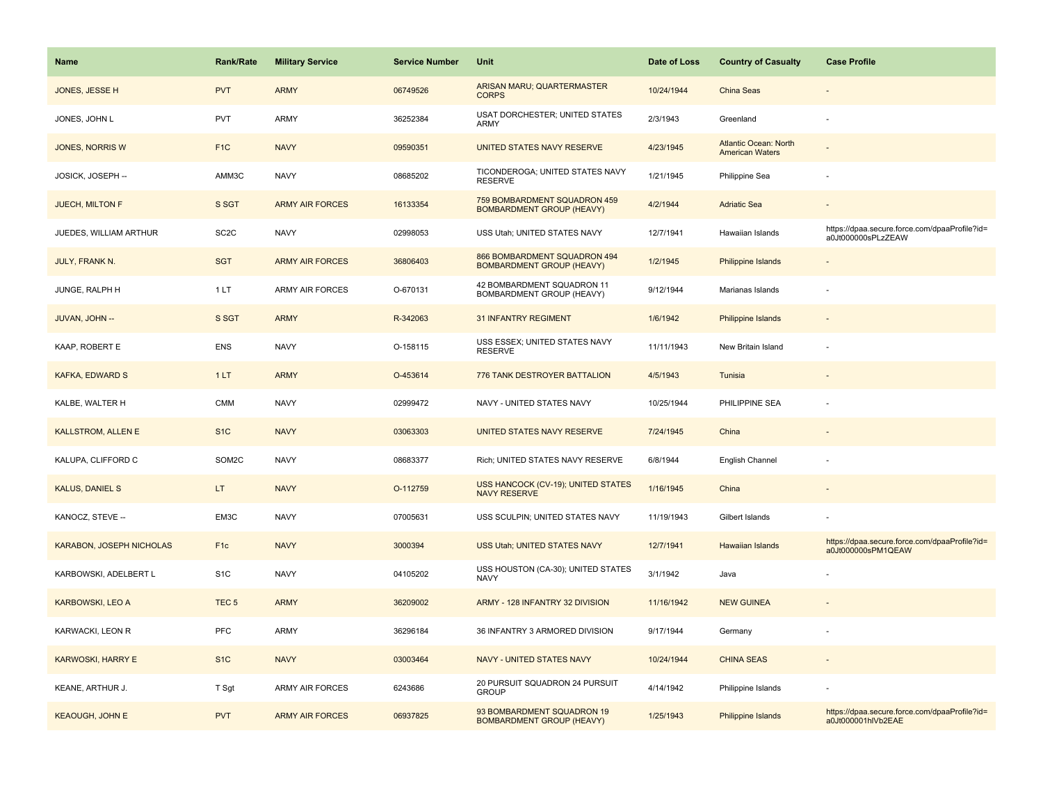| Name | Rank/Rate | Military Service | Service Number | Unit | Date of Loss | Country of Casualty | Case Profile |
| --- | --- | --- | --- | --- | --- | --- | --- |
| JONES, JESSE H | PVT | ARMY | 06749526 | ARISAN MARU; QUARTERMASTER CORPS | 10/24/1944 | China Seas | - |
| JONES, JOHN L | PVT | ARMY | 36252384 | USAT DORCHESTER; UNITED STATES ARMY | 2/3/1943 | Greenland | - |
| JONES, NORRIS W | F1C | NAVY | 09590351 | UNITED STATES NAVY RESERVE | 4/23/1945 | Atlantic Ocean: North American Waters | - |
| JOSICK, JOSEPH -- | AMM3C | NAVY | 08685202 | TICONDEROGA; UNITED STATES NAVY RESERVE | 1/21/1945 | Philippine Sea | - |
| JUECH, MILTON F | S SGT | ARMY AIR FORCES | 16133354 | 759 BOMBARDMENT SQUADRON 459 BOMBARDMENT GROUP (HEAVY) | 4/2/1944 | Adriatic Sea | - |
| JUEDES, WILLIAM ARTHUR | SC2C | NAVY | 02998053 | USS Utah; UNITED STATES NAVY | 12/7/1941 | Hawaiian Islands | https://dpaa.secure.force.com/dpaaProfile?id=a0Jt000000sPLzZEAW |
| JULY, FRANK N. | SGT | ARMY AIR FORCES | 36806403 | 866 BOMBARDMENT SQUADRON 494 BOMBARDMENT GROUP (HEAVY) | 1/2/1945 | Philippine Islands | - |
| JUNGE, RALPH H | 1 LT | ARMY AIR FORCES | O-670131 | 42 BOMBARDMENT SQUADRON 11 BOMBARDMENT GROUP (HEAVY) | 9/12/1944 | Marianas Islands | - |
| JUVAN, JOHN -- | S SGT | ARMY | R-342063 | 31 INFANTRY REGIMENT | 1/6/1942 | Philippine Islands | - |
| KAAP, ROBERT E | ENS | NAVY | O-158115 | USS ESSEX; UNITED STATES NAVY RESERVE | 11/11/1943 | New Britain Island | - |
| KAFKA, EDWARD S | 1 LT | ARMY | O-453614 | 776 TANK DESTROYER BATTALION | 4/5/1943 | Tunisia | - |
| KALBE, WALTER H | CMM | NAVY | 02999472 | NAVY - UNITED STATES NAVY | 10/25/1944 | PHILIPPINE SEA | - |
| KALLSTROM, ALLEN E | S1C | NAVY | 03063303 | UNITED STATES NAVY RESERVE | 7/24/1945 | China | - |
| KALUPA, CLIFFORD C | SOM2C | NAVY | 08683377 | Rich; UNITED STATES NAVY RESERVE | 6/8/1944 | English Channel | - |
| KALUS, DANIEL S | LT | NAVY | O-112759 | USS HANCOCK (CV-19); UNITED STATES NAVY RESERVE | 1/16/1945 | China | - |
| KANOCZ, STEVE -- | EM3C | NAVY | 07005631 | USS SCULPIN; UNITED STATES NAVY | 11/19/1943 | Gilbert Islands | - |
| KARABON, JOSEPH NICHOLAS | F1c | NAVY | 3000394 | USS Utah; UNITED STATES NAVY | 12/7/1941 | Hawaiian Islands | https://dpaa.secure.force.com/dpaaProfile?id=a0Jt000000sPM1QEAW |
| KARBOWSKI, ADELBERT L | S1C | NAVY | 04105202 | USS HOUSTON (CA-30); UNITED STATES NAVY | 3/1/1942 | Java | - |
| KARBOWSKI, LEO A | TEC 5 | ARMY | 36209002 | ARMY - 128 INFANTRY 32 DIVISION | 11/16/1942 | NEW GUINEA | - |
| KARWACKI, LEON R | PFC | ARMY | 36296184 | 36 INFANTRY 3 ARMORED DIVISION | 9/17/1944 | Germany | - |
| KARWOSKI, HARRY E | S1C | NAVY | 03003464 | NAVY - UNITED STATES NAVY | 10/24/1944 | CHINA SEAS | - |
| KEANE, ARTHUR J. | T Sgt | ARMY AIR FORCES | 6243686 | 20 PURSUIT SQUADRON 24 PURSUIT GROUP | 4/14/1942 | Philippine Islands | - |
| KEAOUGH, JOHN E | PVT | ARMY AIR FORCES | 06937825 | 93 BOMBARDMENT SQUADRON 19 BOMBARDMENT GROUP (HEAVY) | 1/25/1943 | Philippine Islands | https://dpaa.secure.force.com/dpaaProfile?id=a0Jt000001hlVb2EAE |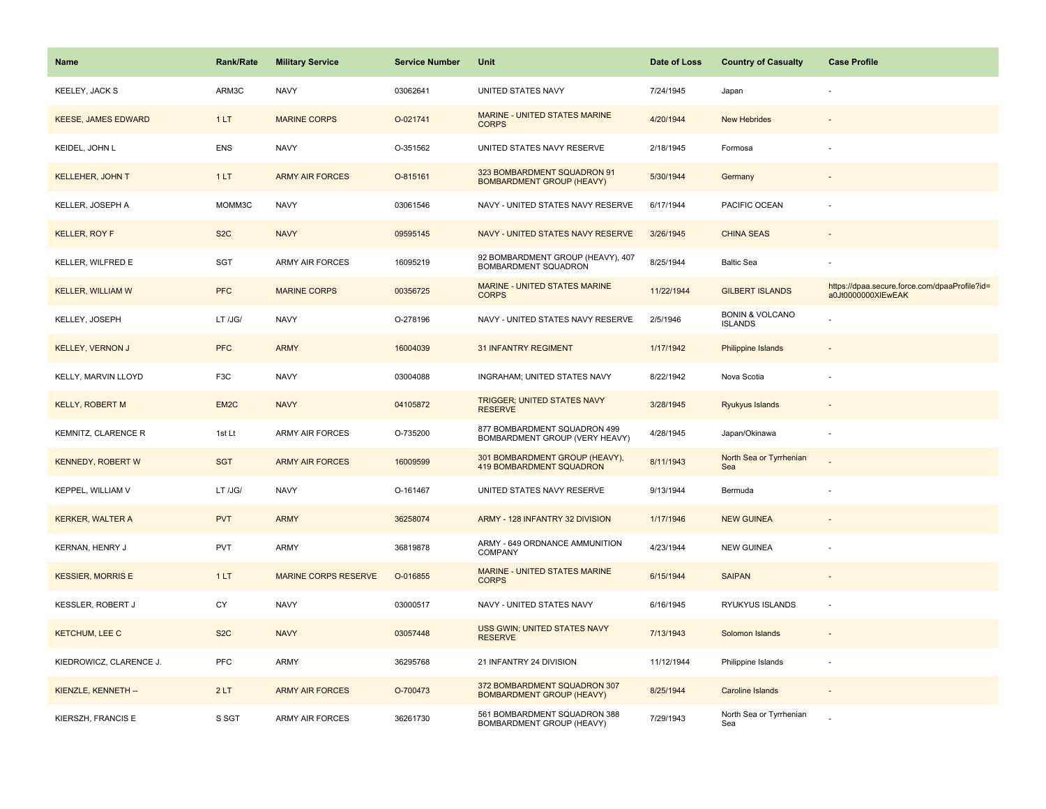| Name | Rank/Rate | Military Service | Service Number | Unit | Date of Loss | Country of Casualty | Case Profile |
|---|---|---|---|---|---|---|---|
| KEELEY, JACK S | ARM3C | NAVY | 03062641 | UNITED STATES NAVY | 7/24/1945 | Japan | - |
| KEESE, JAMES EDWARD | 1 LT | MARINE CORPS | O-021741 | MARINE - UNITED STATES MARINE CORPS | 4/20/1944 | New Hebrides | - |
| KEIDEL, JOHN L | ENS | NAVY | O-351562 | UNITED STATES NAVY RESERVE | 2/18/1945 | Formosa | - |
| KELLEHER, JOHN T | 1 LT | ARMY AIR FORCES | O-815161 | 323 BOMBARDMENT SQUADRON 91 BOMBARDMENT GROUP (HEAVY) | 5/30/1944 | Germany | - |
| KELLER, JOSEPH A | MOMM3C | NAVY | 03061546 | NAVY - UNITED STATES NAVY RESERVE | 6/17/1944 | PACIFIC OCEAN | - |
| KELLER, ROY F | S2C | NAVY | 09595145 | NAVY - UNITED STATES NAVY RESERVE | 3/26/1945 | CHINA SEAS | - |
| KELLER, WILFRED E | SGT | ARMY AIR FORCES | 16095219 | 92 BOMBARDMENT GROUP (HEAVY), 407 BOMBARDMENT SQUADRON | 8/25/1944 | Baltic Sea | - |
| KELLER, WILLIAM W | PFC | MARINE CORPS | 00356725 | MARINE - UNITED STATES MARINE CORPS | 11/22/1944 | GILBERT ISLANDS | https://dpaa.secure.force.com/dpaaProfile?id=a0Jt0000000XlEwEAK |
| KELLEY, JOSEPH | LT /JG/ | NAVY | O-278196 | NAVY - UNITED STATES NAVY RESERVE | 2/5/1946 | BONIN & VOLCANO ISLANDS | - |
| KELLEY, VERNON J | PFC | ARMY | 16004039 | 31 INFANTRY REGIMENT | 1/17/1942 | Philippine Islands | - |
| KELLY, MARVIN LLOYD | F3C | NAVY | 03004088 | INGRAHAM; UNITED STATES NAVY | 8/22/1942 | Nova Scotia | - |
| KELLY, ROBERT M | EM2C | NAVY | 04105872 | TRIGGER; UNITED STATES NAVY RESERVE | 3/28/1945 | Ryukyus Islands | - |
| KEMNITZ, CLARENCE R | 1st Lt | ARMY AIR FORCES | O-735200 | 877 BOMBARDMENT SQUADRON 499 BOMBARDMENT GROUP (VERY HEAVY) | 4/28/1945 | Japan/Okinawa | - |
| KENNEDY, ROBERT W | SGT | ARMY AIR FORCES | 16009599 | 301 BOMBARDMENT GROUP (HEAVY), 419 BOMBARDMENT SQUADRON | 8/11/1943 | North Sea or Tyrrhenian Sea | - |
| KEPPEL, WILLIAM V | LT /JG/ | NAVY | O-161467 | UNITED STATES NAVY RESERVE | 9/13/1944 | Bermuda | - |
| KERKER, WALTER A | PVT | ARMY | 36258074 | ARMY - 128 INFANTRY 32 DIVISION | 1/17/1946 | NEW GUINEA | - |
| KERNAN, HENRY J | PVT | ARMY | 36819878 | ARMY - 649 ORDNANCE AMMUNITION COMPANY | 4/23/1944 | NEW GUINEA | - |
| KESSIER, MORRIS E | 1 LT | MARINE CORPS RESERVE | O-016855 | MARINE - UNITED STATES MARINE CORPS | 6/15/1944 | SAIPAN | - |
| KESSLER, ROBERT J | CY | NAVY | 03000517 | NAVY - UNITED STATES NAVY | 6/16/1945 | RYUKYUS ISLANDS | - |
| KETCHUM, LEE C | S2C | NAVY | 03057448 | USS GWIN; UNITED STATES NAVY RESERVE | 7/13/1943 | Solomon Islands | - |
| KIEDROWICZ, CLARENCE J. | PFC | ARMY | 36295768 | 21 INFANTRY 24 DIVISION | 11/12/1944 | Philippine Islands | - |
| KIENZLE, KENNETH -- | 2 LT | ARMY AIR FORCES | O-700473 | 372 BOMBARDMENT SQUADRON 307 BOMBARDMENT GROUP (HEAVY) | 8/25/1944 | Caroline Islands | - |
| KIERSZH, FRANCIS E | S SGT | ARMY AIR FORCES | 36261730 | 561 BOMBARDMENT SQUADRON 388 BOMBARDMENT GROUP (HEAVY) | 7/29/1943 | North Sea or Tyrrhenian Sea | - |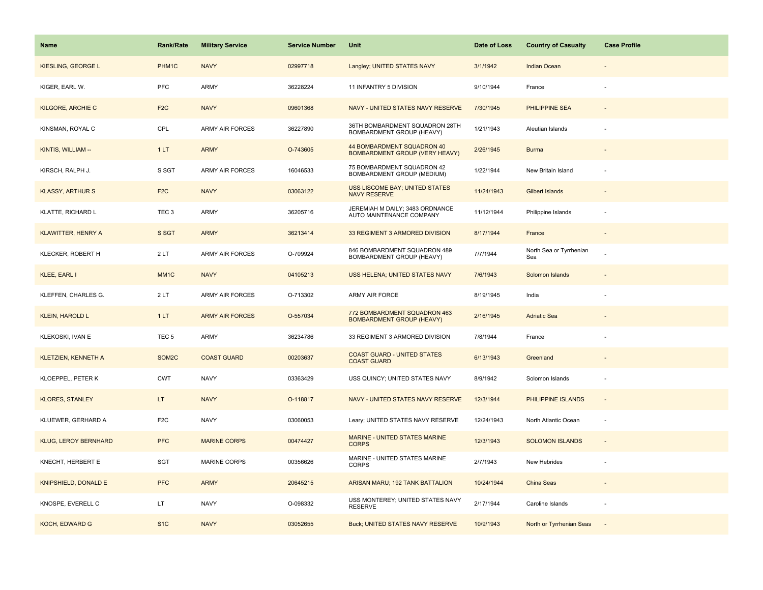| Name | Rank/Rate | Military Service | Service Number | Unit | Date of Loss | Country of Casualty | Case Profile |
|---|---|---|---|---|---|---|---|
| KIESLING, GEORGE L | PHM1C | NAVY | 02997718 | Langley; UNITED STATES NAVY | 3/1/1942 | Indian Ocean | - |
| KIGER, EARL W. | PFC | ARMY | 36228224 | 11 INFANTRY 5 DIVISION | 9/10/1944 | France | - |
| KILGORE, ARCHIE C | F2C | NAVY | 09601368 | NAVY - UNITED STATES NAVY RESERVE | 7/30/1945 | PHILIPPINE SEA | - |
| KINSMAN, ROYAL C | CPL | ARMY AIR FORCES | 36227890 | 36TH BOMBARDMENT SQUADRON 28TH BOMBARDMENT GROUP (HEAVY) | 1/21/1943 | Aleutian Islands | - |
| KINTIS, WILLIAM -- | 1 LT | ARMY | O-743605 | 44 BOMBARDMENT SQUADRON 40 BOMBARDMENT GROUP (VERY HEAVY) | 2/26/1945 | Burma | - |
| KIRSCH, RALPH J. | S SGT | ARMY AIR FORCES | 16046533 | 75 BOMBARDMENT SQUADRON 42 BOMBARDMENT GROUP (MEDIUM) | 1/22/1944 | New Britain Island | - |
| KLASSY, ARTHUR S | F2C | NAVY | 03063122 | USS LISCOME BAY; UNITED STATES NAVY RESERVE | 11/24/1943 | Gilbert Islands | - |
| KLATTE, RICHARD L | TEC 3 | ARMY | 36205716 | JEREMIAH M DAILY; 3483 ORDNANCE AUTO MAINTENANCE COMPANY | 11/12/1944 | Philippine Islands | - |
| KLAWITTER, HENRY A | S SGT | ARMY | 36213414 | 33 REGIMENT 3 ARMORED DIVISION | 8/17/1944 | France | - |
| KLECKER, ROBERT H | 2 LT | ARMY AIR FORCES | O-709924 | 846 BOMBARDMENT SQUADRON 489 BOMBARDMENT GROUP (HEAVY) | 7/7/1944 | North Sea or Tyrrhenian Sea | - |
| KLEE, EARL I | MM1C | NAVY | 04105213 | USS HELENA; UNITED STATES NAVY | 7/6/1943 | Solomon Islands | - |
| KLEFFEN, CHARLES G. | 2 LT | ARMY AIR FORCES | O-713302 | ARMY AIR FORCE | 8/19/1945 | India | - |
| KLEIN, HAROLD L | 1 LT | ARMY AIR FORCES | O-557034 | 772 BOMBARDMENT SQUADRON 463 BOMBARDMENT GROUP (HEAVY) | 2/16/1945 | Adriatic Sea | - |
| KLEKOSKI, IVAN E | TEC 5 | ARMY | 36234786 | 33 REGIMENT 3 ARMORED DIVISION | 7/8/1944 | France | - |
| KLETZIEN, KENNETH A | SOM2C | COAST GUARD | 00203637 | COAST GUARD - UNITED STATES COAST GUARD | 6/13/1943 | Greenland | - |
| KLOEPPEL, PETER K | CWT | NAVY | 03363429 | USS QUINCY; UNITED STATES NAVY | 8/9/1942 | Solomon Islands | - |
| KLORES, STANLEY | LT | NAVY | O-118817 | NAVY - UNITED STATES NAVY RESERVE | 12/3/1944 | PHILIPPINE ISLANDS | - |
| KLUEWER, GERHARD A | F2C | NAVY | 03060053 | Leary; UNITED STATES NAVY RESERVE | 12/24/1943 | North Atlantic Ocean | - |
| KLUG, LEROY BERNHARD | PFC | MARINE CORPS | 00474427 | MARINE - UNITED STATES MARINE CORPS | 12/3/1943 | SOLOMON ISLANDS | - |
| KNECHT, HERBERT E | SGT | MARINE CORPS | 00356626 | MARINE - UNITED STATES MARINE CORPS | 2/7/1943 | New Hebrides | - |
| KNIPSHIELD, DONALD E | PFC | ARMY | 20645215 | ARISAN MARU; 192 TANK BATTALION | 10/24/1944 | China Seas | - |
| KNOSPE, EVERELL C | LT | NAVY | O-098332 | USS MONTEREY; UNITED STATES NAVY RESERVE | 2/17/1944 | Caroline Islands | - |
| KOCH, EDWARD G | S1C | NAVY | 03052655 | Buck; UNITED STATES NAVY RESERVE | 10/9/1943 | North or Tyrrhenian Seas | - |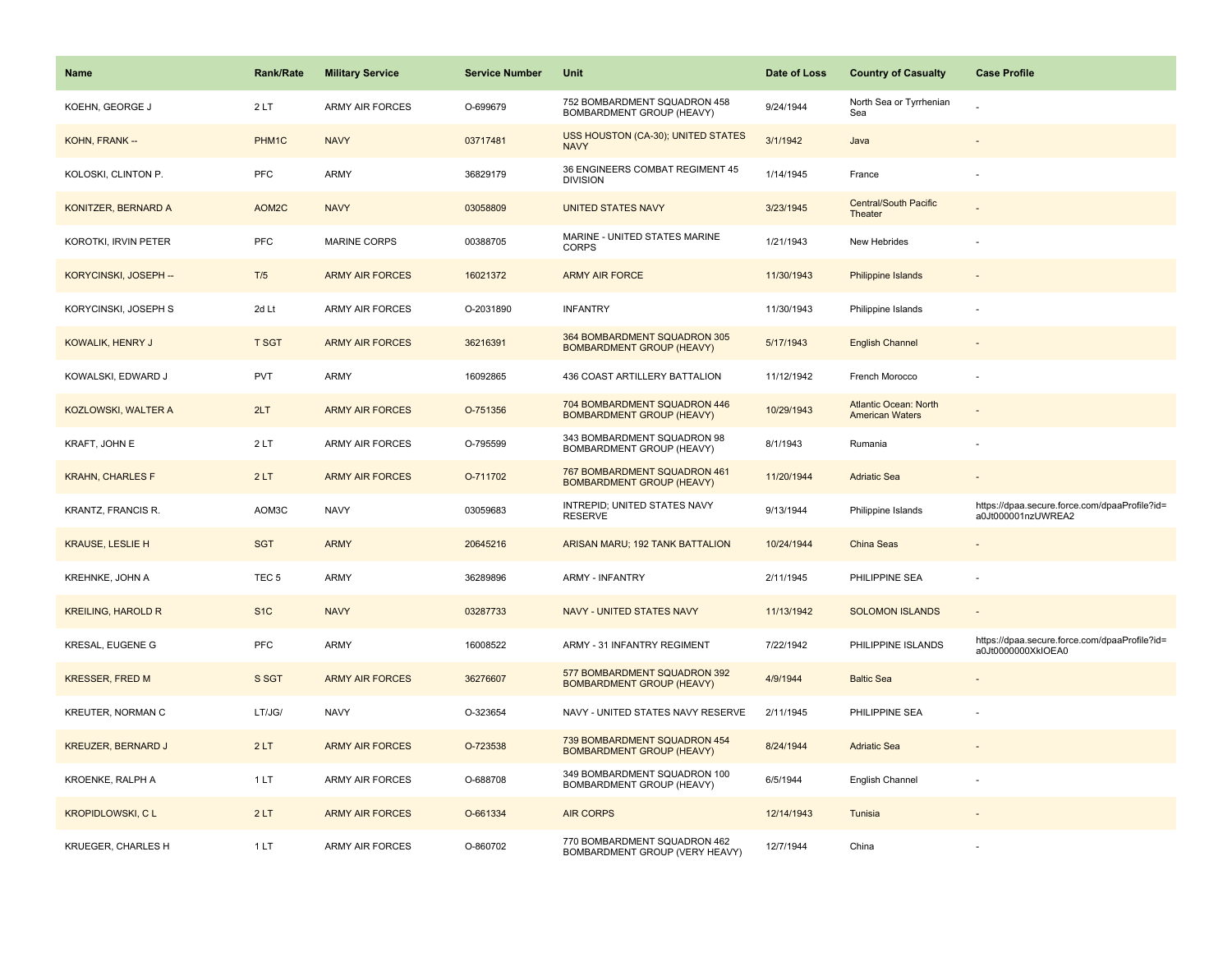| Name | Rank/Rate | Military Service | Service Number | Unit | Date of Loss | Country of Casualty | Case Profile |
|---|---|---|---|---|---|---|---|
| KOEHN, GEORGE J | 2 LT | ARMY AIR FORCES | O-699679 | 752 BOMBARDMENT SQUADRON 458 BOMBARDMENT GROUP (HEAVY) | 9/24/1944 | North Sea or Tyrrhenian Sea | - |
| KOHN, FRANK -- | PHM1C | NAVY | 03717481 | USS HOUSTON (CA-30); UNITED STATES NAVY | 3/1/1942 | Java | - |
| KOLOSKI, CLINTON P. | PFC | ARMY | 36829179 | 36 ENGINEERS COMBAT REGIMENT 45 DIVISION | 1/14/1945 | France | - |
| KONITZER, BERNARD A | AOM2C | NAVY | 03058809 | UNITED STATES NAVY | 3/23/1945 | Central/South Pacific Theater | - |
| KOROTKI, IRVIN PETER | PFC | MARINE CORPS | 00388705 | MARINE - UNITED STATES MARINE CORPS | 1/21/1943 | New Hebrides | - |
| KORYCINSKI, JOSEPH -- | T/5 | ARMY AIR FORCES | 16021372 | ARMY AIR FORCE | 11/30/1943 | Philippine Islands | - |
| KORYCINSKI, JOSEPH S | 2d Lt | ARMY AIR FORCES | O-2031890 | INFANTRY | 11/30/1943 | Philippine Islands | - |
| KOWALIK, HENRY J | T SGT | ARMY AIR FORCES | 36216391 | 364 BOMBARDMENT SQUADRON 305 BOMBARDMENT GROUP (HEAVY) | 5/17/1943 | English Channel | - |
| KOWALSKI, EDWARD J | PVT | ARMY | 16092865 | 436 COAST ARTILLERY BATTALION | 11/12/1942 | French Morocco | - |
| KOZLOWSKI, WALTER A | 2LT | ARMY AIR FORCES | O-751356 | 704 BOMBARDMENT SQUADRON 446 BOMBARDMENT GROUP (HEAVY) | 10/29/1943 | Atlantic Ocean: North American Waters | - |
| KRAFT, JOHN E | 2 LT | ARMY AIR FORCES | O-795599 | 343 BOMBARDMENT SQUADRON 98 BOMBARDMENT GROUP (HEAVY) | 8/1/1943 | Rumania | - |
| KRAHN, CHARLES F | 2 LT | ARMY AIR FORCES | O-711702 | 767 BOMBARDMENT SQUADRON 461 BOMBARDMENT GROUP (HEAVY) | 11/20/1944 | Adriatic Sea | - |
| KRANTZ, FRANCIS R. | AOM3C | NAVY | 03059683 | INTREPID; UNITED STATES NAVY RESERVE | 9/13/1944 | Philippine Islands | https://dpaa.secure.force.com/dpaaProfile?id=a0Jt000001nzUWREA2 |
| KRAUSE, LESLIE H | SGT | ARMY | 20645216 | ARISAN MARU; 192 TANK BATTALION | 10/24/1944 | China Seas | - |
| KREHNKE, JOHN A | TEC 5 | ARMY | 36289896 | ARMY - INFANTRY | 2/11/1945 | PHILIPPINE SEA | - |
| KREILING, HAROLD R | S1C | NAVY | 03287733 | NAVY - UNITED STATES NAVY | 11/13/1942 | SOLOMON ISLANDS | - |
| KRESAL, EUGENE G | PFC | ARMY | 16008522 | ARMY - 31 INFANTRY REGIMENT | 7/22/1942 | PHILIPPINE ISLANDS | https://dpaa.secure.force.com/dpaaProfile?id=a0Jt0000000XkIOEA0 |
| KRESSER, FRED M | S SGT | ARMY AIR FORCES | 36276607 | 577 BOMBARDMENT SQUADRON 392 BOMBARDMENT GROUP (HEAVY) | 4/9/1944 | Baltic Sea | - |
| KREUTER, NORMAN C | LT/JG/ | NAVY | O-323654 | NAVY - UNITED STATES NAVY RESERVE | 2/11/1945 | PHILIPPINE SEA | - |
| KREUZER, BERNARD J | 2 LT | ARMY AIR FORCES | O-723538 | 739 BOMBARDMENT SQUADRON 454 BOMBARDMENT GROUP (HEAVY) | 8/24/1944 | Adriatic Sea | - |
| KROENKE, RALPH A | 1 LT | ARMY AIR FORCES | O-688708 | 349 BOMBARDMENT SQUADRON 100 BOMBARDMENT GROUP (HEAVY) | 6/5/1944 | English Channel | - |
| KROPIDLOWSKI, C L | 2 LT | ARMY AIR FORCES | O-661334 | AIR CORPS | 12/14/1943 | Tunisia | - |
| KRUEGER, CHARLES H | 1 LT | ARMY AIR FORCES | O-860702 | 770 BOMBARDMENT SQUADRON 462 BOMBARDMENT GROUP (VERY HEAVY) | 12/7/1944 | China | - |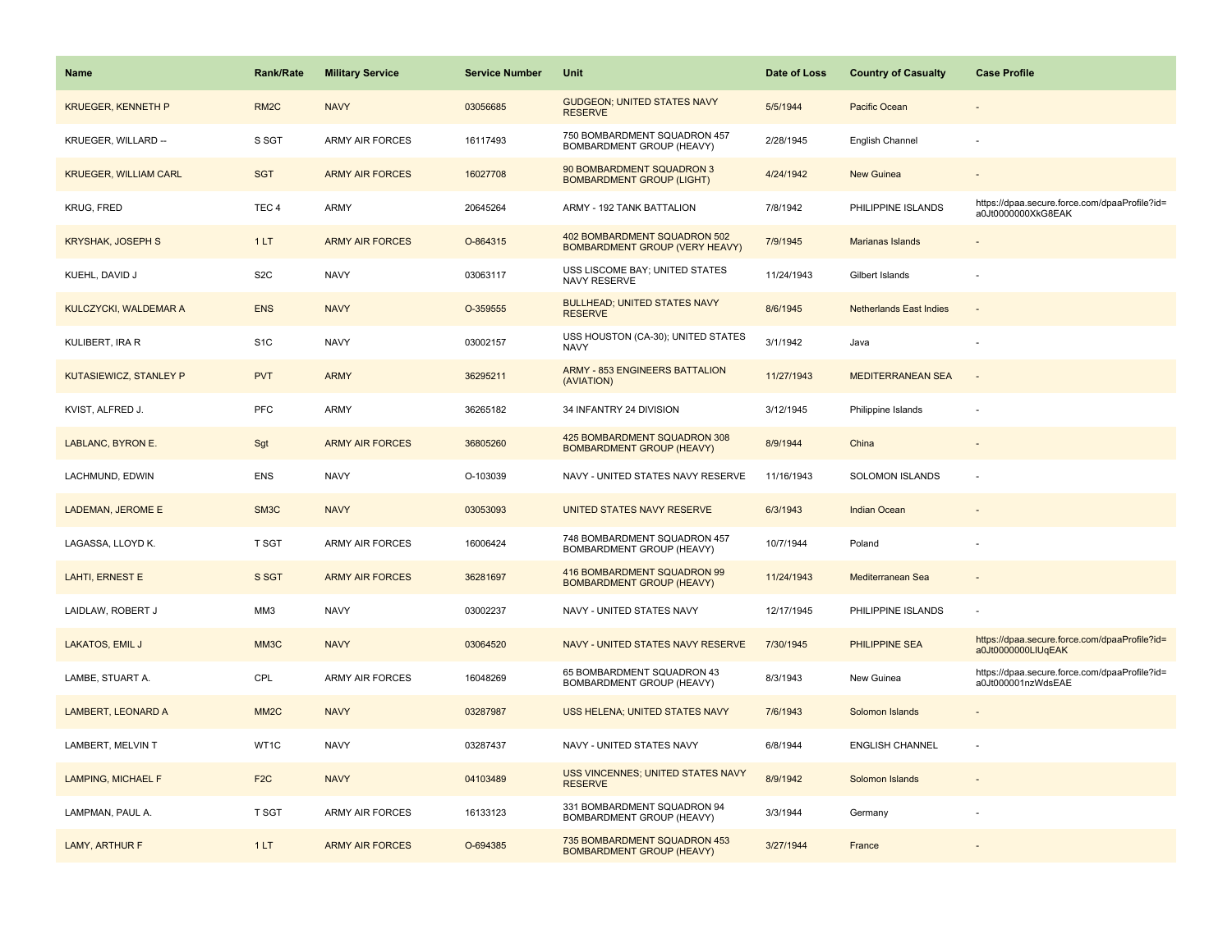| Name | Rank/Rate | Military Service | Service Number | Unit | Date of Loss | Country of Casualty | Case Profile |
|---|---|---|---|---|---|---|---|
| KRUEGER, KENNETH P | RM2C | NAVY | 03056685 | GUDGEON; UNITED STATES NAVY RESERVE | 5/5/1944 | Pacific Ocean | - |
| KRUEGER, WILLARD -- | S SGT | ARMY AIR FORCES | 16117493 | 750 BOMBARDMENT SQUADRON 457 BOMBARDMENT GROUP (HEAVY) | 2/28/1945 | English Channel | - |
| KRUEGER, WILLIAM CARL | SGT | ARMY AIR FORCES | 16027708 | 90 BOMBARDMENT SQUADRON 3 BOMBARDMENT GROUP (LIGHT) | 4/24/1942 | New Guinea | - |
| KRUG, FRED | TEC 4 | ARMY | 20645264 | ARMY - 192 TANK BATTALION | 7/8/1942 | PHILIPPINE ISLANDS | https://dpaa.secure.force.com/dpaaProfile?id=a0Jt0000000XkG8EAK |
| KRYSHAK, JOSEPH S | 1 LT | ARMY AIR FORCES | O-864315 | 402 BOMBARDMENT SQUADRON 502 BOMBARDMENT GROUP (VERY HEAVY) | 7/9/1945 | Marianas Islands | - |
| KUEHL, DAVID J | S2C | NAVY | 03063117 | USS LISCOME BAY; UNITED STATES NAVY RESERVE | 11/24/1943 | Gilbert Islands | - |
| KULCZYCKI, WALDEMAR A | ENS | NAVY | O-359555 | BULLHEAD; UNITED STATES NAVY RESERVE | 8/6/1945 | Netherlands East Indies | - |
| KULIBERT, IRA R | S1C | NAVY | 03002157 | USS HOUSTON (CA-30); UNITED STATES NAVY | 3/1/1942 | Java | - |
| KUTASIEWICZ, STANLEY P | PVT | ARMY | 36295211 | ARMY - 853 ENGINEERS BATTALION (AVIATION) | 11/27/1943 | MEDITERRANEAN SEA | - |
| KVIST, ALFRED J. | PFC | ARMY | 36265182 | 34 INFANTRY 24 DIVISION | 3/12/1945 | Philippine Islands | - |
| LABLANC, BYRON E. | Sgt | ARMY AIR FORCES | 36805260 | 425 BOMBARDMENT SQUADRON 308 BOMBARDMENT GROUP (HEAVY) | 8/9/1944 | China | - |
| LACHMUND, EDWIN | ENS | NAVY | O-103039 | NAVY - UNITED STATES NAVY RESERVE | 11/16/1943 | SOLOMON ISLANDS | - |
| LADEMAN, JEROME E | SM3C | NAVY | 03053093 | UNITED STATES NAVY RESERVE | 6/3/1943 | Indian Ocean | - |
| LAGASSA, LLOYD K. | T SGT | ARMY AIR FORCES | 16006424 | 748 BOMBARDMENT SQUADRON 457 BOMBARDMENT GROUP (HEAVY) | 10/7/1944 | Poland | - |
| LAHTI, ERNEST E | S SGT | ARMY AIR FORCES | 36281697 | 416 BOMBARDMENT SQUADRON 99 BOMBARDMENT GROUP (HEAVY) | 11/24/1943 | Mediterranean Sea | - |
| LAIDLAW, ROBERT J | MM3 | NAVY | 03002237 | NAVY - UNITED STATES NAVY | 12/17/1945 | PHILIPPINE ISLANDS | - |
| LAKATOS, EMIL J | MM3C | NAVY | 03064520 | NAVY - UNITED STATES NAVY RESERVE | 7/30/1945 | PHILIPPINE SEA | https://dpaa.secure.force.com/dpaaProfile?id=a0Jt0000000LlUqEAK |
| LAMBE, STUART A. | CPL | ARMY AIR FORCES | 16048269 | 65 BOMBARDMENT SQUADRON 43 BOMBARDMENT GROUP (HEAVY) | 8/3/1943 | New Guinea | https://dpaa.secure.force.com/dpaaProfile?id=a0Jt000001nzWdsEAE |
| LAMBERT, LEONARD A | MM2C | NAVY | 03287987 | USS HELENA; UNITED STATES NAVY | 7/6/1943 | Solomon Islands | - |
| LAMBERT, MELVIN T | WT1C | NAVY | 03287437 | NAVY - UNITED STATES NAVY | 6/8/1944 | ENGLISH CHANNEL | - |
| LAMPING, MICHAEL F | F2C | NAVY | 04103489 | USS VINCENNES; UNITED STATES NAVY RESERVE | 8/9/1942 | Solomon Islands | - |
| LAMPMAN, PAUL A. | T SGT | ARMY AIR FORCES | 16133123 | 331 BOMBARDMENT SQUADRON 94 BOMBARDMENT GROUP (HEAVY) | 3/3/1944 | Germany | - |
| LAMY, ARTHUR F | 1 LT | ARMY AIR FORCES | O-694385 | 735 BOMBARDMENT SQUADRON 453 BOMBARDMENT GROUP (HEAVY) | 3/27/1944 | France | - |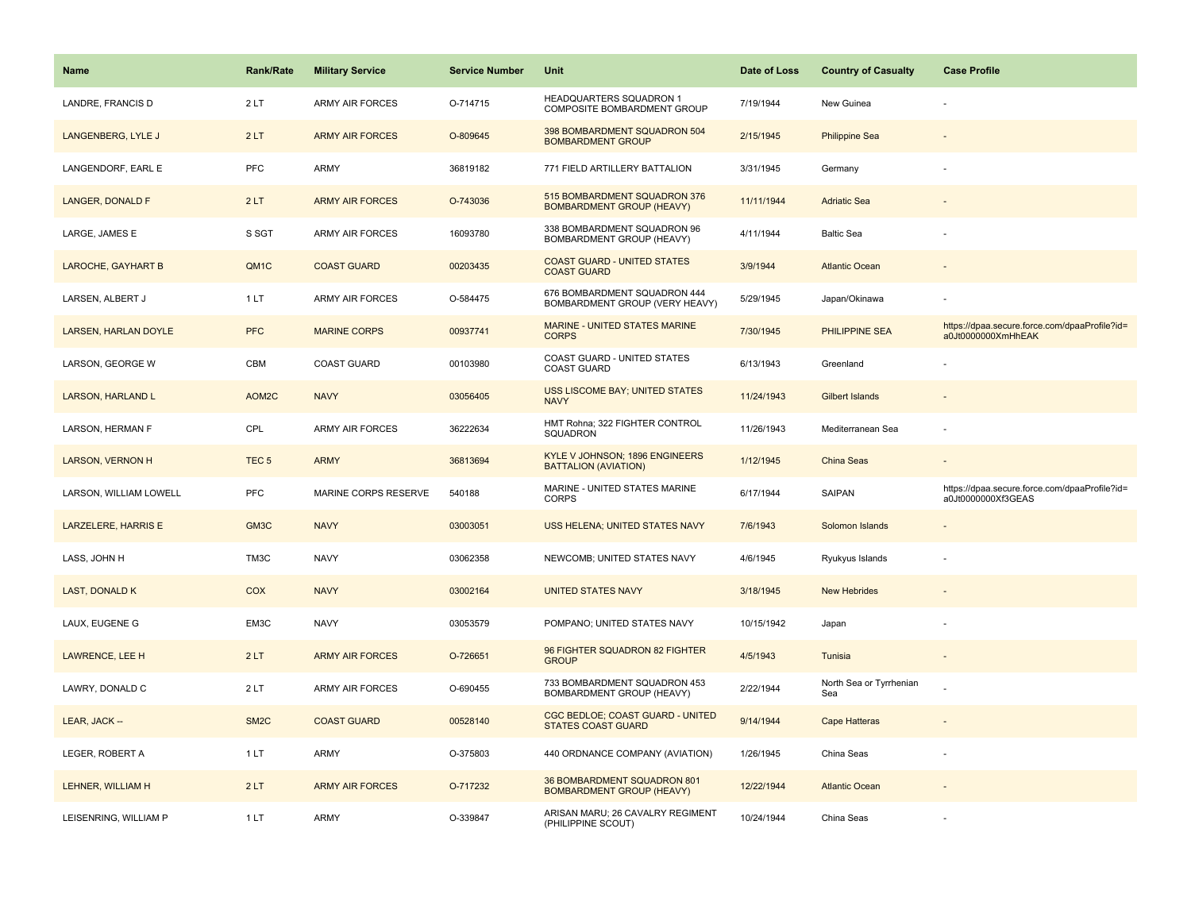| Name | Rank/Rate | Military Service | Service Number | Unit | Date of Loss | Country of Casualty | Case Profile |
| --- | --- | --- | --- | --- | --- | --- | --- |
| LANDRE, FRANCIS D | 2 LT | ARMY AIR FORCES | O-714715 | HEADQUARTERS SQUADRON 1 COMPOSITE BOMBARDMENT GROUP | 7/19/1944 | New Guinea | - |
| LANGENBERG, LYLE J | 2 LT | ARMY AIR FORCES | O-809645 | 398 BOMBARDMENT SQUADRON 504 BOMBARDMENT GROUP | 2/15/1945 | Philippine Sea | - |
| LANGENDORF, EARL E | PFC | ARMY | 36819182 | 771 FIELD ARTILLERY BATTALION | 3/31/1945 | Germany | - |
| LANGER, DONALD F | 2 LT | ARMY AIR FORCES | O-743036 | 515 BOMBARDMENT SQUADRON 376 BOMBARDMENT GROUP (HEAVY) | 11/11/1944 | Adriatic Sea | - |
| LARGE, JAMES E | S SGT | ARMY AIR FORCES | 16093780 | 338 BOMBARDMENT SQUADRON 96 BOMBARDMENT GROUP (HEAVY) | 4/11/1944 | Baltic Sea | - |
| LAROCHE, GAYHART B | QM1C | COAST GUARD | 00203435 | COAST GUARD - UNITED STATES COAST GUARD | 3/9/1944 | Atlantic Ocean | - |
| LARSEN, ALBERT J | 1 LT | ARMY AIR FORCES | O-584475 | 676 BOMBARDMENT SQUADRON 444 BOMBARDMENT GROUP (VERY HEAVY) | 5/29/1945 | Japan/Okinawa | - |
| LARSEN, HARLAN DOYLE | PFC | MARINE CORPS | 00937741 | MARINE - UNITED STATES MARINE CORPS | 7/30/1945 | PHILIPPINE SEA | https://dpaa.secure.force.com/dpaaProfile?id=a0Jt0000000XmHhEAK |
| LARSON, GEORGE W | CBM | COAST GUARD | 00103980 | COAST GUARD - UNITED STATES COAST GUARD | 6/13/1943 | Greenland | - |
| LARSON, HARLAND L | AOM2C | NAVY | 03056405 | USS LISCOME BAY; UNITED STATES NAVY | 11/24/1943 | Gilbert Islands | - |
| LARSON, HERMAN F | CPL | ARMY AIR FORCES | 36222634 | HMT Rohna; 322 FIGHTER CONTROL SQUADRON | 11/26/1943 | Mediterranean Sea | - |
| LARSON, VERNON H | TEC 5 | ARMY | 36813694 | KYLE V JOHNSON; 1896 ENGINEERS BATTALION (AVIATION) | 1/12/1945 | China Seas | - |
| LARSON, WILLIAM LOWELL | PFC | MARINE CORPS RESERVE | 540188 | MARINE - UNITED STATES MARINE CORPS | 6/17/1944 | SAIPAN | https://dpaa.secure.force.com/dpaaProfile?id=a0Jt0000000Xf3GEAS |
| LARZELERE, HARRIS E | GM3C | NAVY | 03003051 | USS HELENA; UNITED STATES NAVY | 7/6/1943 | Solomon Islands | - |
| LASS, JOHN H | TM3C | NAVY | 03062358 | NEWCOMB; UNITED STATES NAVY | 4/6/1945 | Ryukyus Islands | - |
| LAST, DONALD K | COX | NAVY | 03002164 | UNITED STATES NAVY | 3/18/1945 | New Hebrides | - |
| LAUX, EUGENE G | EM3C | NAVY | 03053579 | POMPANO; UNITED STATES NAVY | 10/15/1942 | Japan | - |
| LAWRENCE, LEE H | 2 LT | ARMY AIR FORCES | O-726651 | 96 FIGHTER SQUADRON 82 FIGHTER GROUP | 4/5/1943 | Tunisia | - |
| LAWRY, DONALD C | 2 LT | ARMY AIR FORCES | O-690455 | 733 BOMBARDMENT SQUADRON 453 BOMBARDMENT GROUP (HEAVY) | 2/22/1944 | North Sea or Tyrrhenian Sea | - |
| LEAR, JACK -- | SM2C | COAST GUARD | 00528140 | CGC BEDLOE; COAST GUARD - UNITED STATES COAST GUARD | 9/14/1944 | Cape Hatteras | - |
| LEGER, ROBERT A | 1 LT | ARMY | O-375803 | 440 ORDNANCE COMPANY (AVIATION) | 1/26/1945 | China Seas | - |
| LEHNER, WILLIAM H | 2 LT | ARMY AIR FORCES | O-717232 | 36 BOMBARDMENT SQUADRON 801 BOMBARDMENT GROUP (HEAVY) | 12/22/1944 | Atlantic Ocean | - |
| LEISENRING, WILLIAM P | 1 LT | ARMY | O-339847 | ARISAN MARU; 26 CAVALRY REGIMENT (PHILIPPINE SCOUT) | 10/24/1944 | China Seas | - |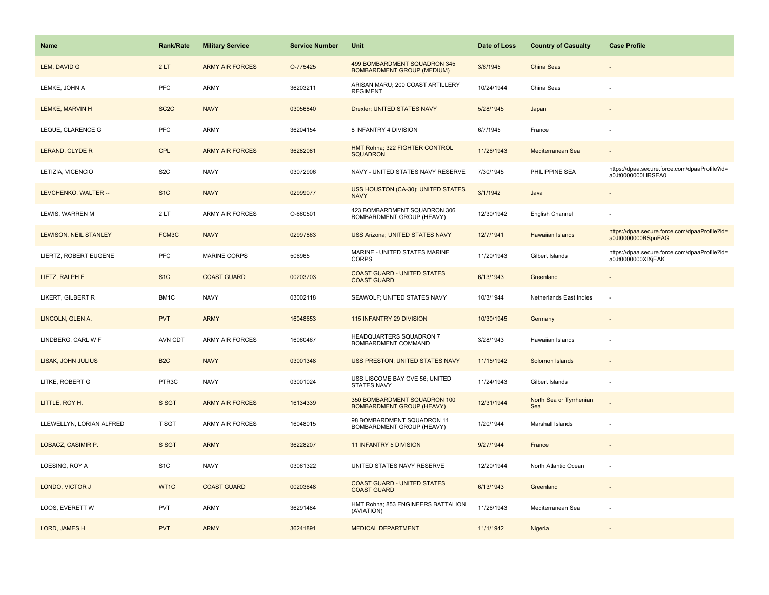| Name | Rank/Rate | Military Service | Service Number | Unit | Date of Loss | Country of Casualty | Case Profile |
|---|---|---|---|---|---|---|---|
| LEM, DAVID G | 2 LT | ARMY AIR FORCES | O-775425 | 499 BOMBARDMENT SQUADRON 345 BOMBARDMENT GROUP (MEDIUM) | 3/6/1945 | China Seas | - |
| LEMKE, JOHN A | PFC | ARMY | 36203211 | ARISAN MARU; 200 COAST ARTILLERY REGIMENT | 10/24/1944 | China Seas | - |
| LEMKE, MARVIN H | SC2C | NAVY | 03056840 | Drexler; UNITED STATES NAVY | 5/28/1945 | Japan | - |
| LEQUE, CLARENCE G | PFC | ARMY | 36204154 | 8 INFANTRY 4 DIVISION | 6/7/1945 | France | - |
| LERAND, CLYDE R | CPL | ARMY AIR FORCES | 36282081 | HMT Rohna; 322 FIGHTER CONTROL SQUADRON | 11/26/1943 | Mediterranean Sea | - |
| LETIZIA, VICENCIO | S2C | NAVY | 03072906 | NAVY - UNITED STATES NAVY RESERVE | 7/30/1945 | PHILIPPINE SEA | https://dpaa.secure.force.com/dpaaProfile?id=a0Jt0000000LlRSEA0 |
| LEVCHENKO, WALTER -- | S1C | NAVY | 02999077 | USS HOUSTON (CA-30); UNITED STATES NAVY | 3/1/1942 | Java | - |
| LEWIS, WARREN M | 2 LT | ARMY AIR FORCES | O-660501 | 423 BOMBARDMENT SQUADRON 306 BOMBARDMENT GROUP (HEAVY) | 12/30/1942 | English Channel | - |
| LEWISON, NEIL STANLEY | FCM3C | NAVY | 02997863 | USS Arizona; UNITED STATES NAVY | 12/7/1941 | Hawaiian Islands | https://dpaa.secure.force.com/dpaaProfile?id=a0Jt0000000BSpnEAG |
| LIERTZ, ROBERT EUGENE | PFC | MARINE CORPS | 506965 | MARINE - UNITED STATES MARINE CORPS | 11/20/1943 | Gilbert Islands | https://dpaa.secure.force.com/dpaaProfile?id=a0Jt0000000XlXjEAK |
| LIETZ, RALPH F | S1C | COAST GUARD | 00203703 | COAST GUARD - UNITED STATES COAST GUARD | 6/13/1943 | Greenland | - |
| LIKERT, GILBERT R | BM1C | NAVY | 03002118 | SEAWOLF; UNITED STATES NAVY | 10/3/1944 | Netherlands East Indies | - |
| LINCOLN, GLEN A. | PVT | ARMY | 16048653 | 115 INFANTRY 29 DIVISION | 10/30/1945 | Germany | - |
| LINDBERG, CARL W F | AVN CDT | ARMY AIR FORCES | 16060467 | HEADQUARTERS SQUADRON 7 BOMBARDMENT COMMAND | 3/28/1943 | Hawaiian Islands | - |
| LISAK, JOHN JULIUS | B2C | NAVY | 03001348 | USS PRESTON; UNITED STATES NAVY | 11/15/1942 | Solomon Islands | - |
| LITKE, ROBERT G | PTR3C | NAVY | 03001024 | USS LISCOME BAY CVE 56; UNITED STATES NAVY | 11/24/1943 | Gilbert Islands | - |
| LITTLE, ROY H. | S SGT | ARMY AIR FORCES | 16134339 | 350 BOMBARDMENT SQUADRON 100 BOMBARDMENT GROUP (HEAVY) | 12/31/1944 | North Sea or Tyrrhenian Sea | - |
| LLEWELLYN, LORIAN ALFRED | T SGT | ARMY AIR FORCES | 16048015 | 98 BOMBARDMENT SQUADRON 11 BOMBARDMENT GROUP (HEAVY) | 1/20/1944 | Marshall Islands | - |
| LOBACZ, CASIMIR P. | S SGT | ARMY | 36228207 | 11 INFANTRY 5 DIVISION | 9/27/1944 | France | - |
| LOESING, ROY A | S1C | NAVY | 03061322 | UNITED STATES NAVY RESERVE | 12/20/1944 | North Atlantic Ocean | - |
| LONDO, VICTOR J | WT1C | COAST GUARD | 00203648 | COAST GUARD - UNITED STATES COAST GUARD | 6/13/1943 | Greenland | - |
| LOOS, EVERETT W | PVT | ARMY | 36291484 | HMT Rohna; 853 ENGINEERS BATTALION (AVIATION) | 11/26/1943 | Mediterranean Sea | - |
| LORD, JAMES H | PVT | ARMY | 36241891 | MEDICAL DEPARTMENT | 11/1/1942 | Nigeria | - |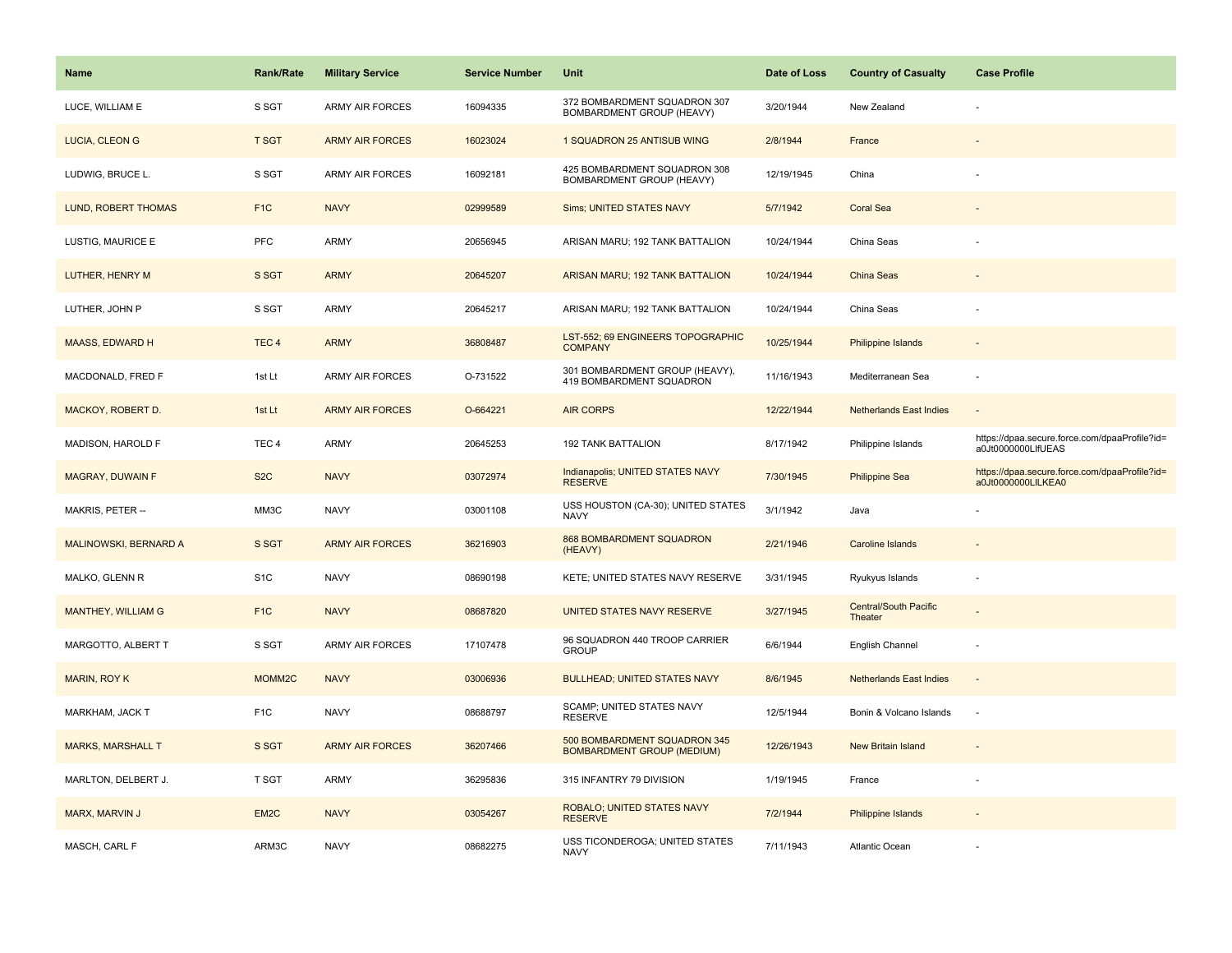| Name | Rank/Rate | Military Service | Service Number | Unit | Date of Loss | Country of Casualty | Case Profile |
|---|---|---|---|---|---|---|---|
| LUCE, WILLIAM E | S SGT | ARMY AIR FORCES | 16094335 | 372 BOMBARDMENT SQUADRON 307 BOMBARDMENT GROUP (HEAVY) | 3/20/1944 | New Zealand | - |
| LUCIA, CLEON G | T SGT | ARMY AIR FORCES | 16023024 | 1 SQUADRON 25 ANTISUB WING | 2/8/1944 | France | - |
| LUDWIG, BRUCE L. | S SGT | ARMY AIR FORCES | 16092181 | 425 BOMBARDMENT SQUADRON 308 BOMBARDMENT GROUP (HEAVY) | 12/19/1945 | China | - |
| LUND, ROBERT THOMAS | F1C | NAVY | 02999589 | Sims; UNITED STATES NAVY | 5/7/1942 | Coral Sea | - |
| LUSTIG, MAURICE E | PFC | ARMY | 20656945 | ARISAN MARU; 192 TANK BATTALION | 10/24/1944 | China Seas | - |
| LUTHER, HENRY M | S SGT | ARMY | 20645207 | ARISAN MARU; 192 TANK BATTALION | 10/24/1944 | China Seas | - |
| LUTHER, JOHN P | S SGT | ARMY | 20645217 | ARISAN MARU; 192 TANK BATTALION | 10/24/1944 | China Seas | - |
| MAASS, EDWARD H | TEC 4 | ARMY | 36808487 | LST-552; 69 ENGINEERS TOPOGRAPHIC COMPANY | 10/25/1944 | Philippine Islands | - |
| MACDONALD, FRED F | 1st Lt | ARMY AIR FORCES | O-731522 | 301 BOMBARDMENT GROUP (HEAVY), 419 BOMBARDMENT SQUADRON | 11/16/1943 | Mediterranean Sea | - |
| MACKOY, ROBERT D. | 1st Lt | ARMY AIR FORCES | O-664221 | AIR CORPS | 12/22/1944 | Netherlands East Indies | - |
| MADISON, HAROLD F | TEC 4 | ARMY | 20645253 | 192 TANK BATTALION | 8/17/1942 | Philippine Islands | https://dpaa.secure.force.com/dpaaProfile?id=a0Jt0000000LIfUEAS |
| MAGRAY, DUWAIN F | S2C | NAVY | 03072974 | Indianapolis; UNITED STATES NAVY RESERVE | 7/30/1945 | Philippine Sea | https://dpaa.secure.force.com/dpaaProfile?id=a0Jt0000000LILKEA0 |
| MAKRIS, PETER -- | MM3C | NAVY | 03001108 | USS HOUSTON (CA-30); UNITED STATES NAVY | 3/1/1942 | Java | - |
| MALINOWSKI, BERNARD A | S SGT | ARMY AIR FORCES | 36216903 | 868 BOMBARDMENT SQUADRON (HEAVY) | 2/21/1946 | Caroline Islands | - |
| MALKO, GLENN R | S1C | NAVY | 08690198 | KETE; UNITED STATES NAVY RESERVE | 3/31/1945 | Ryukyus Islands | - |
| MANTHEY, WILLIAM G | F1C | NAVY | 08687820 | UNITED STATES NAVY RESERVE | 3/27/1945 | Central/South Pacific Theater | - |
| MARGOTTO, ALBERT T | S SGT | ARMY AIR FORCES | 17107478 | 96 SQUADRON 440 TROOP CARRIER GROUP | 6/6/1944 | English Channel | - |
| MARIN, ROY K | MOMM2C | NAVY | 03006936 | BULLHEAD; UNITED STATES NAVY | 8/6/1945 | Netherlands East Indies | - |
| MARKHAM, JACK T | F1C | NAVY | 08688797 | SCAMP; UNITED STATES NAVY RESERVE | 12/5/1944 | Bonin & Volcano Islands | - |
| MARKS, MARSHALL T | S SGT | ARMY AIR FORCES | 36207466 | 500 BOMBARDMENT SQUADRON 345 BOMBARDMENT GROUP (MEDIUM) | 12/26/1943 | New Britain Island | - |
| MARLTON, DELBERT J. | T SGT | ARMY | 36295836 | 315 INFANTRY 79 DIVISION | 1/19/1945 | France | - |
| MARX, MARVIN J | EM2C | NAVY | 03054267 | ROBALO; UNITED STATES NAVY RESERVE | 7/2/1944 | Philippine Islands | - |
| MASCH, CARL F | ARM3C | NAVY | 08682275 | USS TICONDEROGA; UNITED STATES NAVY | 7/11/1943 | Atlantic Ocean | - |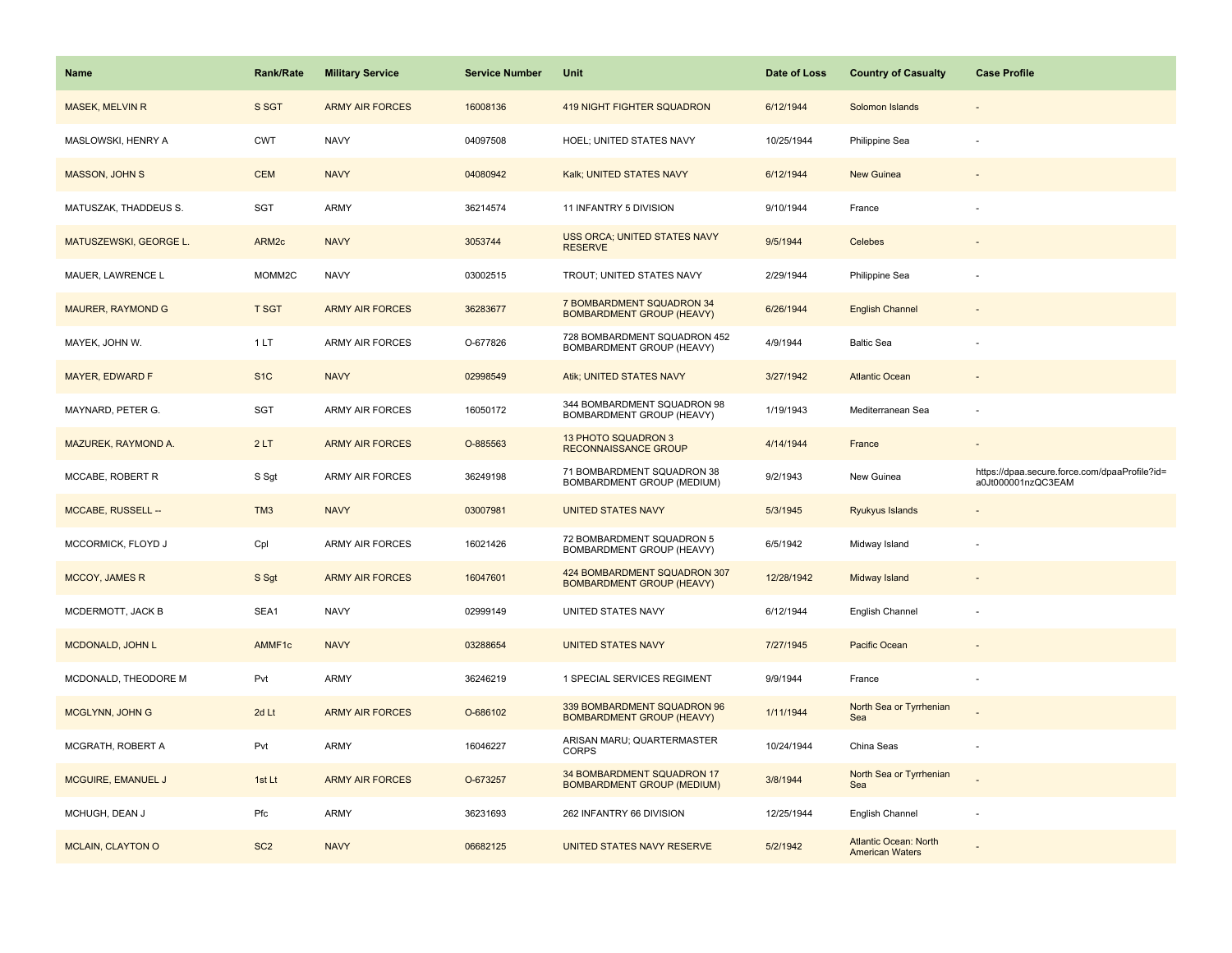| Name | Rank/Rate | Military Service | Service Number | Unit | Date of Loss | Country of Casualty | Case Profile |
|---|---|---|---|---|---|---|---|
| MASEK, MELVIN R | S SGT | ARMY AIR FORCES | 16008136 | 419 NIGHT FIGHTER SQUADRON | 6/12/1944 | Solomon Islands | - |
| MASLOWSKI, HENRY A | CWT | NAVY | 04097508 | HOEL; UNITED STATES NAVY | 10/25/1944 | Philippine Sea | - |
| MASSON, JOHN S | CEM | NAVY | 04080942 | Kalk; UNITED STATES NAVY | 6/12/1944 | New Guinea | - |
| MATUSZAK, THADDEUS S. | SGT | ARMY | 36214574 | 11 INFANTRY 5 DIVISION | 9/10/1944 | France | - |
| MATUSZEWSKI, GEORGE L. | ARM2c | NAVY | 3053744 | USS ORCA; UNITED STATES NAVY RESERVE | 9/5/1944 | Celebes | - |
| MAUER, LAWRENCE L | MOMM2C | NAVY | 03002515 | TROUT; UNITED STATES NAVY | 2/29/1944 | Philippine Sea | - |
| MAURER, RAYMOND G | T SGT | ARMY AIR FORCES | 36283677 | 7 BOMBARDMENT SQUADRON 34 BOMBARDMENT GROUP (HEAVY) | 6/26/1944 | English Channel | - |
| MAYEK, JOHN W. | 1 LT | ARMY AIR FORCES | O-677826 | 728 BOMBARDMENT SQUADRON 452 BOMBARDMENT GROUP (HEAVY) | 4/9/1944 | Baltic Sea | - |
| MAYER, EDWARD F | S1C | NAVY | 02998549 | Atik; UNITED STATES NAVY | 3/27/1942 | Atlantic Ocean | - |
| MAYNARD, PETER G. | SGT | ARMY AIR FORCES | 16050172 | 344 BOMBARDMENT SQUADRON 98 BOMBARDMENT GROUP (HEAVY) | 1/19/1943 | Mediterranean Sea | - |
| MAZUREK, RAYMOND A. | 2 LT | ARMY AIR FORCES | O-885563 | 13 PHOTO SQUADRON 3 RECONNAISSANCE GROUP | 4/14/1944 | France | - |
| MCCABE, ROBERT R | S Sgt | ARMY AIR FORCES | 36249198 | 71 BOMBARDMENT SQUADRON 38 BOMBARDMENT GROUP (MEDIUM) | 9/2/1943 | New Guinea | https://dpaa.secure.force.com/dpaaProfile?id=a0Jt000001nzQC3EAM |
| MCCABE, RUSSELL -- | TM3 | NAVY | 03007981 | UNITED STATES NAVY | 5/3/1945 | Ryukyus Islands | - |
| MCCORMICK, FLOYD J | Cpl | ARMY AIR FORCES | 16021426 | 72 BOMBARDMENT SQUADRON 5 BOMBARDMENT GROUP (HEAVY) | 6/5/1942 | Midway Island | - |
| MCCOY, JAMES R | S Sgt | ARMY AIR FORCES | 16047601 | 424 BOMBARDMENT SQUADRON 307 BOMBARDMENT GROUP (HEAVY) | 12/28/1942 | Midway Island | - |
| MCDERMOTT, JACK B | SEA1 | NAVY | 02999149 | UNITED STATES NAVY | 6/12/1944 | English Channel | - |
| MCDONALD, JOHN L | AMMF1c | NAVY | 03288654 | UNITED STATES NAVY | 7/27/1945 | Pacific Ocean | - |
| MCDONALD, THEODORE M | Pvt | ARMY | 36246219 | 1 SPECIAL SERVICES REGIMENT | 9/9/1944 | France | - |
| MCGLYNN, JOHN G | 2d Lt | ARMY AIR FORCES | O-686102 | 339 BOMBARDMENT SQUADRON 96 BOMBARDMENT GROUP (HEAVY) | 1/11/1944 | North Sea or Tyrrhenian Sea | - |
| MCGRATH, ROBERT A | Pvt | ARMY | 16046227 | ARISAN MARU; QUARTERMASTER CORPS | 10/24/1944 | China Seas | - |
| MCGUIRE, EMANUEL J | 1st Lt | ARMY AIR FORCES | O-673257 | 34 BOMBARDMENT SQUADRON 17 BOMBARDMENT GROUP (MEDIUM) | 3/8/1944 | North Sea or Tyrrhenian Sea | - |
| MCHUGH, DEAN J | Pfc | ARMY | 36231693 | 262 INFANTRY 66 DIVISION | 12/25/1944 | English Channel | - |
| MCLAIN, CLAYTON O | SC2 | NAVY | 06682125 | UNITED STATES NAVY RESERVE | 5/2/1942 | Atlantic Ocean: North American Waters | - |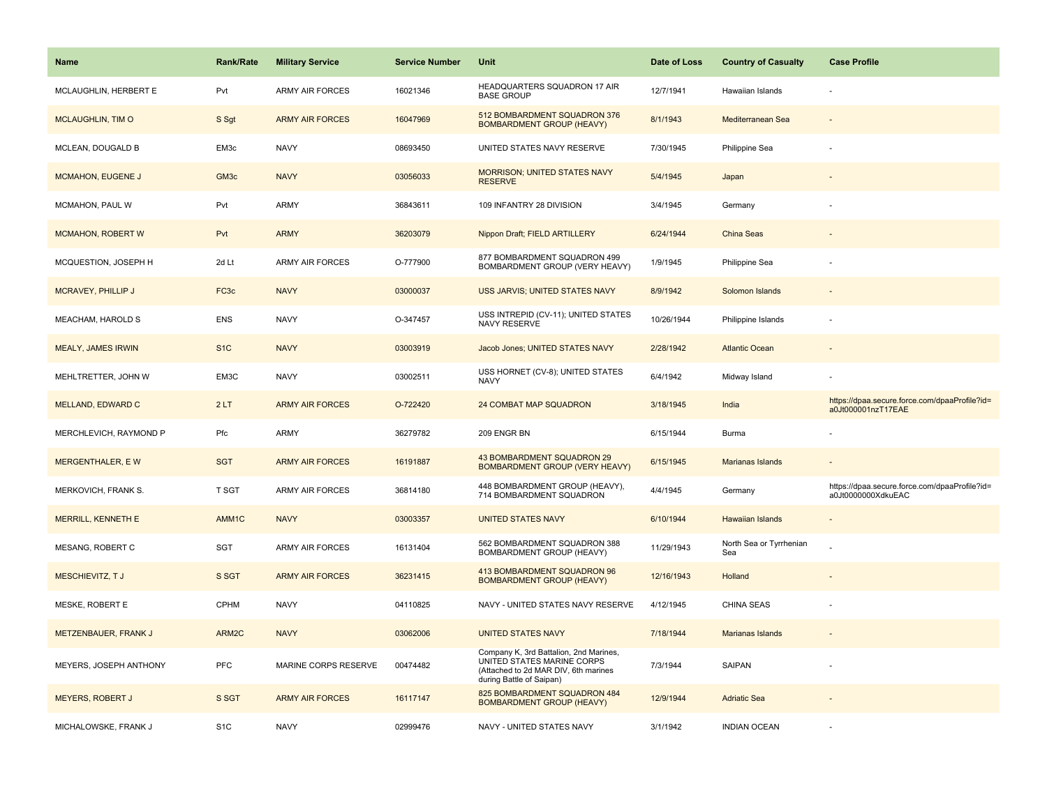| Name | Rank/Rate | Military Service | Service Number | Unit | Date of Loss | Country of Casualty | Case Profile |
|---|---|---|---|---|---|---|---|
| MCLAUGHLIN, HERBERT E | Pvt | ARMY AIR FORCES | 16021346 | HEADQUARTERS SQUADRON 17 AIR BASE GROUP | 12/7/1941 | Hawaiian Islands | - |
| MCLAUGHLIN, TIM O | S Sgt | ARMY AIR FORCES | 16047969 | 512 BOMBARDMENT SQUADRON 376 BOMBARDMENT GROUP (HEAVY) | 8/1/1943 | Mediterranean Sea | - |
| MCLEAN, DOUGALD B | EM3c | NAVY | 08693450 | UNITED STATES NAVY RESERVE | 7/30/1945 | Philippine Sea | - |
| MCMAHON, EUGENE J | GM3c | NAVY | 03056033 | MORRISON; UNITED STATES NAVY RESERVE | 5/4/1945 | Japan | - |
| MCMAHON, PAUL W | Pvt | ARMY | 36843611 | 109 INFANTRY 28 DIVISION | 3/4/1945 | Germany | - |
| MCMAHON, ROBERT W | Pvt | ARMY | 36203079 | Nippon Draft; FIELD ARTILLERY | 6/24/1944 | China Seas | - |
| MCQUESTION, JOSEPH H | 2d Lt | ARMY AIR FORCES | O-777900 | 877 BOMBARDMENT SQUADRON 499 BOMBARDMENT GROUP (VERY HEAVY) | 1/9/1945 | Philippine Sea | - |
| MCRAVEY, PHILLIP J | FC3c | NAVY | 03000037 | USS JARVIS; UNITED STATES NAVY | 8/9/1942 | Solomon Islands | - |
| MEACHAM, HAROLD S | ENS | NAVY | O-347457 | USS INTREPID (CV-11); UNITED STATES NAVY RESERVE | 10/26/1944 | Philippine Islands | - |
| MEALY, JAMES IRWIN | S1C | NAVY | 03003919 | Jacob Jones; UNITED STATES NAVY | 2/28/1942 | Atlantic Ocean | - |
| MEHLTRETTER, JOHN W | EM3C | NAVY | 03002511 | USS HORNET (CV-8); UNITED STATES NAVY | 6/4/1942 | Midway Island | - |
| MELLAND, EDWARD C | 2 LT | ARMY AIR FORCES | O-722420 | 24 COMBAT MAP SQUADRON | 3/18/1945 | India | https://dpaa.secure.force.com/dpaaProfile?id=a0Jt000001nzT17EAE |
| MERCHLEVICH, RAYMOND P | Pfc | ARMY | 36279782 | 209 ENGR BN | 6/15/1944 | Burma | - |
| MERGENTHALER, E W | SGT | ARMY AIR FORCES | 16191887 | 43 BOMBARDMENT SQUADRON 29 BOMBARDMENT GROUP (VERY HEAVY) | 6/15/1945 | Marianas Islands | - |
| MERKOVICH, FRANK S. | T SGT | ARMY AIR FORCES | 36814180 | 448 BOMBARDMENT GROUP (HEAVY), 714 BOMBARDMENT SQUADRON | 4/4/1945 | Germany | https://dpaa.secure.force.com/dpaaProfile?id=a0Jt0000000XdkuEAC |
| MERRILL, KENNETH E | AMM1C | NAVY | 03003357 | UNITED STATES NAVY | 6/10/1944 | Hawaiian Islands | - |
| MESANG, ROBERT C | SGT | ARMY AIR FORCES | 16131404 | 562 BOMBARDMENT SQUADRON 388 BOMBARDMENT GROUP (HEAVY) | 11/29/1943 | North Sea or Tyrrhenian Sea | - |
| MESCHIEVITZ, T J | S SGT | ARMY AIR FORCES | 36231415 | 413 BOMBARDMENT SQUADRON 96 BOMBARDMENT GROUP (HEAVY) | 12/16/1943 | Holland | - |
| MESKE, ROBERT E | CPHM | NAVY | 04110825 | NAVY - UNITED STATES NAVY RESERVE | 4/12/1945 | CHINA SEAS | - |
| METZENBAUER, FRANK J | ARM2C | NAVY | 03062006 | UNITED STATES NAVY | 7/18/1944 | Marianas Islands | - |
| MEYERS, JOSEPH ANTHONY | PFC | MARINE CORPS RESERVE | 00474482 | Company K, 3rd Battalion, 2nd Marines, UNITED STATES MARINE CORPS (Attached to 2d MAR DIV, 6th marines during Battle of Saipan) | 7/3/1944 | SAIPAN | - |
| MEYERS, ROBERT J | S SGT | ARMY AIR FORCES | 16117147 | 825 BOMBARDMENT SQUADRON 484 BOMBARDMENT GROUP (HEAVY) | 12/9/1944 | Adriatic Sea | - |
| MICHALOWSKE, FRANK J | S1C | NAVY | 02999476 | NAVY - UNITED STATES NAVY | 3/1/1942 | INDIAN OCEAN | - |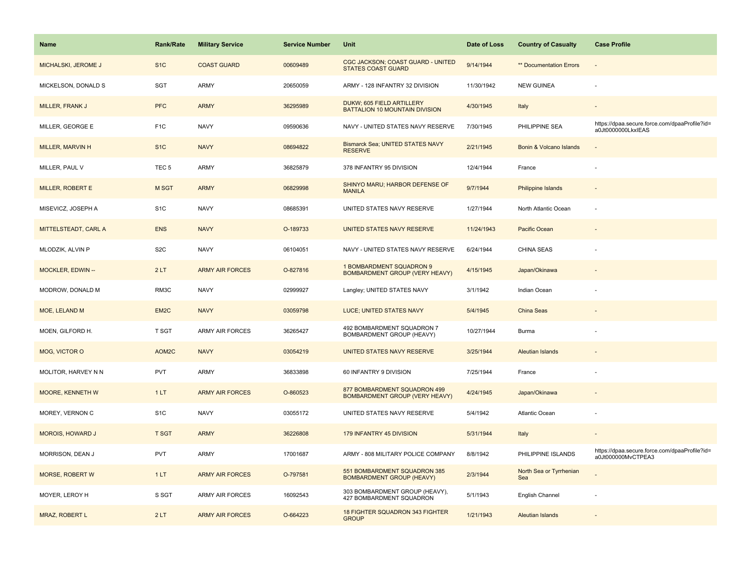| Name | Rank/Rate | Military Service | Service Number | Unit | Date of Loss | Country of Casualty | Case Profile |
| --- | --- | --- | --- | --- | --- | --- | --- |
| MICHALSKI, JEROME J | S1C | COAST GUARD | 00609489 | CGC JACKSON; COAST GUARD - UNITED STATES COAST GUARD | 9/14/1944 | ** Documentation Errors | - |
| MICKELSON, DONALD S | SGT | ARMY | 20650059 | ARMY - 128 INFANTRY 32 DIVISION | 11/30/1942 | NEW GUINEA | - |
| MILLER, FRANK J | PFC | ARMY | 36295989 | DUKW; 605 FIELD ARTILLERY BATTALION 10 MOUNTAIN DIVISION | 4/30/1945 | Italy | - |
| MILLER, GEORGE E | F1C | NAVY | 09590636 | NAVY - UNITED STATES NAVY RESERVE | 7/30/1945 | PHILIPPINE SEA | https://dpaa.secure.force.com/dpaaProfile?id=a0Jt0000000LkxIEAS |
| MILLER, MARVIN H | S1C | NAVY | 08694822 | Bismarck Sea; UNITED STATES NAVY RESERVE | 2/21/1945 | Bonin & Volcano Islands | - |
| MILLER, PAUL V | TEC 5 | ARMY | 36825879 | 378 INFANTRY 95 DIVISION | 12/4/1944 | France | - |
| MILLER, ROBERT E | M SGT | ARMY | 06829998 | SHINYO MARU; HARBOR DEFENSE OF MANILA | 9/7/1944 | Philippine Islands | - |
| MISEVICZ, JOSEPH A | S1C | NAVY | 08685391 | UNITED STATES NAVY RESERVE | 1/27/1944 | North Atlantic Ocean | - |
| MITTELSTEADT, CARL A | ENS | NAVY | O-189733 | UNITED STATES NAVY RESERVE | 11/24/1943 | Pacific Ocean | - |
| MLODZIK, ALVIN P | S2C | NAVY | 06104051 | NAVY - UNITED STATES NAVY RESERVE | 6/24/1944 | CHINA SEAS | - |
| MOCKLER, EDWIN -- | 2 LT | ARMY AIR FORCES | O-827816 | 1 BOMBARDMENT SQUADRON 9 BOMBARDMENT GROUP (VERY HEAVY) | 4/15/1945 | Japan/Okinawa | - |
| MODROW, DONALD M | RM3C | NAVY | 02999927 | Langley; UNITED STATES NAVY | 3/1/1942 | Indian Ocean | - |
| MOE, LELAND M | EM2C | NAVY | 03059798 | LUCE; UNITED STATES NAVY | 5/4/1945 | China Seas | - |
| MOEN, GILFORD H. | T SGT | ARMY AIR FORCES | 36265427 | 492 BOMBARDMENT SQUADRON 7 BOMBARDMENT GROUP (HEAVY) | 10/27/1944 | Burma | - |
| MOG, VICTOR O | AOM2C | NAVY | 03054219 | UNITED STATES NAVY RESERVE | 3/25/1944 | Aleutian Islands | - |
| MOLITOR, HARVEY N N | PVT | ARMY | 36833898 | 60 INFANTRY 9 DIVISION | 7/25/1944 | France | - |
| MOORE, KENNETH W | 1 LT | ARMY AIR FORCES | O-860523 | 877 BOMBARDMENT SQUADRON 499 BOMBARDMENT GROUP (VERY HEAVY) | 4/24/1945 | Japan/Okinawa | - |
| MOREY, VERNON C | S1C | NAVY | 03055172 | UNITED STATES NAVY RESERVE | 5/4/1942 | Atlantic Ocean | - |
| MOROIS, HOWARD J | T SGT | ARMY | 36226808 | 179 INFANTRY 45 DIVISION | 5/31/1944 | Italy | - |
| MORRISON, DEAN J | PVT | ARMY | 17001687 | ARMY - 808 MILITARY POLICE COMPANY | 8/8/1942 | PHILIPPINE ISLANDS | https://dpaa.secure.force.com/dpaaProfile?id=a0Jt000000MvCTPEA3 |
| MORSE, ROBERT W | 1 LT | ARMY AIR FORCES | O-797581 | 551 BOMBARDMENT SQUADRON 385 BOMBARDMENT GROUP (HEAVY) | 2/3/1944 | North Sea or Tyrrhenian Sea | - |
| MOYER, LEROY H | S SGT | ARMY AIR FORCES | 16092543 | 303 BOMBARDMENT GROUP (HEAVY), 427 BOMBARDMENT SQUADRON | 5/1/1943 | English Channel | - |
| MRAZ, ROBERT L | 2 LT | ARMY AIR FORCES | O-664223 | 18 FIGHTER SQUADRON 343 FIGHTER GROUP | 1/21/1943 | Aleutian Islands | - |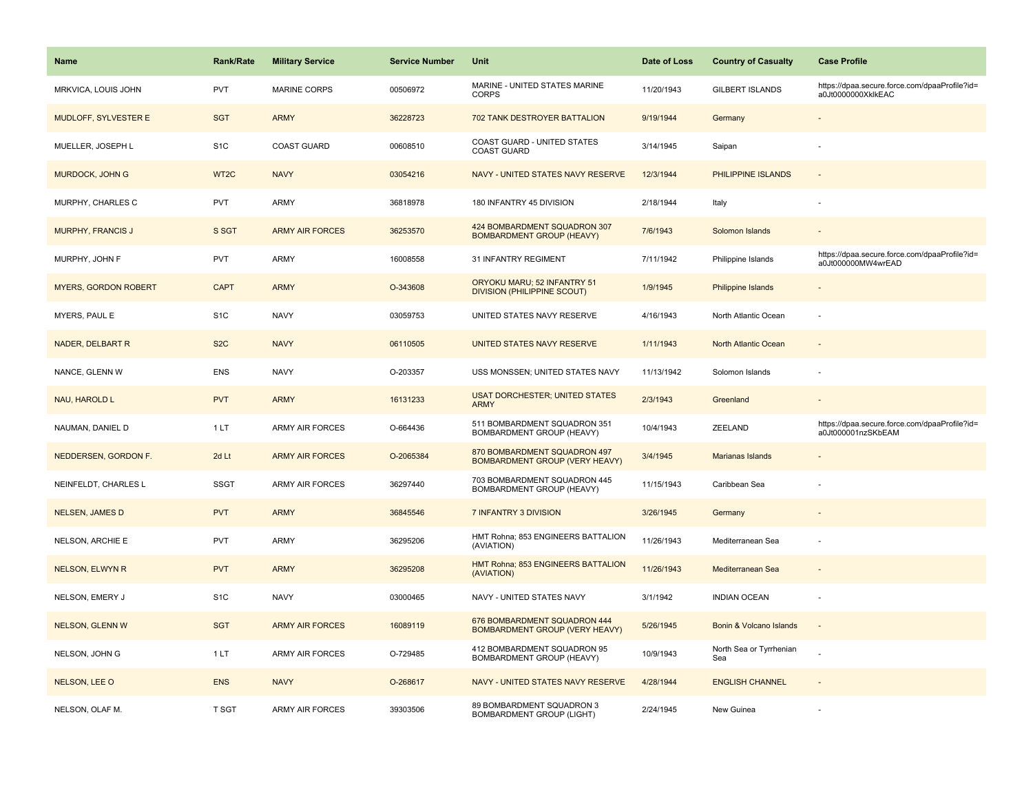| Name | Rank/Rate | Military Service | Service Number | Unit | Date of Loss | Country of Casualty | Case Profile |
|---|---|---|---|---|---|---|---|
| MRKVICA, LOUIS JOHN | PVT | MARINE CORPS | 00506972 | MARINE - UNITED STATES MARINE CORPS | 11/20/1943 | GILBERT ISLANDS | https://dpaa.secure.force.com/dpaaProfile?id=a0Jt0000000XkIkEAC |
| MUDLOFF, SYLVESTER E | SGT | ARMY | 36228723 | 702 TANK DESTROYER BATTALION | 9/19/1944 | Germany | - |
| MUELLER, JOSEPH L | S1C | COAST GUARD | 00608510 | COAST GUARD - UNITED STATES COAST GUARD | 3/14/1945 | Saipan | - |
| MURDOCK, JOHN G | WT2C | NAVY | 03054216 | NAVY - UNITED STATES NAVY RESERVE | 12/3/1944 | PHILIPPINE ISLANDS | - |
| MURPHY, CHARLES C | PVT | ARMY | 36818978 | 180 INFANTRY 45 DIVISION | 2/18/1944 | Italy | - |
| MURPHY, FRANCIS J | S SGT | ARMY AIR FORCES | 36253570 | 424 BOMBARDMENT SQUADRON 307 BOMBARDMENT GROUP (HEAVY) | 7/6/1943 | Solomon Islands | - |
| MURPHY, JOHN F | PVT | ARMY | 16008558 | 31 INFANTRY REGIMENT | 7/11/1942 | Philippine Islands | https://dpaa.secure.force.com/dpaaProfile?id=a0Jt000000MW4wrEAD |
| MYERS, GORDON ROBERT | CAPT | ARMY | O-343608 | ORYOKU MARU; 52 INFANTRY 51 DIVISION (PHILIPPINE SCOUT) | 1/9/1945 | Philippine Islands | - |
| MYERS, PAUL E | S1C | NAVY | 03059753 | UNITED STATES NAVY RESERVE | 4/16/1943 | North Atlantic Ocean | - |
| NADER, DELBART R | S2C | NAVY | 06110505 | UNITED STATES NAVY RESERVE | 1/11/1943 | North Atlantic Ocean | - |
| NANCE, GLENN W | ENS | NAVY | O-203357 | USS MONSSEN; UNITED STATES NAVY | 11/13/1942 | Solomon Islands | - |
| NAU, HAROLD L | PVT | ARMY | 16131233 | USAT DORCHESTER; UNITED STATES ARMY | 2/3/1943 | Greenland | - |
| NAUMAN, DANIEL D | 1 LT | ARMY AIR FORCES | O-664436 | 511 BOMBARDMENT SQUADRON 351 BOMBARDMENT GROUP (HEAVY) | 10/4/1943 | ZEELAND | https://dpaa.secure.force.com/dpaaProfile?id=a0Jt000001nzSKbEAM |
| NEDDERSEN, GORDON F. | 2d Lt | ARMY AIR FORCES | O-2065384 | 870 BOMBARDMENT SQUADRON 497 BOMBARDMENT GROUP (VERY HEAVY) | 3/4/1945 | Marianas Islands | - |
| NEINFELDT, CHARLES L | SSGT | ARMY AIR FORCES | 36297440 | 703 BOMBARDMENT SQUADRON 445 BOMBARDMENT GROUP (HEAVY) | 11/15/1943 | Caribbean Sea | - |
| NELSEN, JAMES D | PVT | ARMY | 36845546 | 7 INFANTRY 3 DIVISION | 3/26/1945 | Germany | - |
| NELSON, ARCHIE E | PVT | ARMY | 36295206 | HMT Rohna; 853 ENGINEERS BATTALION (AVIATION) | 11/26/1943 | Mediterranean Sea | - |
| NELSON, ELWYN R | PVT | ARMY | 36295208 | HMT Rohna; 853 ENGINEERS BATTALION (AVIATION) | 11/26/1943 | Mediterranean Sea | - |
| NELSON, EMERY J | S1C | NAVY | 03000465 | NAVY - UNITED STATES NAVY | 3/1/1942 | INDIAN OCEAN | - |
| NELSON, GLENN W | SGT | ARMY AIR FORCES | 16089119 | 676 BOMBARDMENT SQUADRON 444 BOMBARDMENT GROUP (VERY HEAVY) | 5/26/1945 | Bonin & Volcano Islands | - |
| NELSON, JOHN G | 1 LT | ARMY AIR FORCES | O-729485 | 412 BOMBARDMENT SQUADRON 95 BOMBARDMENT GROUP (HEAVY) | 10/9/1943 | North Sea or Tyrrhenian Sea | - |
| NELSON, LEE O | ENS | NAVY | O-268617 | NAVY - UNITED STATES NAVY RESERVE | 4/28/1944 | ENGLISH CHANNEL | - |
| NELSON, OLAF M. | T SGT | ARMY AIR FORCES | 39303506 | 89 BOMBARDMENT SQUADRON 3 BOMBARDMENT GROUP (LIGHT) | 2/24/1945 | New Guinea | - |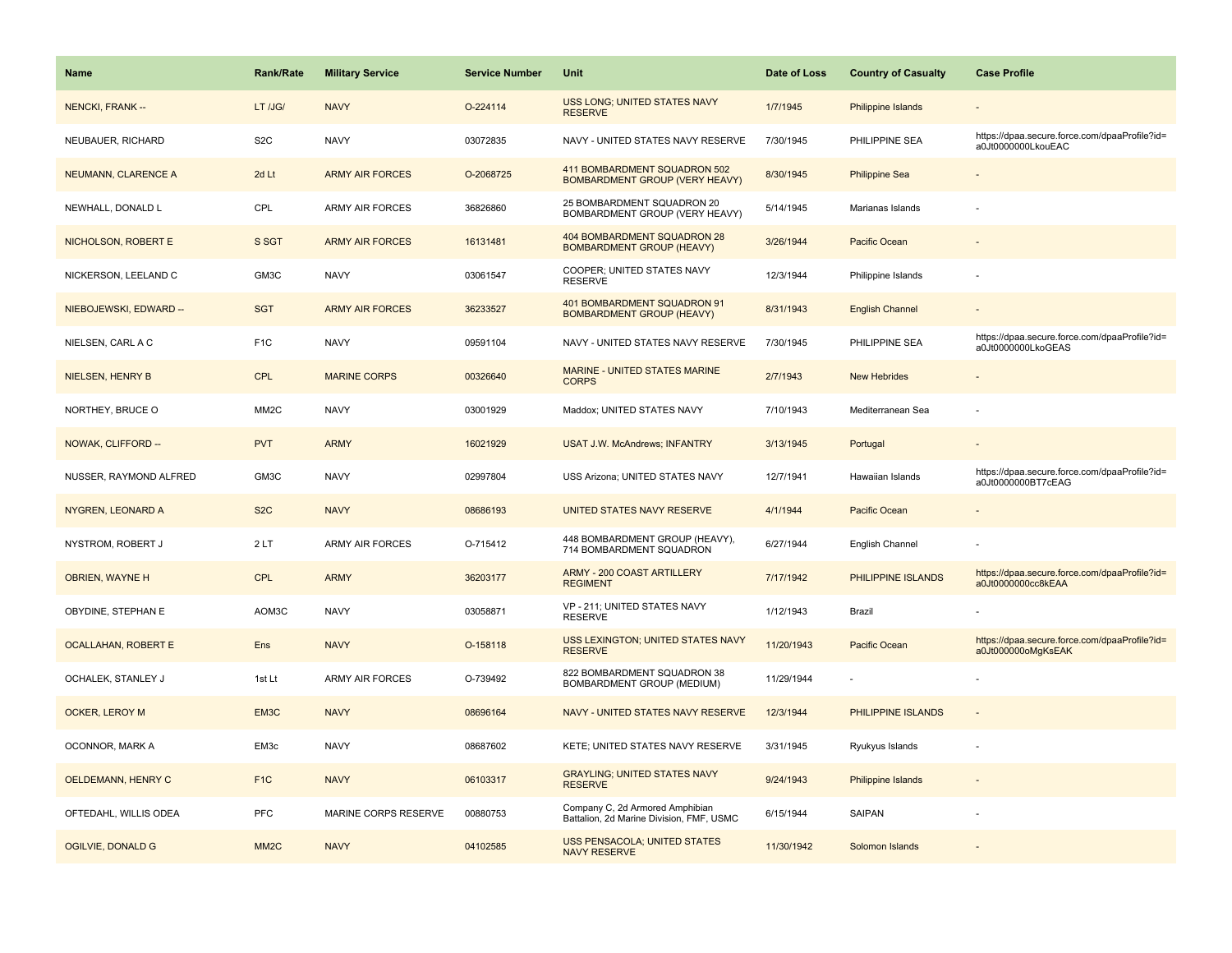| Name | Rank/Rate | Military Service | Service Number | Unit | Date of Loss | Country of Casualty | Case Profile |
| --- | --- | --- | --- | --- | --- | --- | --- |
| NENCKI, FRANK -- | LT /JG/ | NAVY | O-224114 | USS LONG; UNITED STATES NAVY RESERVE | 1/7/1945 | Philippine Islands | - |
| NEUBAUER, RICHARD | S2C | NAVY | 03072835 | NAVY - UNITED STATES NAVY RESERVE | 7/30/1945 | PHILIPPINE SEA | https://dpaa.secure.force.com/dpaaProfile?id=a0Jt0000000LkouEAC |
| NEUMANN, CLARENCE A | 2d Lt | ARMY AIR FORCES | O-2068725 | 411 BOMBARDMENT SQUADRON 502 BOMBARDMENT GROUP (VERY HEAVY) | 8/30/1945 | Philippine Sea | - |
| NEWHALL, DONALD L | CPL | ARMY AIR FORCES | 36826860 | 25 BOMBARDMENT SQUADRON 20 BOMBARDMENT GROUP (VERY HEAVY) | 5/14/1945 | Marianas Islands | - |
| NICHOLSON, ROBERT E | S SGT | ARMY AIR FORCES | 16131481 | 404 BOMBARDMENT SQUADRON 28 BOMBARDMENT GROUP (HEAVY) | 3/26/1944 | Pacific Ocean | - |
| NICKERSON, LEELAND C | GM3C | NAVY | 03061547 | COOPER; UNITED STATES NAVY RESERVE | 12/3/1944 | Philippine Islands | - |
| NIEBOJEWSKI, EDWARD -- | SGT | ARMY AIR FORCES | 36233527 | 401 BOMBARDMENT SQUADRON 91 BOMBARDMENT GROUP (HEAVY) | 8/31/1943 | English Channel | - |
| NIELSEN, CARL A C | F1C | NAVY | 09591104 | NAVY - UNITED STATES NAVY RESERVE | 7/30/1945 | PHILIPPINE SEA | https://dpaa.secure.force.com/dpaaProfile?id=a0Jt0000000LkoGEAS |
| NIELSEN, HENRY B | CPL | MARINE CORPS | 00326640 | MARINE - UNITED STATES MARINE CORPS | 2/7/1943 | New Hebrides | - |
| NORTHEY, BRUCE O | MM2C | NAVY | 03001929 | Maddox; UNITED STATES NAVY | 7/10/1943 | Mediterranean Sea | - |
| NOWAK, CLIFFORD -- | PVT | ARMY | 16021929 | USAT J.W. McAndrews; INFANTRY | 3/13/1945 | Portugal | - |
| NUSSER, RAYMOND ALFRED | GM3C | NAVY | 02997804 | USS Arizona; UNITED STATES NAVY | 12/7/1941 | Hawaiian Islands | https://dpaa.secure.force.com/dpaaProfile?id=a0Jt0000000BT7cEAG |
| NYGREN, LEONARD A | S2C | NAVY | 08686193 | UNITED STATES NAVY RESERVE | 4/1/1944 | Pacific Ocean | - |
| NYSTROM, ROBERT J | 2 LT | ARMY AIR FORCES | O-715412 | 448 BOMBARDMENT GROUP (HEAVY), 714 BOMBARDMENT SQUADRON | 6/27/1944 | English Channel | - |
| OBRIEN, WAYNE H | CPL | ARMY | 36203177 | ARMY - 200 COAST ARTILLERY REGIMENT | 7/17/1942 | PHILIPPINE ISLANDS | https://dpaa.secure.force.com/dpaaProfile?id=a0Jt0000000cc8kEAA |
| OBYDINE, STEPHAN E | AOM3C | NAVY | 03058871 | VP - 211; UNITED STATES NAVY RESERVE | 1/12/1943 | Brazil | - |
| OCALLAHAN, ROBERT E | Ens | NAVY | O-158118 | USS LEXINGTON; UNITED STATES NAVY RESERVE | 11/20/1943 | Pacific Ocean | https://dpaa.secure.force.com/dpaaProfile?id=a0Jt000000oMgKsEAK |
| OCHALEK, STANLEY J | 1st Lt | ARMY AIR FORCES | O-739492 | 822 BOMBARDMENT SQUADRON 38 BOMBARDMENT GROUP (MEDIUM) | 11/29/1944 | - | - |
| OCKER, LEROY M | EM3C | NAVY | 08696164 | NAVY - UNITED STATES NAVY RESERVE | 12/3/1944 | PHILIPPINE ISLANDS | - |
| OCONNOR, MARK A | EM3c | NAVY | 08687602 | KETE; UNITED STATES NAVY RESERVE | 3/31/1945 | Ryukyus Islands | - |
| OELDEMANN, HENRY C | F1C | NAVY | 06103317 | GRAYLING; UNITED STATES NAVY RESERVE | 9/24/1943 | Philippine Islands | - |
| OFTEDAHL, WILLIS ODEA | PFC | MARINE CORPS RESERVE | 00880753 | Company C, 2d Armored Amphibian Battalion, 2d Marine Division, FMF, USMC | 6/15/1944 | SAIPAN | - |
| OGILVIE, DONALD G | MM2C | NAVY | 04102585 | USS PENSACOLA; UNITED STATES NAVY RESERVE | 11/30/1942 | Solomon Islands | - |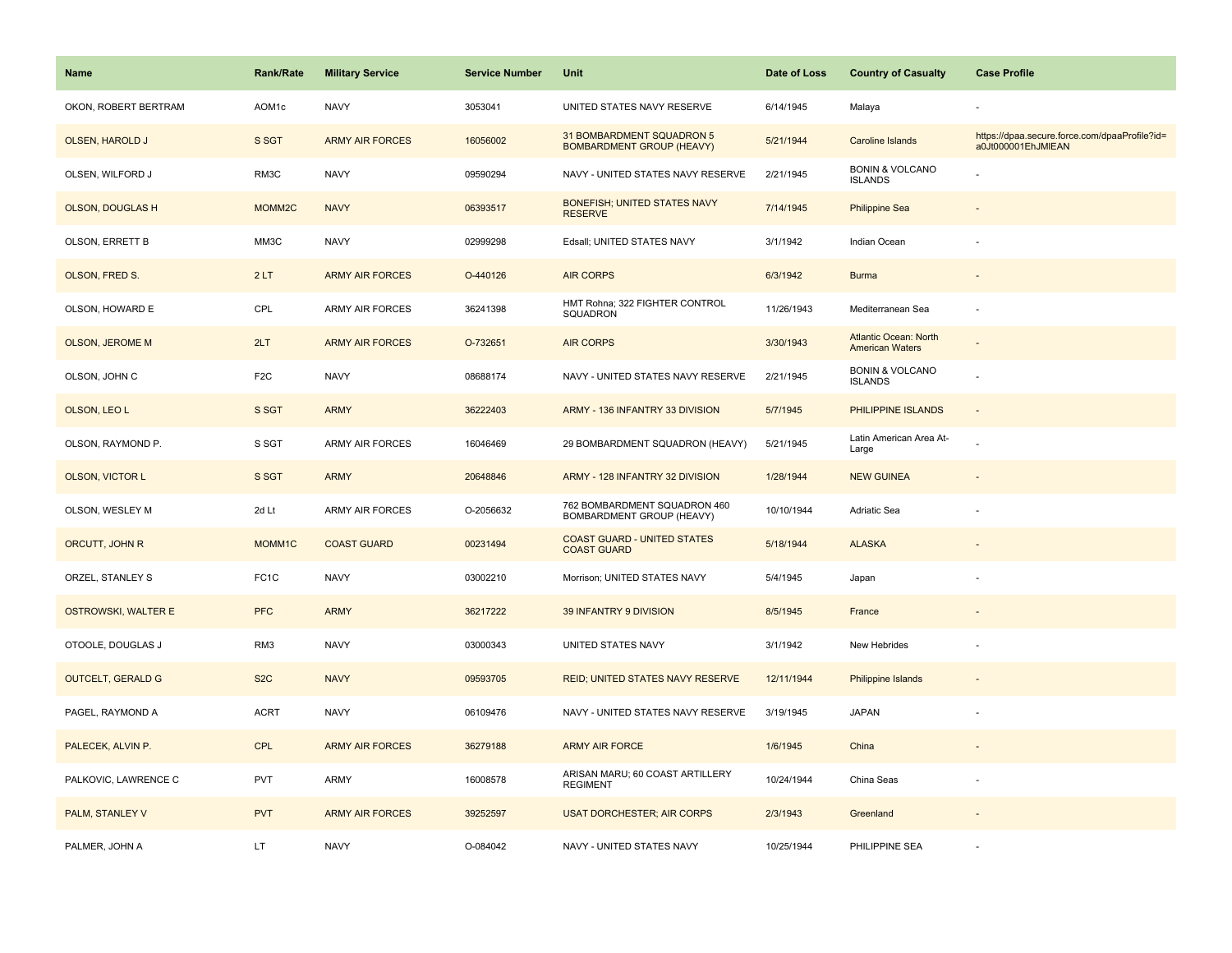| Name | Rank/Rate | Military Service | Service Number | Unit | Date of Loss | Country of Casualty | Case Profile |
|---|---|---|---|---|---|---|---|
| OKON, ROBERT BERTRAM | AOM1c | NAVY | 3053041 | UNITED STATES NAVY RESERVE | 6/14/1945 | Malaya | - |
| OLSEN, HAROLD J | S SGT | ARMY AIR FORCES | 16056002 | 31 BOMBARDMENT SQUADRON 5 BOMBARDMENT GROUP (HEAVY) | 5/21/1944 | Caroline Islands | https://dpaa.secure.force.com/dpaaProfile?id=a0Jt000001EhJMIEAN |
| OLSEN, WILFORD J | RM3C | NAVY | 09590294 | NAVY - UNITED STATES NAVY RESERVE | 2/21/1945 | BONIN & VOLCANO ISLANDS | - |
| OLSON, DOUGLAS H | MOMM2C | NAVY | 06393517 | BONEFISH; UNITED STATES NAVY RESERVE | 7/14/1945 | Philippine Sea | - |
| OLSON, ERRETT B | MM3C | NAVY | 02999298 | Edsall; UNITED STATES NAVY | 3/1/1942 | Indian Ocean | - |
| OLSON, FRED S. | 2 LT | ARMY AIR FORCES | O-440126 | AIR CORPS | 6/3/1942 | Burma | - |
| OLSON, HOWARD E | CPL | ARMY AIR FORCES | 36241398 | HMT Rohna; 322 FIGHTER CONTROL SQUADRON | 11/26/1943 | Mediterranean Sea | - |
| OLSON, JEROME M | 2LT | ARMY AIR FORCES | O-732651 | AIR CORPS | 3/30/1943 | Atlantic Ocean: North American Waters | - |
| OLSON, JOHN C | F2C | NAVY | 08688174 | NAVY - UNITED STATES NAVY RESERVE | 2/21/1945 | BONIN & VOLCANO ISLANDS | - |
| OLSON, LEO L | S SGT | ARMY | 36222403 | ARMY - 136 INFANTRY 33 DIVISION | 5/7/1945 | PHILIPPINE ISLANDS | - |
| OLSON, RAYMOND P. | S SGT | ARMY AIR FORCES | 16046469 | 29 BOMBARDMENT SQUADRON (HEAVY) | 5/21/1945 | Latin American Area At-Large | - |
| OLSON, VICTOR L | S SGT | ARMY | 20648846 | ARMY - 128 INFANTRY 32 DIVISION | 1/28/1944 | NEW GUINEA | - |
| OLSON, WESLEY M | 2d Lt | ARMY AIR FORCES | O-2056632 | 762 BOMBARDMENT SQUADRON 460 BOMBARDMENT GROUP (HEAVY) | 10/10/1944 | Adriatic Sea | - |
| ORCUTT, JOHN R | MOMM1C | COAST GUARD | 00231494 | COAST GUARD - UNITED STATES COAST GUARD | 5/18/1944 | ALASKA | - |
| ORZEL, STANLEY S | FC1C | NAVY | 03002210 | Morrison; UNITED STATES NAVY | 5/4/1945 | Japan | - |
| OSTROWSKI, WALTER E | PFC | ARMY | 36217222 | 39 INFANTRY 9 DIVISION | 8/5/1945 | France | - |
| OTOOLE, DOUGLAS J | RM3 | NAVY | 03000343 | UNITED STATES NAVY | 3/1/1942 | New Hebrides | - |
| OUTCELT, GERALD G | S2C | NAVY | 09593705 | REID; UNITED STATES NAVY RESERVE | 12/11/1944 | Philippine Islands | - |
| PAGEL, RAYMOND A | ACRT | NAVY | 06109476 | NAVY - UNITED STATES NAVY RESERVE | 3/19/1945 | JAPAN | - |
| PALECEK, ALVIN P. | CPL | ARMY AIR FORCES | 36279188 | ARMY AIR FORCE | 1/6/1945 | China | - |
| PALKOVIC, LAWRENCE C | PVT | ARMY | 16008578 | ARISAN MARU; 60 COAST ARTILLERY REGIMENT | 10/24/1944 | China Seas | - |
| PALM, STANLEY V | PVT | ARMY AIR FORCES | 39252597 | USAT DORCHESTER; AIR CORPS | 2/3/1943 | Greenland | - |
| PALMER, JOHN A | LT | NAVY | O-084042 | NAVY - UNITED STATES NAVY | 10/25/1944 | PHILIPPINE SEA | - |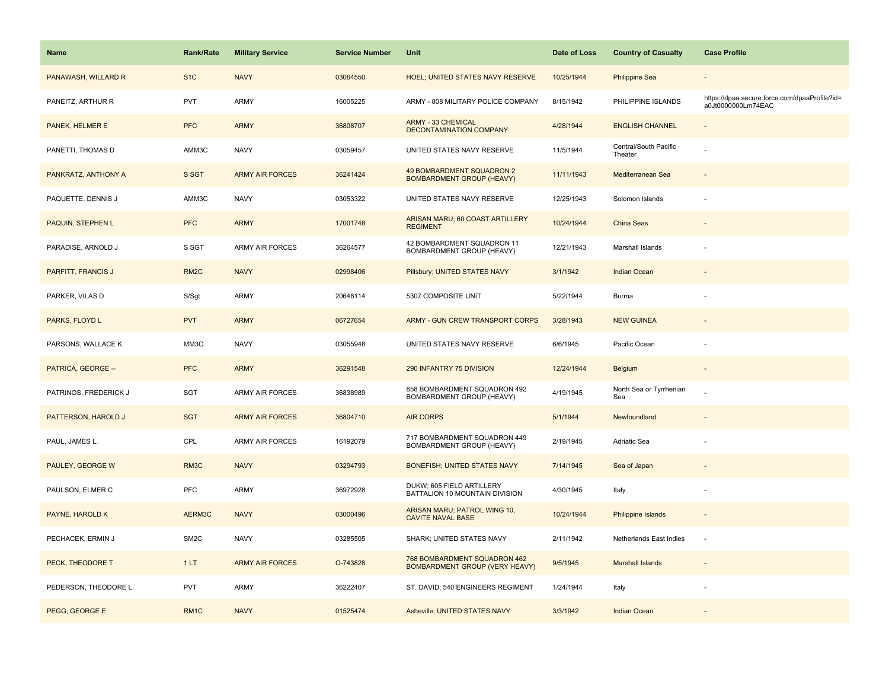| Name | Rank/Rate | Military Service | Service Number | Unit | Date of Loss | Country of Casualty | Case Profile |
|---|---|---|---|---|---|---|---|
| PANAWASH, WILLARD R | S1C | NAVY | 03064550 | HOEL; UNITED STATES NAVY RESERVE | 10/25/1944 | Philippine Sea | - |
| PANEITZ, ARTHUR R | PVT | ARMY | 16005225 | ARMY - 808 MILITARY POLICE COMPANY | 8/15/1942 | PHILIPPINE ISLANDS | https://dpaa.secure.force.com/dpaaProfile?id=a0Jt0000000Lm74EAC |
| PANEK, HELMER E | PFC | ARMY | 36808707 | ARMY - 33 CHEMICAL DECONTAMINATION COMPANY | 4/28/1944 | ENGLISH CHANNEL | - |
| PANETTI, THOMAS D | AMM3C | NAVY | 03059457 | UNITED STATES NAVY RESERVE | 11/5/1944 | Central/South Pacific Theater | - |
| PANKRATZ, ANTHONY A | S SGT | ARMY AIR FORCES | 36241424 | 49 BOMBARDMENT SQUADRON 2 BOMBARDMENT GROUP (HEAVY) | 11/11/1943 | Mediterranean Sea | - |
| PAQUETTE, DENNIS J | AMM3C | NAVY | 03053322 | UNITED STATES NAVY RESERVE | 12/25/1943 | Solomon Islands | - |
| PAQUIN, STEPHEN L | PFC | ARMY | 17001748 | ARISAN MARU; 60 COAST ARTILLERY REGIMENT | 10/24/1944 | China Seas | - |
| PARADISE, ARNOLD J | S SGT | ARMY AIR FORCES | 36264577 | 42 BOMBARDMENT SQUADRON 11 BOMBARDMENT GROUP (HEAVY) | 12/21/1943 | Marshall Islands | - |
| PARFITT, FRANCIS J | RM2C | NAVY | 02998406 | Pillsbury; UNITED STATES NAVY | 3/1/1942 | Indian Ocean | - |
| PARKER, VILAS D | S/Sgt | ARMY | 20648114 | 5307 COMPOSITE UNIT | 5/22/1944 | Burma | - |
| PARKS, FLOYD L | PVT | ARMY | 06727654 | ARMY - GUN CREW TRANSPORT CORPS | 3/28/1943 | NEW GUINEA | - |
| PARSONS, WALLACE K | MM3C | NAVY | 03055948 | UNITED STATES NAVY RESERVE | 6/6/1945 | Pacific Ocean | - |
| PATRICA, GEORGE -- | PFC | ARMY | 36291548 | 290 INFANTRY 75 DIVISION | 12/24/1944 | Belgium | - |
| PATRINOS, FREDERICK J | SGT | ARMY AIR FORCES | 36838989 | 858 BOMBARDMENT SQUADRON 492 BOMBARDMENT GROUP (HEAVY) | 4/19/1945 | North Sea or Tyrrhenian Sea | - |
| PATTERSON, HAROLD J | SGT | ARMY AIR FORCES | 36804710 | AIR CORPS | 5/1/1944 | Newfoundland | - |
| PAUL, JAMES L. | CPL | ARMY AIR FORCES | 16192079 | 717 BOMBARDMENT SQUADRON 449 BOMBARDMENT GROUP (HEAVY) | 2/19/1945 | Adriatic Sea | - |
| PAULEY, GEORGE W | RM3C | NAVY | 03294793 | BONEFISH; UNITED STATES NAVY | 7/14/1945 | Sea of Japan | - |
| PAULSON, ELMER C | PFC | ARMY | 36972928 | DUKW; 605 FIELD ARTILLERY BATTALION 10 MOUNTAIN DIVISION | 4/30/1945 | Italy | - |
| PAYNE, HAROLD K | AERM3C | NAVY | 03000496 | ARISAN MARU; PATROL WING 10, CAVITE NAVAL BASE | 10/24/1944 | Philippine Islands | - |
| PECHACEK, ERMIN J | SM2C | NAVY | 03285505 | SHARK; UNITED STATES NAVY | 2/11/1942 | Netherlands East Indies | - |
| PECK, THEODORE T | 1 LT | ARMY AIR FORCES | O-743828 | 768 BOMBARDMENT SQUADRON 462 BOMBARDMENT GROUP (VERY HEAVY) | 9/5/1945 | Marshall Islands | - |
| PEDERSON, THEODORE L. | PVT | ARMY | 36222407 | ST. DAVID; 540 ENGINEERS REGIMENT | 1/24/1944 | Italy | - |
| PEGG, GEORGE E | RM1C | NAVY | 01525474 | Asheville; UNITED STATES NAVY | 3/3/1942 | Indian Ocean | - |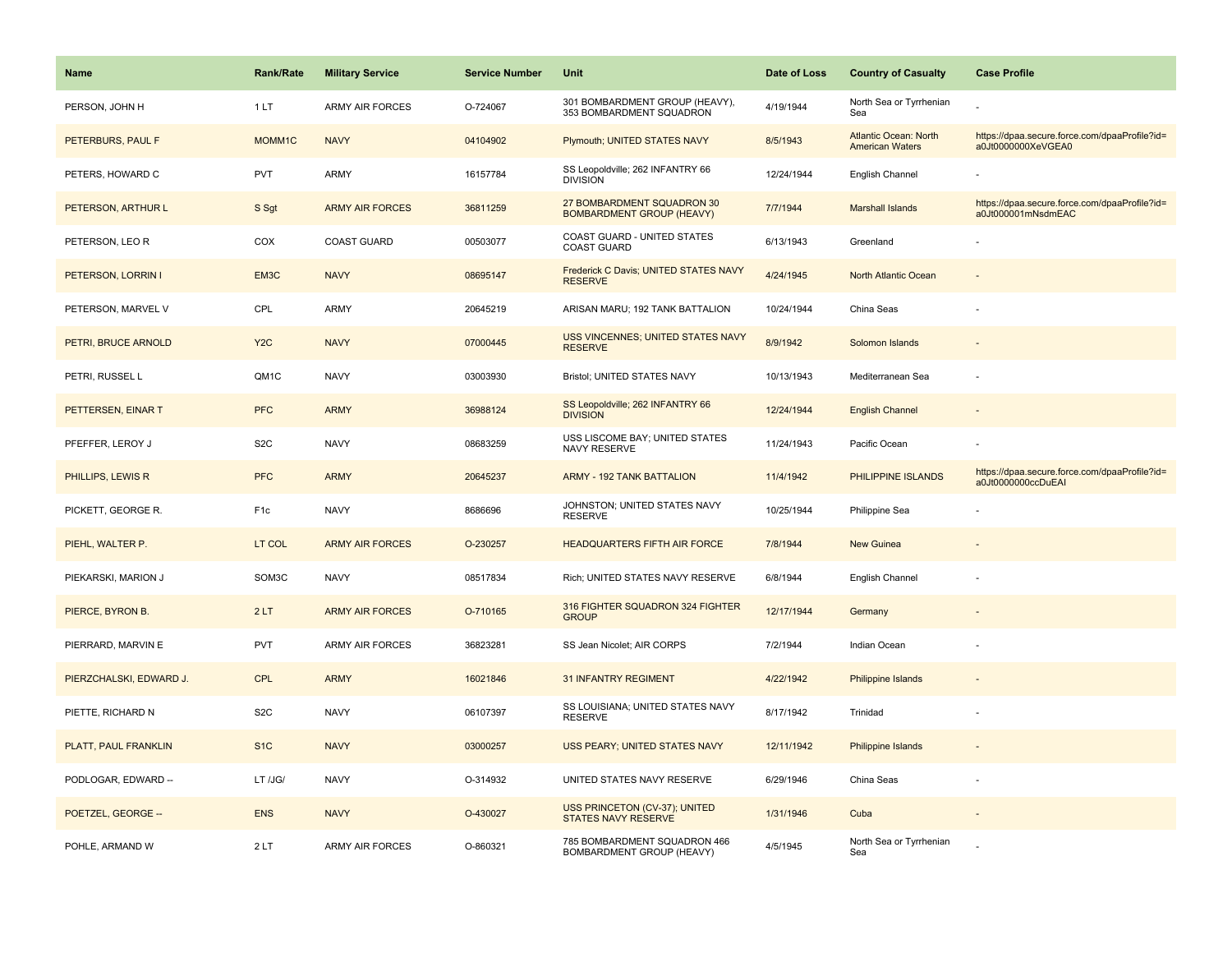| Name | Rank/Rate | Military Service | Service Number | Unit | Date of Loss | Country of Casualty | Case Profile |
|---|---|---|---|---|---|---|---|
| PERSON, JOHN H | 1 LT | ARMY AIR FORCES | O-724067 | 301 BOMBARDMENT GROUP (HEAVY), 353 BOMBARDMENT SQUADRON | 4/19/1944 | North Sea or Tyrrhenian Sea | - |
| PETERBURS, PAUL F | MOMM1C | NAVY | 04104902 | Plymouth; UNITED STATES NAVY | 8/5/1943 | Atlantic Ocean: North American Waters | https://dpaa.secure.force.com/dpaaProfile?id=a0Jt0000000XeVGEA0 |
| PETERS, HOWARD C | PVT | ARMY | 16157784 | SS Leopoldville; 262 INFANTRY 66 DIVISION | 12/24/1944 | English Channel | - |
| PETERSON, ARTHUR L | S Sgt | ARMY AIR FORCES | 36811259 | 27 BOMBARDMENT SQUADRON 30 BOMBARDMENT GROUP (HEAVY) | 7/7/1944 | Marshall Islands | https://dpaa.secure.force.com/dpaaProfile?id=a0Jt000001mNsdmEAC |
| PETERSON, LEO R | COX | COAST GUARD | 00503077 | COAST GUARD - UNITED STATES COAST GUARD | 6/13/1943 | Greenland | - |
| PETERSON, LORRIN I | EM3C | NAVY | 08695147 | Frederick C Davis; UNITED STATES NAVY RESERVE | 4/24/1945 | North Atlantic Ocean | - |
| PETERSON, MARVEL V | CPL | ARMY | 20645219 | ARISAN MARU; 192 TANK BATTALION | 10/24/1944 | China Seas | - |
| PETRI, BRUCE ARNOLD | Y2C | NAVY | 07000445 | USS VINCENNES; UNITED STATES NAVY RESERVE | 8/9/1942 | Solomon Islands | - |
| PETRI, RUSSEL L | QM1C | NAVY | 03003930 | Bristol; UNITED STATES NAVY | 10/13/1943 | Mediterranean Sea | - |
| PETTERSEN, EINAR T | PFC | ARMY | 36988124 | SS Leopoldville; 262 INFANTRY 66 DIVISION | 12/24/1944 | English Channel | - |
| PFEFFER, LEROY J | S2C | NAVY | 08683259 | USS LISCOME BAY; UNITED STATES NAVY RESERVE | 11/24/1943 | Pacific Ocean | - |
| PHILLIPS, LEWIS R | PFC | ARMY | 20645237 | ARMY - 192 TANK BATTALION | 11/4/1942 | PHILIPPINE ISLANDS | https://dpaa.secure.force.com/dpaaProfile?id=a0Jt0000000ccDuEAI |
| PICKETT, GEORGE R. | F1c | NAVY | 8686696 | JOHNSTON; UNITED STATES NAVY RESERVE | 10/25/1944 | Philippine Sea | - |
| PIEHL, WALTER P. | LT COL | ARMY AIR FORCES | O-230257 | HEADQUARTERS FIFTH AIR FORCE | 7/8/1944 | New Guinea | - |
| PIEKARSKI, MARION J | SOM3C | NAVY | 08517834 | Rich; UNITED STATES NAVY RESERVE | 6/8/1944 | English Channel | - |
| PIERCE, BYRON B. | 2 LT | ARMY AIR FORCES | O-710165 | 316 FIGHTER SQUADRON 324 FIGHTER GROUP | 12/17/1944 | Germany | - |
| PIERRARD, MARVIN E | PVT | ARMY AIR FORCES | 36823281 | SS Jean Nicolet; AIR CORPS | 7/2/1944 | Indian Ocean | - |
| PIERZCHALSKI, EDWARD J. | CPL | ARMY | 16021846 | 31 INFANTRY REGIMENT | 4/22/1942 | Philippine Islands | - |
| PIETTE, RICHARD N | S2C | NAVY | 06107397 | SS LOUISIANA; UNITED STATES NAVY RESERVE | 8/17/1942 | Trinidad | - |
| PLATT, PAUL FRANKLIN | S1C | NAVY | 03000257 | USS PEARY; UNITED STATES NAVY | 12/11/1942 | Philippine Islands | - |
| PODLOGAR, EDWARD -- | LT /JG/ | NAVY | O-314932 | UNITED STATES NAVY RESERVE | 6/29/1946 | China Seas | - |
| POETZEL, GEORGE -- | ENS | NAVY | O-430027 | USS PRINCETON (CV-37); UNITED STATES NAVY RESERVE | 1/31/1946 | Cuba | - |
| POHLE, ARMAND W | 2 LT | ARMY AIR FORCES | O-860321 | 785 BOMBARDMENT SQUADRON 466 BOMBARDMENT GROUP (HEAVY) | 4/5/1945 | North Sea or Tyrrhenian Sea | - |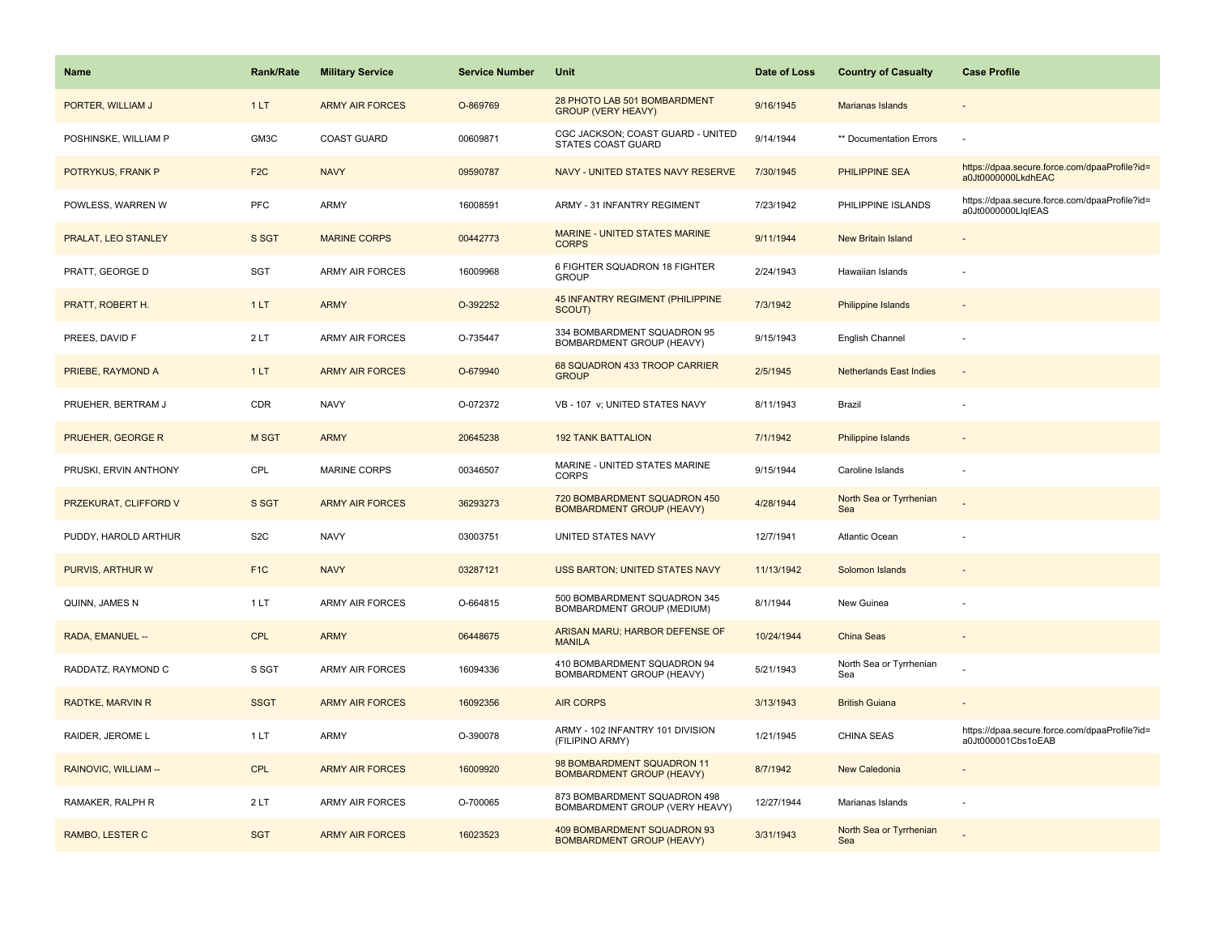| Name | Rank/Rate | Military Service | Service Number | Unit | Date of Loss | Country of Casualty | Case Profile |
|---|---|---|---|---|---|---|---|
| PORTER, WILLIAM J | 1 LT | ARMY AIR FORCES | O-869769 | 28 PHOTO LAB 501 BOMBARDMENT GROUP (VERY HEAVY) | 9/16/1945 | Marianas Islands | - |
| POSHINSKE, WILLIAM P | GM3C | COAST GUARD | 00609871 | CGC JACKSON; COAST GUARD - UNITED STATES COAST GUARD | 9/14/1944 | ** Documentation Errors | - |
| POTRYKUS, FRANK P | F2C | NAVY | 09590787 | NAVY - UNITED STATES NAVY RESERVE | 7/30/1945 | PHILIPPINE SEA | https://dpaa.secure.force.com/dpaaProfile?id=a0Jt0000000LkdhEAC |
| POWLESS, WARREN W | PFC | ARMY | 16008591 | ARMY - 31 INFANTRY REGIMENT | 7/23/1942 | PHILIPPINE ISLANDS | https://dpaa.secure.force.com/dpaaProfile?id=a0Jt0000000LlqIEAS |
| PRALAT, LEO STANLEY | S SGT | MARINE CORPS | 00442773 | MARINE - UNITED STATES MARINE CORPS | 9/11/1944 | New Britain Island | - |
| PRATT, GEORGE D | SGT | ARMY AIR FORCES | 16009968 | 6 FIGHTER SQUADRON 18 FIGHTER GROUP | 2/24/1943 | Hawaiian Islands | - |
| PRATT, ROBERT H. | 1 LT | ARMY | O-392252 | 45 INFANTRY REGIMENT (PHILIPPINE SCOUT) | 7/3/1942 | Philippine Islands | - |
| PREES, DAVID F | 2 LT | ARMY AIR FORCES | O-735447 | 334 BOMBARDMENT SQUADRON 95 BOMBARDMENT GROUP (HEAVY) | 9/15/1943 | English Channel | - |
| PRIEBE, RAYMOND A | 1 LT | ARMY AIR FORCES | O-679940 | 68 SQUADRON 433 TROOP CARRIER GROUP | 2/5/1945 | Netherlands East Indies | - |
| PRUEHER, BERTRAM J | CDR | NAVY | O-072372 | VB - 107 v; UNITED STATES NAVY | 8/11/1943 | Brazil | - |
| PRUEHER, GEORGE R | M SGT | ARMY | 20645238 | 192 TANK BATTALION | 7/1/1942 | Philippine Islands | - |
| PRUSKI, ERVIN ANTHONY | CPL | MARINE CORPS | 00346507 | MARINE - UNITED STATES MARINE CORPS | 9/15/1944 | Caroline Islands | - |
| PRZEKURAT, CLIFFORD V | S SGT | ARMY AIR FORCES | 36293273 | 720 BOMBARDMENT SQUADRON 450 BOMBARDMENT GROUP (HEAVY) | 4/28/1944 | North Sea or Tyrrhenian Sea | - |
| PUDDY, HAROLD ARTHUR | S2C | NAVY | 03003751 | UNITED STATES NAVY | 12/7/1941 | Atlantic Ocean | - |
| PURVIS, ARTHUR W | F1C | NAVY | 03287121 | USS BARTON; UNITED STATES NAVY | 11/13/1942 | Solomon Islands | - |
| QUINN, JAMES N | 1 LT | ARMY AIR FORCES | O-664815 | 500 BOMBARDMENT SQUADRON 345 BOMBARDMENT GROUP (MEDIUM) | 8/1/1944 | New Guinea | - |
| RADA, EMANUEL -- | CPL | ARMY | 06448675 | ARISAN MARU; HARBOR DEFENSE OF MANILA | 10/24/1944 | China Seas | - |
| RADDATZ, RAYMOND C | S SGT | ARMY AIR FORCES | 16094336 | 410 BOMBARDMENT SQUADRON 94 BOMBARDMENT GROUP (HEAVY) | 5/21/1943 | North Sea or Tyrrhenian Sea | - |
| RADTKE, MARVIN R | SSGT | ARMY AIR FORCES | 16092356 | AIR CORPS | 3/13/1943 | British Guiana | - |
| RAIDER, JEROME L | 1 LT | ARMY | O-390078 | ARMY - 102 INFANTRY 101 DIVISION (FILIPINO ARMY) | 1/21/1945 | CHINA SEAS | https://dpaa.secure.force.com/dpaaProfile?id=a0Jt000001Cbs1oEAB |
| RAINOVIC, WILLIAM -- | CPL | ARMY AIR FORCES | 16009920 | 98 BOMBARDMENT SQUADRON 11 BOMBARDMENT GROUP (HEAVY) | 8/7/1942 | New Caledonia | - |
| RAMAKER, RALPH R | 2 LT | ARMY AIR FORCES | O-700065 | 873 BOMBARDMENT SQUADRON 498 BOMBARDMENT GROUP (VERY HEAVY) | 12/27/1944 | Marianas Islands | - |
| RAMBO, LESTER C | SGT | ARMY AIR FORCES | 16023523 | 409 BOMBARDMENT SQUADRON 93 BOMBARDMENT GROUP (HEAVY) | 3/31/1943 | North Sea or Tyrrhenian Sea | - |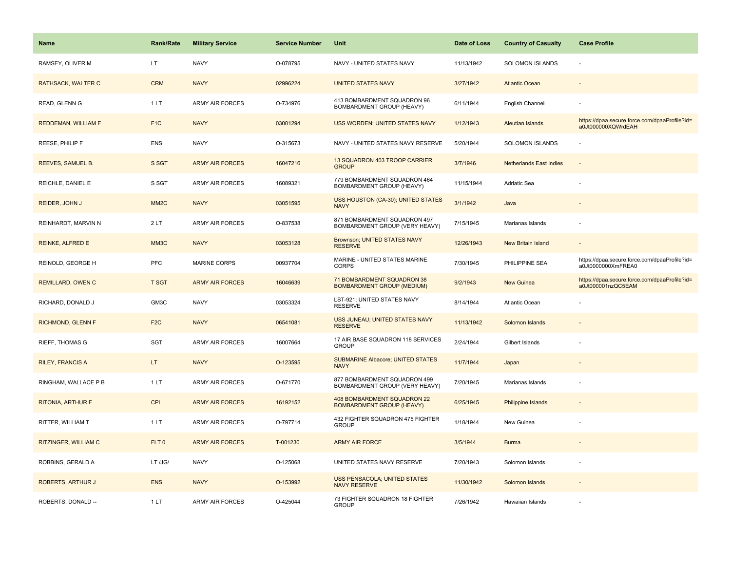| Name | Rank/Rate | Military Service | Service Number | Unit | Date of Loss | Country of Casualty | Case Profile |
| --- | --- | --- | --- | --- | --- | --- | --- |
| RAMSEY, OLIVER M | LT | NAVY | O-078795 | NAVY - UNITED STATES NAVY | 11/13/1942 | SOLOMON ISLANDS | - |
| RATHSACK, WALTER C | CRM | NAVY | 02996224 | UNITED STATES NAVY | 3/27/1942 | Atlantic Ocean | - |
| READ, GLENN G | 1 LT | ARMY AIR FORCES | O-734976 | 413 BOMBARDMENT SQUADRON 96 BOMBARDMENT GROUP (HEAVY) | 6/11/1944 | English Channel | - |
| REDDEMAN, WILLIAM F | F1C | NAVY | 03001294 | USS WORDEN; UNITED STATES NAVY | 1/12/1943 | Aleutian Islands | https://dpaa.secure.force.com/dpaaProfile?id=a0Jt000000XQWrdEAH |
| REESE, PHILIP F | ENS | NAVY | O-315673 | NAVY - UNITED STATES NAVY RESERVE | 5/20/1944 | SOLOMON ISLANDS | - |
| REEVES, SAMUEL B. | S SGT | ARMY AIR FORCES | 16047216 | 13 SQUADRON 403 TROOP CARRIER GROUP | 3/7/1946 | Netherlands East Indies | - |
| REICHLE, DANIEL E | S SGT | ARMY AIR FORCES | 16089321 | 779 BOMBARDMENT SQUADRON 464 BOMBARDMENT GROUP (HEAVY) | 11/15/1944 | Adriatic Sea | - |
| REIDER, JOHN J | MM2C | NAVY | 03051595 | USS HOUSTON (CA-30); UNITED STATES NAVY | 3/1/1942 | Java | - |
| REINHARDT, MARVIN N | 2 LT | ARMY AIR FORCES | O-837538 | 871 BOMBARDMENT SQUADRON 497 BOMBARDMENT GROUP (VERY HEAVY) | 7/15/1945 | Marianas Islands | - |
| REINKE, ALFRED E | MM3C | NAVY | 03053128 | Brownson; UNITED STATES NAVY RESERVE | 12/26/1943 | New Britain Island | - |
| REINOLD, GEORGE H | PFC | MARINE CORPS | 00937704 | MARINE - UNITED STATES MARINE CORPS | 7/30/1945 | PHILIPPINE SEA | https://dpaa.secure.force.com/dpaaProfile?id=a0Jt0000000XmFREA0 |
| REMILLARD, OWEN C | T SGT | ARMY AIR FORCES | 16046639 | 71 BOMBARDMENT SQUADRON 38 BOMBARDMENT GROUP (MEDIUM) | 9/2/1943 | New Guinea | https://dpaa.secure.force.com/dpaaProfile?id=a0Jt000001nzQC5EAM |
| RICHARD, DONALD J | GM3C | NAVY | 03053324 | LST-921; UNITED STATES NAVY RESERVE | 8/14/1944 | Atlantic Ocean | - |
| RICHMOND, GLENN F | F2C | NAVY | 06541081 | USS JUNEAU; UNITED STATES NAVY RESERVE | 11/13/1942 | Solomon Islands | - |
| RIEFF, THOMAS G | SGT | ARMY AIR FORCES | 16007664 | 17 AIR BASE SQUADRON 118 SERVICES GROUP | 2/24/1944 | Gilbert Islands | - |
| RILEY, FRANCIS A | LT | NAVY | O-123595 | SUBMARINE Albacore; UNITED STATES NAVY | 11/7/1944 | Japan | - |
| RINGHAM, WALLACE P B | 1 LT | ARMY AIR FORCES | O-671770 | 877 BOMBARDMENT SQUADRON 499 BOMBARDMENT GROUP (VERY HEAVY) | 7/20/1945 | Marianas Islands | - |
| RITONIA, ARTHUR F | CPL | ARMY AIR FORCES | 16192152 | 408 BOMBARDMENT SQUADRON 22 BOMBARDMENT GROUP (HEAVY) | 6/25/1945 | Philippine Islands | - |
| RITTER, WILLIAM T | 1 LT | ARMY AIR FORCES | O-797714 | 432 FIGHTER SQUADRON 475 FIGHTER GROUP | 1/18/1944 | New Guinea | - |
| RITZINGER, WILLIAM C | FLT 0 | ARMY AIR FORCES | T-001230 | ARMY AIR FORCE | 3/5/1944 | Burma | - |
| ROBBINS, GERALD A | LT /JG/ | NAVY | O-125068 | UNITED STATES NAVY RESERVE | 7/20/1943 | Solomon Islands | - |
| ROBERTS, ARTHUR J | ENS | NAVY | O-153992 | USS PENSACOLA; UNITED STATES NAVY RESERVE | 11/30/1942 | Solomon Islands | - |
| ROBERTS, DONALD -- | 1 LT | ARMY AIR FORCES | O-425044 | 73 FIGHTER SQUADRON 18 FIGHTER GROUP | 7/26/1942 | Hawaiian Islands | - |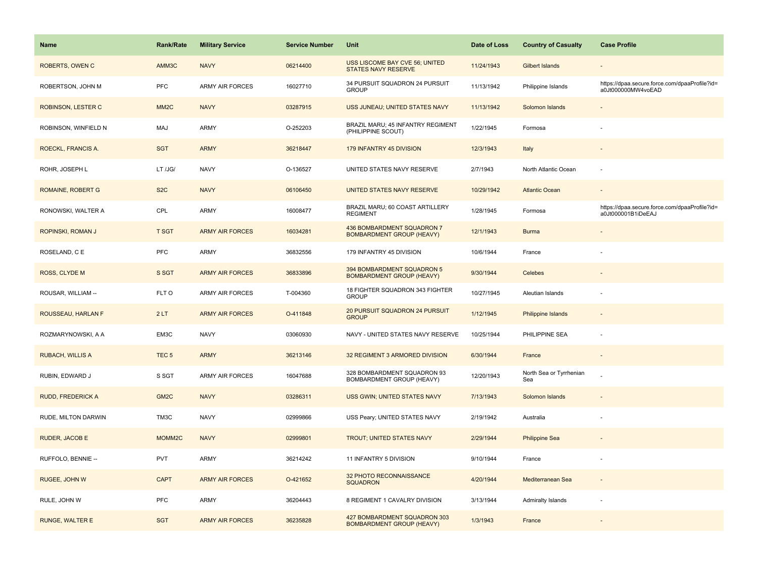| Name | Rank/Rate | Military Service | Service Number | Unit | Date of Loss | Country of Casualty | Case Profile |
|---|---|---|---|---|---|---|---|
| ROBERTS, OWEN C | AMM3C | NAVY | 06214400 | USS LISCOME BAY CVE 56; UNITED STATES NAVY RESERVE | 11/24/1943 | Gilbert Islands | - |
| ROBERTSON, JOHN M | PFC | ARMY AIR FORCES | 16027710 | 34 PURSUIT SQUADRON 24 PURSUIT GROUP | 11/13/1942 | Philippine Islands | https://dpaa.secure.force.com/dpaaProfile?id=a0Jt000000MW4voEAD |
| ROBINSON, LESTER C | MM2C | NAVY | 03287915 | USS JUNEAU; UNITED STATES NAVY | 11/13/1942 | Solomon Islands | - |
| ROBINSON, WINFIELD N | MAJ | ARMY | O-252203 | BRAZIL MARU; 45 INFANTRY REGIMENT (PHILIPPINE SCOUT) | 1/22/1945 | Formosa | - |
| ROECKL, FRANCIS A. | SGT | ARMY | 36218447 | 179 INFANTRY 45 DIVISION | 12/3/1943 | Italy | - |
| ROHR, JOSEPH L | LT /JG/ | NAVY | O-136527 | UNITED STATES NAVY RESERVE | 2/7/1943 | North Atlantic Ocean | - |
| ROMAINE, ROBERT G | S2C | NAVY | 06106450 | UNITED STATES NAVY RESERVE | 10/29/1942 | Atlantic Ocean | - |
| RONOWSKI, WALTER A | CPL | ARMY | 16008477 | BRAZIL MARU; 60 COAST ARTILLERY REGIMENT | 1/28/1945 | Formosa | https://dpaa.secure.force.com/dpaaProfile?id=a0Jt000001B1iDeEAJ |
| ROPINSKI, ROMAN J | T SGT | ARMY AIR FORCES | 16034281 | 436 BOMBARDMENT SQUADRON 7 BOMBARDMENT GROUP (HEAVY) | 12/1/1943 | Burma | - |
| ROSELAND, C E | PFC | ARMY | 36832556 | 179 INFANTRY 45 DIVISION | 10/6/1944 | France | - |
| ROSS, CLYDE M | S SGT | ARMY AIR FORCES | 36833896 | 394 BOMBARDMENT SQUADRON 5 BOMBARDMENT GROUP (HEAVY) | 9/30/1944 | Celebes | - |
| ROUSAR, WILLIAM -- | FLT O | ARMY AIR FORCES | T-004360 | 18 FIGHTER SQUADRON 343 FIGHTER GROUP | 10/27/1945 | Aleutian Islands | - |
| ROUSSEAU, HARLAN F | 2 LT | ARMY AIR FORCES | O-411848 | 20 PURSUIT SQUADRON 24 PURSUIT GROUP | 1/12/1945 | Philippine Islands | - |
| ROZMARYNOWSKI, A A | EM3C | NAVY | 03060930 | NAVY - UNITED STATES NAVY RESERVE | 10/25/1944 | PHILIPPINE SEA | - |
| RUBACH, WILLIS A | TEC 5 | ARMY | 36213146 | 32 REGIMENT 3 ARMORED DIVISION | 6/30/1944 | France | - |
| RUBIN, EDWARD J | S SGT | ARMY AIR FORCES | 16047688 | 328 BOMBARDMENT SQUADRON 93 BOMBARDMENT GROUP (HEAVY) | 12/20/1943 | North Sea or Tyrrhenian Sea | - |
| RUDD, FREDERICK A | GM2C | NAVY | 03286311 | USS GWIN; UNITED STATES NAVY | 7/13/1943 | Solomon Islands | - |
| RUDE, MILTON DARWIN | TM3C | NAVY | 02999866 | USS Peary; UNITED STATES NAVY | 2/19/1942 | Australia | - |
| RUDER, JACOB E | MOMM2C | NAVY | 02999801 | TROUT; UNITED STATES NAVY | 2/29/1944 | Philippine Sea | - |
| RUFFOLO, BENNIE -- | PVT | ARMY | 36214242 | 11 INFANTRY 5 DIVISION | 9/10/1944 | France | - |
| RUGEE, JOHN W | CAPT | ARMY AIR FORCES | O-421652 | 32 PHOTO RECONNAISSANCE SQUADRON | 4/20/1944 | Mediterranean Sea | - |
| RULE, JOHN W | PFC | ARMY | 36204443 | 8 REGIMENT 1 CAVALRY DIVISION | 3/13/1944 | Admiralty Islands | - |
| RUNGE, WALTER E | SGT | ARMY AIR FORCES | 36235828 | 427 BOMBARDMENT SQUADRON 303 BOMBARDMENT GROUP (HEAVY) | 1/3/1943 | France | - |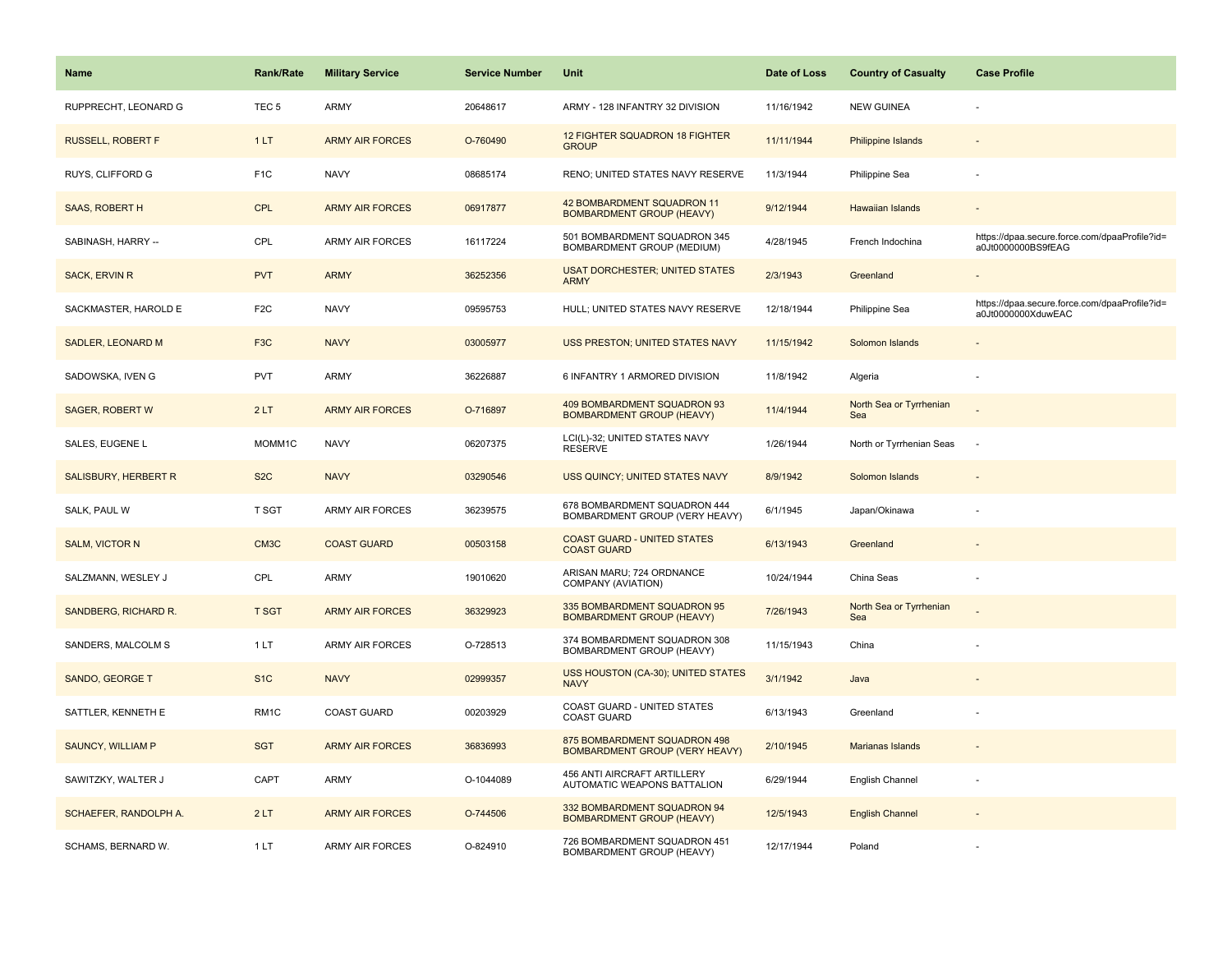| Name | Rank/Rate | Military Service | Service Number | Unit | Date of Loss | Country of Casualty | Case Profile |
| --- | --- | --- | --- | --- | --- | --- | --- |
| RUPPRECHT, LEONARD G | TEC 5 | ARMY | 20648617 | ARMY - 128 INFANTRY 32 DIVISION | 11/16/1942 | NEW GUINEA | - |
| RUSSELL, ROBERT F | 1 LT | ARMY AIR FORCES | O-760490 | 12 FIGHTER SQUADRON 18 FIGHTER GROUP | 11/11/1944 | Philippine Islands | - |
| RUYS, CLIFFORD G | F1C | NAVY | 08685174 | RENO; UNITED STATES NAVY RESERVE | 11/3/1944 | Philippine Sea | - |
| SAAS, ROBERT H | CPL | ARMY AIR FORCES | 06917877 | 42 BOMBARDMENT SQUADRON 11 BOMBARDMENT GROUP (HEAVY) | 9/12/1944 | Hawaiian Islands | - |
| SABINASH, HARRY -- | CPL | ARMY AIR FORCES | 16117224 | 501 BOMBARDMENT SQUADRON 345 BOMBARDMENT GROUP (MEDIUM) | 4/28/1945 | French Indochina | https://dpaa.secure.force.com/dpaaProfile?id=a0Jt0000000BS9fEAG |
| SACK, ERVIN R | PVT | ARMY | 36252356 | USAT DORCHESTER; UNITED STATES ARMY | 2/3/1943 | Greenland | - |
| SACKMASTER, HAROLD E | F2C | NAVY | 09595753 | HULL; UNITED STATES NAVY RESERVE | 12/18/1944 | Philippine Sea | https://dpaa.secure.force.com/dpaaProfile?id=a0Jt0000000XduwEAC |
| SADLER, LEONARD M | F3C | NAVY | 03005977 | USS PRESTON; UNITED STATES NAVY | 11/15/1942 | Solomon Islands | - |
| SADOWSKA, IVEN G | PVT | ARMY | 36226887 | 6 INFANTRY 1 ARMORED DIVISION | 11/8/1942 | Algeria | - |
| SAGER, ROBERT W | 2 LT | ARMY AIR FORCES | O-716897 | 409 BOMBARDMENT SQUADRON 93 BOMBARDMENT GROUP (HEAVY) | 11/4/1944 | North Sea or Tyrrhenian Sea | - |
| SALES, EUGENE L | MOMM1C | NAVY | 06207375 | LCI(L)-32; UNITED STATES NAVY RESERVE | 1/26/1944 | North or Tyrrhenian Seas | - |
| SALISBURY, HERBERT R | S2C | NAVY | 03290546 | USS QUINCY; UNITED STATES NAVY | 8/9/1942 | Solomon Islands | - |
| SALK, PAUL W | T SGT | ARMY AIR FORCES | 36239575 | 678 BOMBARDMENT SQUADRON 444 BOMBARDMENT GROUP (VERY HEAVY) | 6/1/1945 | Japan/Okinawa | - |
| SALM, VICTOR N | CM3C | COAST GUARD | 00503158 | COAST GUARD - UNITED STATES COAST GUARD | 6/13/1943 | Greenland | - |
| SALZMANN, WESLEY J | CPL | ARMY | 19010620 | ARISAN MARU; 724 ORDNANCE COMPANY (AVIATION) | 10/24/1944 | China Seas | - |
| SANDBERG, RICHARD R. | T SGT | ARMY AIR FORCES | 36329923 | 335 BOMBARDMENT SQUADRON 95 BOMBARDMENT GROUP (HEAVY) | 7/26/1943 | North Sea or Tyrrhenian Sea | - |
| SANDERS, MALCOLM S | 1 LT | ARMY AIR FORCES | O-728513 | 374 BOMBARDMENT SQUADRON 308 BOMBARDMENT GROUP (HEAVY) | 11/15/1943 | China | - |
| SANDO, GEORGE T | S1C | NAVY | 02999357 | USS HOUSTON (CA-30); UNITED STATES NAVY | 3/1/1942 | Java | - |
| SATTLER, KENNETH E | RM1C | COAST GUARD | 00203929 | COAST GUARD - UNITED STATES COAST GUARD | 6/13/1943 | Greenland | - |
| SAUNCY, WILLIAM P | SGT | ARMY AIR FORCES | 36836993 | 875 BOMBARDMENT SQUADRON 498 BOMBARDMENT GROUP (VERY HEAVY) | 2/10/1945 | Marianas Islands | - |
| SAWITZKY, WALTER J | CAPT | ARMY | O-1044089 | 456 ANTI AIRCRAFT ARTILLERY AUTOMATIC WEAPONS BATTALION | 6/29/1944 | English Channel | - |
| SCHAEFER, RANDOLPH A. | 2 LT | ARMY AIR FORCES | O-744506 | 332 BOMBARDMENT SQUADRON 94 BOMBARDMENT GROUP (HEAVY) | 12/5/1943 | English Channel | - |
| SCHAMS, BERNARD W. | 1 LT | ARMY AIR FORCES | O-824910 | 726 BOMBARDMENT SQUADRON 451 BOMBARDMENT GROUP (HEAVY) | 12/17/1944 | Poland | - |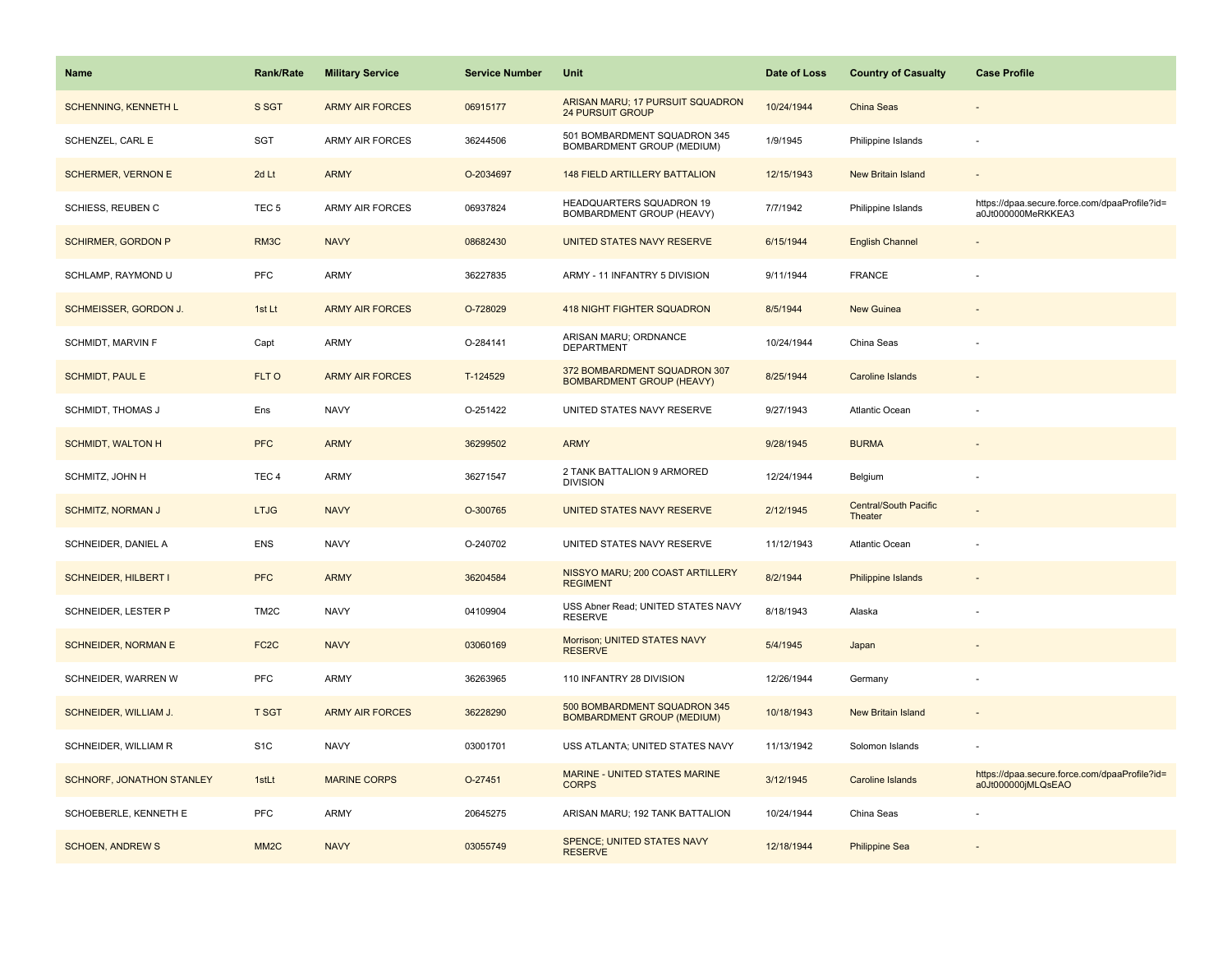| Name | Rank/Rate | Military Service | Service Number | Unit | Date of Loss | Country of Casualty | Case Profile |
|---|---|---|---|---|---|---|---|
| SCHENNING, KENNETH L | S SGT | ARMY AIR FORCES | 06915177 | ARISAN MARU; 17 PURSUIT SQUADRON 24 PURSUIT GROUP | 10/24/1944 | China Seas | - |
| SCHENZEL, CARL E | SGT | ARMY AIR FORCES | 36244506 | 501 BOMBARDMENT SQUADRON 345 BOMBARDMENT GROUP (MEDIUM) | 1/9/1945 | Philippine Islands | - |
| SCHERMER, VERNON E | 2d Lt | ARMY | O-2034697 | 148 FIELD ARTILLERY BATTALION | 12/15/1943 | New Britain Island | - |
| SCHIESS, REUBEN C | TEC 5 | ARMY AIR FORCES | 06937824 | HEADQUARTERS SQUADRON 19 BOMBARDMENT GROUP (HEAVY) | 7/7/1942 | Philippine Islands | https://dpaa.secure.force.com/dpaaProfile?id=a0Jt000000MeRKKEA3 |
| SCHIRMER, GORDON P | RM3C | NAVY | 08682430 | UNITED STATES NAVY RESERVE | 6/15/1944 | English Channel | - |
| SCHLAMP, RAYMOND U | PFC | ARMY | 36227835 | ARMY - 11 INFANTRY 5 DIVISION | 9/11/1944 | FRANCE | - |
| SCHMEISSER, GORDON J. | 1st Lt | ARMY AIR FORCES | O-728029 | 418 NIGHT FIGHTER SQUADRON | 8/5/1944 | New Guinea | - |
| SCHMIDT, MARVIN F | Capt | ARMY | O-284141 | ARISAN MARU; ORDNANCE DEPARTMENT | 10/24/1944 | China Seas | - |
| SCHMIDT, PAUL E | FLT O | ARMY AIR FORCES | T-124529 | 372 BOMBARDMENT SQUADRON 307 BOMBARDMENT GROUP (HEAVY) | 8/25/1944 | Caroline Islands | - |
| SCHMIDT, THOMAS J | Ens | NAVY | O-251422 | UNITED STATES NAVY RESERVE | 9/27/1943 | Atlantic Ocean | - |
| SCHMIDT, WALTON H | PFC | ARMY | 36299502 | ARMY | 9/28/1945 | BURMA | - |
| SCHMITZ, JOHN H | TEC 4 | ARMY | 36271547 | 2 TANK BATTALION 9 ARMORED DIVISION | 12/24/1944 | Belgium | - |
| SCHMITZ, NORMAN J | LTJG | NAVY | O-300765 | UNITED STATES NAVY RESERVE | 2/12/1945 | Central/South Pacific Theater | - |
| SCHNEIDER, DANIEL A | ENS | NAVY | O-240702 | UNITED STATES NAVY RESERVE | 11/12/1943 | Atlantic Ocean | - |
| SCHNEIDER, HILBERT I | PFC | ARMY | 36204584 | NISSYO MARU; 200 COAST ARTILLERY REGIMENT | 8/2/1944 | Philippine Islands | - |
| SCHNEIDER, LESTER P | TM2C | NAVY | 04109904 | USS Abner Read; UNITED STATES NAVY RESERVE | 8/18/1943 | Alaska | - |
| SCHNEIDER, NORMAN E | FC2C | NAVY | 03060169 | Morrison; UNITED STATES NAVY RESERVE | 5/4/1945 | Japan | - |
| SCHNEIDER, WARREN W | PFC | ARMY | 36263965 | 110 INFANTRY 28 DIVISION | 12/26/1944 | Germany | - |
| SCHNEIDER, WILLIAM J. | T SGT | ARMY AIR FORCES | 36228290 | 500 BOMBARDMENT SQUADRON 345 BOMBARDMENT GROUP (MEDIUM) | 10/18/1943 | New Britain Island | - |
| SCHNEIDER, WILLIAM R | S1C | NAVY | 03001701 | USS ATLANTA; UNITED STATES NAVY | 11/13/1942 | Solomon Islands | - |
| SCHNORF, JONATHON STANLEY | 1stLt | MARINE CORPS | O-27451 | MARINE - UNITED STATES MARINE CORPS | 3/12/1945 | Caroline Islands | https://dpaa.secure.force.com/dpaaProfile?id=a0Jt000000jMLQsEAO |
| SCHOEBERLE, KENNETH E | PFC | ARMY | 20645275 | ARISAN MARU; 192 TANK BATTALION | 10/24/1944 | China Seas | - |
| SCHOEN, ANDREW S | MM2C | NAVY | 03055749 | SPENCE; UNITED STATES NAVY RESERVE | 12/18/1944 | Philippine Sea | - |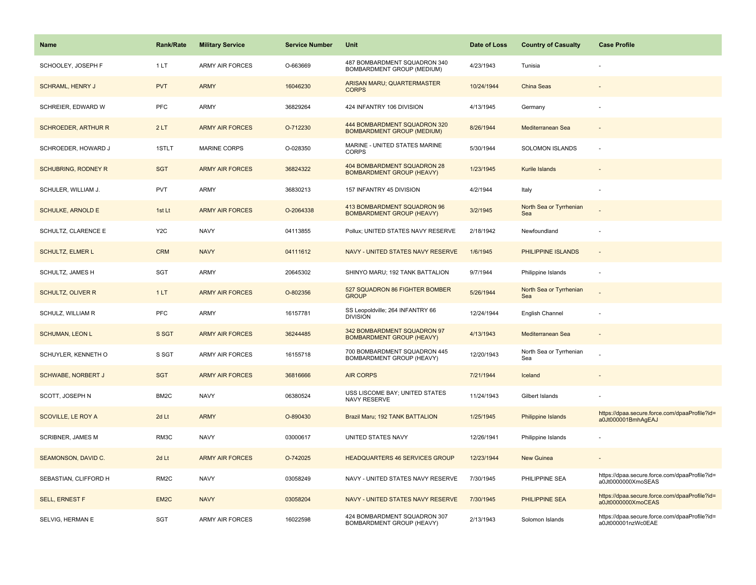| Name | Rank/Rate | Military Service | Service Number | Unit | Date of Loss | Country of Casualty | Case Profile |
| --- | --- | --- | --- | --- | --- | --- | --- |
| SCHOOLEY, JOSEPH F | 1 LT | ARMY AIR FORCES | O-663669 | 487 BOMBARDMENT SQUADRON 340 BOMBARDMENT GROUP (MEDIUM) | 4/23/1943 | Tunisia | - |
| SCHRAML, HENRY J | PVT | ARMY | 16046230 | ARISAN MARU; QUARTERMASTER CORPS | 10/24/1944 | China Seas | - |
| SCHREIER, EDWARD W | PFC | ARMY | 36829264 | 424 INFANTRY 106 DIVISION | 4/13/1945 | Germany | - |
| SCHROEDER, ARTHUR R | 2 LT | ARMY AIR FORCES | O-712230 | 444 BOMBARDMENT SQUADRON 320 BOMBARDMENT GROUP (MEDIUM) | 8/26/1944 | Mediterranean Sea | - |
| SCHROEDER, HOWARD J | 1STLT | MARINE CORPS | O-028350 | MARINE - UNITED STATES MARINE CORPS | 5/30/1944 | SOLOMON ISLANDS | - |
| SCHUBRING, RODNEY R | SGT | ARMY AIR FORCES | 36824322 | 404 BOMBARDMENT SQUADRON 28 BOMBARDMENT GROUP (HEAVY) | 1/23/1945 | Kurile Islands | - |
| SCHULER, WILLIAM J. | PVT | ARMY | 36830213 | 157 INFANTRY 45 DIVISION | 4/2/1944 | Italy | - |
| SCHULKE, ARNOLD E | 1st Lt | ARMY AIR FORCES | O-2064338 | 413 BOMBARDMENT SQUADRON 96 BOMBARDMENT GROUP (HEAVY) | 3/2/1945 | North Sea or Tyrrhenian Sea | - |
| SCHULTZ, CLARENCE E | Y2C | NAVY | 04113855 | Pollux; UNITED STATES NAVY RESERVE | 2/18/1942 | Newfoundland | - |
| SCHULTZ, ELMER L | CRM | NAVY | 04111612 | NAVY - UNITED STATES NAVY RESERVE | 1/6/1945 | PHILIPPINE ISLANDS | - |
| SCHULTZ, JAMES H | SGT | ARMY | 20645302 | SHINYO MARU; 192 TANK BATTALION | 9/7/1944 | Philippine Islands | - |
| SCHULTZ, OLIVER R | 1 LT | ARMY AIR FORCES | O-802356 | 527 SQUADRON 86 FIGHTER BOMBER GROUP | 5/26/1944 | North Sea or Tyrrhenian Sea | - |
| SCHULZ, WILLIAM R | PFC | ARMY | 16157781 | SS Leopoldville; 264 INFANTRY 66 DIVISION | 12/24/1944 | English Channel | - |
| SCHUMAN, LEON L | S SGT | ARMY AIR FORCES | 36244485 | 342 BOMBARDMENT SQUADRON 97 BOMBARDMENT GROUP (HEAVY) | 4/13/1943 | Mediterranean Sea | - |
| SCHUYLER, KENNETH O | S SGT | ARMY AIR FORCES | 16155718 | 700 BOMBARDMENT SQUADRON 445 BOMBARDMENT GROUP (HEAVY) | 12/20/1943 | North Sea or Tyrrhenian Sea | - |
| SCHWABE, NORBERT J | SGT | ARMY AIR FORCES | 36816666 | AIR CORPS | 7/21/1944 | Iceland | - |
| SCOTT, JOSEPH N | BM2C | NAVY | 06380524 | USS LISCOME BAY; UNITED STATES NAVY RESERVE | 11/24/1943 | Gilbert Islands | - |
| SCOVILLE, LE ROY A | 2d Lt | ARMY | O-890430 | Brazil Maru; 192 TANK BATTALION | 1/25/1945 | Philippine Islands | https://dpaa.secure.force.com/dpaaProfile?id=a0Jt000001BmhAgEAJ |
| SCRIBNER, JAMES M | RM3C | NAVY | 03000617 | UNITED STATES NAVY | 12/26/1941 | Philippine Islands | - |
| SEAMONSON, DAVID C. | 2d Lt | ARMY AIR FORCES | O-742025 | HEADQUARTERS 46 SERVICES GROUP | 12/23/1944 | New Guinea | - |
| SEBASTIAN, CLIFFORD H | RM2C | NAVY | 03058249 | NAVY - UNITED STATES NAVY RESERVE | 7/30/1945 | PHILIPPINE SEA | https://dpaa.secure.force.com/dpaaProfile?id=a0Jt0000000XmoSEAS |
| SELL, ERNEST F | EM2C | NAVY | 03058204 | NAVY - UNITED STATES NAVY RESERVE | 7/30/1945 | PHILIPPINE SEA | https://dpaa.secure.force.com/dpaaProfile?id=a0Jt0000000XmoCEAS |
| SELVIG, HERMAN E | SGT | ARMY AIR FORCES | 16022598 | 424 BOMBARDMENT SQUADRON 307 BOMBARDMENT GROUP (HEAVY) | 2/13/1943 | Solomon Islands | https://dpaa.secure.force.com/dpaaProfile?id=a0Jt000001nzWc0EAE |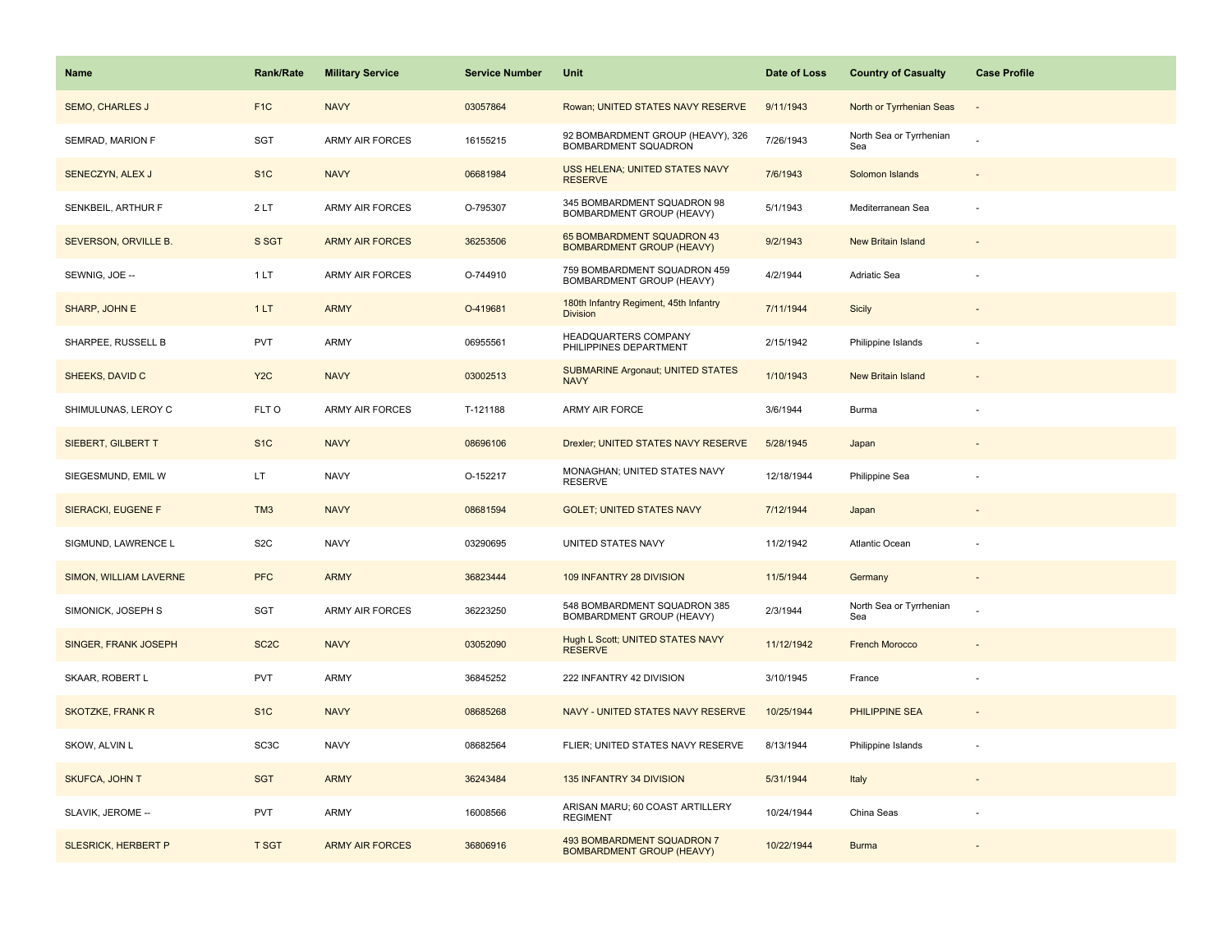| Name | Rank/Rate | Military Service | Service Number | Unit | Date of Loss | Country of Casualty | Case Profile |
|---|---|---|---|---|---|---|---|
| SEMO, CHARLES J | F1C | NAVY | 03057864 | Rowan; UNITED STATES NAVY RESERVE | 9/11/1943 | North or Tyrrhenian Seas | - |
| SEMRAD, MARION F | SGT | ARMY AIR FORCES | 16155215 | 92 BOMBARDMENT GROUP (HEAVY), 326 BOMBARDMENT SQUADRON | 7/26/1943 | North Sea or Tyrrhenian Sea | - |
| SENECZYN, ALEX J | S1C | NAVY | 06681984 | USS HELENA; UNITED STATES NAVY RESERVE | 7/6/1943 | Solomon Islands | - |
| SENKBEIL, ARTHUR F | 2 LT | ARMY AIR FORCES | O-795307 | 345 BOMBARDMENT SQUADRON 98 BOMBARDMENT GROUP (HEAVY) | 5/1/1943 | Mediterranean Sea | - |
| SEVERSON, ORVILLE B. | S SGT | ARMY AIR FORCES | 36253506 | 65 BOMBARDMENT SQUADRON 43 BOMBARDMENT GROUP (HEAVY) | 9/2/1943 | New Britain Island | - |
| SEWNIG, JOE -- | 1 LT | ARMY AIR FORCES | O-744910 | 759 BOMBARDMENT SQUADRON 459 BOMBARDMENT GROUP (HEAVY) | 4/2/1944 | Adriatic Sea | - |
| SHARP, JOHN E | 1 LT | ARMY | O-419681 | 180th Infantry Regiment, 45th Infantry Division | 7/11/1944 | Sicily | - |
| SHARPEE, RUSSELL B | PVT | ARMY | 06955561 | HEADQUARTERS COMPANY PHILIPPINES DEPARTMENT | 2/15/1942 | Philippine Islands | - |
| SHEEKS, DAVID C | Y2C | NAVY | 03002513 | SUBMARINE Argonaut; UNITED STATES NAVY | 1/10/1943 | New Britain Island | - |
| SHIMULUNAS, LEROY C | FLT O | ARMY AIR FORCES | T-121188 | ARMY AIR FORCE | 3/6/1944 | Burma | - |
| SIEBERT, GILBERT T | S1C | NAVY | 08696106 | Drexler; UNITED STATES NAVY RESERVE | 5/28/1945 | Japan | - |
| SIEGESMUND, EMIL W | LT | NAVY | O-152217 | MONAGHAN; UNITED STATES NAVY RESERVE | 12/18/1944 | Philippine Sea | - |
| SIERACKI, EUGENE F | TM3 | NAVY | 08681594 | GOLET; UNITED STATES NAVY | 7/12/1944 | Japan | - |
| SIGMUND, LAWRENCE L | S2C | NAVY | 03290695 | UNITED STATES NAVY | 11/2/1942 | Atlantic Ocean | - |
| SIMON, WILLIAM LAVERNE | PFC | ARMY | 36823444 | 109 INFANTRY 28 DIVISION | 11/5/1944 | Germany | - |
| SIMONICK, JOSEPH S | SGT | ARMY AIR FORCES | 36223250 | 548 BOMBARDMENT SQUADRON 385 BOMBARDMENT GROUP (HEAVY) | 2/3/1944 | North Sea or Tyrrhenian Sea | - |
| SINGER, FRANK JOSEPH | SC2C | NAVY | 03052090 | Hugh L Scott; UNITED STATES NAVY RESERVE | 11/12/1942 | French Morocco | - |
| SKAAR, ROBERT L | PVT | ARMY | 36845252 | 222 INFANTRY 42 DIVISION | 3/10/1945 | France | - |
| SKOTZKE, FRANK R | S1C | NAVY | 08685268 | NAVY - UNITED STATES NAVY RESERVE | 10/25/1944 | PHILIPPINE SEA | - |
| SKOW, ALVIN L | SC3C | NAVY | 08682564 | FLIER; UNITED STATES NAVY RESERVE | 8/13/1944 | Philippine Islands | - |
| SKUFCA, JOHN T | SGT | ARMY | 36243484 | 135 INFANTRY 34 DIVISION | 5/31/1944 | Italy | - |
| SLAVIK, JEROME -- | PVT | ARMY | 16008566 | ARISAN MARU; 60 COAST ARTILLERY REGIMENT | 10/24/1944 | China Seas | - |
| SLESRICK, HERBERT P | T SGT | ARMY AIR FORCES | 36806916 | 493 BOMBARDMENT SQUADRON 7 BOMBARDMENT GROUP (HEAVY) | 10/22/1944 | Burma | - |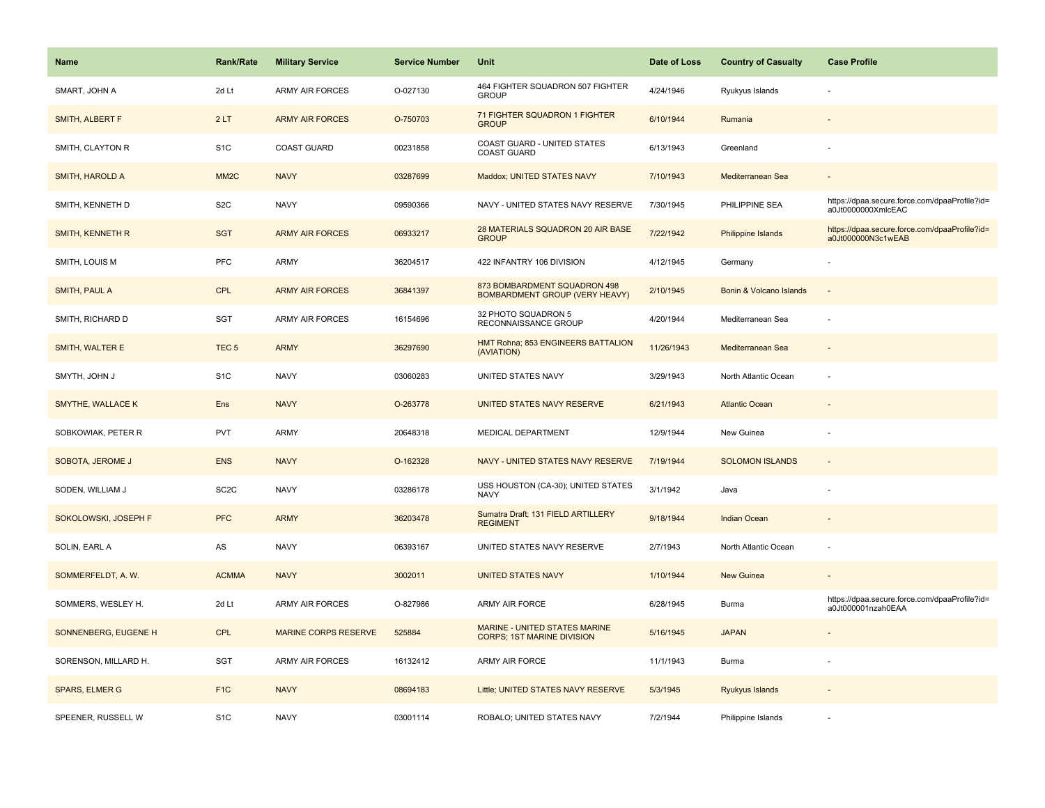| Name | Rank/Rate | Military Service | Service Number | Unit | Date of Loss | Country of Casualty | Case Profile |
|---|---|---|---|---|---|---|---|
| SMART, JOHN A | 2d Lt | ARMY AIR FORCES | O-027130 | 464 FIGHTER SQUADRON 507 FIGHTER GROUP | 4/24/1946 | Ryukyus Islands | - |
| SMITH, ALBERT F | 2 LT | ARMY AIR FORCES | O-750703 | 71 FIGHTER SQUADRON 1 FIGHTER GROUP | 6/10/1944 | Rumania | - |
| SMITH, CLAYTON R | S1C | COAST GUARD | 00231858 | COAST GUARD - UNITED STATES COAST GUARD | 6/13/1943 | Greenland | - |
| SMITH, HAROLD A | MM2C | NAVY | 03287699 | Maddox; UNITED STATES NAVY | 7/10/1943 | Mediterranean Sea | - |
| SMITH, KENNETH D | S2C | NAVY | 09590366 | NAVY - UNITED STATES NAVY RESERVE | 7/30/1945 | PHILIPPINE SEA | https://dpaa.secure.force.com/dpaaProfile?id=a0Jt0000000XmlcEAC |
| SMITH, KENNETH R | SGT | ARMY AIR FORCES | 06933217 | 28 MATERIALS SQUADRON 20 AIR BASE GROUP | 7/22/1942 | Philippine Islands | https://dpaa.secure.force.com/dpaaProfile?id=a0Jt000000N3c1wEAB |
| SMITH, LOUIS M | PFC | ARMY | 36204517 | 422 INFANTRY 106 DIVISION | 4/12/1945 | Germany | - |
| SMITH, PAUL A | CPL | ARMY AIR FORCES | 36841397 | 873 BOMBARDMENT SQUADRON 498 BOMBARDMENT GROUP (VERY HEAVY) | 2/10/1945 | Bonin & Volcano Islands | - |
| SMITH, RICHARD D | SGT | ARMY AIR FORCES | 16154696 | 32 PHOTO SQUADRON 5 RECONNAISSANCE GROUP | 4/20/1944 | Mediterranean Sea | - |
| SMITH, WALTER E | TEC 5 | ARMY | 36297690 | HMT Rohna; 853 ENGINEERS BATTALION (AVIATION) | 11/26/1943 | Mediterranean Sea | - |
| SMYTH, JOHN J | S1C | NAVY | 03060283 | UNITED STATES NAVY | 3/29/1943 | North Atlantic Ocean | - |
| SMYTHE, WALLACE K | Ens | NAVY | O-263778 | UNITED STATES NAVY RESERVE | 6/21/1943 | Atlantic Ocean | - |
| SOBKOWIAK, PETER R | PVT | ARMY | 20648318 | MEDICAL DEPARTMENT | 12/9/1944 | New Guinea | - |
| SOBOTA, JEROME J | ENS | NAVY | O-162328 | NAVY - UNITED STATES NAVY RESERVE | 7/19/1944 | SOLOMON ISLANDS | - |
| SODEN, WILLIAM J | SC2C | NAVY | 03286178 | USS HOUSTON (CA-30); UNITED STATES NAVY | 3/1/1942 | Java | - |
| SOKOLOWSKI, JOSEPH F | PFC | ARMY | 36203478 | Sumatra Draft; 131 FIELD ARTILLERY REGIMENT | 9/18/1944 | Indian Ocean | - |
| SOLIN, EARL A | AS | NAVY | 06393167 | UNITED STATES NAVY RESERVE | 2/7/1943 | North Atlantic Ocean | - |
| SOMMERFELDT, A. W. | ACMMA | NAVY | 3002011 | UNITED STATES NAVY | 1/10/1944 | New Guinea | - |
| SOMMERS, WESLEY H. | 2d Lt | ARMY AIR FORCES | O-827986 | ARMY AIR FORCE | 6/28/1945 | Burma | https://dpaa.secure.force.com/dpaaProfile?id=a0Jt000001nzah0EAA |
| SONNENBERG, EUGENE H | CPL | MARINE CORPS RESERVE | 525884 | MARINE - UNITED STATES MARINE CORPS; 1ST MARINE DIVISION | 5/16/1945 | JAPAN | - |
| SORENSON, MILLARD H. | SGT | ARMY AIR FORCES | 16132412 | ARMY AIR FORCE | 11/1/1943 | Burma | - |
| SPARS, ELMER G | F1C | NAVY | 08694183 | Little; UNITED STATES NAVY RESERVE | 5/3/1945 | Ryukyus Islands | - |
| SPEENER, RUSSELL W | S1C | NAVY | 03001114 | ROBALO; UNITED STATES NAVY | 7/2/1944 | Philippine Islands | - |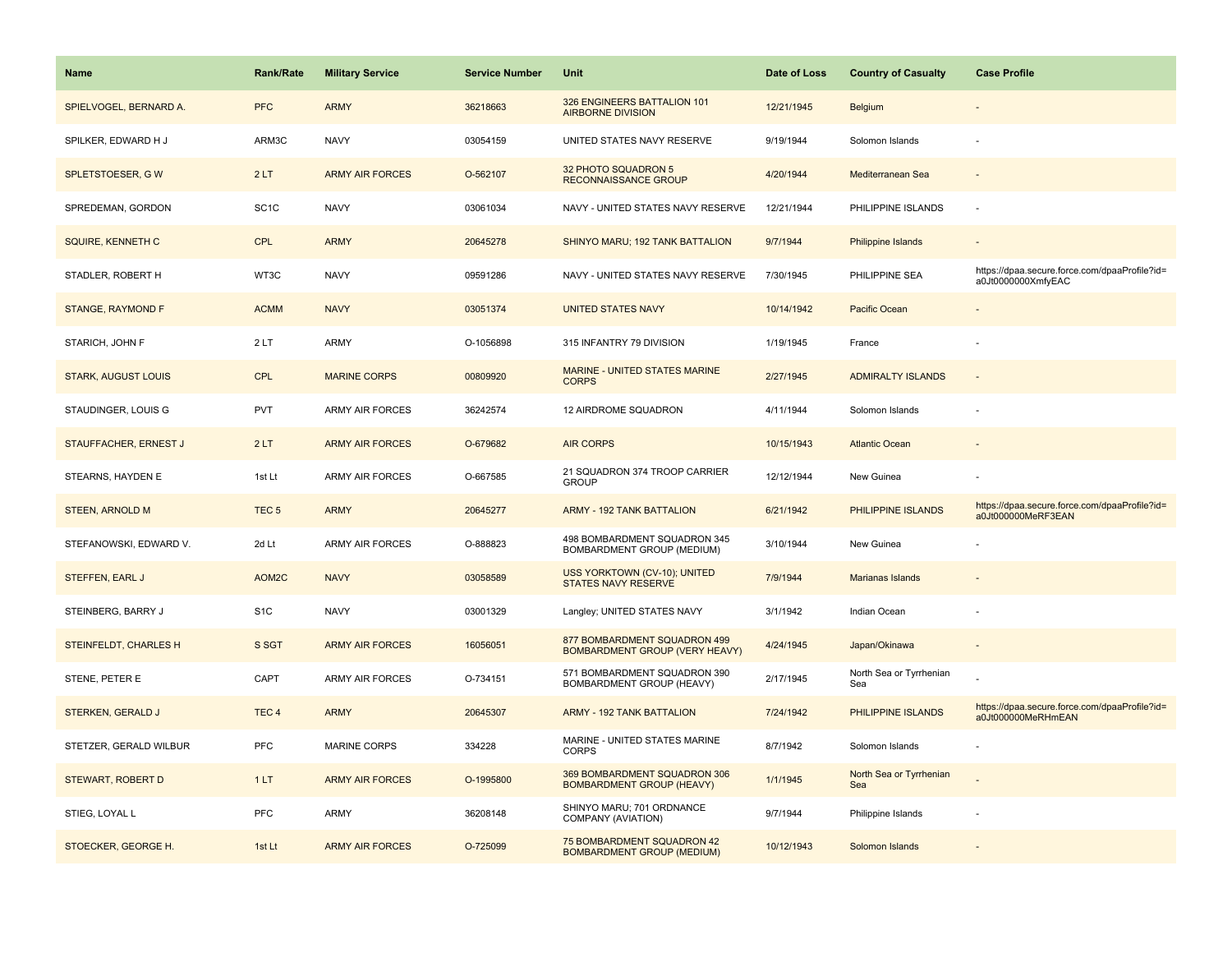| Name | Rank/Rate | Military Service | Service Number | Unit | Date of Loss | Country of Casualty | Case Profile |
|---|---|---|---|---|---|---|---|
| SPIELVOGEL, BERNARD A. | PFC | ARMY | 36218663 | 326 ENGINEERS BATTALION 101 AIRBORNE DIVISION | 12/21/1945 | Belgium | - |
| SPILKER, EDWARD H J | ARM3C | NAVY | 03054159 | UNITED STATES NAVY RESERVE | 9/19/1944 | Solomon Islands | - |
| SPLETSTOESER, G W | 2 LT | ARMY AIR FORCES | O-562107 | 32 PHOTO SQUADRON 5 RECONNAISSANCE GROUP | 4/20/1944 | Mediterranean Sea | - |
| SPREDEMAN, GORDON | SC1C | NAVY | 03061034 | NAVY - UNITED STATES NAVY RESERVE | 12/21/1944 | PHILIPPINE ISLANDS | - |
| SQUIRE, KENNETH C | CPL | ARMY | 20645278 | SHINYO MARU; 192 TANK BATTALION | 9/7/1944 | Philippine Islands | - |
| STADLER, ROBERT H | WT3C | NAVY | 09591286 | NAVY - UNITED STATES NAVY RESERVE | 7/30/1945 | PHILIPPINE SEA | https://dpaa.secure.force.com/dpaaProfile?id=a0Jt0000000XmfyEAC |
| STANGE, RAYMOND F | ACMM | NAVY | 03051374 | UNITED STATES NAVY | 10/14/1942 | Pacific Ocean | - |
| STARICH, JOHN F | 2 LT | ARMY | O-1056898 | 315 INFANTRY 79 DIVISION | 1/19/1945 | France | - |
| STARK, AUGUST LOUIS | CPL | MARINE CORPS | 00809920 | MARINE - UNITED STATES MARINE CORPS | 2/27/1945 | ADMIRALTY ISLANDS | - |
| STAUDINGER, LOUIS G | PVT | ARMY AIR FORCES | 36242574 | 12 AIRDROME SQUADRON | 4/11/1944 | Solomon Islands | - |
| STAUFFACHER, ERNEST J | 2 LT | ARMY AIR FORCES | O-679682 | AIR CORPS | 10/15/1943 | Atlantic Ocean | - |
| STEARNS, HAYDEN E | 1st Lt | ARMY AIR FORCES | O-667585 | 21 SQUADRON 374 TROOP CARRIER GROUP | 12/12/1944 | New Guinea | - |
| STEEN, ARNOLD M | TEC 5 | ARMY | 20645277 | ARMY - 192 TANK BATTALION | 6/21/1942 | PHILIPPINE ISLANDS | https://dpaa.secure.force.com/dpaaProfile?id=a0Jt000000MeRF3EAN |
| STEFANOWSKI, EDWARD V. | 2d Lt | ARMY AIR FORCES | O-888823 | 498 BOMBARDMENT SQUADRON 345 BOMBARDMENT GROUP (MEDIUM) | 3/10/1944 | New Guinea | - |
| STEFFEN, EARL J | AOM2C | NAVY | 03058589 | USS YORKTOWN (CV-10); UNITED STATES NAVY RESERVE | 7/9/1944 | Marianas Islands | - |
| STEINBERG, BARRY J | S1C | NAVY | 03001329 | Langley; UNITED STATES NAVY | 3/1/1942 | Indian Ocean | - |
| STEINFELDT, CHARLES H | S SGT | ARMY AIR FORCES | 16056051 | 877 BOMBARDMENT SQUADRON 499 BOMBARDMENT GROUP (VERY HEAVY) | 4/24/1945 | Japan/Okinawa | - |
| STENE, PETER E | CAPT | ARMY AIR FORCES | O-734151 | 571 BOMBARDMENT SQUADRON 390 BOMBARDMENT GROUP (HEAVY) | 2/17/1945 | North Sea or Tyrrhenian Sea | - |
| STERKEN, GERALD J | TEC 4 | ARMY | 20645307 | ARMY - 192 TANK BATTALION | 7/24/1942 | PHILIPPINE ISLANDS | https://dpaa.secure.force.com/dpaaProfile?id=a0Jt000000MeRHmEAN |
| STETZER, GERALD WILBUR | PFC | MARINE CORPS | 334228 | MARINE - UNITED STATES MARINE CORPS | 8/7/1942 | Solomon Islands | - |
| STEWART, ROBERT D | 1 LT | ARMY AIR FORCES | O-1995800 | 369 BOMBARDMENT SQUADRON 306 BOMBARDMENT GROUP (HEAVY) | 1/1/1945 | North Sea or Tyrrhenian Sea | - |
| STIEG, LOYAL L | PFC | ARMY | 36208148 | SHINYO MARU; 701 ORDNANCE COMPANY (AVIATION) | 9/7/1944 | Philippine Islands | - |
| STOECKER, GEORGE H. | 1st Lt | ARMY AIR FORCES | O-725099 | 75 BOMBARDMENT SQUADRON 42 BOMBARDMENT GROUP (MEDIUM) | 10/12/1943 | Solomon Islands | - |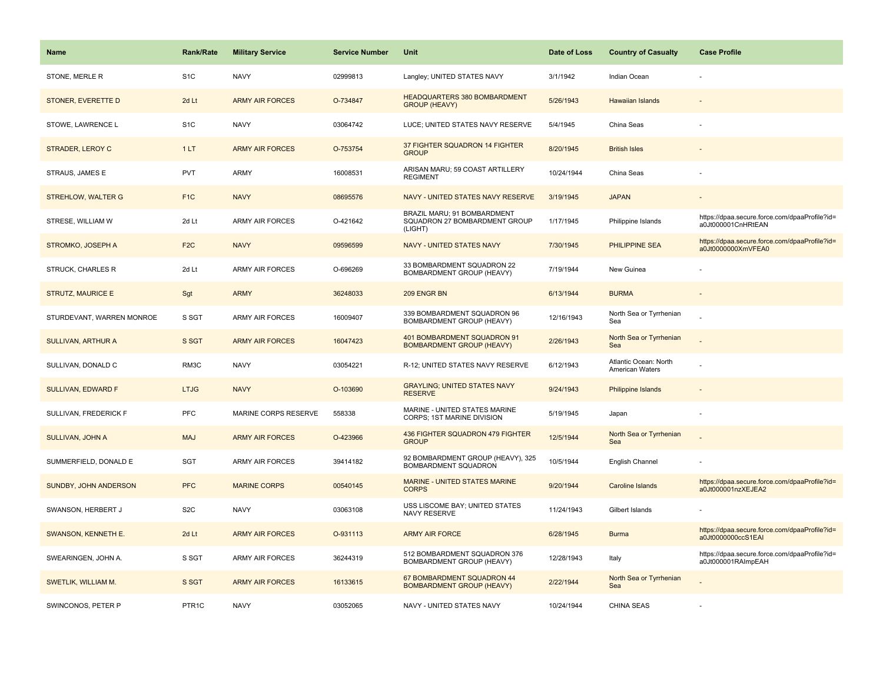| Name | Rank/Rate | Military Service | Service Number | Unit | Date of Loss | Country of Casualty | Case Profile |
|---|---|---|---|---|---|---|---|
| STONE, MERLE R | S1C | NAVY | 02999813 | Langley; UNITED STATES NAVY | 3/1/1942 | Indian Ocean | - |
| STONER, EVERETTE D | 2d Lt | ARMY AIR FORCES | O-734847 | HEADQUARTERS 380 BOMBARDMENT GROUP (HEAVY) | 5/26/1943 | Hawaiian Islands | - |
| STOWE, LAWRENCE L | S1C | NAVY | 03064742 | LUCE; UNITED STATES NAVY RESERVE | 5/4/1945 | China Seas | - |
| STRADER, LEROY C | 1 LT | ARMY AIR FORCES | O-753754 | 37 FIGHTER SQUADRON 14 FIGHTER GROUP | 8/20/1945 | British Isles | - |
| STRAUS, JAMES E | PVT | ARMY | 16008531 | ARISAN MARU; 59 COAST ARTILLERY REGIMENT | 10/24/1944 | China Seas | - |
| STREHLOW, WALTER G | F1C | NAVY | 08695576 | NAVY - UNITED STATES NAVY RESERVE | 3/19/1945 | JAPAN | - |
| STRESE, WILLIAM W | 2d Lt | ARMY AIR FORCES | O-421642 | BRAZIL MARU; 91 BOMBARDMENT SQUADRON 27 BOMBARDMENT GROUP (LIGHT) | 1/17/1945 | Philippine Islands | https://dpaa.secure.force.com/dpaaProfile?id=a0Jt000001CnHRtEAN |
| STROMKO, JOSEPH A | F2C | NAVY | 09596599 | NAVY - UNITED STATES NAVY | 7/30/1945 | PHILIPPINE SEA | https://dpaa.secure.force.com/dpaaProfile?id=a0Jt0000000XmVFEA0 |
| STRUCK, CHARLES R | 2d Lt | ARMY AIR FORCES | O-696269 | 33 BOMBARDMENT SQUADRON 22 BOMBARDMENT GROUP (HEAVY) | 7/19/1944 | New Guinea | - |
| STRUTZ, MAURICE E | Sgt | ARMY | 36248033 | 209 ENGR BN | 6/13/1944 | BURMA | - |
| STURDEVANT, WARREN MONROE | S SGT | ARMY AIR FORCES | 16009407 | 339 BOMBARDMENT SQUADRON 96 BOMBARDMENT GROUP (HEAVY) | 12/16/1943 | North Sea or Tyrrhenian Sea | - |
| SULLIVAN, ARTHUR A | S SGT | ARMY AIR FORCES | 16047423 | 401 BOMBARDMENT SQUADRON 91 BOMBARDMENT GROUP (HEAVY) | 2/26/1943 | North Sea or Tyrrhenian Sea | - |
| SULLIVAN, DONALD C | RM3C | NAVY | 03054221 | R-12; UNITED STATES NAVY RESERVE | 6/12/1943 | Atlantic Ocean: North American Waters | - |
| SULLIVAN, EDWARD F | LTJG | NAVY | O-103690 | GRAYLING; UNITED STATES NAVY RESERVE | 9/24/1943 | Philippine Islands | - |
| SULLIVAN, FREDERICK F | PFC | MARINE CORPS RESERVE | 558338 | MARINE - UNITED STATES MARINE CORPS; 1ST MARINE DIVISION | 5/19/1945 | Japan | - |
| SULLIVAN, JOHN A | MAJ | ARMY AIR FORCES | O-423966 | 436 FIGHTER SQUADRON 479 FIGHTER GROUP | 12/5/1944 | North Sea or Tyrrhenian Sea | - |
| SUMMERFIELD, DONALD E | SGT | ARMY AIR FORCES | 39414182 | 92 BOMBARDMENT GROUP (HEAVY), 325 BOMBARDMENT SQUADRON | 10/5/1944 | English Channel | - |
| SUNDBY, JOHN ANDERSON | PFC | MARINE CORPS | 00540145 | MARINE - UNITED STATES MARINE CORPS | 9/20/1944 | Caroline Islands | https://dpaa.secure.force.com/dpaaProfile?id=a0Jt000001nzXEJEA2 |
| SWANSON, HERBERT J | S2C | NAVY | 03063108 | USS LISCOME BAY; UNITED STATES NAVY RESERVE | 11/24/1943 | Gilbert Islands | - |
| SWANSON, KENNETH E. | 2d Lt | ARMY AIR FORCES | O-931113 | ARMY AIR FORCE | 6/28/1945 | Burma | https://dpaa.secure.force.com/dpaaProfile?id=a0Jt0000000ccS1EAI |
| SWEARINGEN, JOHN A. | S SGT | ARMY AIR FORCES | 36244319 | 512 BOMBARDMENT SQUADRON 376 BOMBARDMENT GROUP (HEAVY) | 12/28/1943 | Italy | https://dpaa.secure.force.com/dpaaProfile?id=a0Jt000001RAImpEAH |
| SWETLIK, WILLIAM M. | S SGT | ARMY AIR FORCES | 16133615 | 67 BOMBARDMENT SQUADRON 44 BOMBARDMENT GROUP (HEAVY) | 2/22/1944 | North Sea or Tyrrhenian Sea | - |
| SWINCONOS, PETER P | PTR1C | NAVY | 03052065 | NAVY - UNITED STATES NAVY | 10/24/1944 | CHINA SEAS | - |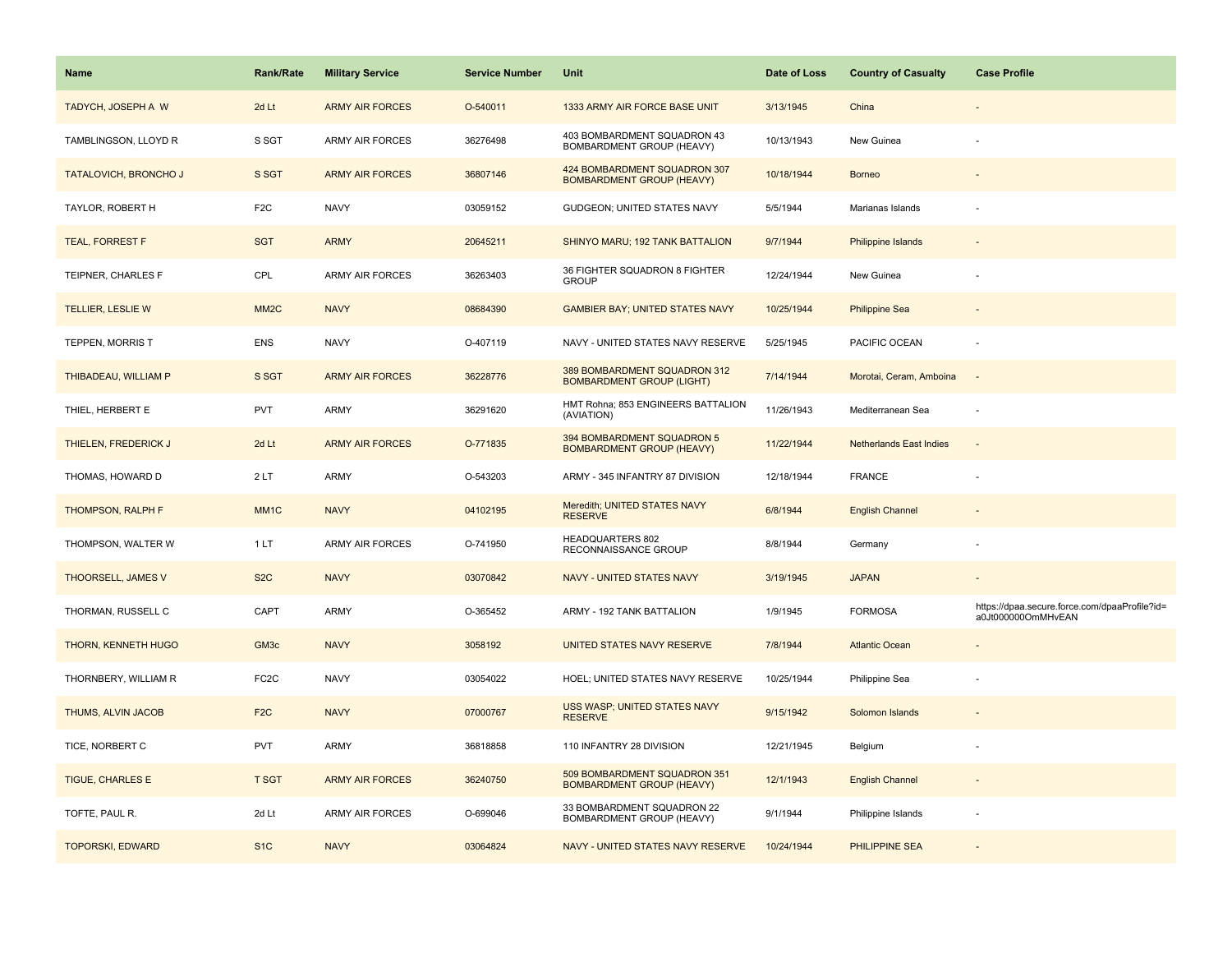| Name | Rank/Rate | Military Service | Service Number | Unit | Date of Loss | Country of Casualty | Case Profile |
| --- | --- | --- | --- | --- | --- | --- | --- |
| TADYCH, JOSEPH A W | 2d Lt | ARMY AIR FORCES | O-540011 | 1333 ARMY AIR FORCE BASE UNIT | 3/13/1945 | China | - |
| TAMBLINGSON, LLOYD R | S SGT | ARMY AIR FORCES | 36276498 | 403 BOMBARDMENT SQUADRON 43 BOMBARDMENT GROUP (HEAVY) | 10/13/1943 | New Guinea | - |
| TATALOVICH, BRONCHO J | S SGT | ARMY AIR FORCES | 36807146 | 424 BOMBARDMENT SQUADRON 307 BOMBARDMENT GROUP (HEAVY) | 10/18/1944 | Borneo | - |
| TAYLOR, ROBERT H | F2C | NAVY | 03059152 | GUDGEON; UNITED STATES NAVY | 5/5/1944 | Marianas Islands | - |
| TEAL, FORREST F | SGT | ARMY | 20645211 | SHINYO MARU; 192 TANK BATTALION | 9/7/1944 | Philippine Islands | - |
| TEIPNER, CHARLES F | CPL | ARMY AIR FORCES | 36263403 | 36 FIGHTER SQUADRON 8 FIGHTER GROUP | 12/24/1944 | New Guinea | - |
| TELLIER, LESLIE W | MM2C | NAVY | 08684390 | GAMBIER BAY; UNITED STATES NAVY | 10/25/1944 | Philippine Sea | - |
| TEPPEN, MORRIS T | ENS | NAVY | O-407119 | NAVY - UNITED STATES NAVY RESERVE | 5/25/1945 | PACIFIC OCEAN | - |
| THIBADEAU, WILLIAM P | S SGT | ARMY AIR FORCES | 36228776 | 389 BOMBARDMENT SQUADRON 312 BOMBARDMENT GROUP (LIGHT) | 7/14/1944 | Morotai, Ceram, Amboina | - |
| THIEL, HERBERT E | PVT | ARMY | 36291620 | HMT Rohna; 853 ENGINEERS BATTALION (AVIATION) | 11/26/1943 | Mediterranean Sea | - |
| THIELEN, FREDERICK J | 2d Lt | ARMY AIR FORCES | O-771835 | 394 BOMBARDMENT SQUADRON 5 BOMBARDMENT GROUP (HEAVY) | 11/22/1944 | Netherlands East Indies | - |
| THOMAS, HOWARD D | 2 LT | ARMY | O-543203 | ARMY - 345 INFANTRY 87 DIVISION | 12/18/1944 | FRANCE | - |
| THOMPSON, RALPH F | MM1C | NAVY | 04102195 | Meredith; UNITED STATES NAVY RESERVE | 6/8/1944 | English Channel | - |
| THOMPSON, WALTER W | 1 LT | ARMY AIR FORCES | O-741950 | HEADQUARTERS 802 RECONNAISSANCE GROUP | 8/8/1944 | Germany | - |
| THOORSELL, JAMES V | S2C | NAVY | 03070842 | NAVY - UNITED STATES NAVY | 3/19/1945 | JAPAN | - |
| THORMAN, RUSSELL C | CAPT | ARMY | O-365452 | ARMY - 192 TANK BATTALION | 1/9/1945 | FORMOSA | https://dpaa.secure.force.com/dpaaProfile?id=a0Jt000000OmMHvEAN |
| THORN, KENNETH HUGO | GM3c | NAVY | 3058192 | UNITED STATES NAVY RESERVE | 7/8/1944 | Atlantic Ocean | - |
| THORNBERY, WILLIAM R | FC2C | NAVY | 03054022 | HOEL; UNITED STATES NAVY RESERVE | 10/25/1944 | Philippine Sea | - |
| THUMS, ALVIN JACOB | F2C | NAVY | 07000767 | USS WASP; UNITED STATES NAVY RESERVE | 9/15/1942 | Solomon Islands | - |
| TICE, NORBERT C | PVT | ARMY | 36818858 | 110 INFANTRY 28 DIVISION | 12/21/1945 | Belgium | - |
| TIGUE, CHARLES E | T SGT | ARMY AIR FORCES | 36240750 | 509 BOMBARDMENT SQUADRON 351 BOMBARDMENT GROUP (HEAVY) | 12/1/1943 | English Channel | - |
| TOFTE, PAUL R. | 2d Lt | ARMY AIR FORCES | O-699046 | 33 BOMBARDMENT SQUADRON 22 BOMBARDMENT GROUP (HEAVY) | 9/1/1944 | Philippine Islands | - |
| TOPORSKI, EDWARD | S1C | NAVY | 03064824 | NAVY - UNITED STATES NAVY RESERVE | 10/24/1944 | PHILIPPINE SEA | - |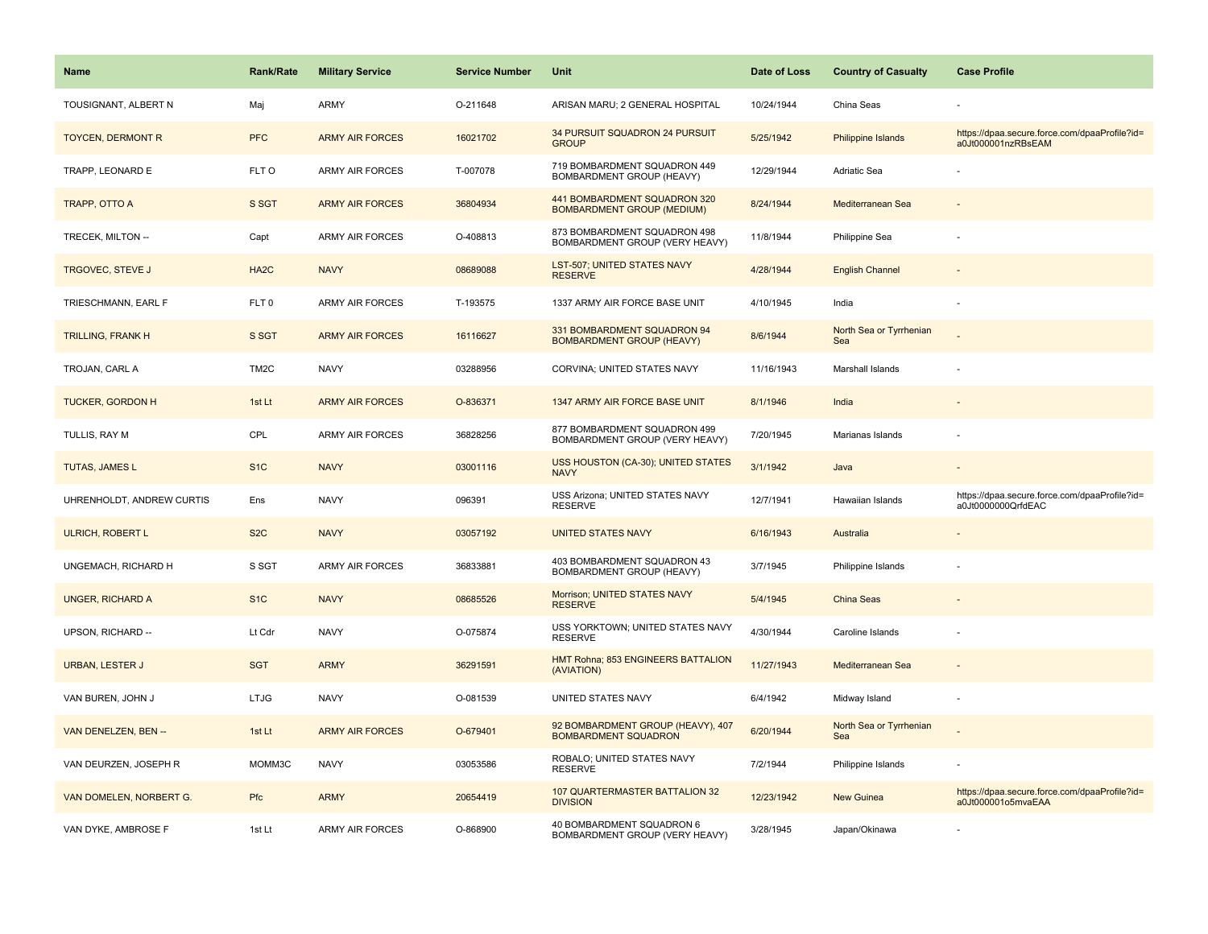| Name | Rank/Rate | Military Service | Service Number | Unit | Date of Loss | Country of Casualty | Case Profile |
|---|---|---|---|---|---|---|---|
| TOUSIGNANT, ALBERT N | Maj | ARMY | O-211648 | ARISAN MARU; 2 GENERAL HOSPITAL | 10/24/1944 | China Seas | - |
| TOYCEN, DERMONT R | PFC | ARMY AIR FORCES | 16021702 | 34 PURSUIT SQUADRON 24 PURSUIT GROUP | 5/25/1942 | Philippine Islands | https://dpaa.secure.force.com/dpaaProfile?id=a0Jt000001nzRBsEAM |
| TRAPP, LEONARD E | FLT O | ARMY AIR FORCES | T-007078 | 719 BOMBARDMENT SQUADRON 449 BOMBARDMENT GROUP (HEAVY) | 12/29/1944 | Adriatic Sea | - |
| TRAPP, OTTO A | S SGT | ARMY AIR FORCES | 36804934 | 441 BOMBARDMENT SQUADRON 320 BOMBARDMENT GROUP (MEDIUM) | 8/24/1944 | Mediterranean Sea | - |
| TRECEK, MILTON -- | Capt | ARMY AIR FORCES | O-408813 | 873 BOMBARDMENT SQUADRON 498 BOMBARDMENT GROUP (VERY HEAVY) | 11/8/1944 | Philippine Sea | - |
| TRGOVEC, STEVE J | HA2C | NAVY | 08689088 | LST-507; UNITED STATES NAVY RESERVE | 4/28/1944 | English Channel | - |
| TRIESCHMANN, EARL F | FLT 0 | ARMY AIR FORCES | T-193575 | 1337 ARMY AIR FORCE BASE UNIT | 4/10/1945 | India | - |
| TRILLING, FRANK H | S SGT | ARMY AIR FORCES | 16116627 | 331 BOMBARDMENT SQUADRON 94 BOMBARDMENT GROUP (HEAVY) | 8/6/1944 | North Sea or Tyrrhenian Sea | - |
| TROJAN, CARL A | TM2C | NAVY | 03288956 | CORVINA; UNITED STATES NAVY | 11/16/1943 | Marshall Islands | - |
| TUCKER, GORDON H | 1st Lt | ARMY AIR FORCES | O-836371 | 1347 ARMY AIR FORCE BASE UNIT | 8/1/1946 | India | - |
| TULLIS, RAY M | CPL | ARMY AIR FORCES | 36828256 | 877 BOMBARDMENT SQUADRON 499 BOMBARDMENT GROUP (VERY HEAVY) | 7/20/1945 | Marianas Islands | - |
| TUTAS, JAMES L | S1C | NAVY | 03001116 | USS HOUSTON (CA-30); UNITED STATES NAVY | 3/1/1942 | Java | - |
| UHRENHOLDT, ANDREW CURTIS | Ens | NAVY | 096391 | USS Arizona; UNITED STATES NAVY RESERVE | 12/7/1941 | Hawaiian Islands | https://dpaa.secure.force.com/dpaaProfile?id=a0Jt0000000QrfdEAC |
| ULRICH, ROBERT L | S2C | NAVY | 03057192 | UNITED STATES NAVY | 6/16/1943 | Australia | - |
| UNGEMACH, RICHARD H | S SGT | ARMY AIR FORCES | 36833881 | 403 BOMBARDMENT SQUADRON 43 BOMBARDMENT GROUP (HEAVY) | 3/7/1945 | Philippine Islands | - |
| UNGER, RICHARD A | S1C | NAVY | 08685526 | Morrison; UNITED STATES NAVY RESERVE | 5/4/1945 | China Seas | - |
| UPSON, RICHARD -- | Lt Cdr | NAVY | O-075874 | USS YORKTOWN; UNITED STATES NAVY RESERVE | 4/30/1944 | Caroline Islands | - |
| URBAN, LESTER J | SGT | ARMY | 36291591 | HMT Rohna; 853 ENGINEERS BATTALION (AVIATION) | 11/27/1943 | Mediterranean Sea | - |
| VAN BUREN, JOHN J | LTJG | NAVY | O-081539 | UNITED STATES NAVY | 6/4/1942 | Midway Island | - |
| VAN DENELZEN, BEN -- | 1st Lt | ARMY AIR FORCES | O-679401 | 92 BOMBARDMENT GROUP (HEAVY), 407 BOMBARDMENT SQUADRON | 6/20/1944 | North Sea or Tyrrhenian Sea | - |
| VAN DEURZEN, JOSEPH R | MOMM3C | NAVY | 03053586 | ROBALO; UNITED STATES NAVY RESERVE | 7/2/1944 | Philippine Islands | - |
| VAN DOMELEN, NORBERT G. | Pfc | ARMY | 20654419 | 107 QUARTERMASTER BATTALION 32 DIVISION | 12/23/1942 | New Guinea | https://dpaa.secure.force.com/dpaaProfile?id=a0Jt000001o5mvaEAA |
| VAN DYKE, AMBROSE F | 1st Lt | ARMY AIR FORCES | O-868900 | 40 BOMBARDMENT SQUADRON 6 BOMBARDMENT GROUP (VERY HEAVY) | 3/28/1945 | Japan/Okinawa | - |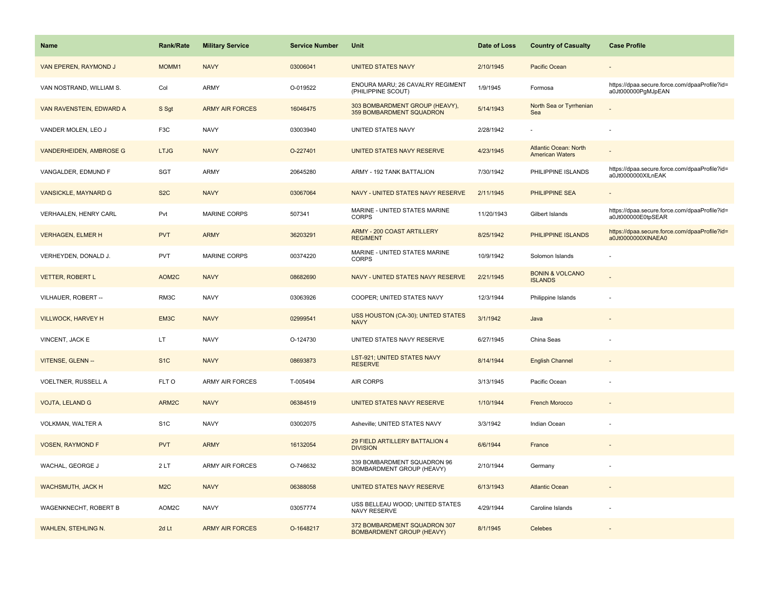| Name | Rank/Rate | Military Service | Service Number | Unit | Date of Loss | Country of Casualty | Case Profile |
|---|---|---|---|---|---|---|---|
| VAN EPEREN, RAYMOND J | MOMM1 | NAVY | 03006041 | UNITED STATES NAVY | 2/10/1945 | Pacific Ocean | - |
| VAN NOSTRAND, WILLIAM S. | Col | ARMY | O-019522 | ENOURA MARU; 26 CAVALRY REGIMENT (PHILIPPINE SCOUT) | 1/9/1945 | Formosa | https://dpaa.secure.force.com/dpaaProfile?id=a0Jt000000PgMJpEAN |
| VAN RAVENSTEIN, EDWARD A | S Sgt | ARMY AIR FORCES | 16046475 | 303 BOMBARDMENT GROUP (HEAVY), 359 BOMBARDMENT SQUADRON | 5/14/1943 | North Sea or Tyrrhenian Sea | - |
| VANDER MOLEN, LEO J | F3C | NAVY | 03003940 | UNITED STATES NAVY | 2/28/1942 | - | - |
| VANDERHEIDEN, AMBROSE G | LTJG | NAVY | O-227401 | UNITED STATES NAVY RESERVE | 4/23/1945 | Atlantic Ocean: North American Waters | - |
| VANGALDER, EDMUND F | SGT | ARMY | 20645280 | ARMY - 192 TANK BATTALION | 7/30/1942 | PHILIPPINE ISLANDS | https://dpaa.secure.force.com/dpaaProfile?id=a0Jt0000000XlLnEAK |
| VANSICKLE, MAYNARD G | S2C | NAVY | 03067064 | NAVY - UNITED STATES NAVY RESERVE | 2/11/1945 | PHILIPPINE SEA | - |
| VERHAALEN, HENRY CARL | Pvt | MARINE CORPS | 507341 | MARINE - UNITED STATES MARINE CORPS | 11/20/1943 | Gilbert Islands | https://dpaa.secure.force.com/dpaaProfile?id=a0Jt000000E0tpSEAR |
| VERHAGEN, ELMER H | PVT | ARMY | 36203291 | ARMY - 200 COAST ARTILLERY REGIMENT | 8/25/1942 | PHILIPPINE ISLANDS | https://dpaa.secure.force.com/dpaaProfile?id=a0Jt0000000XlNAEA0 |
| VERHEYDEN, DONALD J. | PVT | MARINE CORPS | 00374220 | MARINE - UNITED STATES MARINE CORPS | 10/9/1942 | Solomon Islands | - |
| VETTER, ROBERT L | AOM2C | NAVY | 08682690 | NAVY - UNITED STATES NAVY RESERVE | 2/21/1945 | BONIN & VOLCANO ISLANDS | - |
| VILHAUER, ROBERT -- | RM3C | NAVY | 03063926 | COOPER; UNITED STATES NAVY | 12/3/1944 | Philippine Islands | - |
| VILLWOCK, HARVEY H | EM3C | NAVY | 02999541 | USS HOUSTON (CA-30); UNITED STATES NAVY | 3/1/1942 | Java | - |
| VINCENT, JACK E | LT | NAVY | O-124730 | UNITED STATES NAVY RESERVE | 6/27/1945 | China Seas | - |
| VITENSE, GLENN -- | S1C | NAVY | 08693873 | LST-921; UNITED STATES NAVY RESERVE | 8/14/1944 | English Channel | - |
| VOELTNER, RUSSELL A | FLT O | ARMY AIR FORCES | T-005494 | AIR CORPS | 3/13/1945 | Pacific Ocean | - |
| VOJTA, LELAND G | ARM2C | NAVY | 06384519 | UNITED STATES NAVY RESERVE | 1/10/1944 | French Morocco | - |
| VOLKMAN, WALTER A | S1C | NAVY | 03002075 | Asheville; UNITED STATES NAVY | 3/3/1942 | Indian Ocean | - |
| VOSEN, RAYMOND F | PVT | ARMY | 16132054 | 29 FIELD ARTILLERY BATTALION 4 DIVISION | 6/6/1944 | France | - |
| WACHAL, GEORGE J | 2 LT | ARMY AIR FORCES | O-746632 | 339 BOMBARDMENT SQUADRON 96 BOMBARDMENT GROUP (HEAVY) | 2/10/1944 | Germany | - |
| WACHSMUTH, JACK H | M2C | NAVY | 06388058 | UNITED STATES NAVY RESERVE | 6/13/1943 | Atlantic Ocean | - |
| WAGENKNECHT, ROBERT B | AOM2C | NAVY | 03057774 | USS BELLEAU WOOD; UNITED STATES NAVY RESERVE | 4/29/1944 | Caroline Islands | - |
| WAHLEN, STEHLING N. | 2d Lt | ARMY AIR FORCES | O-1648217 | 372 BOMBARDMENT SQUADRON 307 BOMBARDMENT GROUP (HEAVY) | 8/1/1945 | Celebes | - |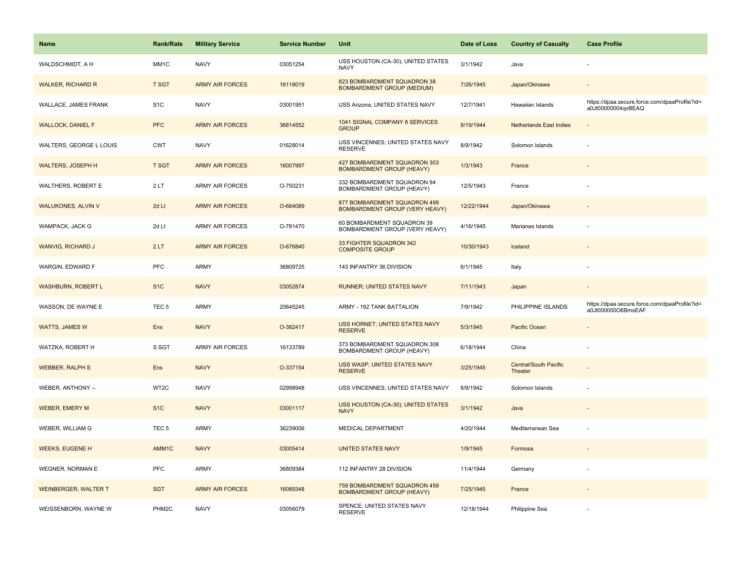| Name | Rank/Rate | Military Service | Service Number | Unit | Date of Loss | Country of Casualty | Case Profile |
| --- | --- | --- | --- | --- | --- | --- | --- |
| WALDSCHMIDT, A H | MM1C | NAVY | 03051254 | USS HOUSTON (CA-30); UNITED STATES NAVY | 3/1/1942 | Java | - |
| WALKER, RICHARD R | T SGT | ARMY AIR FORCES | 16118019 | 823 BOMBARDMENT SQUADRON 38 BOMBARDMENT GROUP (MEDIUM) | 7/26/1945 | Japan/Okinawa | - |
| WALLACE, JAMES FRANK | S1C | NAVY | 03001951 | USS Arizona; UNITED STATES NAVY | 12/7/1941 | Hawaiian Islands | https://dpaa.secure.force.com/dpaaProfile?id=a0Jt00000004qvBEAQ |
| WALLOCK, DANIEL F | PFC | ARMY AIR FORCES | 36814552 | 1041 SIGNAL COMPANY 8 SERVICES GROUP | 8/19/1944 | Netherlands East Indies | - |
| WALTERS, GEORGE L LOUIS | CWT | NAVY | 01628014 | USS VINCENNES; UNITED STATES NAVY RESERVE | 8/9/1942 | Solomon Islands | - |
| WALTERS, JOSEPH H | T SGT | ARMY AIR FORCES | 16007997 | 427 BOMBARDMENT SQUADRON 303 BOMBARDMENT GROUP (HEAVY) | 1/3/1943 | France | - |
| WALTHERS, ROBERT E | 2 LT | ARMY AIR FORCES | O-750231 | 332 BOMBARDMENT SQUADRON 94 BOMBARDMENT GROUP (HEAVY) | 12/5/1943 | France | - |
| WALUKONES, ALVIN V | 2d Lt | ARMY AIR FORCES | O-684089 | 877 BOMBARDMENT SQUADRON 499 BOMBARDMENT GROUP (VERY HEAVY) | 12/22/1944 | Japan/Okinawa | - |
| WAMPACK, JACK G | 2d Lt | ARMY AIR FORCES | O-781470 | 60 BOMBARDMENT SQUADRON 39 BOMBARDMENT GROUP (VERY HEAVY) | 4/16/1945 | Marianas Islands | - |
| WANVIG, RICHARD J | 2 LT | ARMY AIR FORCES | O-676840 | 33 FIGHTER SQUADRON 342 COMPOSITE GROUP | 10/30/1943 | Iceland | - |
| WARGIN, EDWARD F | PFC | ARMY | 36809725 | 143 INFANTRY 36 DIVISION | 6/1/1945 | Italy | - |
| WASHBURN, ROBERT L | S1C | NAVY | 03052874 | RUNNER; UNITED STATES NAVY | 7/11/1943 | Japan | - |
| WASSON, DE WAYNE E | TEC 5 | ARMY | 20645245 | ARMY - 192 TANK BATTALION | 7/9/1942 | PHILIPPINE ISLANDS | https://dpaa.secure.force.com/dpaaProfile?id=a0Jt000000O6BmsEAF |
| WATTS, JAMES W | Ens | NAVY | O-382417 | USS HORNET; UNITED STATES NAVY RESERVE | 5/3/1945 | Pacific Ocean | - |
| WATZKA, ROBERT H | S SGT | ARMY AIR FORCES | 16133789 | 373 BOMBARDMENT SQUADRON 308 BOMBARDMENT GROUP (HEAVY) | 6/18/1944 | China | - |
| WEBBER, RALPH S | Ens | NAVY | O-337154 | USS WASP; UNITED STATES NAVY RESERVE | 3/25/1945 | Central/South Pacific Theater | - |
| WEBER, ANTHONY -- | WT2C | NAVY | 02998948 | USS VINCENNES; UNITED STATES NAVY | 8/9/1942 | Solomon Islands | - |
| WEBER, EMERY M | S1C | NAVY | 03001117 | USS HOUSTON (CA-30); UNITED STATES NAVY | 3/1/1942 | Java | - |
| WEBER, WILLIAM G | TEC 5 | ARMY | 36239006 | MEDICAL DEPARTMENT | 4/20/1944 | Mediterranean Sea | - |
| WEEKS, EUGENE H | AMM1C | NAVY | 03005414 | UNITED STATES NAVY | 1/9/1945 | Formosa | - |
| WEGNER, NORMAN E | PFC | ARMY | 36809384 | 112 INFANTRY 28 DIVISION | 11/4/1944 | Germany | - |
| WEINBERGER, WALTER T | SGT | ARMY AIR FORCES | 16089348 | 759 BOMBARDMENT SQUADRON 459 BOMBARDMENT GROUP (HEAVY) | 7/25/1945 | France | - |
| WEISSENBORN, WAYNE W | PHM2C | NAVY | 03056079 | SPENCE; UNITED STATES NAVY RESERVE | 12/18/1944 | Philippine Sea | - |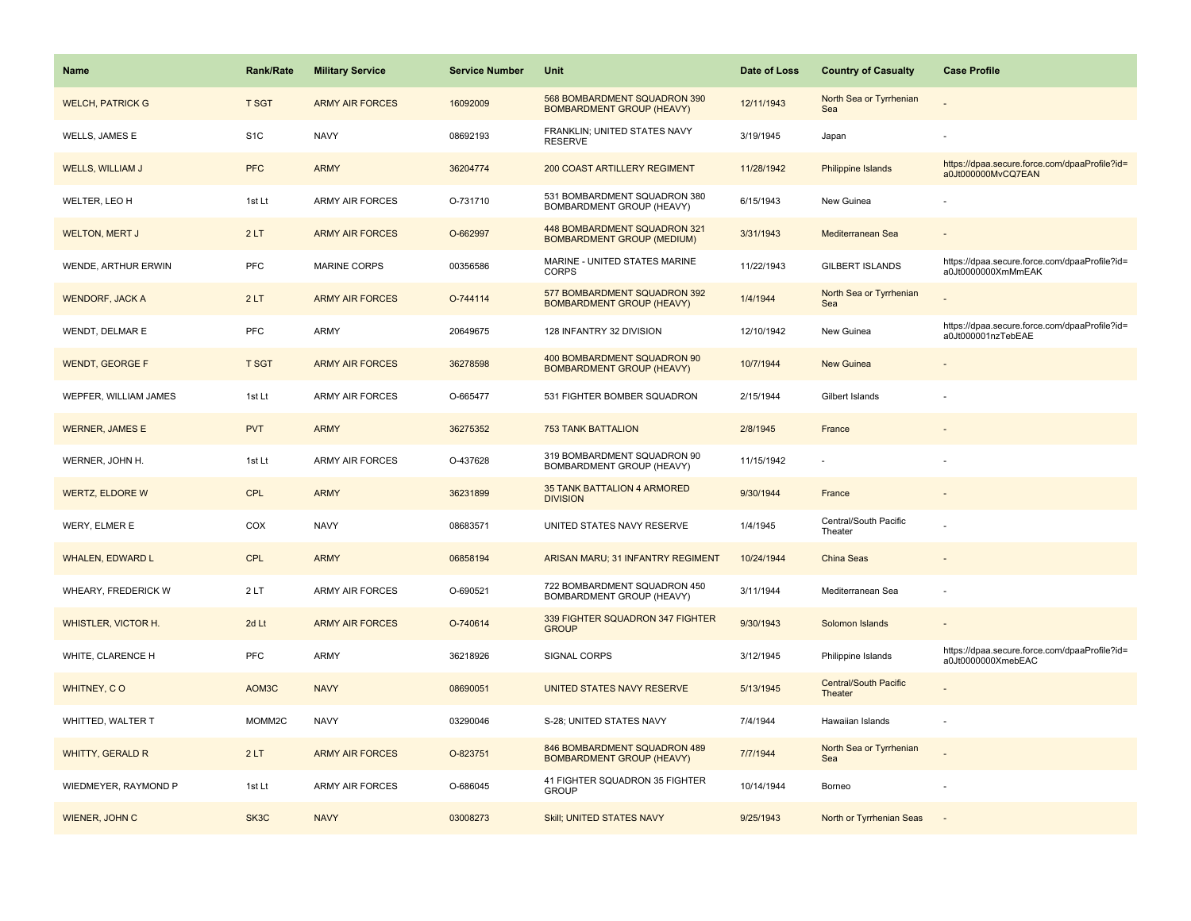| Name | Rank/Rate | Military Service | Service Number | Unit | Date of Loss | Country of Casualty | Case Profile |
|---|---|---|---|---|---|---|---|
| WELCH, PATRICK G | T SGT | ARMY AIR FORCES | 16092009 | 568 BOMBARDMENT SQUADRON 390 BOMBARDMENT GROUP (HEAVY) | 12/11/1943 | North Sea or Tyrrhenian Sea | - |
| WELLS, JAMES E | S1C | NAVY | 08692193 | FRANKLIN; UNITED STATES NAVY RESERVE | 3/19/1945 | Japan | - |
| WELLS, WILLIAM J | PFC | ARMY | 36204774 | 200 COAST ARTILLERY REGIMENT | 11/28/1942 | Philippine Islands | https://dpaa.secure.force.com/dpaaProfile?id=a0Jt000000MvCQ7EAN |
| WELTER, LEO H | 1st Lt | ARMY AIR FORCES | O-731710 | 531 BOMBARDMENT SQUADRON 380 BOMBARDMENT GROUP (HEAVY) | 6/15/1943 | New Guinea | - |
| WELTON, MERT J | 2 LT | ARMY AIR FORCES | O-662997 | 448 BOMBARDMENT SQUADRON 321 BOMBARDMENT GROUP (MEDIUM) | 3/31/1943 | Mediterranean Sea | - |
| WENDE, ARTHUR ERWIN | PFC | MARINE CORPS | 00356586 | MARINE - UNITED STATES MARINE CORPS | 11/22/1943 | GILBERT ISLANDS | https://dpaa.secure.force.com/dpaaProfile?id=a0Jt0000000XmMmEAK |
| WENDORF, JACK A | 2 LT | ARMY AIR FORCES | O-744114 | 577 BOMBARDMENT SQUADRON 392 BOMBARDMENT GROUP (HEAVY) | 1/4/1944 | North Sea or Tyrrhenian Sea | - |
| WENDT, DELMAR E | PFC | ARMY | 20649675 | 128 INFANTRY 32 DIVISION | 12/10/1942 | New Guinea | https://dpaa.secure.force.com/dpaaProfile?id=a0Jt000001nzTebEAE |
| WENDT, GEORGE F | T SGT | ARMY AIR FORCES | 36278598 | 400 BOMBARDMENT SQUADRON 90 BOMBARDMENT GROUP (HEAVY) | 10/7/1944 | New Guinea | - |
| WEPFER, WILLIAM JAMES | 1st Lt | ARMY AIR FORCES | O-665477 | 531 FIGHTER BOMBER SQUADRON | 2/15/1944 | Gilbert Islands | - |
| WERNER, JAMES E | PVT | ARMY | 36275352 | 753 TANK BATTALION | 2/8/1945 | France | - |
| WERNER, JOHN H. | 1st Lt | ARMY AIR FORCES | O-437628 | 319 BOMBARDMENT SQUADRON 90 BOMBARDMENT GROUP (HEAVY) | 11/15/1942 | - | - |
| WERTZ, ELDORE W | CPL | ARMY | 36231899 | 35 TANK BATTALION 4 ARMORED DIVISION | 9/30/1944 | France | - |
| WERY, ELMER E | COX | NAVY | 08683571 | UNITED STATES NAVY RESERVE | 1/4/1945 | Central/South Pacific Theater | - |
| WHALEN, EDWARD L | CPL | ARMY | 06858194 | ARISAN MARU; 31 INFANTRY REGIMENT | 10/24/1944 | China Seas | - |
| WHEARY, FREDERICK W | 2 LT | ARMY AIR FORCES | O-690521 | 722 BOMBARDMENT SQUADRON 450 BOMBARDMENT GROUP (HEAVY) | 3/11/1944 | Mediterranean Sea | - |
| WHISTLER, VICTOR H. | 2d Lt | ARMY AIR FORCES | O-740614 | 339 FIGHTER SQUADRON 347 FIGHTER GROUP | 9/30/1943 | Solomon Islands | - |
| WHITE, CLARENCE H | PFC | ARMY | 36218926 | SIGNAL CORPS | 3/12/1945 | Philippine Islands | https://dpaa.secure.force.com/dpaaProfile?id=a0Jt0000000XmebEAC |
| WHITNEY, C O | AOM3C | NAVY | 08690051 | UNITED STATES NAVY RESERVE | 5/13/1945 | Central/South Pacific Theater | - |
| WHITTED, WALTER T | MOMM2C | NAVY | 03290046 | S-28; UNITED STATES NAVY | 7/4/1944 | Hawaiian Islands | - |
| WHITTY, GERALD R | 2 LT | ARMY AIR FORCES | O-823751 | 846 BOMBARDMENT SQUADRON 489 BOMBARDMENT GROUP (HEAVY) | 7/7/1944 | North Sea or Tyrrhenian Sea | - |
| WIEDMEYER, RAYMOND P | 1st Lt | ARMY AIR FORCES | O-686045 | 41 FIGHTER SQUADRON 35 FIGHTER GROUP | 10/14/1944 | Borneo | - |
| WIENER, JOHN C | SK3C | NAVY | 03008273 | Skill; UNITED STATES NAVY | 9/25/1943 | North or Tyrrhenian Seas | - |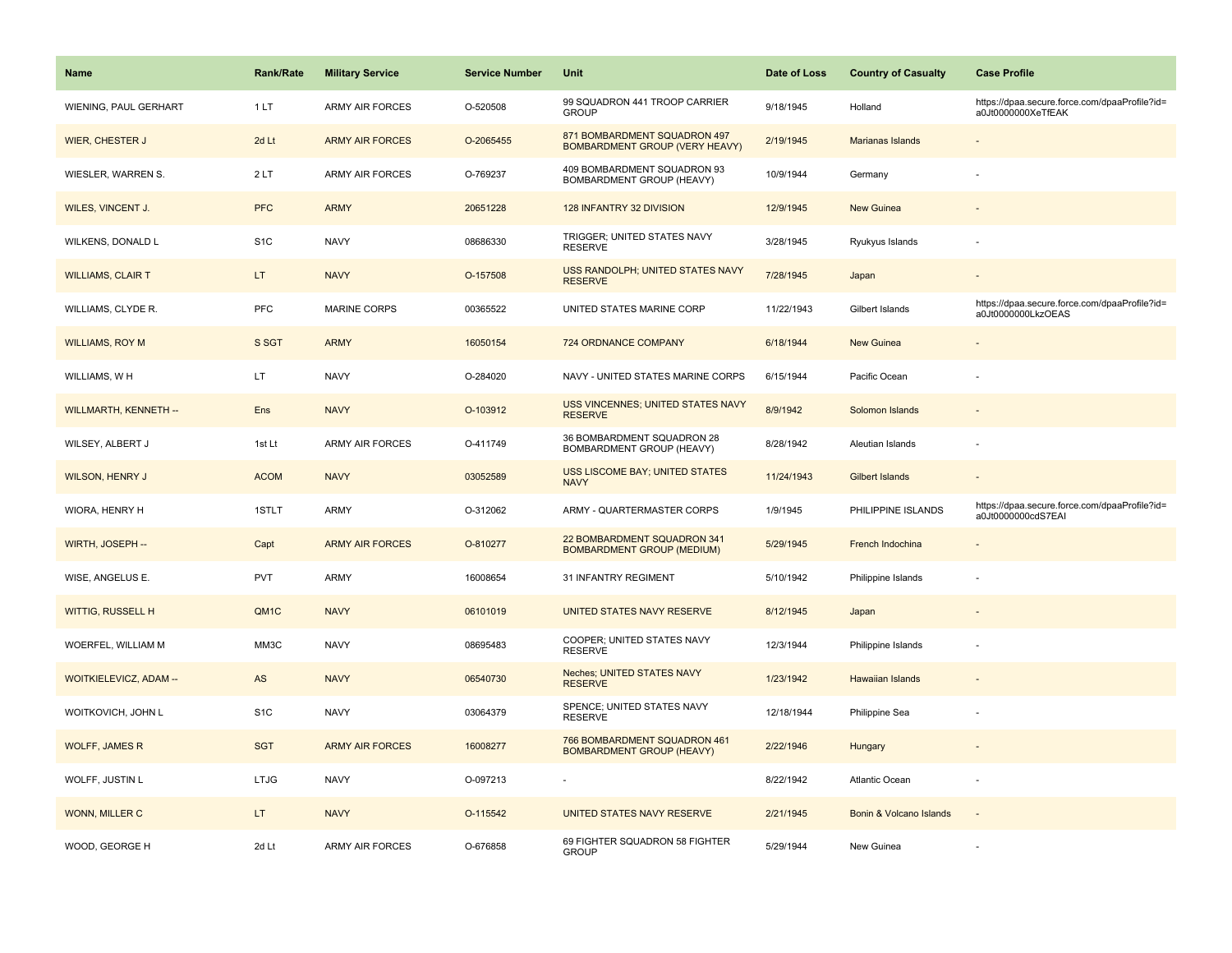| Name | Rank/Rate | Military Service | Service Number | Unit | Date of Loss | Country of Casualty | Case Profile |
|---|---|---|---|---|---|---|---|
| WIENING, PAUL GERHART | 1 LT | ARMY AIR FORCES | O-520508 | 99 SQUADRON 441 TROOP CARRIER GROUP | 9/18/1945 | Holland | https://dpaa.secure.force.com/dpaaProfile?id=a0Jt0000000XeTfEAK |
| WIER, CHESTER J | 2d Lt | ARMY AIR FORCES | O-2065455 | 871 BOMBARDMENT SQUADRON 497 BOMBARDMENT GROUP (VERY HEAVY) | 2/19/1945 | Marianas Islands | - |
| WIESLER, WARREN S. | 2 LT | ARMY AIR FORCES | O-769237 | 409 BOMBARDMENT SQUADRON 93 BOMBARDMENT GROUP (HEAVY) | 10/9/1944 | Germany | - |
| WILES, VINCENT J. | PFC | ARMY | 20651228 | 128 INFANTRY 32 DIVISION | 12/9/1945 | New Guinea | - |
| WILKENS, DONALD L | S1C | NAVY | 08686330 | TRIGGER; UNITED STATES NAVY RESERVE | 3/28/1945 | Ryukyus Islands | - |
| WILLIAMS, CLAIR T | LT | NAVY | O-157508 | USS RANDOLPH; UNITED STATES NAVY RESERVE | 7/28/1945 | Japan | - |
| WILLIAMS, CLYDE R. | PFC | MARINE CORPS | 00365522 | UNITED STATES MARINE CORP | 11/22/1943 | Gilbert Islands | https://dpaa.secure.force.com/dpaaProfile?id=a0Jt0000000LkzOEAS |
| WILLIAMS, ROY M | S SGT | ARMY | 16050154 | 724 ORDNANCE COMPANY | 6/18/1944 | New Guinea | - |
| WILLIAMS, W H | LT | NAVY | O-284020 | NAVY - UNITED STATES MARINE CORPS | 6/15/1944 | Pacific Ocean | - |
| WILLMARTH, KENNETH -- | Ens | NAVY | O-103912 | USS VINCENNES; UNITED STATES NAVY RESERVE | 8/9/1942 | Solomon Islands | - |
| WILSEY, ALBERT J | 1st Lt | ARMY AIR FORCES | O-411749 | 36 BOMBARDMENT SQUADRON 28 BOMBARDMENT GROUP (HEAVY) | 8/28/1942 | Aleutian Islands | - |
| WILSON, HENRY J | ACOM | NAVY | 03052589 | USS LISCOME BAY; UNITED STATES NAVY | 11/24/1943 | Gilbert Islands | - |
| WIORA, HENRY H | 1STLT | ARMY | O-312062 | ARMY - QUARTERMASTER CORPS | 1/9/1945 | PHILIPPINE ISLANDS | https://dpaa.secure.force.com/dpaaProfile?id=a0Jt0000000cdS7EAI |
| WIRTH, JOSEPH -- | Capt | ARMY AIR FORCES | O-810277 | 22 BOMBARDMENT SQUADRON 341 BOMBARDMENT GROUP (MEDIUM) | 5/29/1945 | French Indochina | - |
| WISE, ANGELUS E. | PVT | ARMY | 16008654 | 31 INFANTRY REGIMENT | 5/10/1942 | Philippine Islands | - |
| WITTIG, RUSSELL H | QM1C | NAVY | 06101019 | UNITED STATES NAVY RESERVE | 8/12/1945 | Japan | - |
| WOERFEL, WILLIAM M | MM3C | NAVY | 08695483 | COOPER; UNITED STATES NAVY RESERVE | 12/3/1944 | Philippine Islands | - |
| WOITKIELEVICZ, ADAM -- | AS | NAVY | 06540730 | Neches; UNITED STATES NAVY RESERVE | 1/23/1942 | Hawaiian Islands | - |
| WOITKOVICH, JOHN L | S1C | NAVY | 03064379 | SPENCE; UNITED STATES NAVY RESERVE | 12/18/1944 | Philippine Sea | - |
| WOLFF, JAMES R | SGT | ARMY AIR FORCES | 16008277 | 766 BOMBARDMENT SQUADRON 461 BOMBARDMENT GROUP (HEAVY) | 2/22/1946 | Hungary | - |
| WOLFF, JUSTIN L | LTJG | NAVY | O-097213 | - | 8/22/1942 | Atlantic Ocean | - |
| WONN, MILLER C | LT | NAVY | O-115542 | UNITED STATES NAVY RESERVE | 2/21/1945 | Bonin & Volcano Islands | - |
| WOOD, GEORGE H | 2d Lt | ARMY AIR FORCES | O-676858 | 69 FIGHTER SQUADRON 58 FIGHTER GROUP | 5/29/1944 | New Guinea | - |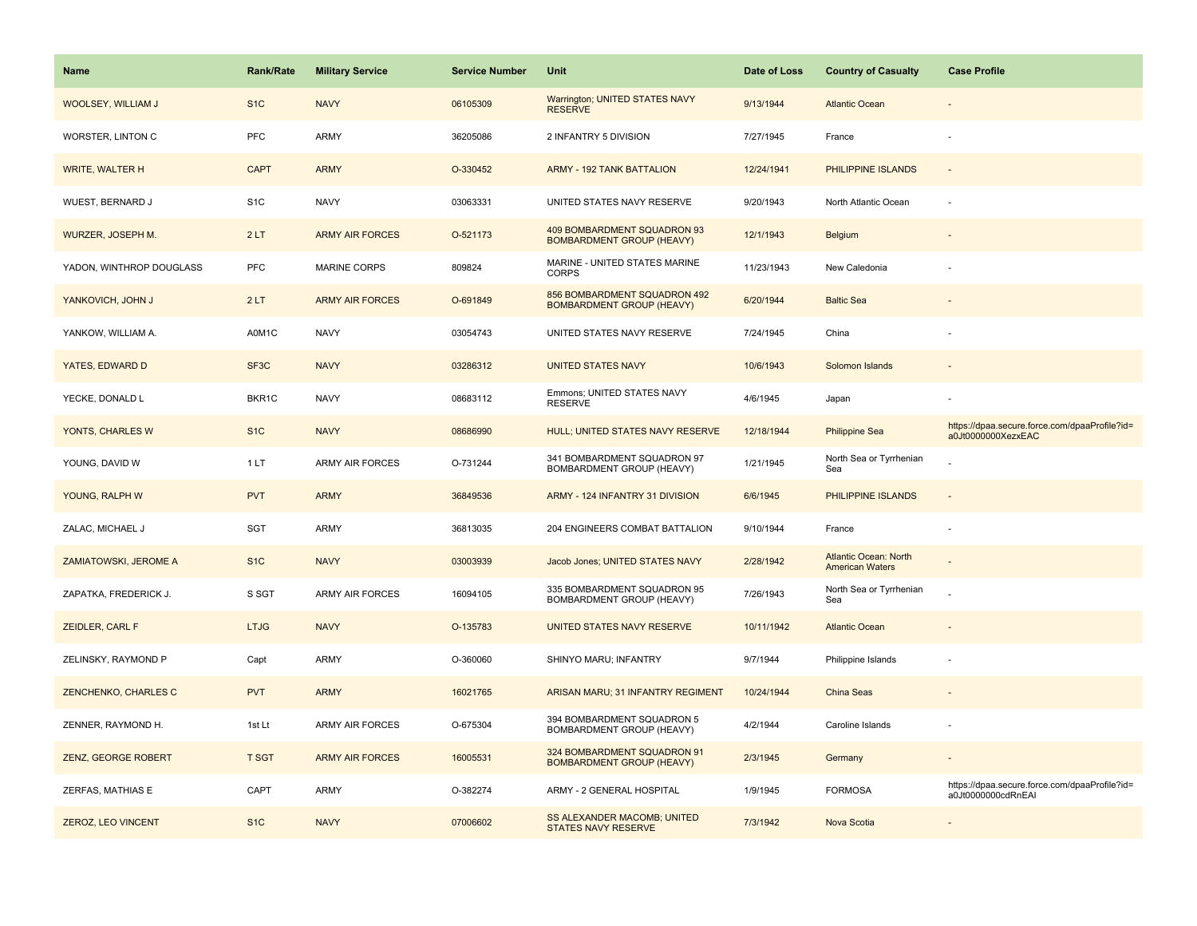| Name | Rank/Rate | Military Service | Service Number | Unit | Date of Loss | Country of Casualty | Case Profile |
|---|---|---|---|---|---|---|---|
| WOOLSEY, WILLIAM J | S1C | NAVY | 06105309 | Warrington; UNITED STATES NAVY RESERVE | 9/13/1944 | Atlantic Ocean | - |
| WORSTER, LINTON C | PFC | ARMY | 36205086 | 2 INFANTRY 5 DIVISION | 7/27/1945 | France | - |
| WRITE, WALTER H | CAPT | ARMY | O-330452 | ARMY - 192 TANK BATTALION | 12/24/1941 | PHILIPPINE ISLANDS | - |
| WUEST, BERNARD J | S1C | NAVY | 03063331 | UNITED STATES NAVY RESERVE | 9/20/1943 | North Atlantic Ocean | - |
| WURZER, JOSEPH M. | 2 LT | ARMY AIR FORCES | O-521173 | 409 BOMBARDMENT SQUADRON 93 BOMBARDMENT GROUP (HEAVY) | 12/1/1943 | Belgium | - |
| YADON, WINTHROP DOUGLASS | PFC | MARINE CORPS | 809824 | MARINE - UNITED STATES MARINE CORPS | 11/23/1943 | New Caledonia | - |
| YANKOVICH, JOHN J | 2 LT | ARMY AIR FORCES | O-691849 | 856 BOMBARDMENT SQUADRON 492 BOMBARDMENT GROUP (HEAVY) | 6/20/1944 | Baltic Sea | - |
| YANKOW, WILLIAM A. | A0M1C | NAVY | 03054743 | UNITED STATES NAVY RESERVE | 7/24/1945 | China | - |
| YATES, EDWARD D | SF3C | NAVY | 03286312 | UNITED STATES NAVY | 10/6/1943 | Solomon Islands | - |
| YECKE, DONALD L | BKR1C | NAVY | 08683112 | Emmons; UNITED STATES NAVY RESERVE | 4/6/1945 | Japan | - |
| YONTS, CHARLES W | S1C | NAVY | 08686990 | HULL; UNITED STATES NAVY RESERVE | 12/18/1944 | Philippine Sea | https://dpaa.secure.force.com/dpaaProfile?id=a0Jt0000000XezxEAC |
| YOUNG, DAVID W | 1 LT | ARMY AIR FORCES | O-731244 | 341 BOMBARDMENT SQUADRON 97 BOMBARDMENT GROUP (HEAVY) | 1/21/1945 | North Sea or Tyrrhenian Sea | - |
| YOUNG, RALPH W | PVT | ARMY | 36849536 | ARMY - 124 INFANTRY 31 DIVISION | 6/6/1945 | PHILIPPINE ISLANDS | - |
| ZALAC, MICHAEL J | SGT | ARMY | 36813035 | 204 ENGINEERS COMBAT BATTALION | 9/10/1944 | France | - |
| ZAMIATOWSKI, JEROME A | S1C | NAVY | 03003939 | Jacob Jones; UNITED STATES NAVY | 2/28/1942 | Atlantic Ocean: North American Waters | - |
| ZAPATKA, FREDERICK J. | S SGT | ARMY AIR FORCES | 16094105 | 335 BOMBARDMENT SQUADRON 95 BOMBARDMENT GROUP (HEAVY) | 7/26/1943 | North Sea or Tyrrhenian Sea | - |
| ZEIDLER, CARL F | LTJG | NAVY | O-135783 | UNITED STATES NAVY RESERVE | 10/11/1942 | Atlantic Ocean | - |
| ZELINSKY, RAYMOND P | Capt | ARMY | O-360060 | SHINYO MARU; INFANTRY | 9/7/1944 | Philippine Islands | - |
| ZENCHENKO, CHARLES C | PVT | ARMY | 16021765 | ARISAN MARU; 31 INFANTRY REGIMENT | 10/24/1944 | China Seas | - |
| ZENNER, RAYMOND H. | 1st Lt | ARMY AIR FORCES | O-675304 | 394 BOMBARDMENT SQUADRON 5 BOMBARDMENT GROUP (HEAVY) | 4/2/1944 | Caroline Islands | - |
| ZENZ, GEORGE ROBERT | T SGT | ARMY AIR FORCES | 16005531 | 324 BOMBARDMENT SQUADRON 91 BOMBARDMENT GROUP (HEAVY) | 2/3/1945 | Germany | - |
| ZERFAS, MATHIAS E | CAPT | ARMY | O-382274 | ARMY - 2 GENERAL HOSPITAL | 1/9/1945 | FORMOSA | https://dpaa.secure.force.com/dpaaProfile?id=a0Jt0000000cdRnEAI |
| ZEROZ, LEO VINCENT | S1C | NAVY | 07006602 | SS ALEXANDER MACOMB; UNITED STATES NAVY RESERVE | 7/3/1942 | Nova Scotia | - |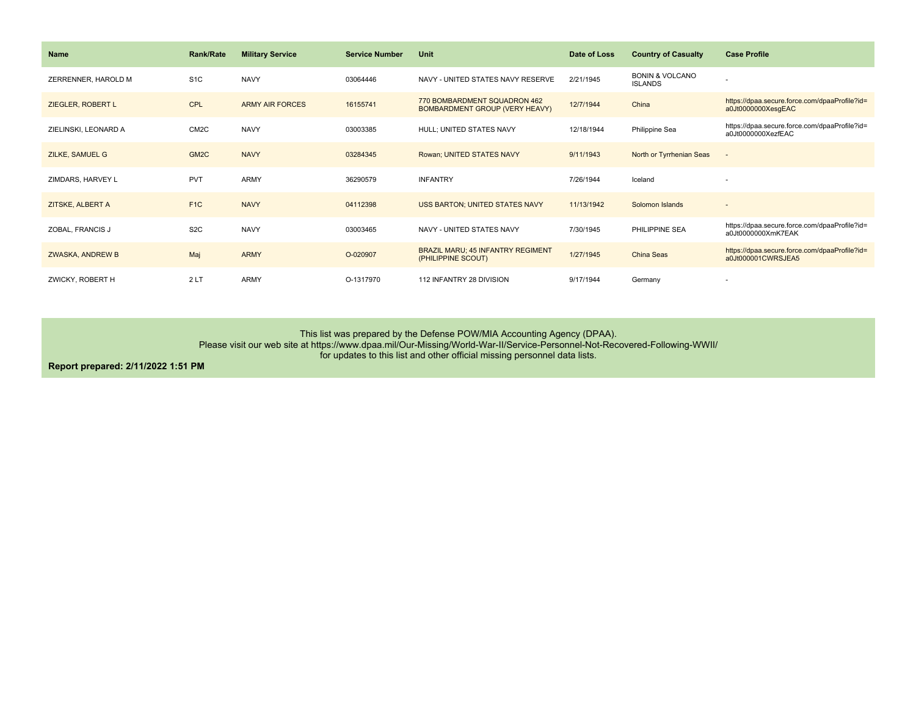| Name | Rank/Rate | Military Service | Service Number | Unit | Date of Loss | Country of Casualty | Case Profile |
|---|---|---|---|---|---|---|---|
| ZERRENNER, HAROLD M | S1C | NAVY | 03064446 | NAVY - UNITED STATES NAVY RESERVE | 2/21/1945 | BONIN & VOLCANO ISLANDS | - |
| ZIEGLER, ROBERT L | CPL | ARMY AIR FORCES | 16155741 | 770 BOMBARDMENT SQUADRON 462 BOMBARDMENT GROUP (VERY HEAVY) | 12/7/1944 | China | https://dpaa.secure.force.com/dpaaProfile?id=a0Jt0000000XesgEAC |
| ZIELINSKI, LEONARD A | CM2C | NAVY | 03003385 | HULL; UNITED STATES NAVY | 12/18/1944 | Philippine Sea | https://dpaa.secure.force.com/dpaaProfile?id=a0Jt0000000XezfEAC |
| ZILKE, SAMUEL G | GM2C | NAVY | 03284345 | Rowan; UNITED STATES NAVY | 9/11/1943 | North or Tyrrhenian Seas | - |
| ZIMDARS, HARVEY L | PVT | ARMY | 36290579 | INFANTRY | 7/26/1944 | Iceland | - |
| ZITSKE, ALBERT A | F1C | NAVY | 04112398 | USS BARTON; UNITED STATES NAVY | 11/13/1942 | Solomon Islands | - |
| ZOBAL, FRANCIS J | S2C | NAVY | 03003465 | NAVY - UNITED STATES NAVY | 7/30/1945 | PHILIPPINE SEA | https://dpaa.secure.force.com/dpaaProfile?id=a0Jt0000000XmK7EAK |
| ZWASKA, ANDREW B | Maj | ARMY | O-020907 | BRAZIL MARU; 45 INFANTRY REGIMENT (PHILIPPINE SCOUT) | 1/27/1945 | China Seas | https://dpaa.secure.force.com/dpaaProfile?id=a0Jt000001CWRSJEA5 |
| ZWICKY, ROBERT H | 2 LT | ARMY | O-1317970 | 112 INFANTRY 28 DIVISION | 9/17/1944 | Germany | - |

This list was prepared by the Defense POW/MIA Accounting Agency (DPAA).
Please visit our web site at https://www.dpaa.mil/Our-Missing/World-War-II/Service-Personnel-Not-Recovered-Following-WWII/
for updates to this list and other official missing personnel data lists.

**Report prepared: 2/11/2022 1:51 PM**